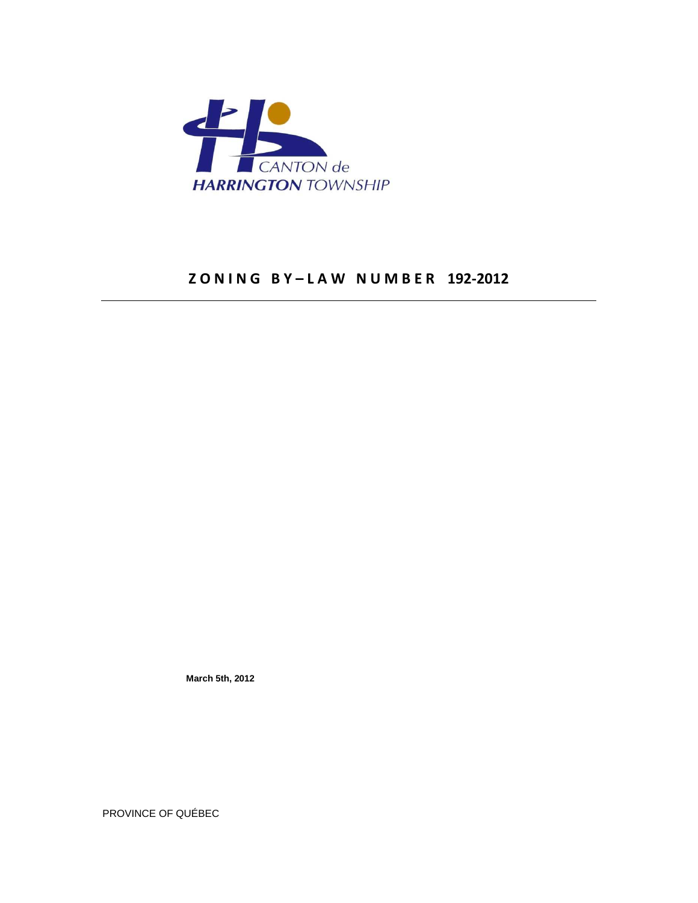CANTON de
HARRINGTON TOWNSHIP

# ZONING BY–LAW NUMBER 192-2012

**March 5th, 2012**

PROVINCE OF QUÉBEC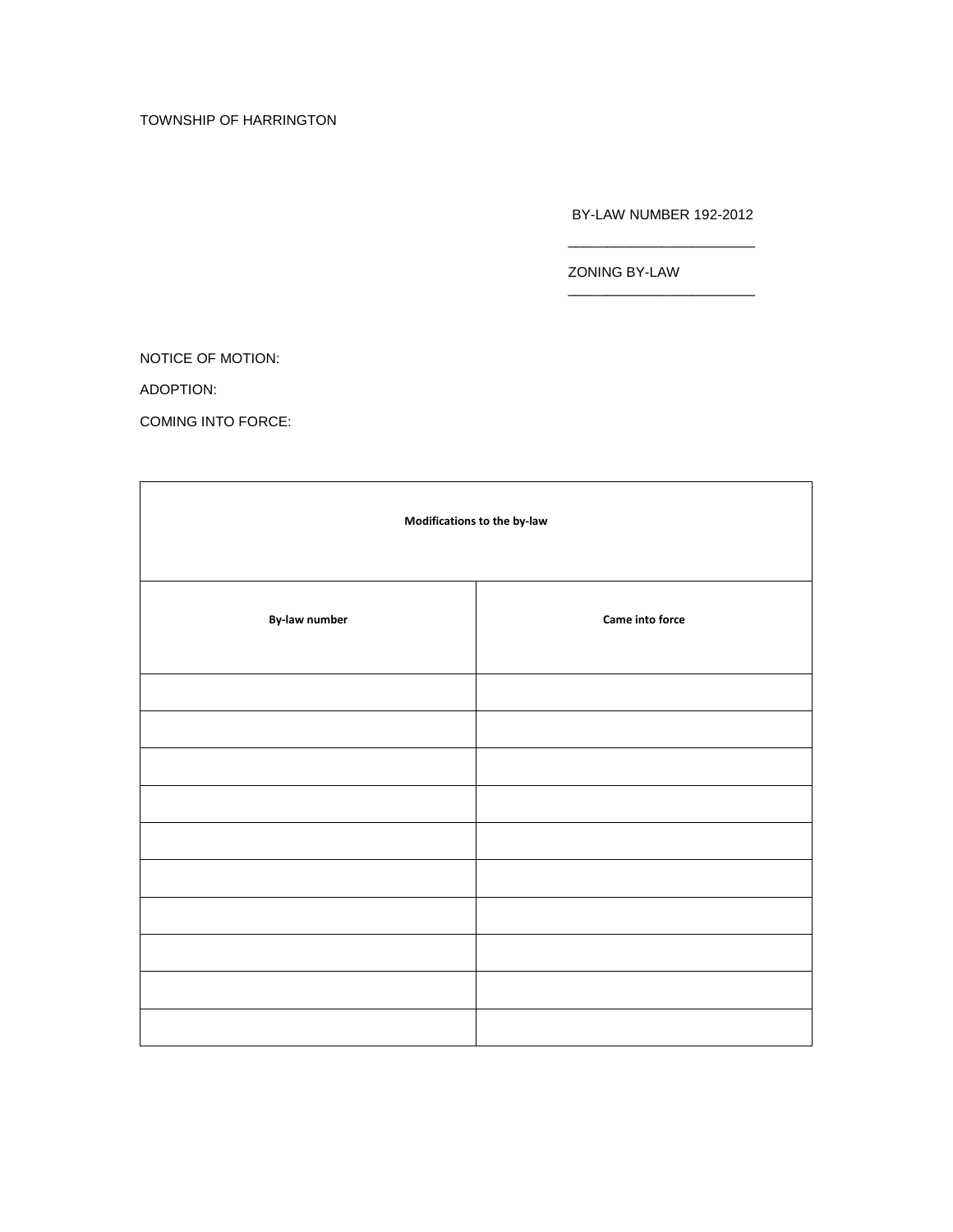TOWNSHIP OF HARRINGTON

BY-LAW NUMBER 192-2012

ZONING BY-LAW

NOTICE OF MOTION:

ADOPTION:

COMING INTO FORCE:

| **Modifications to the by-law** | |
|---|---|
| **By-law number** | **Came into force** |
| | |
| | |
| | |
| | |
| | |
| | |
| | |
| | |
| | |
| | |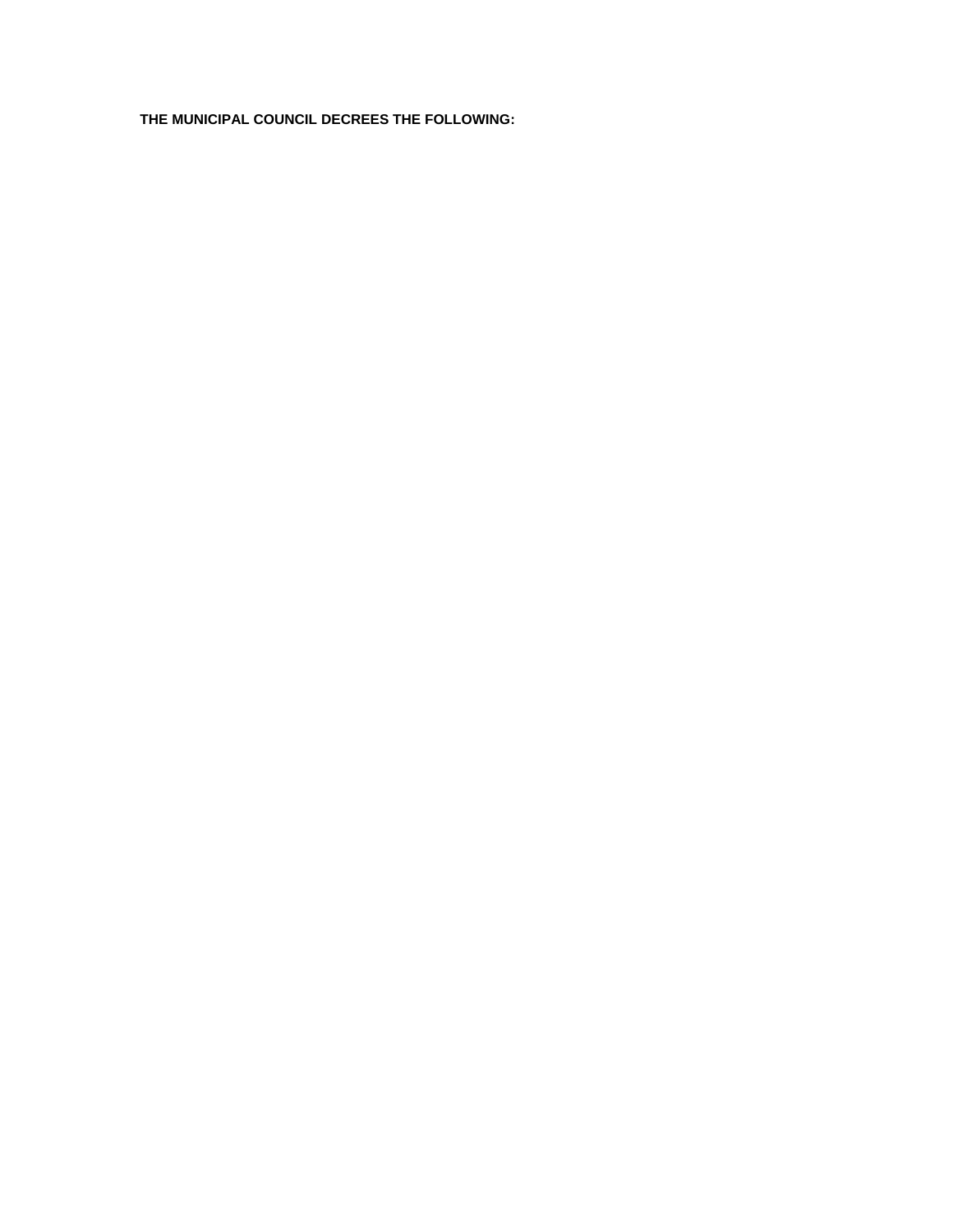**THE MUNICIPAL COUNCIL DECREES THE FOLLOWING:**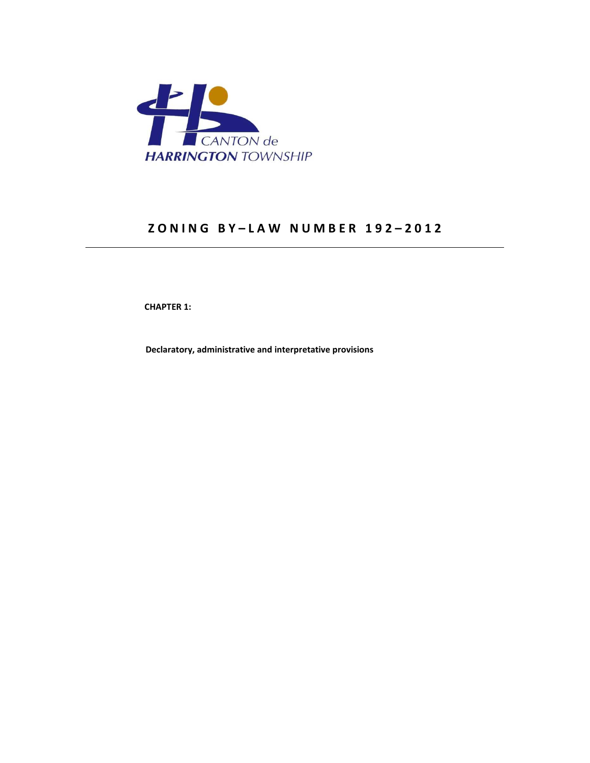CANTON de HARRINGTON TOWNSHIP

# ZONING BY–LAW NUMBER 192–2012

**CHAPTER 1:**

**Declaratory, administrative and interpretative provisions**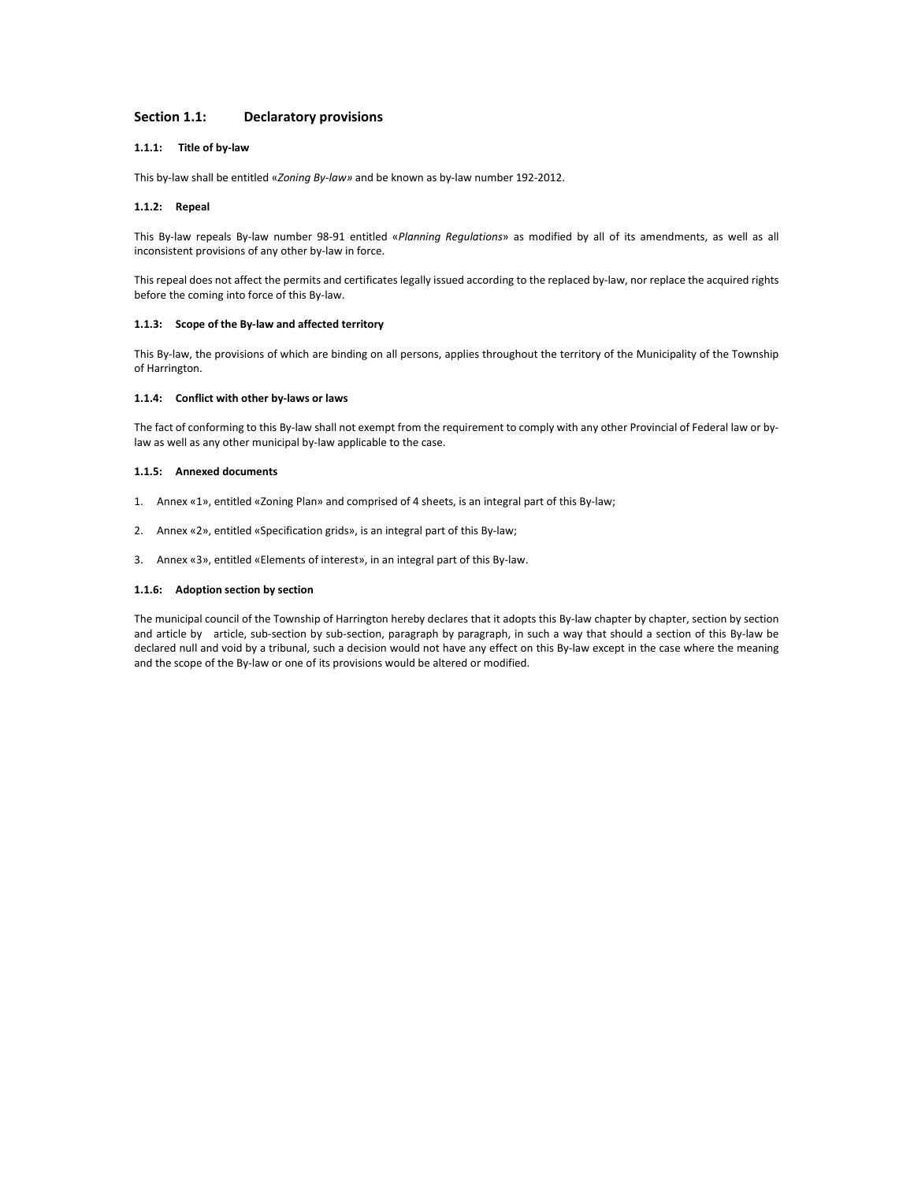## Section 1.1: Declaratory provisions

### 1.1.1: Title of by-law

This by-law shall be entitled «*Zoning By-law»* and be known as by-law number 192-2012.

### 1.1.2: Repeal

This By-law repeals By-law number 98-91 entitled «*Planning Regulations*» as modified by all of its amendments, as well as all inconsistent provisions of any other by-law in force.

This repeal does not affect the permits and certificates legally issued according to the replaced by-law, nor replace the acquired rights before the coming into force of this By-law.

### 1.1.3: Scope of the By-law and affected territory

This By-law, the provisions of which are binding on all persons, applies throughout the territory of the Municipality of the Township of Harrington.

### 1.1.4: Conflict with other by-laws or laws

The fact of conforming to this By-law shall not exempt from the requirement to comply with any other Provincial of Federal law or by-law as well as any other municipal by-law applicable to the case.

### 1.1.5: Annexed documents

1. Annex «1», entitled «Zoning Plan» and comprised of 4 sheets, is an integral part of this By-law;
2. Annex «2», entitled «Specification grids», is an integral part of this By-law;
3. Annex «3», entitled «Elements of interest», in an integral part of this By-law.

### 1.1.6: Adoption section by section

The municipal council of the Township of Harrington hereby declares that it adopts this By-law chapter by chapter, section by section and article by article, sub-section by sub-section, paragraph by paragraph, in such a way that should a section of this By-law be declared null and void by a tribunal, such a decision would not have any effect on this By-law except in the case where the meaning and the scope of the By-law or one of its provisions would be altered or modified.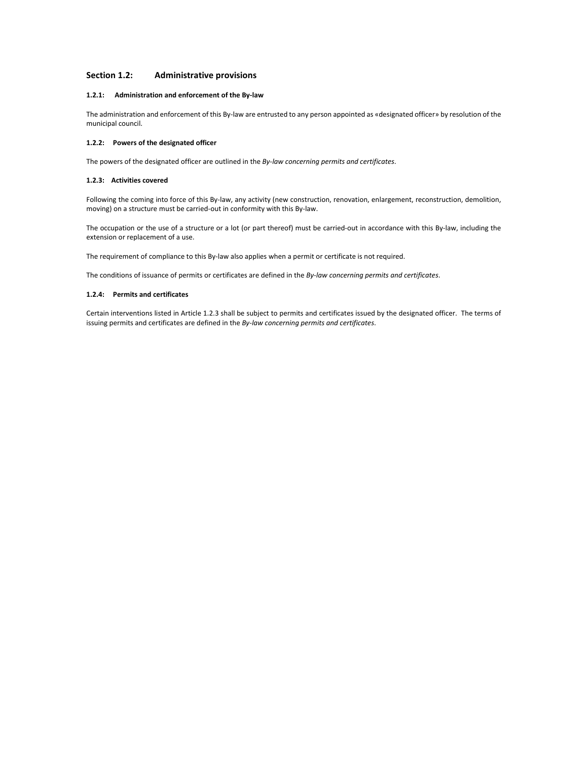## Section 1.2: Administrative provisions

### 1.2.1: Administration and enforcement of the By-law

The administration and enforcement of this By-law are entrusted to any person appointed as «designated officer» by resolution of the municipal council.

### 1.2.2: Powers of the designated officer

The powers of the designated officer are outlined in the *By-law concerning permits and certificates*.

### 1.2.3: Activities covered

Following the coming into force of this By-law, any activity (new construction, renovation, enlargement, reconstruction, demolition, moving) on a structure must be carried-out in conformity with this By-law.

The occupation or the use of a structure or a lot (or part thereof) must be carried-out in accordance with this By-law, including the extension or replacement of a use.

The requirement of compliance to this By-law also applies when a permit or certificate is not required.

The conditions of issuance of permits or certificates are defined in the *By-law concerning permits and certificates*.

### 1.2.4: Permits and certificates

Certain interventions listed in Article 1.2.3 shall be subject to permits and certificates issued by the designated officer. The terms of issuing permits and certificates are defined in the *By-law concerning permits and certificates*.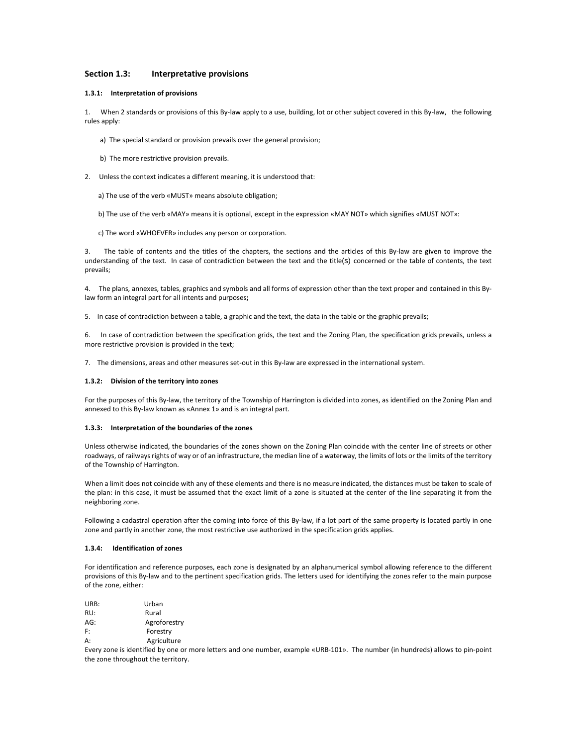## Section 1.3: Interpretative provisions

### 1.3.1: Interpretation of provisions

1. When 2 standards or provisions of this By-law apply to a use, building, lot or other subject covered in this By-law, the following rules apply:

   a) The special standard or provision prevails over the general provision;

   b) The more restrictive provision prevails.

2. Unless the context indicates a different meaning, it is understood that:

   a) The use of the verb «MUST» means absolute obligation;

   b) The use of the verb «MAY» means it is optional, except in the expression «MAY NOT» which signifies «MUST NOT»:

   c) The word «WHOEVER» includes any person or corporation.

3. The table of contents and the titles of the chapters, the sections and the articles of this By-law are given to improve the understanding of the text. In case of contradiction between the text and the title(s) concerned or the table of contents, the text prevails;

4. The plans, annexes, tables, graphics and symbols and all forms of expression other than the text proper and contained in this By-law form an integral part for all intents and purposes**;**

5. In case of contradiction between a table, a graphic and the text, the data in the table or the graphic prevails;

6. In case of contradiction between the specification grids, the text and the Zoning Plan, the specification grids prevails, unless a more restrictive provision is provided in the text;

7. The dimensions, areas and other measures set-out in this By-law are expressed in the international system.

### 1.3.2: Division of the territory into zones

For the purposes of this By-law, the territory of the Township of Harrington is divided into zones, as identified on the Zoning Plan and annexed to this By-law known as «Annex 1» and is an integral part.

### 1.3.3: Interpretation of the boundaries of the zones

Unless otherwise indicated, the boundaries of the zones shown on the Zoning Plan coincide with the center line of streets or other roadways, of railways rights of way or of an infrastructure, the median line of a waterway, the limits of lots or the limits of the territory of the Township of Harrington.

When a limit does not coincide with any of these elements and there is no measure indicated, the distances must be taken to scale of the plan: in this case, it must be assumed that the exact limit of a zone is situated at the center of the line separating it from the neighboring zone.

Following a cadastral operation after the coming into force of this By-law, if a lot part of the same property is located partly in one zone and partly in another zone, the most restrictive use authorized in the specification grids applies.

### 1.3.4: Identification of zones

For identification and reference purposes, each zone is designated by an alphanumerical symbol allowing reference to the different provisions of this By-law and to the pertinent specification grids. The letters used for identifying the zones refer to the main purpose of the zone, either:

URB: Urban
RU: Rural
AG: Agroforestry
F: Forestry
A: Agriculture

Every zone is identified by one or more letters and one number, example «URB-101». The number (in hundreds) allows to pin-point the zone throughout the territory.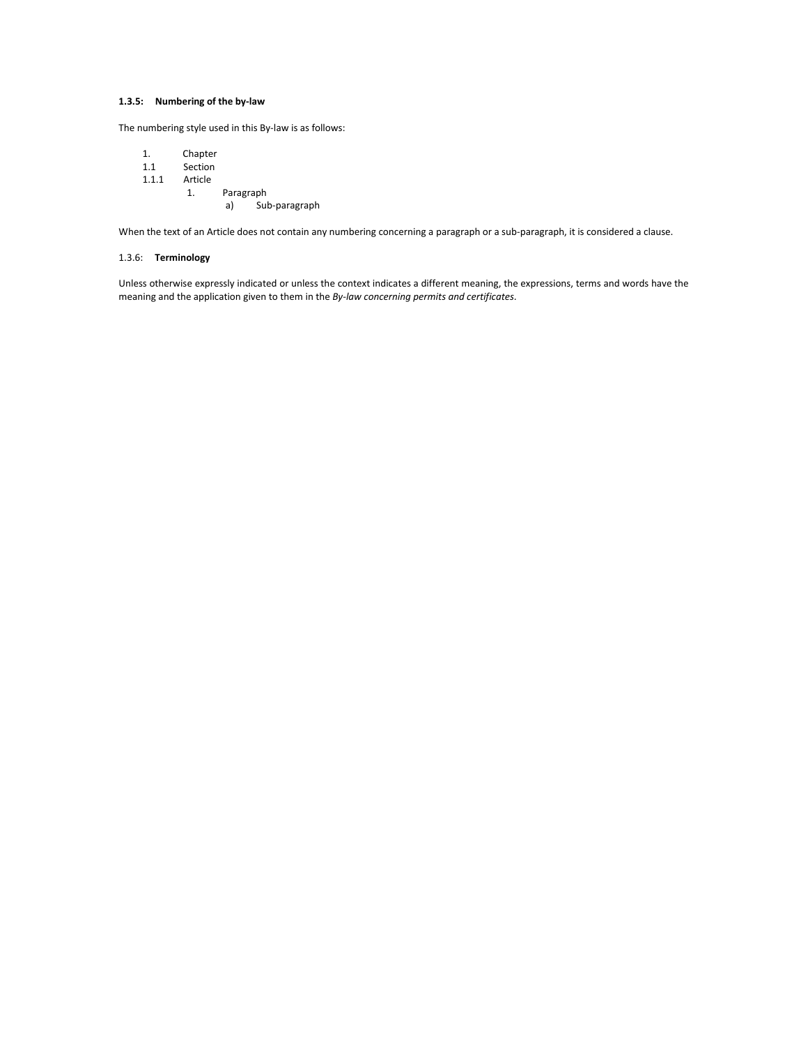#### 1.3.5: Numbering of the by-law

The numbering style used in this By-law is as follows:

```
1.        Chapter
1.1       Section
1.1.1     Article
            1.      Paragraph
                a)      Sub-paragraph
```

When the text of an Article does not contain any numbering concerning a paragraph or a sub-paragraph, it is considered a clause.

#### 1.3.6: **Terminology**

Unless otherwise expressly indicated or unless the context indicates a different meaning, the expressions, terms and words have the meaning and the application given to them in the *By-law concerning permits and certificates*.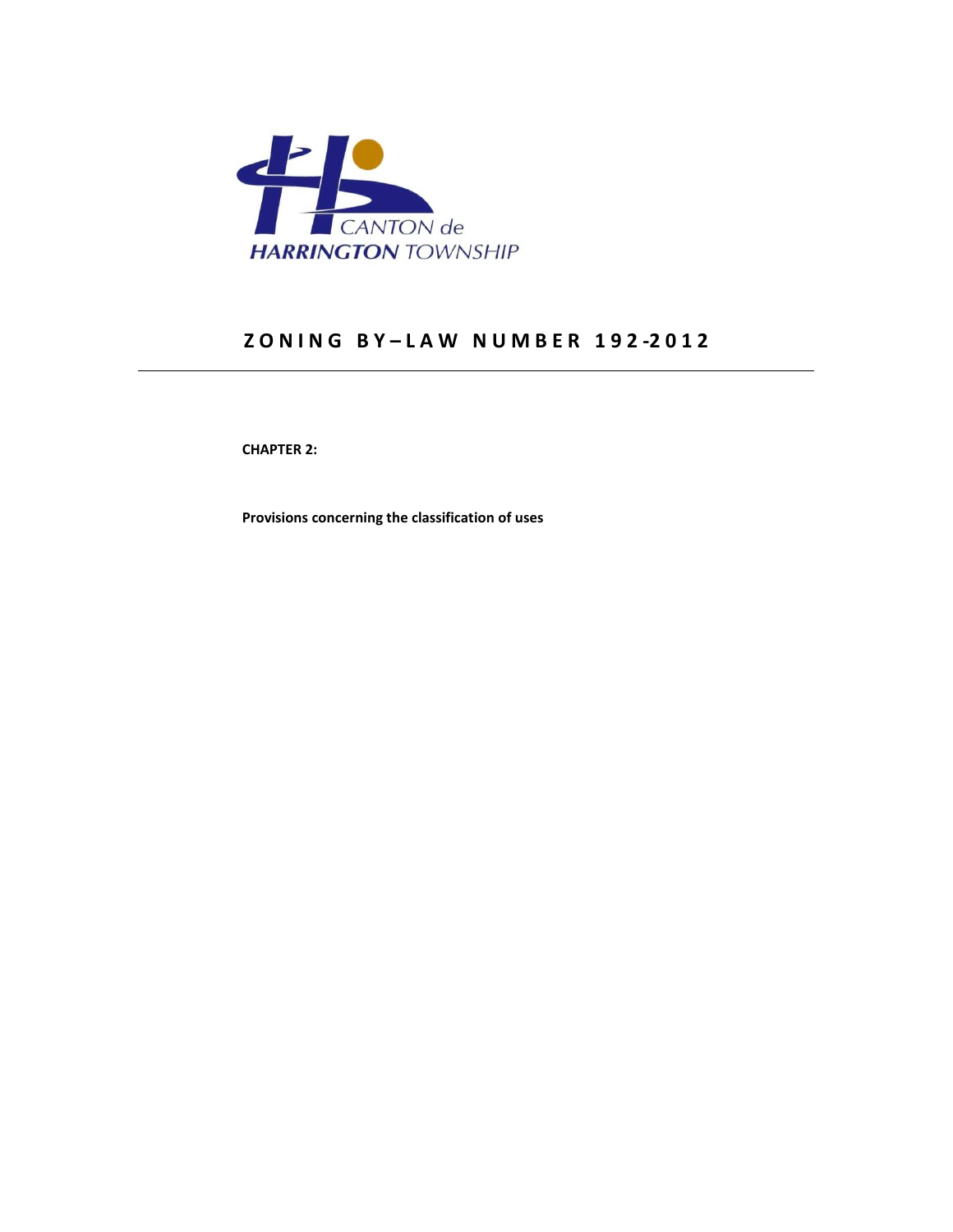CANTON de
HARRINGTON TOWNSHIP

# ZONING BY–LAW NUMBER 192-2012

**CHAPTER 2:**

**Provisions concerning the classification of uses**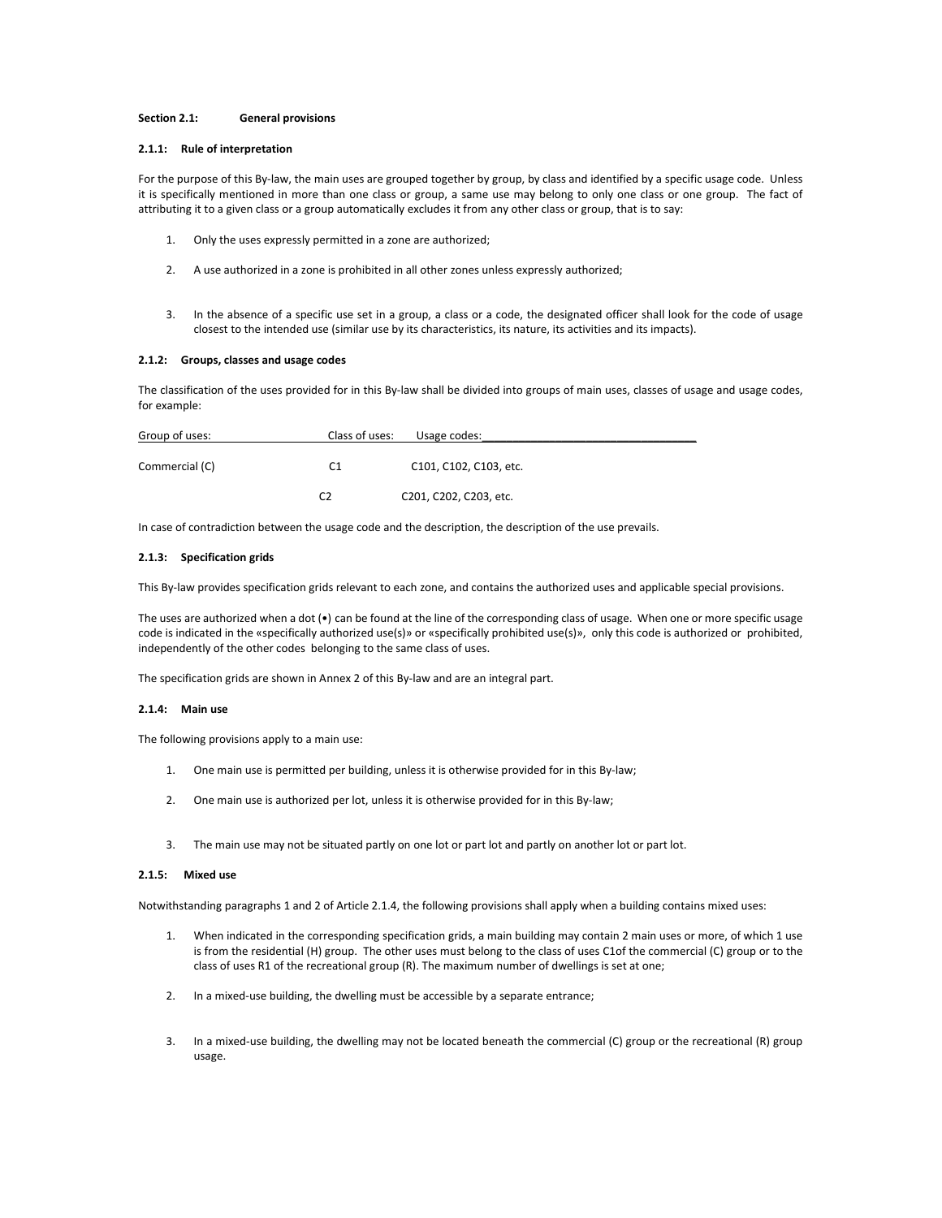## Section 2.1: General provisions

### 2.1.1: Rule of interpretation

For the purpose of this By-law, the main uses are grouped together by group, by class and identified by a specific usage code. Unless it is specifically mentioned in more than one class or group, a same use may belong to only one class or one group. The fact of attributing it to a given class or a group automatically excludes it from any other class or group, that is to say:

1. Only the uses expressly permitted in a zone are authorized;
2. A use authorized in a zone is prohibited in all other zones unless expressly authorized;
3. In the absence of a specific use set in a group, a class or a code, the designated officer shall look for the code of usage closest to the intended use (similar use by its characteristics, its nature, its activities and its impacts).

### 2.1.2: Groups, classes and usage codes

The classification of the uses provided for in this By-law shall be divided into groups of main uses, classes of usage and usage codes, for example:

| Group of uses: | Class of uses: | Usage codes: |
|---|---|---|
| Commercial (C) | C1 | C101, C102, C103, etc. |
| | C2 | C201, C202, C203, etc. |

In case of contradiction between the usage code and the description, the description of the use prevails.

### 2.1.3: Specification grids

This By-law provides specification grids relevant to each zone, and contains the authorized uses and applicable special provisions.

The uses are authorized when a dot (•) can be found at the line of the corresponding class of usage. When one or more specific usage code is indicated in the «specifically authorized use(s)» or «specifically prohibited use(s)», only this code is authorized or prohibited, independently of the other codes belonging to the same class of uses.

The specification grids are shown in Annex 2 of this By-law and are an integral part.

### 2.1.4: Main use

The following provisions apply to a main use:

1. One main use is permitted per building, unless it is otherwise provided for in this By-law;
2. One main use is authorized per lot, unless it is otherwise provided for in this By-law;
3. The main use may not be situated partly on one lot or part lot and partly on another lot or part lot.

### 2.1.5: Mixed use

Notwithstanding paragraphs 1 and 2 of Article 2.1.4, the following provisions shall apply when a building contains mixed uses:

1. When indicated in the corresponding specification grids, a main building may contain 2 main uses or more, of which 1 use is from the residential (H) group. The other uses must belong to the class of uses C1of the commercial (C) group or to the class of uses R1 of the recreational group (R). The maximum number of dwellings is set at one;
2. In a mixed-use building, the dwelling must be accessible by a separate entrance;
3. In a mixed-use building, the dwelling may not be located beneath the commercial (C) group or the recreational (R) group usage.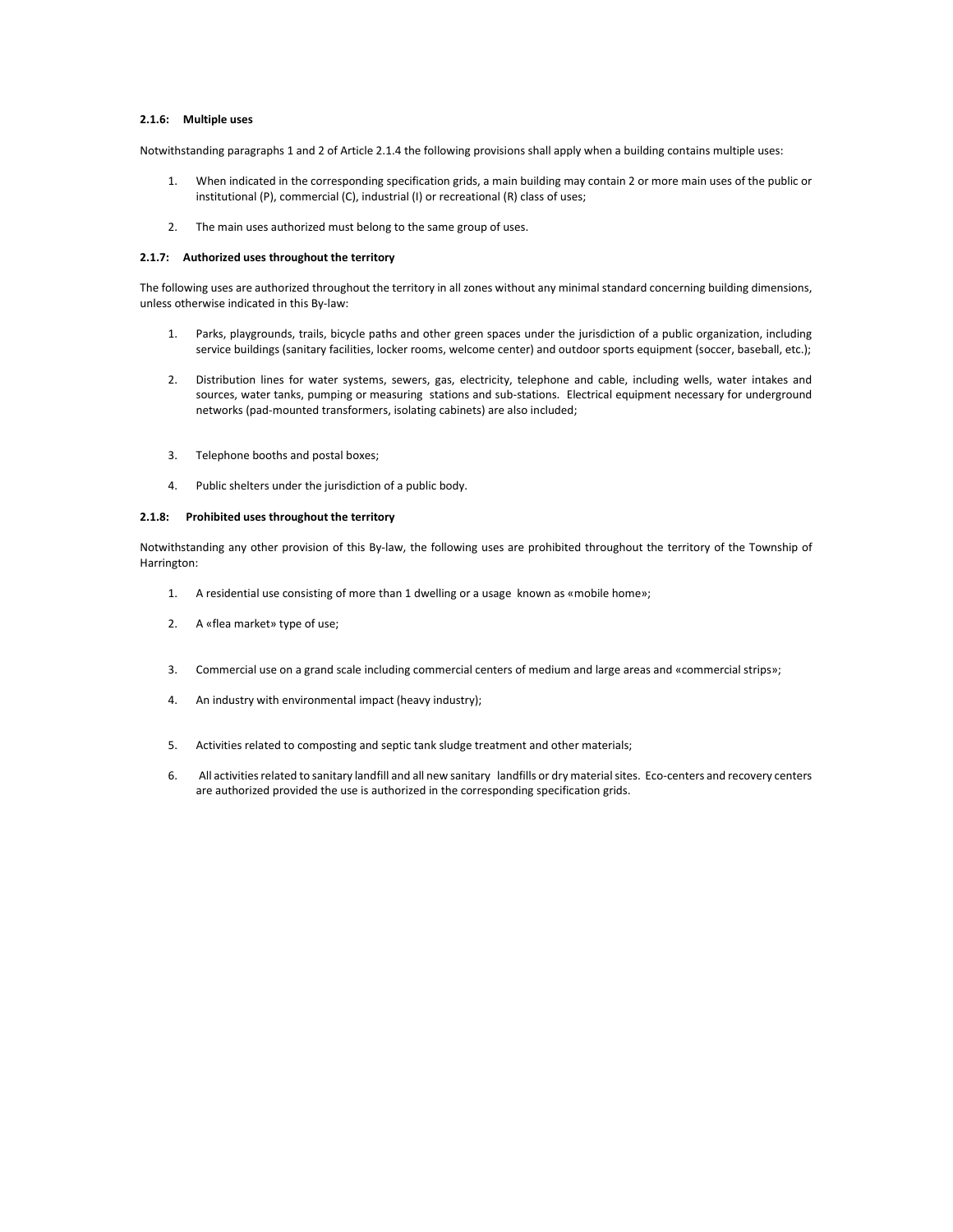#### 2.1.6: Multiple uses

Notwithstanding paragraphs 1 and 2 of Article 2.1.4 the following provisions shall apply when a building contains multiple uses:

1. When indicated in the corresponding specification grids, a main building may contain 2 or more main uses of the public or institutional (P), commercial (C), industrial (I) or recreational (R) class of uses;

2. The main uses authorized must belong to the same group of uses.

#### 2.1.7: Authorized uses throughout the territory

The following uses are authorized throughout the territory in all zones without any minimal standard concerning building dimensions, unless otherwise indicated in this By-law:

1. Parks, playgrounds, trails, bicycle paths and other green spaces under the jurisdiction of a public organization, including service buildings (sanitary facilities, locker rooms, welcome center) and outdoor sports equipment (soccer, baseball, etc.);

2. Distribution lines for water systems, sewers, gas, electricity, telephone and cable, including wells, water intakes and sources, water tanks, pumping or measuring stations and sub-stations. Electrical equipment necessary for underground networks (pad-mounted transformers, isolating cabinets) are also included;

3. Telephone booths and postal boxes;

4. Public shelters under the jurisdiction of a public body.

#### 2.1.8: Prohibited uses throughout the territory

Notwithstanding any other provision of this By-law, the following uses are prohibited throughout the territory of the Township of Harrington:

1. A residential use consisting of more than 1 dwelling or a usage known as «mobile home»;

2. A «flea market» type of use;

3. Commercial use on a grand scale including commercial centers of medium and large areas and «commercial strips»;

4. An industry with environmental impact (heavy industry);

5. Activities related to composting and septic tank sludge treatment and other materials;

6. All activities related to sanitary landfill and all new sanitary landfills or dry material sites. Eco-centers and recovery centers are authorized provided the use is authorized in the corresponding specification grids.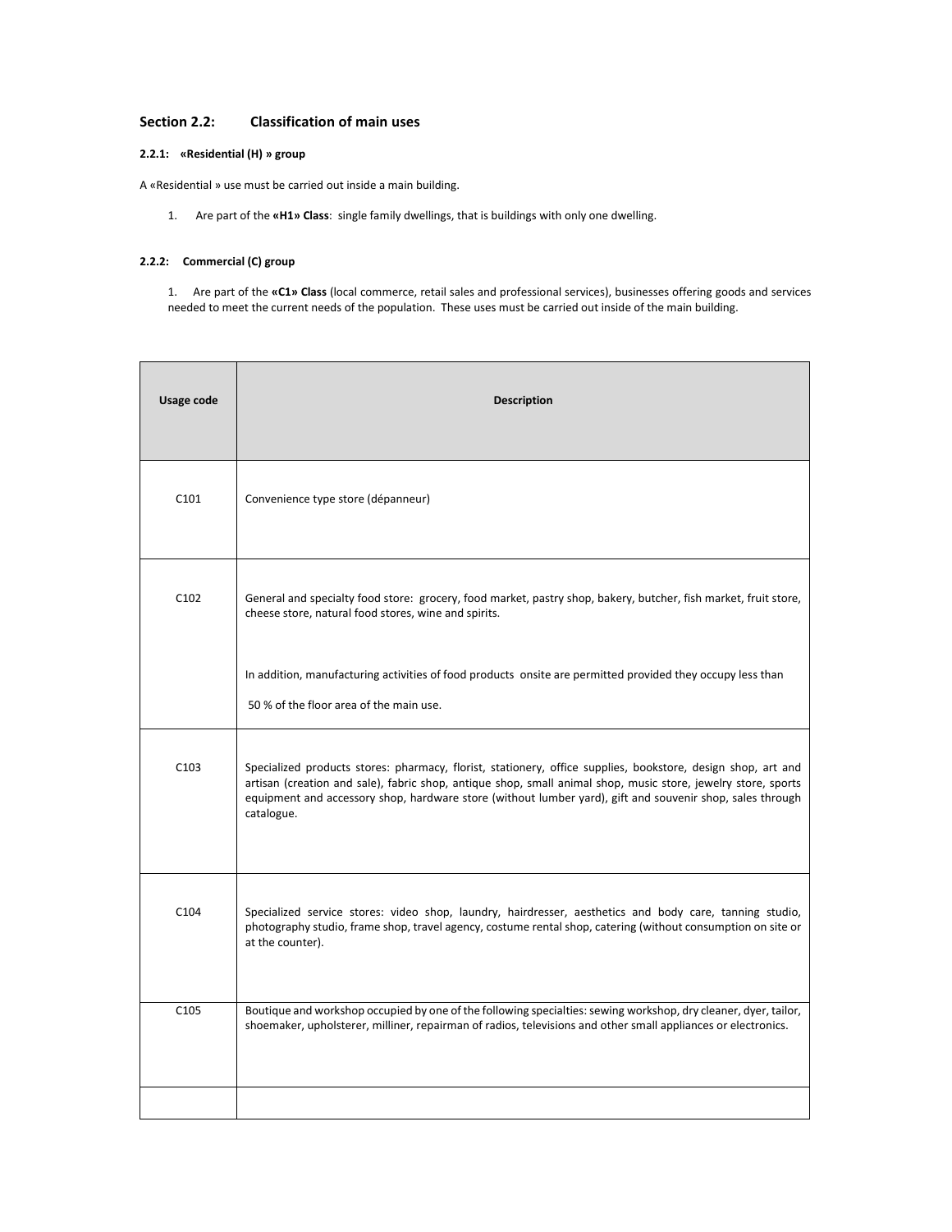## Section 2.2: Classification of main uses

### 2.2.1: «Residential (H) » group

A «Residential » use must be carried out inside a main building.

1. Are part of the **«H1» Class**: single family dwellings, that is buildings with only one dwelling.

### 2.2.2: Commercial (C) group

1. Are part of the **«C1» Class** (local commerce, retail sales and professional services), businesses offering goods and services needed to meet the current needs of the population. These uses must be carried out inside of the main building.

| Usage code | Description |
| --- | --- |
| C101 | Convenience type store (dépanneur) |
| C102 | General and specialty food store: grocery, food market, pastry shop, bakery, butcher, fish market, fruit store, cheese store, natural food stores, wine and spirits.<br><br>In addition, manufacturing activities of food products onsite are permitted provided they occupy less than 50 % of the floor area of the main use. |
| C103 | Specialized products stores: pharmacy, florist, stationery, office supplies, bookstore, design shop, art and artisan (creation and sale), fabric shop, antique shop, small animal shop, music store, jewelry store, sports equipment and accessory shop, hardware store (without lumber yard), gift and souvenir shop, sales through catalogue. |
| C104 | Specialized service stores: video shop, laundry, hairdresser, aesthetics and body care, tanning studio, photography studio, frame shop, travel agency, costume rental shop, catering (without consumption on site or at the counter). |
| C105 | Boutique and workshop occupied by one of the following specialties: sewing workshop, dry cleaner, dyer, tailor, shoemaker, upholsterer, milliner, repairman of radios, televisions and other small appliances or electronics. |
| | |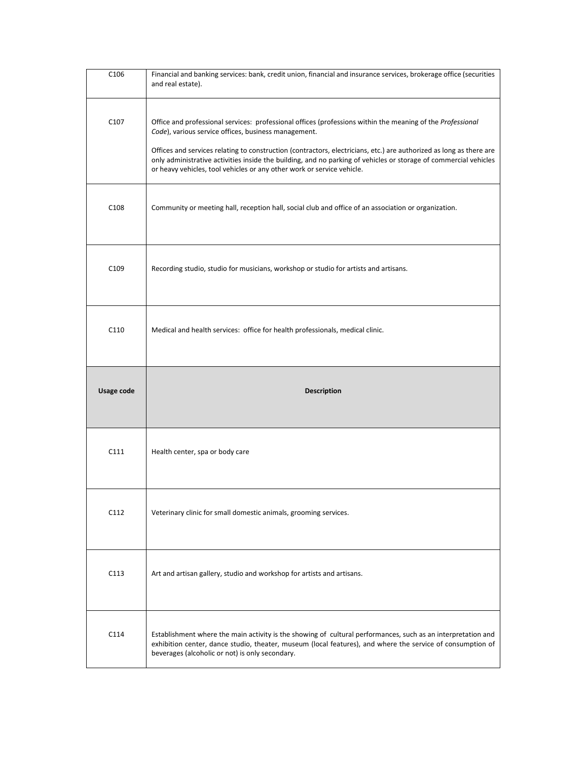| C106 | Financial and banking services: bank, credit union, financial and insurance services, brokerage office (securities and real estate). |
|---|---|
| C107 | Office and professional services: professional offices (professions within the meaning of the *Professional Code*), various service offices, business management.<br><br>Offices and services relating to construction (contractors, electricians, etc.) are authorized as long as there are only administrative activities inside the building, and no parking of vehicles or storage of commercial vehicles or heavy vehicles, tool vehicles or any other work or service vehicle. |
| C108 | Community or meeting hall, reception hall, social club and office of an association or organization. |
| C109 | Recording studio, studio for musicians, workshop or studio for artists and artisans. |
| C110 | Medical and health services: office for health professionals, medical clinic. |
| **Usage code** | **Description** |
| C111 | Health center, spa or body care |
| C112 | Veterinary clinic for small domestic animals, grooming services. |
| C113 | Art and artisan gallery, studio and workshop for artists and artisans. |
| C114 | Establishment where the main activity is the showing of cultural performances, such as an interpretation and exhibition center, dance studio, theater, museum (local features), and where the service of consumption of beverages (alcoholic or not) is only secondary. |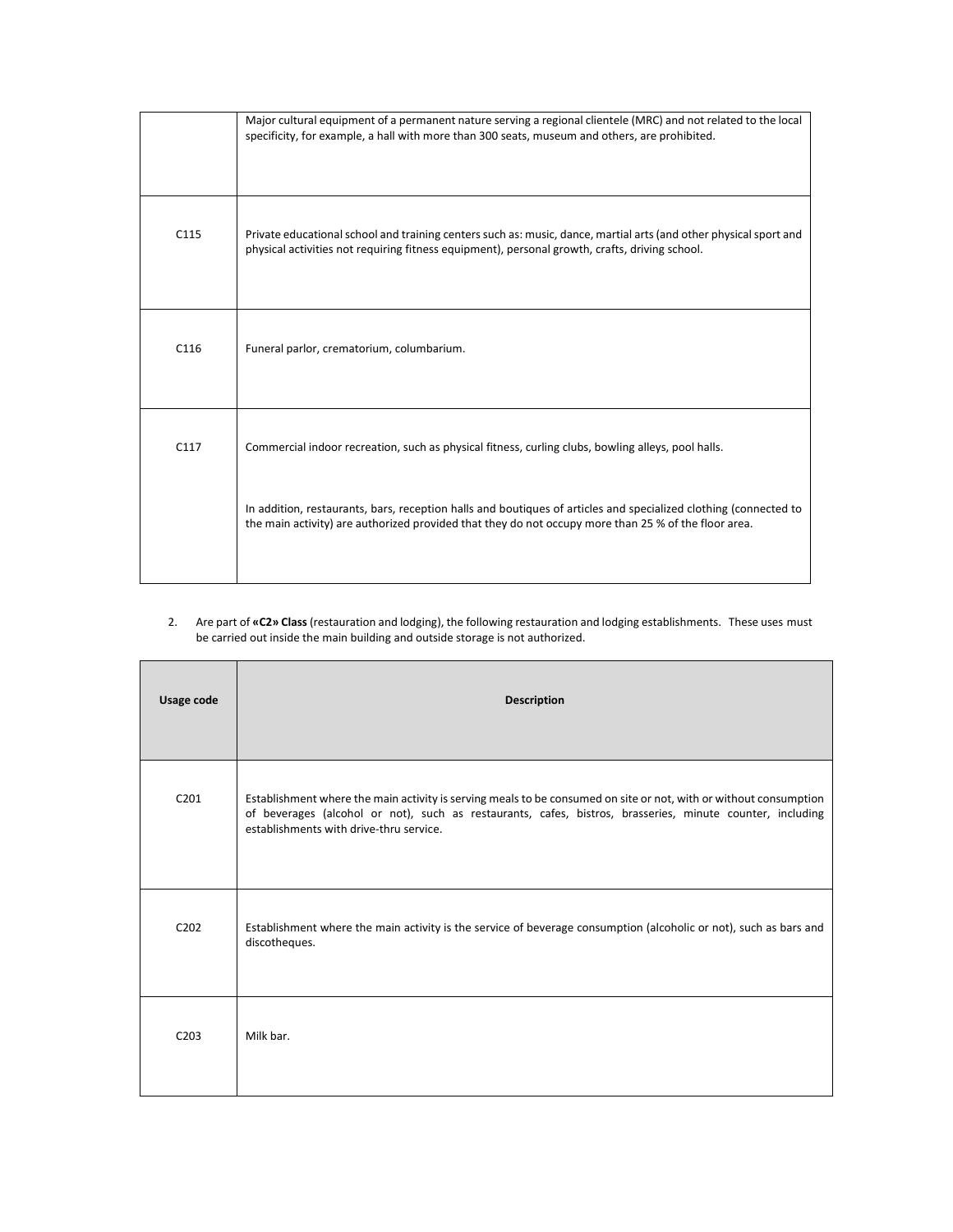| | |
|---|---|
| | Major cultural equipment of a permanent nature serving a regional clientele (MRC) and not related to the local specificity, for example, a hall with more than 300 seats, museum and others, are prohibited. |
| C115 | Private educational school and training centers such as: music, dance, martial arts (and other physical sport and physical activities not requiring fitness equipment), personal growth, crafts, driving school. |
| C116 | Funeral parlor, crematorium, columbarium. |
| C117 | Commercial indoor recreation, such as physical fitness, curling clubs, bowling alleys, pool halls.<br><br>In addition, restaurants, bars, reception halls and boutiques of articles and specialized clothing (connected to the main activity) are authorized provided that they do not occupy more than 25 % of the floor area. |

2. Are part of **«C2» Class** (restauration and lodging), the following restauration and lodging establishments. These uses must be carried out inside the main building and outside storage is not authorized.

| Usage code | Description |
|---|---|
| C201 | Establishment where the main activity is serving meals to be consumed on site or not, with or without consumption of beverages (alcohol or not), such as restaurants, cafes, bistros, brasseries, minute counter, including establishments with drive-thru service. |
| C202 | Establishment where the main activity is the service of beverage consumption (alcoholic or not), such as bars and discotheques. |
| C203 | Milk bar. |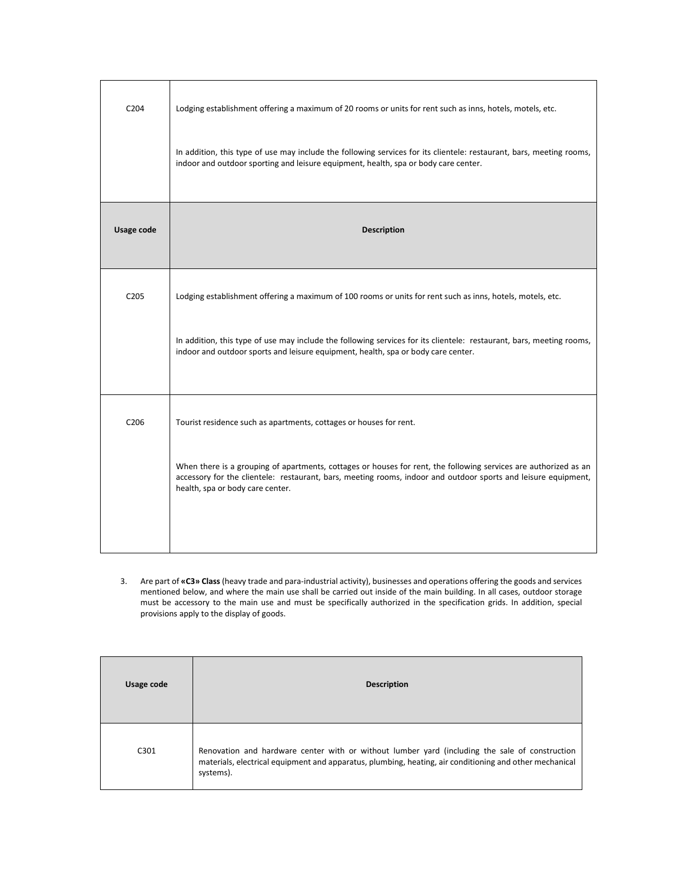| Usage code | Description |
|---|---|
| C204 | Lodging establishment offering a maximum of 20 rooms or units for rent such as inns, hotels, motels, etc.<br><br>In addition, this type of use may include the following services for its clientele: restaurant, bars, meeting rooms, indoor and outdoor sporting and leisure equipment, health, spa or body care center. |
| C205 | Lodging establishment offering a maximum of 100 rooms or units for rent such as inns, hotels, motels, etc.<br><br>In addition, this type of use may include the following services for its clientele: restaurant, bars, meeting rooms, indoor and outdoor sports and leisure equipment, health, spa or body care center. |
| C206 | Tourist residence such as apartments, cottages or houses for rent.<br><br>When there is a grouping of apartments, cottages or houses for rent, the following services are authorized as an accessory for the clientele: restaurant, bars, meeting rooms, indoor and outdoor sports and leisure equipment, health, spa or body care center. |

3. Are part of **«C3» Class** (heavy trade and para-industrial activity), businesses and operations offering the goods and services mentioned below, and where the main use shall be carried out inside of the main building. In all cases, outdoor storage must be accessory to the main use and must be specifically authorized in the specification grids. In addition, special provisions apply to the display of goods.

| Usage code | Description |
|---|---|
| C301 | Renovation and hardware center with or without lumber yard (including the sale of construction materials, electrical equipment and apparatus, plumbing, heating, air conditioning and other mechanical systems). |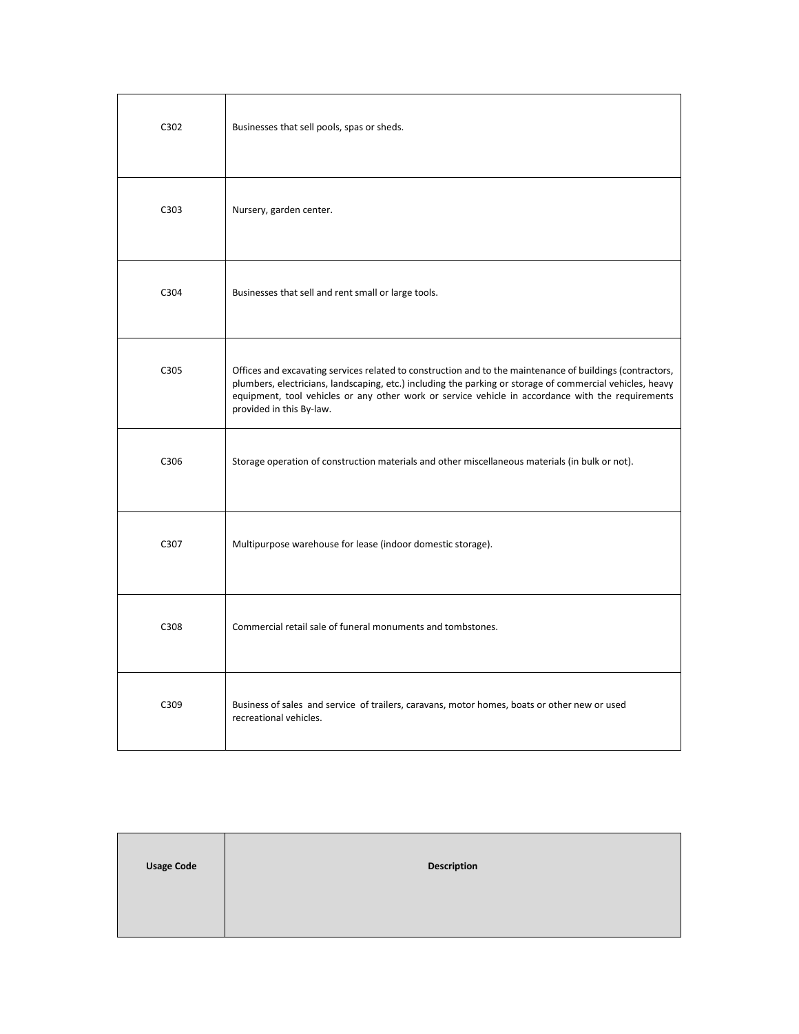| | |
|---|---|
| C302 | Businesses that sell pools, spas or sheds. |
| C303 | Nursery, garden center. |
| C304 | Businesses that sell and rent small or large tools. |
| C305 | Offices and excavating services related to construction and to the maintenance of buildings (contractors, plumbers, electricians, landscaping, etc.) including the parking or storage of commercial vehicles, heavy equipment, tool vehicles or any other work or service vehicle in accordance with the requirements provided in this By-law. |
| C306 | Storage operation of construction materials and other miscellaneous materials (in bulk or not). |
| C307 | Multipurpose warehouse for lease (indoor domestic storage). |
| C308 | Commercial retail sale of funeral monuments and tombstones. |
| C309 | Business of sales and service of trailers, caravans, motor homes, boats or other new or used recreational vehicles. |

| **Usage Code** | **Description** |
|---|---|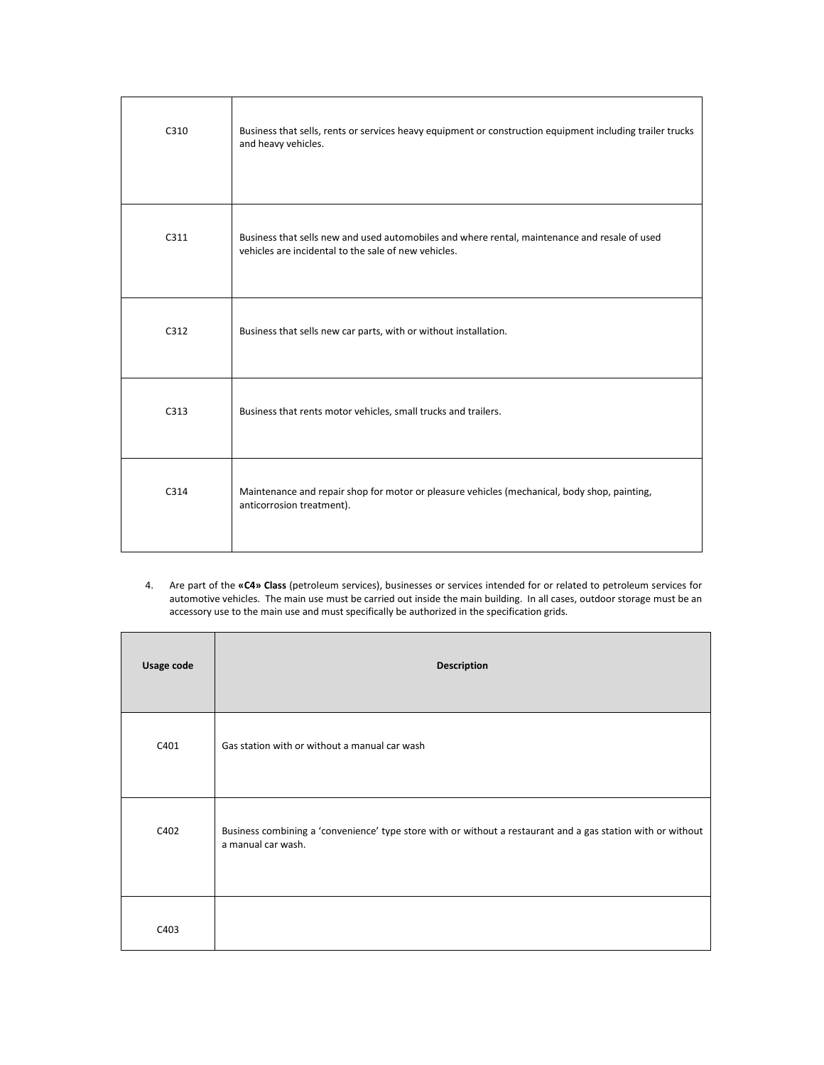| | |
|---|---|
| C310 | Business that sells, rents or services heavy equipment or construction equipment including trailer trucks and heavy vehicles. |
| C311 | Business that sells new and used automobiles and where rental, maintenance and resale of used vehicles are incidental to the sale of new vehicles. |
| C312 | Business that sells new car parts, with or without installation. |
| C313 | Business that rents motor vehicles, small trucks and trailers. |
| C314 | Maintenance and repair shop for motor or pleasure vehicles (mechanical, body shop, painting, anticorrosion treatment). |

4. Are part of the **«C4» Class** (petroleum services), businesses or services intended for or related to petroleum services for automotive vehicles. The main use must be carried out inside the main building. In all cases, outdoor storage must be an accessory use to the main use and must specifically be authorized in the specification grids.

| Usage code | Description |
|---|---|
| C401 | Gas station with or without a manual car wash |
| C402 | Business combining a 'convenience' type store with or without a restaurant and a gas station with or without a manual car wash. |
| C403 | |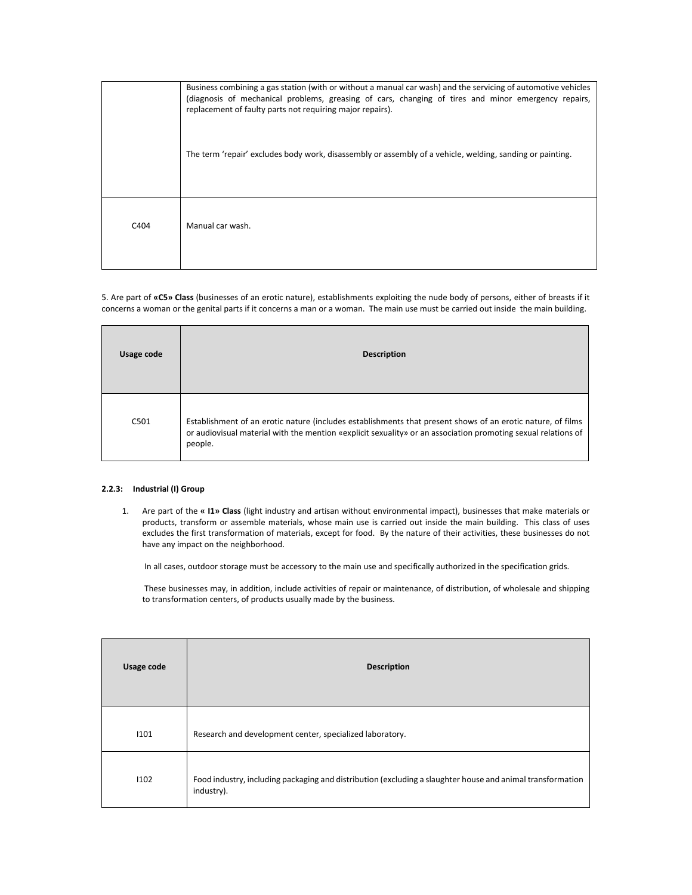| | |
|---|---|
| | Business combining a gas station (with or without a manual car wash) and the servicing of automotive vehicles (diagnosis of mechanical problems, greasing of cars, changing of tires and minor emergency repairs, replacement of faulty parts not requiring major repairs).<br><br>The term 'repair' excludes body work, disassembly or assembly of a vehicle, welding, sanding or painting. |
| C404 | Manual car wash. |

5. Are part of **«C5» Class** (businesses of an erotic nature), establishments exploiting the nude body of persons, either of breasts if it concerns a woman or the genital parts if it concerns a man or a woman. The main use must be carried out inside the main building.

| Usage code | Description |
|---|---|
| C501 | Establishment of an erotic nature (includes establishments that present shows of an erotic nature, of films or audiovisual material with the mention «explicit sexuality» or an association promoting sexual relations of people. |

#### 2.2.3: Industrial (I) Group

1. Are part of the **« I1» Class** (light industry and artisan without environmental impact), businesses that make materials or products, transform or assemble materials, whose main use is carried out inside the main building. This class of uses excludes the first transformation of materials, except for food. By the nature of their activities, these businesses do not have any impact on the neighborhood.

   In all cases, outdoor storage must be accessory to the main use and specifically authorized in the specification grids.

   These businesses may, in addition, include activities of repair or maintenance, of distribution, of wholesale and shipping to transformation centers, of products usually made by the business.

| Usage code | Description |
|---|---|
| I101 | Research and development center, specialized laboratory. |
| I102 | Food industry, including packaging and distribution (excluding a slaughter house and animal transformation industry). |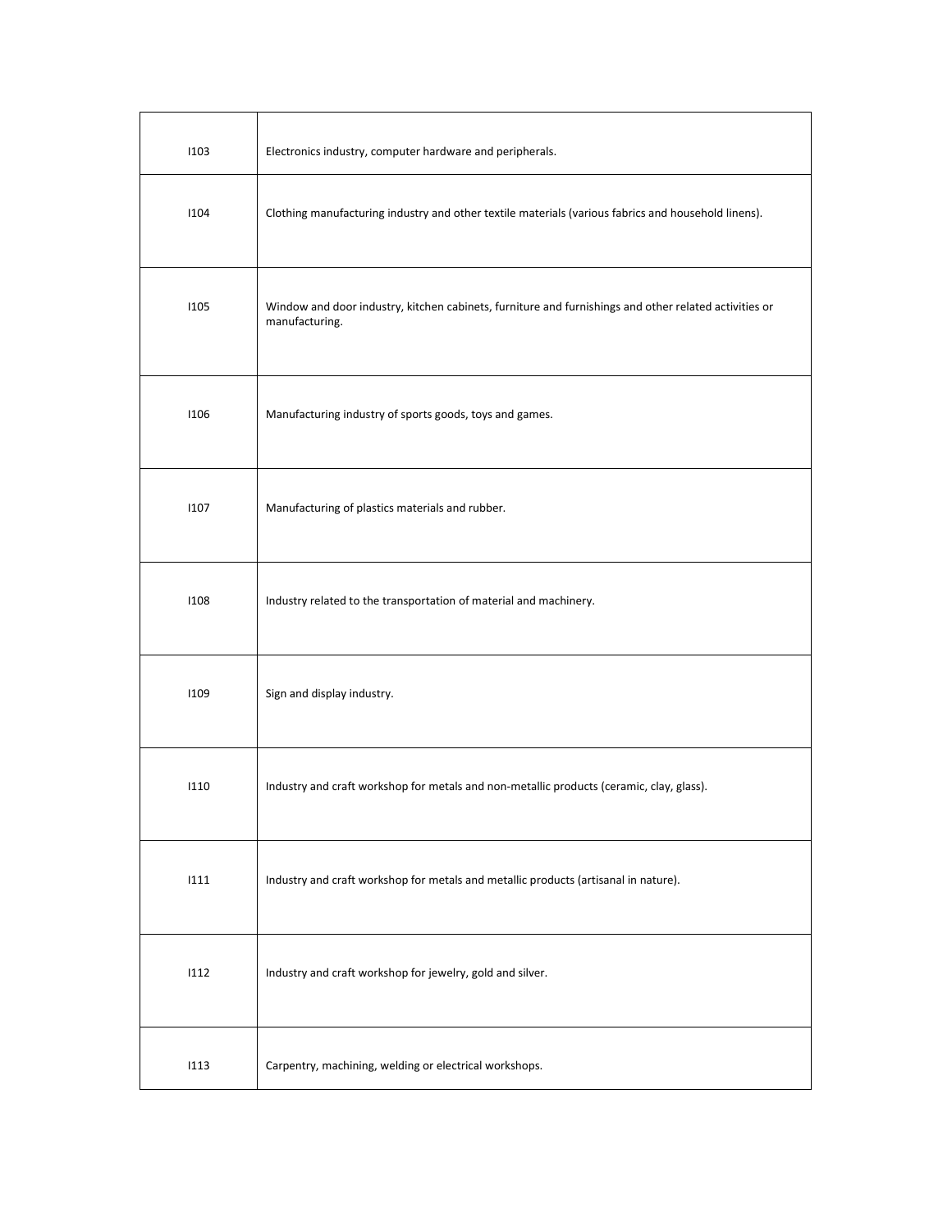| | |
|---|---|
| I103 | Electronics industry, computer hardware and peripherals. |
| I104 | Clothing manufacturing industry and other textile materials (various fabrics and household linens). |
| I105 | Window and door industry, kitchen cabinets, furniture and furnishings and other related activities or manufacturing. |
| I106 | Manufacturing industry of sports goods, toys and games. |
| I107 | Manufacturing of plastics materials and rubber. |
| I108 | Industry related to the transportation of material and machinery. |
| I109 | Sign and display industry. |
| I110 | Industry and craft workshop for metals and non-metallic products (ceramic, clay, glass). |
| I111 | Industry and craft workshop for metals and metallic products (artisanal in nature). |
| I112 | Industry and craft workshop for jewelry, gold and silver. |
| I113 | Carpentry, machining, welding or electrical workshops. |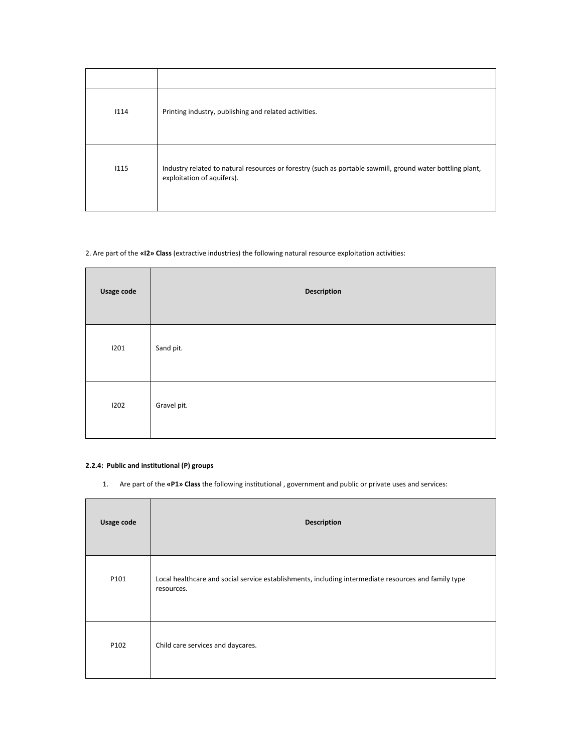| | |
|---|---|
| I114 | Printing industry, publishing and related activities. |
| I115 | Industry related to natural resources or forestry (such as portable sawmill, ground water bottling plant, exploitation of aquifers). |

2. Are part of the **«I2» Class** (extractive industries) the following natural resource exploitation activities:

| Usage code | Description |
|---|---|
| I201 | Sand pit. |
| I202 | Gravel pit. |

#### 2.2.4: Public and institutional (P) groups

1. Are part of the **«P1» Class** the following institutional , government and public or private uses and services:

| Usage code | Description |
|---|---|
| P101 | Local healthcare and social service establishments, including intermediate resources and family type resources. |
| P102 | Child care services and daycares. |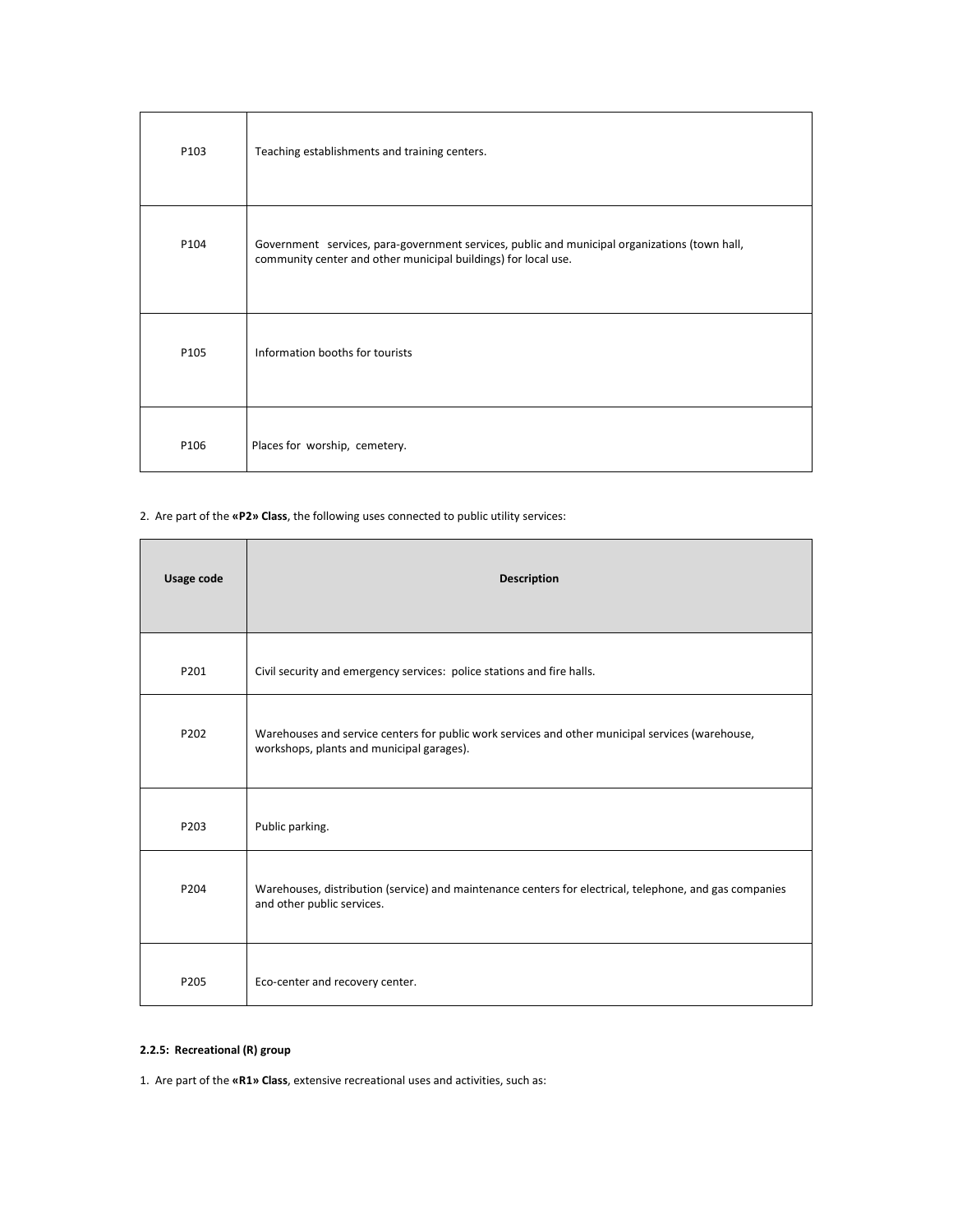| | |
|---|---|
| P103 | Teaching establishments and training centers. |
| P104 | Government services, para-government services, public and municipal organizations (town hall, community center and other municipal buildings) for local use. |
| P105 | Information booths for tourists |
| P106 | Places for worship, cemetery. |

2. Are part of the **«P2» Class**, the following uses connected to public utility services:

| Usage code | Description |
|---|---|
| P201 | Civil security and emergency services: police stations and fire halls. |
| P202 | Warehouses and service centers for public work services and other municipal services (warehouse, workshops, plants and municipal garages). |
| P203 | Public parking. |
| P204 | Warehouses, distribution (service) and maintenance centers for electrical, telephone, and gas companies and other public services. |
| P205 | Eco-center and recovery center. |

**2.2.5: Recreational (R) group**

1. Are part of the **«R1» Class**, extensive recreational uses and activities, such as: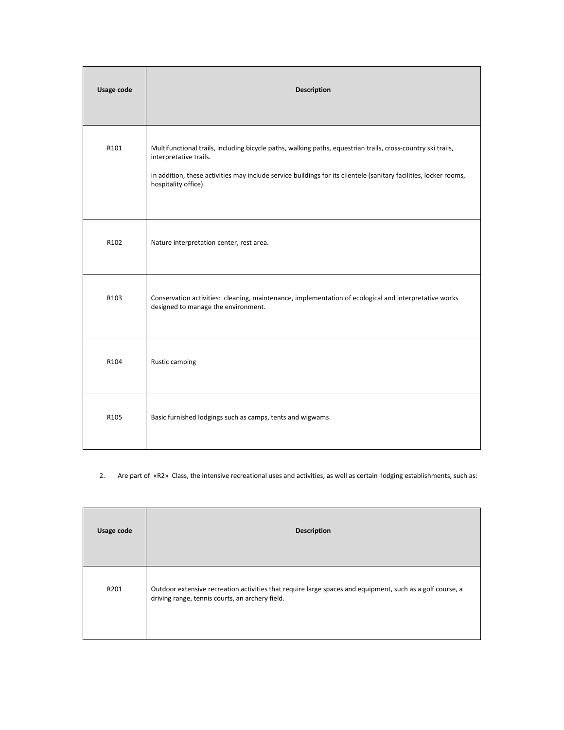| Usage code | Description |
| --- | --- |
| R101 | Multifunctional trails, including bicycle paths, walking paths, equestrian trails, cross-country ski trails, interpretative trails.<br><br>In addition, these activities may include service buildings for its clientele (sanitary facilities, locker rooms, hospitality office). |
| R102 | Nature interpretation center, rest area. |
| R103 | Conservation activities: cleaning, maintenance, implementation of ecological and interpretative works designed to manage the environment. |
| R104 | Rustic camping |
| R105 | Basic furnished lodgings such as camps, tents and wigwams. |

2. Are part of «R2» Class, the intensive recreational uses and activities, as well as certain lodging establishments, such as:

| Usage code | Description |
| --- | --- |
| R201 | Outdoor extensive recreation activities that require large spaces and equipment, such as a golf course, a driving range, tennis courts, an archery field. |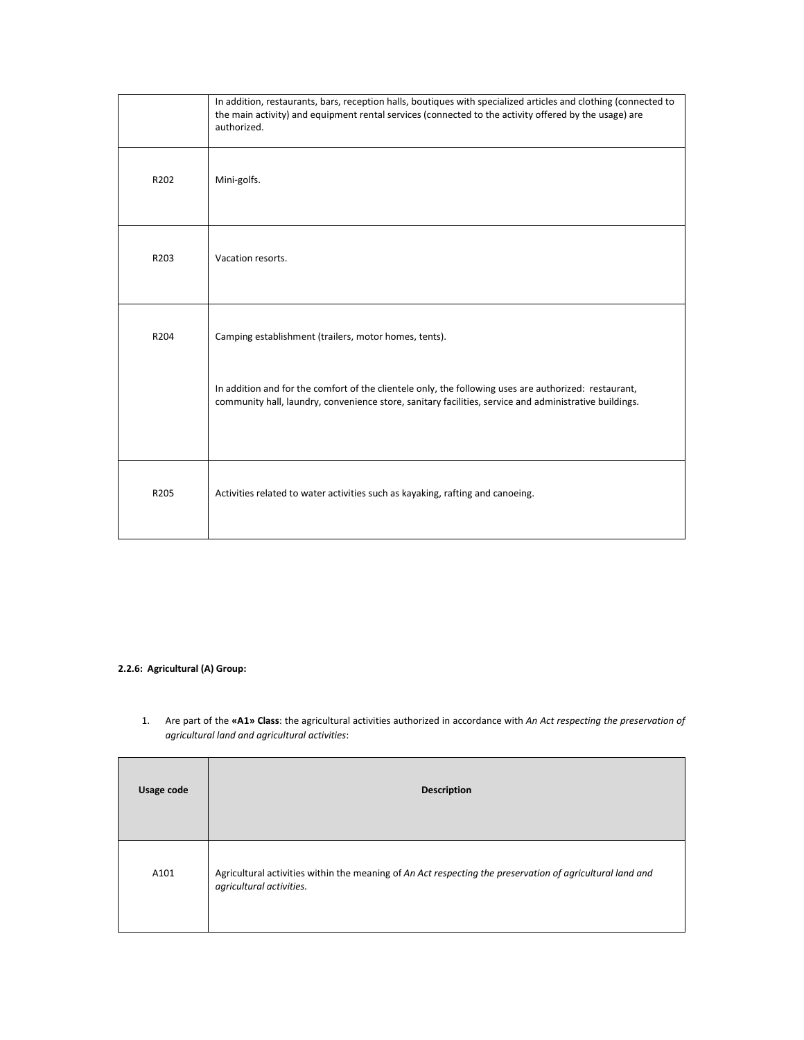| | |
|---|---|
| | In addition, restaurants, bars, reception halls, boutiques with specialized articles and clothing (connected to the main activity) and equipment rental services (connected to the activity offered by the usage) are authorized. |
| R202 | Mini-golfs. |
| R203 | Vacation resorts. |
| R204 | Camping establishment (trailers, motor homes, tents).<br><br>In addition and for the comfort of the clientele only, the following uses are authorized: restaurant, community hall, laundry, convenience store, sanitary facilities, service and administrative buildings. |
| R205 | Activities related to water activities such as kayaking, rafting and canoeing. |

**2.2.6: Agricultural (A) Group:**

1. Are part of the **«A1» Class**: the agricultural activities authorized in accordance with *An Act respecting the preservation of agricultural land and agricultural activities*:

| Usage code | Description |
|---|---|
| A101 | Agricultural activities within the meaning of *An Act respecting the preservation of agricultural land and agricultural activities.* |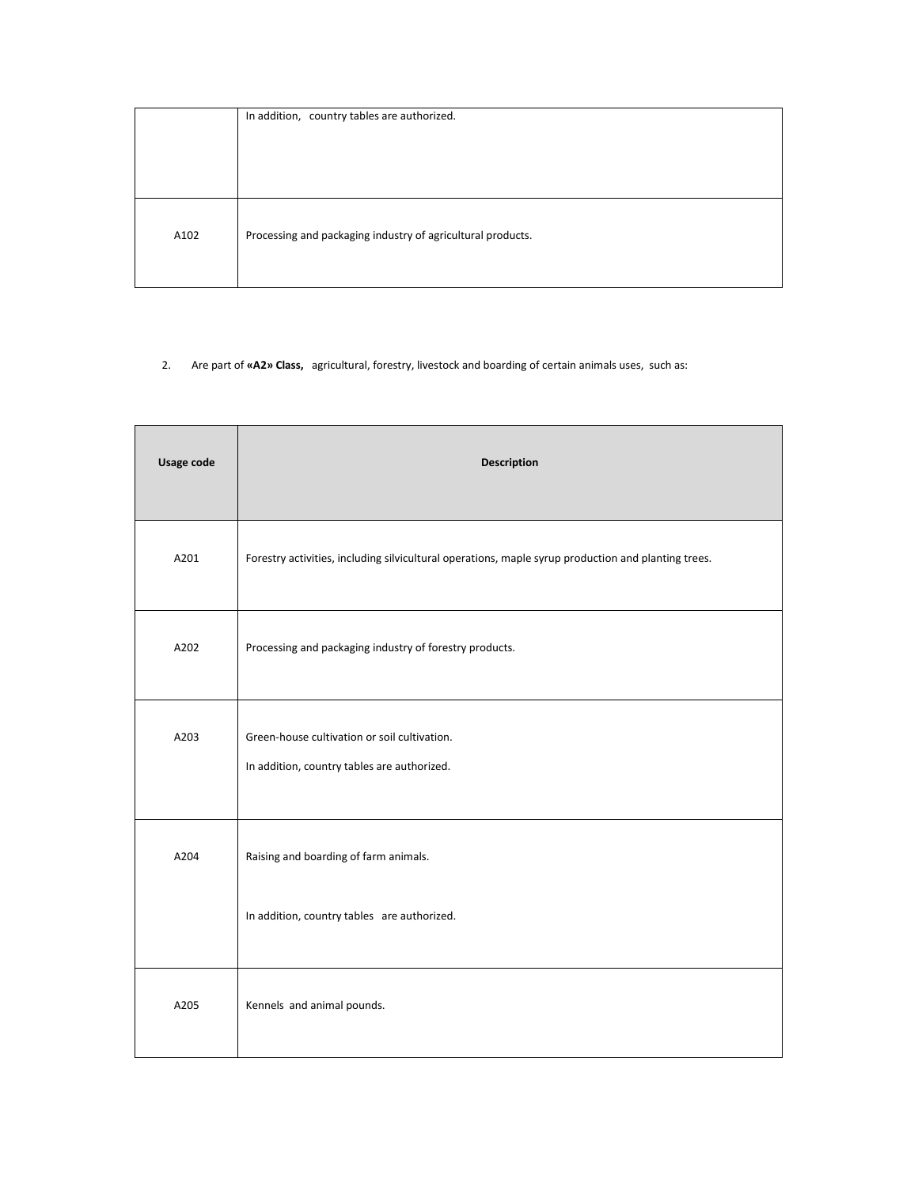| | |
|---|---|
| | In addition, country tables are authorized. |
| A102 | Processing and packaging industry of agricultural products. |

2. Are part of **«A2» Class,** agricultural, forestry, livestock and boarding of certain animals uses, such as:

| Usage code | Description |
|---|---|
| A201 | Forestry activities, including silvicultural operations, maple syrup production and planting trees. |
| A202 | Processing and packaging industry of forestry products. |
| A203 | Green-house cultivation or soil cultivation.<br><br>In addition, country tables are authorized. |
| A204 | Raising and boarding of farm animals.<br><br>In addition, country tables are authorized. |
| A205 | Kennels and animal pounds. |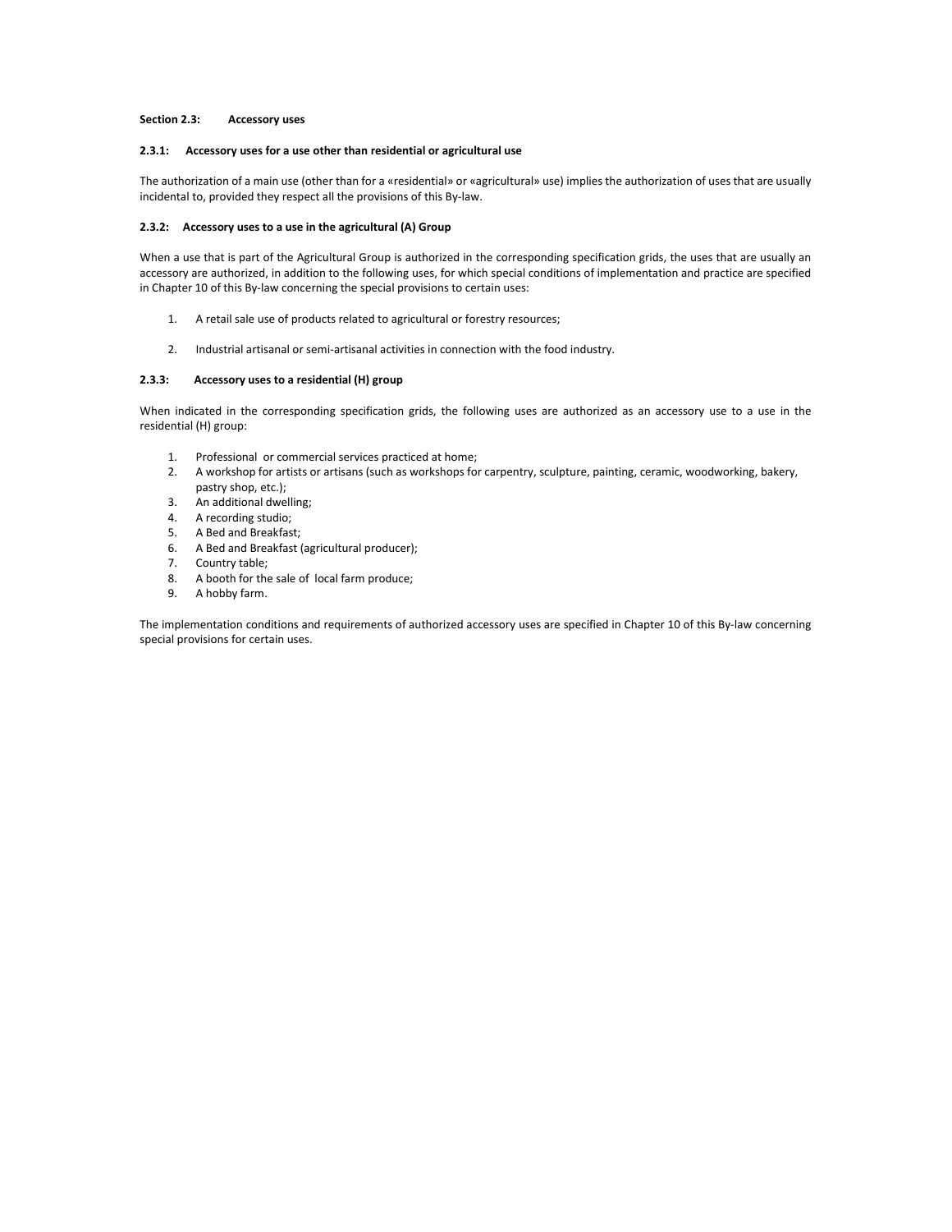## Section 2.3: Accessory uses

### 2.3.1: Accessory uses for a use other than residential or agricultural use

The authorization of a main use (other than for a «residential» or «agricultural» use) implies the authorization of uses that are usually incidental to, provided they respect all the provisions of this By-law.

### 2.3.2: Accessory uses to a use in the agricultural (A) Group

When a use that is part of the Agricultural Group is authorized in the corresponding specification grids, the uses that are usually an accessory are authorized, in addition to the following uses, for which special conditions of implementation and practice are specified in Chapter 10 of this By-law concerning the special provisions to certain uses:

1. A retail sale use of products related to agricultural or forestry resources;

2. Industrial artisanal or semi-artisanal activities in connection with the food industry.

### 2.3.3: Accessory uses to a residential (H) group

When indicated in the corresponding specification grids, the following uses are authorized as an accessory use to a use in the residential (H) group:

1. Professional or commercial services practiced at home;
2. A workshop for artists or artisans (such as workshops for carpentry, sculpture, painting, ceramic, woodworking, bakery, pastry shop, etc.);
3. An additional dwelling;
4. A recording studio;
5. A Bed and Breakfast;
6. A Bed and Breakfast (agricultural producer);
7. Country table;
8. A booth for the sale of local farm produce;
9. A hobby farm.

The implementation conditions and requirements of authorized accessory uses are specified in Chapter 10 of this By-law concerning special provisions for certain uses.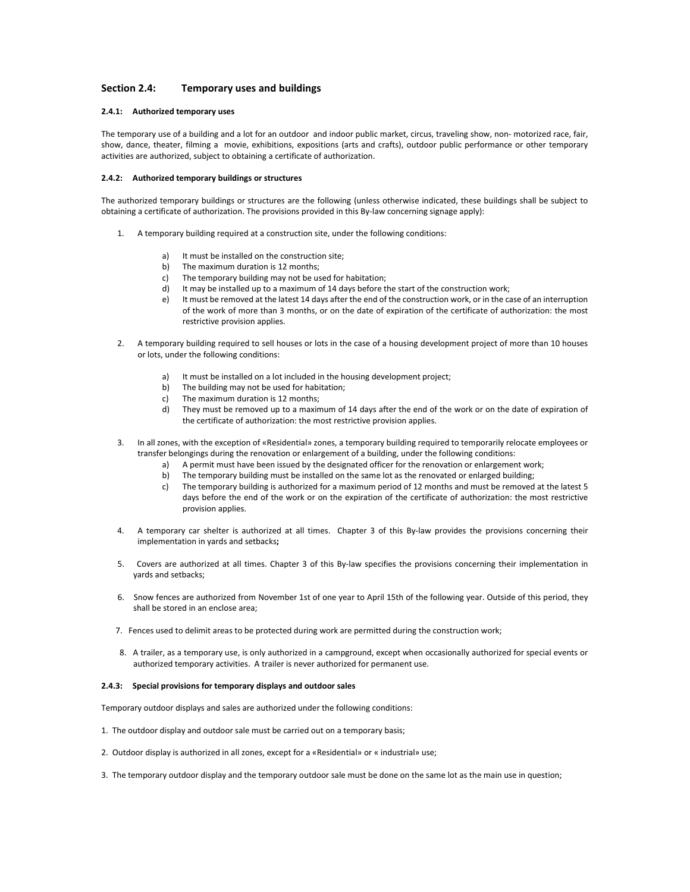## Section 2.4: Temporary uses and buildings

### 2.4.1: Authorized temporary uses

The temporary use of a building and a lot for an outdoor and indoor public market, circus, traveling show, non- motorized race, fair, show, dance, theater, filming a movie, exhibitions, expositions (arts and crafts), outdoor public performance or other temporary activities are authorized, subject to obtaining a certificate of authorization.

### 2.4.2: Authorized temporary buildings or structures

The authorized temporary buildings or structures are the following (unless otherwise indicated, these buildings shall be subject to obtaining a certificate of authorization. The provisions provided in this By-law concerning signage apply):

1. A temporary building required at a construction site, under the following conditions:

   a) It must be installed on the construction site;
   b) The maximum duration is 12 months;
   c) The temporary building may not be used for habitation;
   d) It may be installed up to a maximum of 14 days before the start of the construction work;
   e) It must be removed at the latest 14 days after the end of the construction work, or in the case of an interruption of the work of more than 3 months, or on the date of expiration of the certificate of authorization: the most restrictive provision applies.

2. A temporary building required to sell houses or lots in the case of a housing development project of more than 10 houses or lots, under the following conditions:

   a) It must be installed on a lot included in the housing development project;
   b) The building may not be used for habitation;
   c) The maximum duration is 12 months;
   d) They must be removed up to a maximum of 14 days after the end of the work or on the date of expiration of the certificate of authorization: the most restrictive provision applies.

3. In all zones, with the exception of «Residential» zones, a temporary building required to temporarily relocate employees or transfer belongings during the renovation or enlargement of a building, under the following conditions:
   a) A permit must have been issued by the designated officer for the renovation or enlargement work;
   b) The temporary building must be installed on the same lot as the renovated or enlarged building;
   c) The temporary building is authorized for a maximum period of 12 months and must be removed at the latest 5 days before the end of the work or on the expiration of the certificate of authorization: the most restrictive provision applies.

4. A temporary car shelter is authorized at all times. Chapter 3 of this By-law provides the provisions concerning their implementation in yards and setbacks**;**

5. Covers are authorized at all times. Chapter 3 of this By-law specifies the provisions concerning their implementation in yards and setbacks;

6. Snow fences are authorized from November 1st of one year to April 15th of the following year. Outside of this period, they shall be stored in an enclose area;

7. Fences used to delimit areas to be protected during work are permitted during the construction work;

8. A trailer, as a temporary use, is only authorized in a campground, except when occasionally authorized for special events or authorized temporary activities. A trailer is never authorized for permanent use.

### 2.4.3: Special provisions for temporary displays and outdoor sales

Temporary outdoor displays and sales are authorized under the following conditions:

1. The outdoor display and outdoor sale must be carried out on a temporary basis;

2. Outdoor display is authorized in all zones, except for a «Residential» or « industrial» use;

3. The temporary outdoor display and the temporary outdoor sale must be done on the same lot as the main use in question;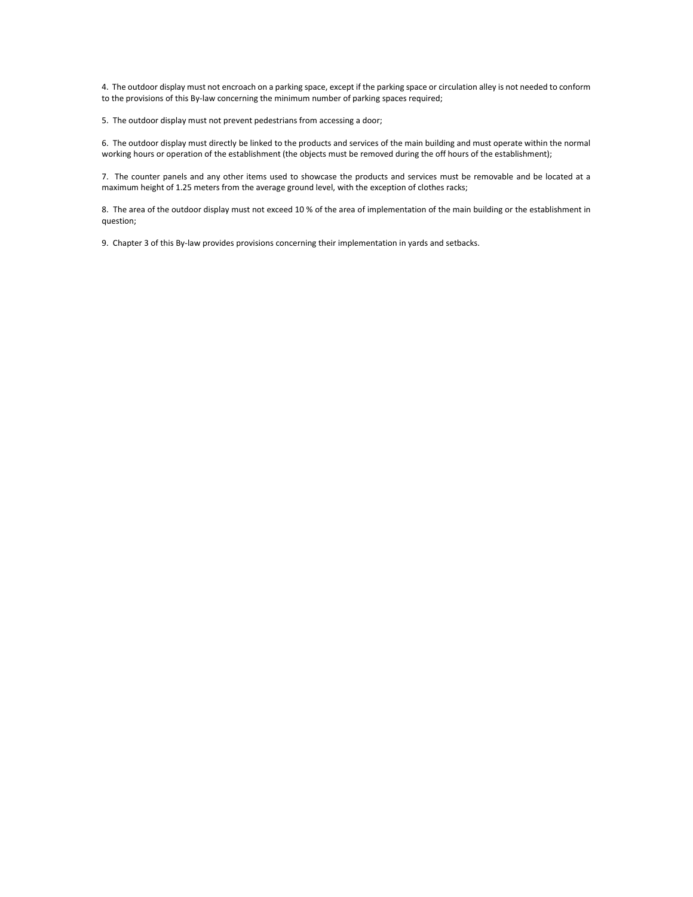4. The outdoor display must not encroach on a parking space, except if the parking space or circulation alley is not needed to conform to the provisions of this By-law concerning the minimum number of parking spaces required;

5. The outdoor display must not prevent pedestrians from accessing a door;

6. The outdoor display must directly be linked to the products and services of the main building and must operate within the normal working hours or operation of the establishment (the objects must be removed during the off hours of the establishment);

7. The counter panels and any other items used to showcase the products and services must be removable and be located at a maximum height of 1.25 meters from the average ground level, with the exception of clothes racks;

8. The area of the outdoor display must not exceed 10 % of the area of implementation of the main building or the establishment in question;

9. Chapter 3 of this By-law provides provisions concerning their implementation in yards and setbacks.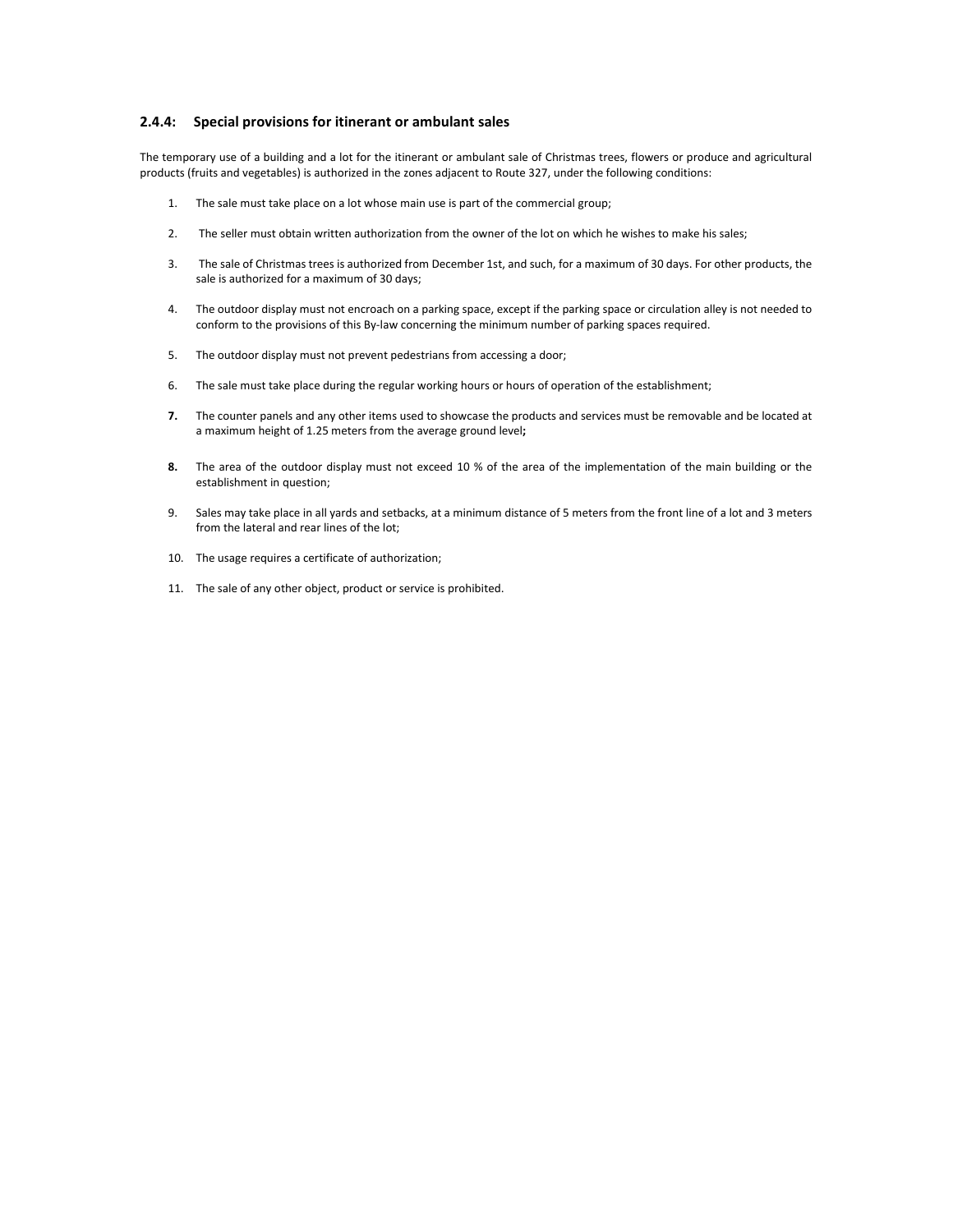### 2.4.4: Special provisions for itinerant or ambulant sales

The temporary use of a building and a lot for the itinerant or ambulant sale of Christmas trees, flowers or produce and agricultural products (fruits and vegetables) is authorized in the zones adjacent to Route 327, under the following conditions:

1. The sale must take place on a lot whose main use is part of the commercial group;

2. The seller must obtain written authorization from the owner of the lot on which he wishes to make his sales;

3. The sale of Christmas trees is authorized from December 1st, and such, for a maximum of 30 days. For other products, the sale is authorized for a maximum of 30 days;

4. The outdoor display must not encroach on a parking space, except if the parking space or circulation alley is not needed to conform to the provisions of this By-law concerning the minimum number of parking spaces required.

5. The outdoor display must not prevent pedestrians from accessing a door;

6. The sale must take place during the regular working hours or hours of operation of the establishment;

7. The counter panels and any other items used to showcase the products and services must be removable and be located at a maximum height of 1.25 meters from the average ground level;

8. The area of the outdoor display must not exceed 10 % of the area of the implementation of the main building or the establishment in question;

9. Sales may take place in all yards and setbacks, at a minimum distance of 5 meters from the front line of a lot and 3 meters from the lateral and rear lines of the lot;

10. The usage requires a certificate of authorization;

11. The sale of any other object, product or service is prohibited.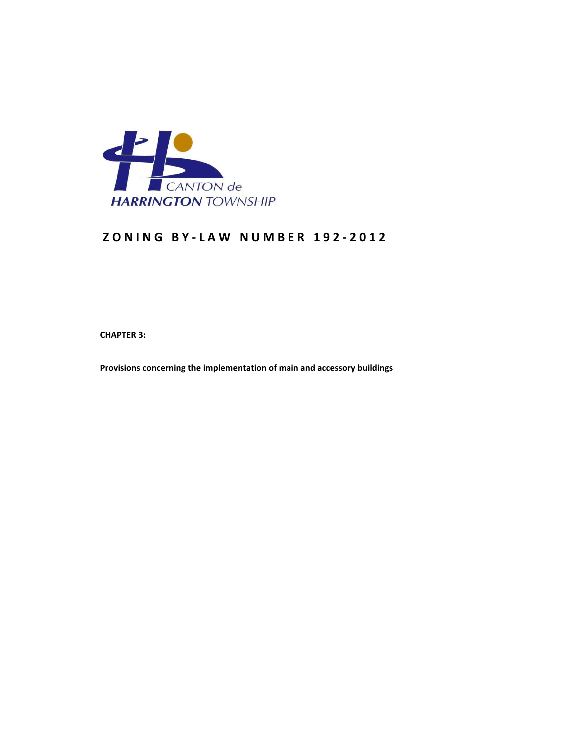# ZONING BY-LAW NUMBER 192-2012

**CHAPTER 3:**

**Provisions concerning the implementation of main and accessory buildings**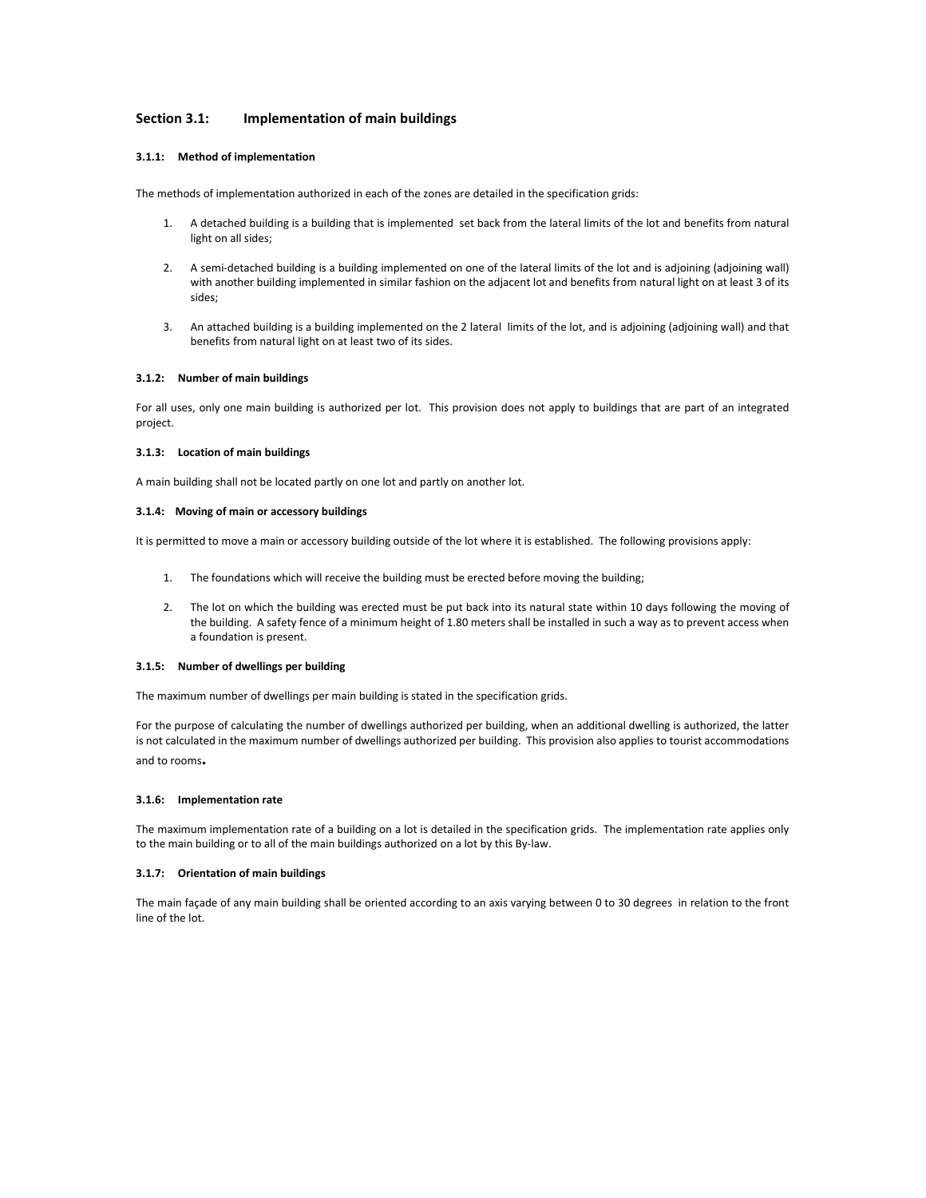## Section 3.1: Implementation of main buildings

### 3.1.1: Method of implementation

The methods of implementation authorized in each of the zones are detailed in the specification grids:

1. A detached building is a building that is implemented set back from the lateral limits of the lot and benefits from natural light on all sides;

2. A semi-detached building is a building implemented on one of the lateral limits of the lot and is adjoining (adjoining wall) with another building implemented in similar fashion on the adjacent lot and benefits from natural light on at least 3 of its sides;

3. An attached building is a building implemented on the 2 lateral limits of the lot, and is adjoining (adjoining wall) and that benefits from natural light on at least two of its sides.

### 3.1.2: Number of main buildings

For all uses, only one main building is authorized per lot. This provision does not apply to buildings that are part of an integrated project.

### 3.1.3: Location of main buildings

A main building shall not be located partly on one lot and partly on another lot.

### 3.1.4: Moving of main or accessory buildings

It is permitted to move a main or accessory building outside of the lot where it is established. The following provisions apply:

1. The foundations which will receive the building must be erected before moving the building;

2. The lot on which the building was erected must be put back into its natural state within 10 days following the moving of the building. A safety fence of a minimum height of 1.80 meters shall be installed in such a way as to prevent access when a foundation is present.

### 3.1.5: Number of dwellings per building

The maximum number of dwellings per main building is stated in the specification grids.

For the purpose of calculating the number of dwellings authorized per building, when an additional dwelling is authorized, the latter is not calculated in the maximum number of dwellings authorized per building. This provision also applies to tourist accommodations and to rooms.

### 3.1.6: Implementation rate

The maximum implementation rate of a building on a lot is detailed in the specification grids. The implementation rate applies only to the main building or to all of the main buildings authorized on a lot by this By-law.

### 3.1.7: Orientation of main buildings

The main façade of any main building shall be oriented according to an axis varying between 0 to 30 degrees in relation to the front line of the lot.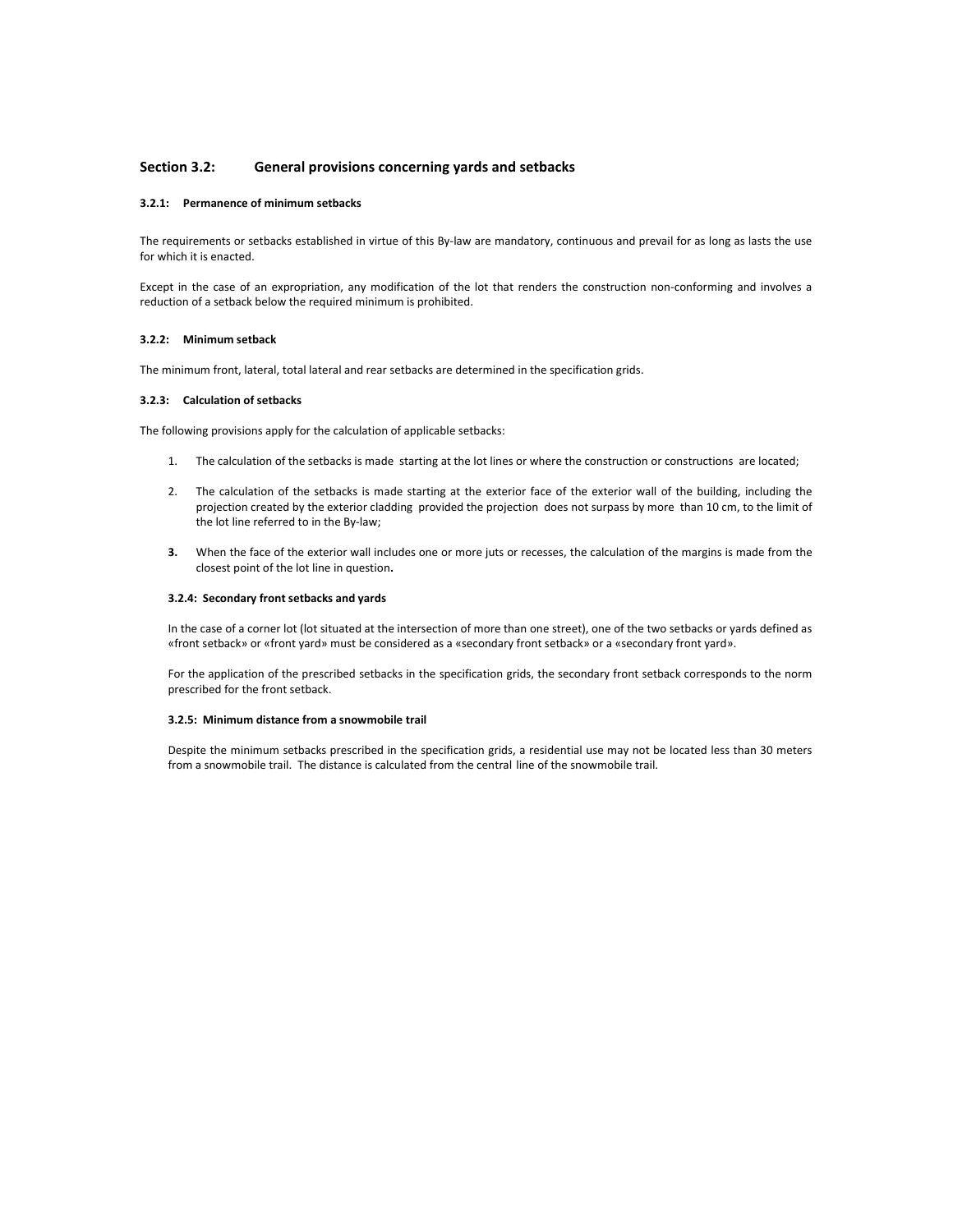## Section 3.2: General provisions concerning yards and setbacks

### 3.2.1: Permanence of minimum setbacks

The requirements or setbacks established in virtue of this By-law are mandatory, continuous and prevail for as long as lasts the use for which it is enacted.

Except in the case of an expropriation, any modification of the lot that renders the construction non-conforming and involves a reduction of a setback below the required minimum is prohibited.

### 3.2.2: Minimum setback

The minimum front, lateral, total lateral and rear setbacks are determined in the specification grids.

### 3.2.3: Calculation of setbacks

The following provisions apply for the calculation of applicable setbacks:

1. The calculation of the setbacks is made starting at the lot lines or where the construction or constructions are located;
2. The calculation of the setbacks is made starting at the exterior face of the exterior wall of the building, including the projection created by the exterior cladding provided the projection does not surpass by more than 10 cm, to the limit of the lot line referred to in the By-law;
3. When the face of the exterior wall includes one or more juts or recesses, the calculation of the margins is made from the closest point of the lot line in question.

### 3.2.4: Secondary front setbacks and yards

In the case of a corner lot (lot situated at the intersection of more than one street), one of the two setbacks or yards defined as «front setback» or «front yard» must be considered as a «secondary front setback» or a «secondary front yard».

For the application of the prescribed setbacks in the specification grids, the secondary front setback corresponds to the norm prescribed for the front setback.

### 3.2.5: Minimum distance from a snowmobile trail

Despite the minimum setbacks prescribed in the specification grids, a residential use may not be located less than 30 meters from a snowmobile trail. The distance is calculated from the central line of the snowmobile trail.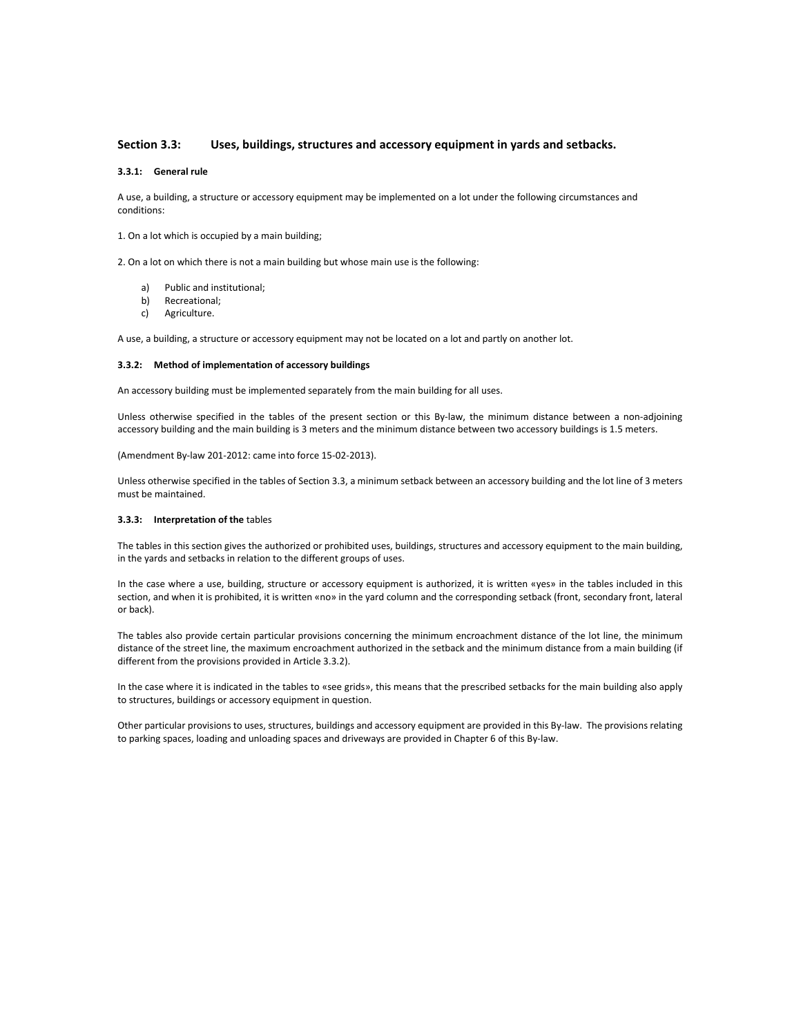## Section 3.3: Uses, buildings, structures and accessory equipment in yards and setbacks.

### 3.3.1: General rule

A use, a building, a structure or accessory equipment may be implemented on a lot under the following circumstances and conditions:

1. On a lot which is occupied by a main building;

2. On a lot on which there is not a main building but whose main use is the following:

   a) Public and institutional;
   b) Recreational;
   c) Agriculture.

A use, a building, a structure or accessory equipment may not be located on a lot and partly on another lot.

### 3.3.2: Method of implementation of accessory buildings

An accessory building must be implemented separately from the main building for all uses.

Unless otherwise specified in the tables of the present section or this By-law, the minimum distance between a non-adjoining accessory building and the main building is 3 meters and the minimum distance between two accessory buildings is 1.5 meters.

(Amendment By-law 201-2012: came into force 15-02-2013).

Unless otherwise specified in the tables of Section 3.3, a minimum setback between an accessory building and the lot line of 3 meters must be maintained.

### 3.3.3: Interpretation of the tables

The tables in this section gives the authorized or prohibited uses, buildings, structures and accessory equipment to the main building, in the yards and setbacks in relation to the different groups of uses.

In the case where a use, building, structure or accessory equipment is authorized, it is written «yes» in the tables included in this section, and when it is prohibited, it is written «no» in the yard column and the corresponding setback (front, secondary front, lateral or back).

The tables also provide certain particular provisions concerning the minimum encroachment distance of the lot line, the minimum distance of the street line, the maximum encroachment authorized in the setback and the minimum distance from a main building (if different from the provisions provided in Article 3.3.2).

In the case where it is indicated in the tables to «see grids», this means that the prescribed setbacks for the main building also apply to structures, buildings or accessory equipment in question.

Other particular provisions to uses, structures, buildings and accessory equipment are provided in this By-law. The provisions relating to parking spaces, loading and unloading spaces and driveways are provided in Chapter 6 of this By-law.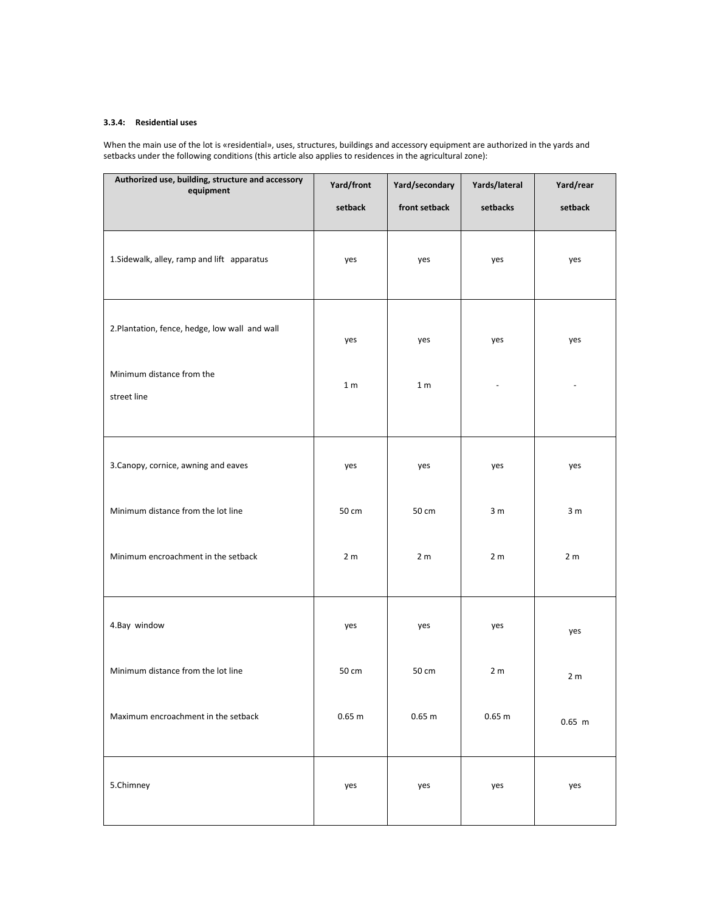### 3.3.4: Residential uses

When the main use of the lot is «residential», uses, structures, buildings and accessory equipment are authorized in the yards and setbacks under the following conditions (this article also applies to residences in the agricultural zone):

| Authorized use, building, structure and accessory equipment | Yard/front setback | Yard/secondary front setback | Yards/lateral setbacks | Yard/rear setback |
|---|---|---|---|---|
| 1.Sidewalk, alley, ramp and lift apparatus | yes | yes | yes | yes |
| 2.Plantation, fence, hedge, low wall and wall | yes | yes | yes | yes |
| Minimum distance from the street line | 1 m | 1 m | - | - |
| 3.Canopy, cornice, awning and eaves | yes | yes | yes | yes |
| Minimum distance from the lot line | 50 cm | 50 cm | 3 m | 3 m |
| Minimum encroachment in the setback | 2 m | 2 m | 2 m | 2 m |
| 4.Bay window | yes | yes | yes | yes |
| Minimum distance from the lot line | 50 cm | 50 cm | 2 m | 2 m |
| Maximum encroachment in the setback | 0.65 m | 0.65 m | 0.65 m | 0.65 m |
| 5.Chimney | yes | yes | yes | yes |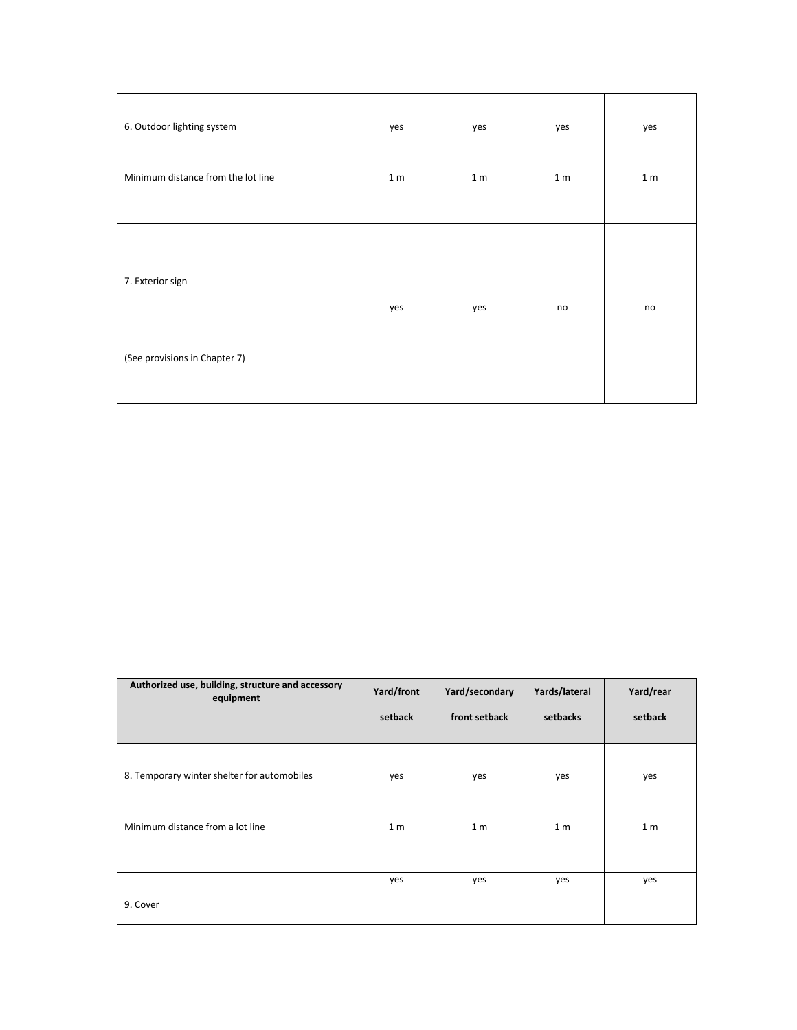| | | | | |
|---|---|---|---|---|
| 6. Outdoor lighting system | yes | yes | yes | yes |
| Minimum distance from the lot line | 1 m | 1 m | 1 m | 1 m |
| 7. Exterior sign<br><br>(See provisions in Chapter 7) | yes | yes | no | no |

| Authorized use, building, structure and accessory equipment | Yard/front setback | Yard/secondary front setback | Yards/lateral setbacks | Yard/rear setback |
|---|---|---|---|---|
| 8. Temporary winter shelter for automobiles | yes | yes | yes | yes |
| Minimum distance from a lot line | 1 m | 1 m | 1 m | 1 m |
| 9. Cover | yes | yes | yes | yes |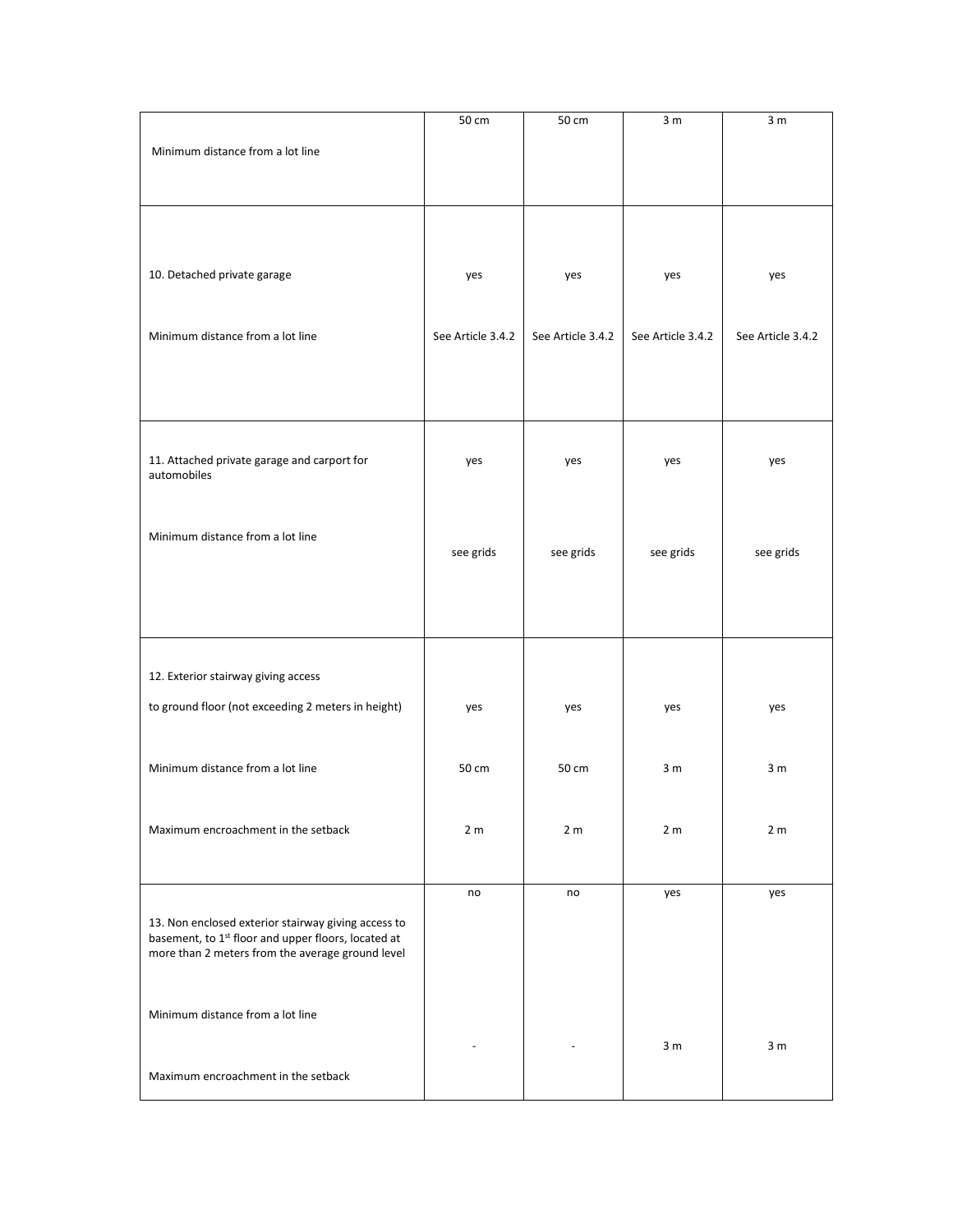| | | | | |
|---|---|---|---|---|
| Minimum distance from a lot line | 50 cm | 50 cm | 3 m | 3 m |
| 10. Detached private garage | yes | yes | yes | yes |
| Minimum distance from a lot line | See Article 3.4.2 | See Article 3.4.2 | See Article 3.4.2 | See Article 3.4.2 |
| 11. Attached private garage and carport for automobiles | yes | yes | yes | yes |
| Minimum distance from a lot line | see grids | see grids | see grids | see grids |
| 12. Exterior stairway giving access to ground floor (not exceeding 2 meters in height) | yes | yes | yes | yes |
| Minimum distance from a lot line | 50 cm | 50 cm | 3 m | 3 m |
| Maximum encroachment in the setback | 2 m | 2 m | 2 m | 2 m |
| 13. Non enclosed exterior stairway giving access to basement, to 1st floor and upper floors, located at more than 2 meters from the average ground level | no | no | yes | yes |
| Minimum distance from a lot line | - | - | 3 m | 3 m |
| Maximum encroachment in the setback | | | | |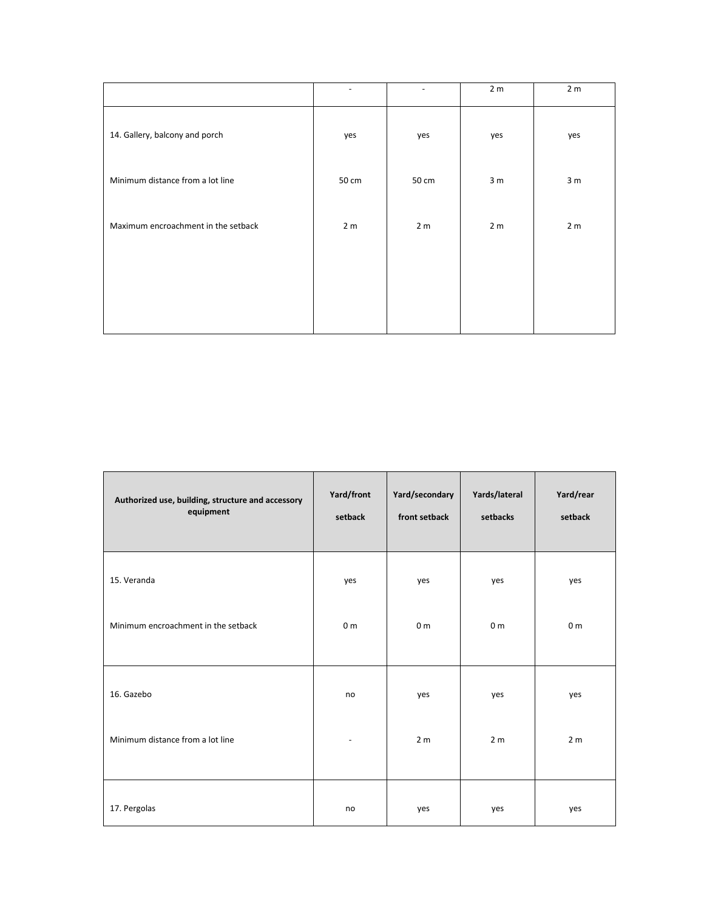| | | | | |
|---|---|---|---|---|
| | - | - | 2 m | 2 m |
| 14. Gallery, balcony and porch | yes | yes | yes | yes |
| Minimum distance from a lot line | 50 cm | 50 cm | 3 m | 3 m |
| Maximum encroachment in the setback | 2 m | 2 m | 2 m | 2 m |

| Authorized use, building, structure and accessory equipment | Yard/front setback | Yard/secondary front setback | Yards/lateral setbacks | Yard/rear setback |
|---|---|---|---|---|
| 15. Veranda | yes | yes | yes | yes |
| Minimum encroachment in the setback | 0 m | 0 m | 0 m | 0 m |
| 16. Gazebo | no | yes | yes | yes |
| Minimum distance from a lot line | - | 2 m | 2 m | 2 m |
| 17. Pergolas | no | yes | yes | yes |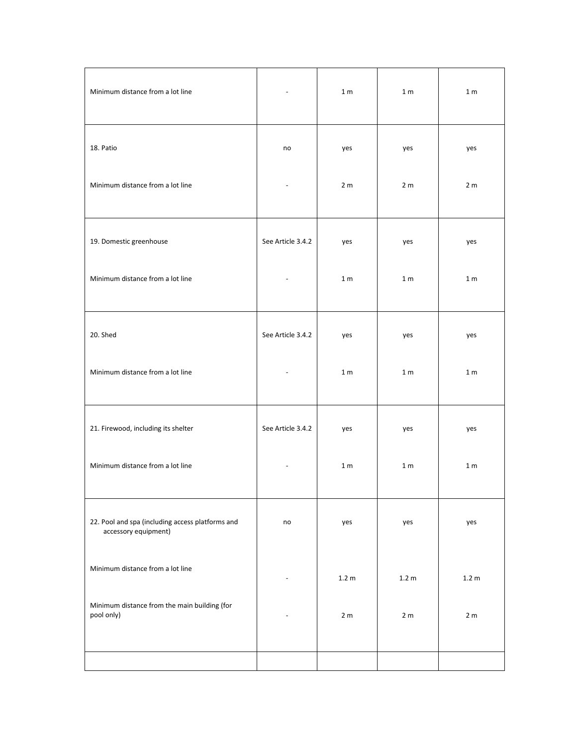| | | | | |
|---|---|---|---|---|
| Minimum distance from a lot line | - | 1 m | 1 m | 1 m |
| 18. Patio | no | yes | yes | yes |
| Minimum distance from a lot line | - | 2 m | 2 m | 2 m |
| 19. Domestic greenhouse | See Article 3.4.2 | yes | yes | yes |
| Minimum distance from a lot line | - | 1 m | 1 m | 1 m |
| 20. Shed | See Article 3.4.2 | yes | yes | yes |
| Minimum distance from a lot line | - | 1 m | 1 m | 1 m |
| 21. Firewood, including its shelter | See Article 3.4.2 | yes | yes | yes |
| Minimum distance from a lot line | - | 1 m | 1 m | 1 m |
| 22. Pool and spa (including access platforms and accessory equipment) | no | yes | yes | yes |
| Minimum distance from a lot line | - | 1.2 m | 1.2 m | 1.2 m |
| Minimum distance from the main building (for pool only) | - | 2 m | 2 m | 2 m |
| | | | | |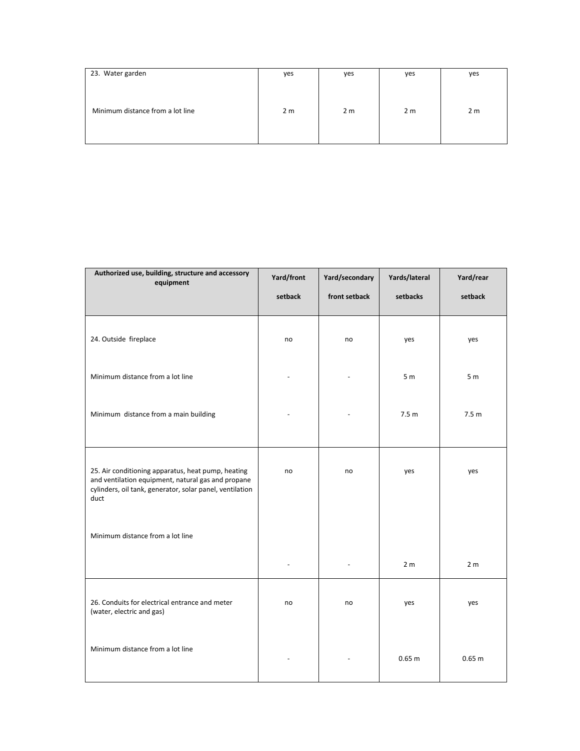| 23. Water garden | yes | yes | yes | yes |
|---|---|---|---|---|
| Minimum distance from a lot line | 2 m | 2 m | 2 m | 2 m |

| Authorized use, building, structure and accessory equipment | Yard/front setback | Yard/secondary front setback | Yards/lateral setbacks | Yard/rear setback |
|---|---|---|---|---|
| 24. Outside fireplace | no | no | yes | yes |
| Minimum distance from a lot line | - | - | 5 m | 5 m |
| Minimum distance from a main building | - | - | 7.5 m | 7.5 m |
| 25. Air conditioning apparatus, heat pump, heating and ventilation equipment, natural gas and propane cylinders, oil tank, generator, solar panel, ventilation duct | no | no | yes | yes |
| Minimum distance from a lot line | - | - | 2 m | 2 m |
| 26. Conduits for electrical entrance and meter (water, electric and gas) | no | no | yes | yes |
| Minimum distance from a lot line | - | - | 0.65 m | 0.65 m |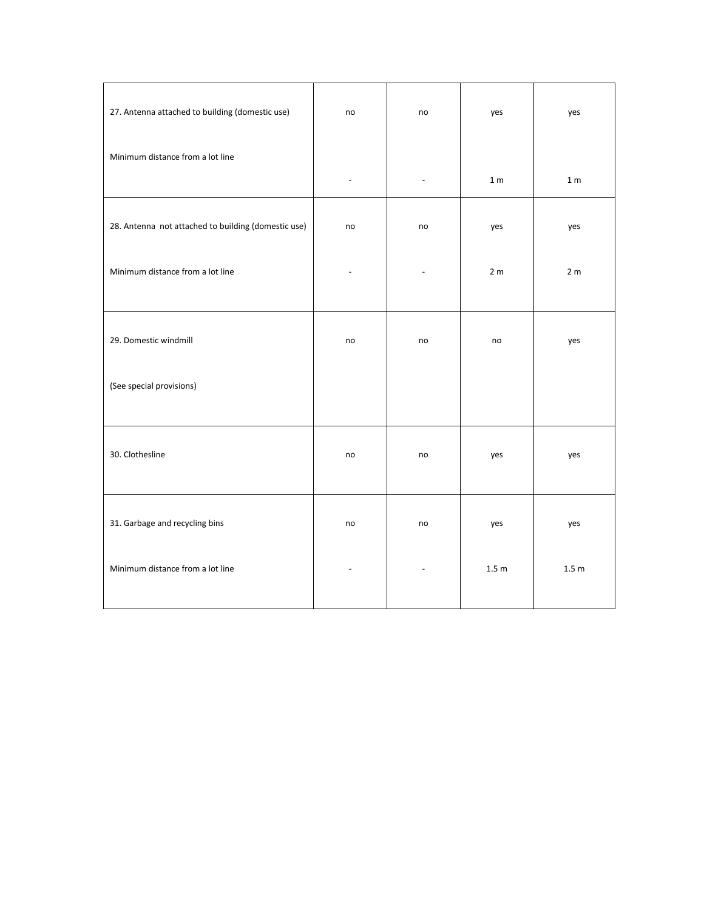| | | | | |
|---|---|---|---|---|
| 27. Antenna attached to building (domestic use) | no | no | yes | yes |
| Minimum distance from a lot line | - | - | 1 m | 1 m |
| 28. Antenna not attached to building (domestic use) | no | no | yes | yes |
| Minimum distance from a lot line | - | - | 2 m | 2 m |
| 29. Domestic windmill | no | no | no | yes |
| (See special provisions) | | | | |
| 30. Clothesline | no | no | yes | yes |
| 31. Garbage and recycling bins | no | no | yes | yes |
| Minimum distance from a lot line | - | - | 1.5 m | 1.5 m |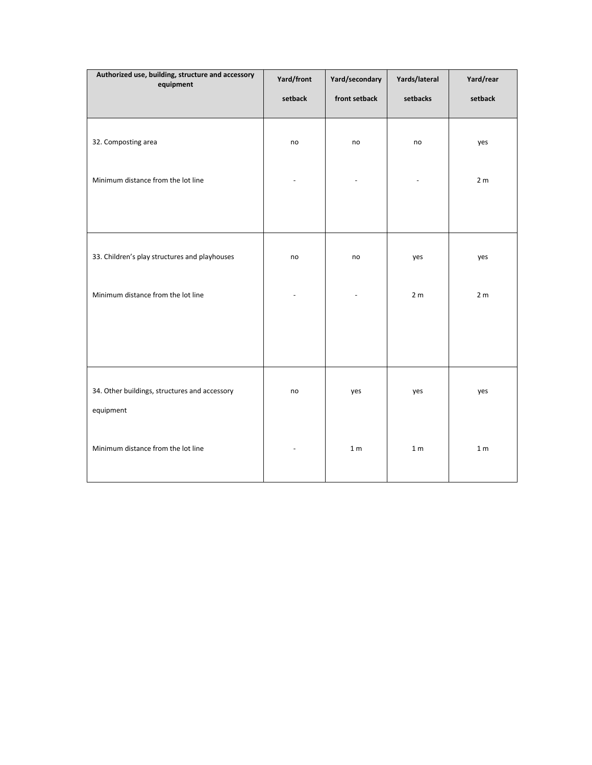| Authorized use, building, structure and accessory equipment | Yard/front setback | Yard/secondary front setback | Yards/lateral setbacks | Yard/rear setback |
|---|---|---|---|---|
| 32. Composting area | no | no | no | yes |
| Minimum distance from the lot line | - | - | - | 2 m |
| 33. Children's play structures and playhouses | no | no | yes | yes |
| Minimum distance from the lot line | - | - | 2 m | 2 m |
| 34. Other buildings, structures and accessory equipment | no | yes | yes | yes |
| Minimum distance from the lot line | - | 1 m | 1 m | 1 m |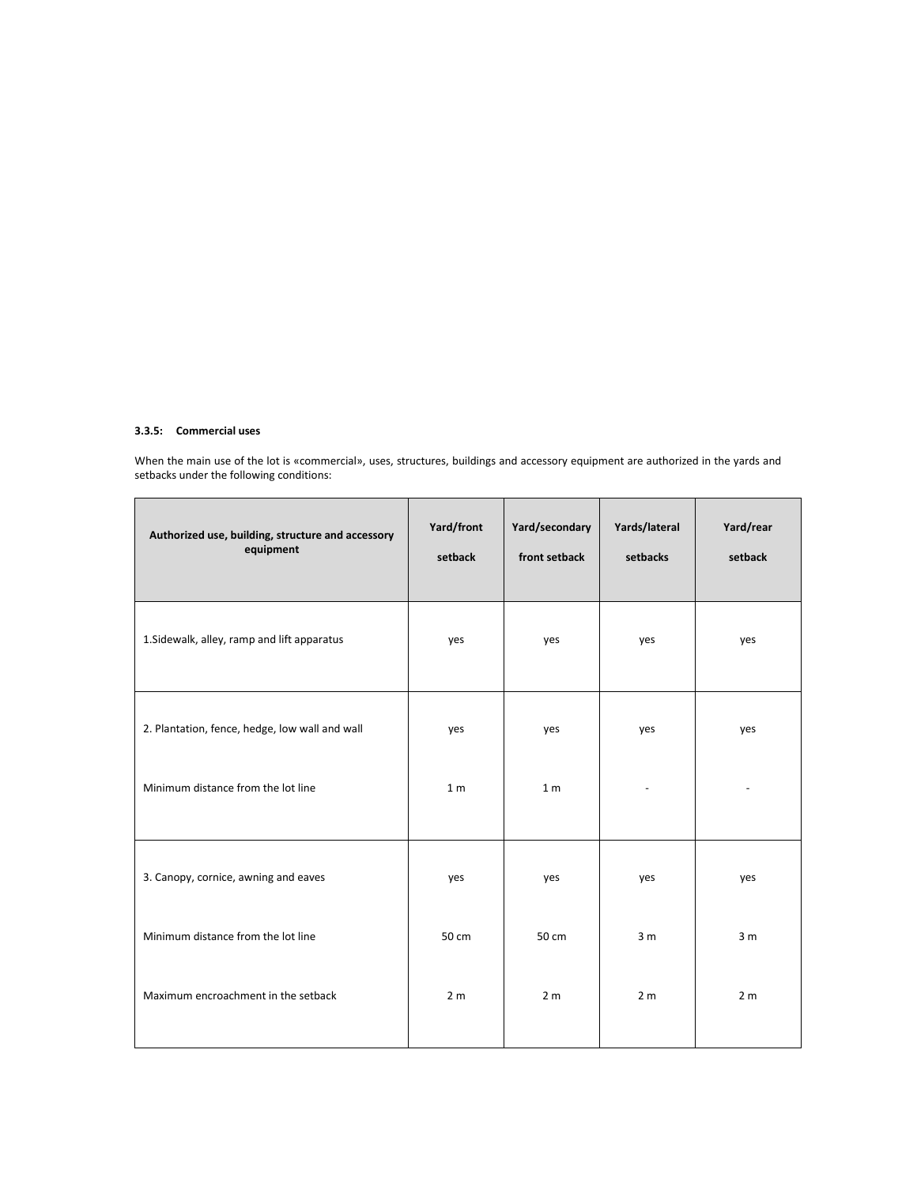### 3.3.5: Commercial uses

When the main use of the lot is «commercial», uses, structures, buildings and accessory equipment are authorized in the yards and setbacks under the following conditions:

| Authorized use, building, structure and accessory equipment | Yard/front setback | Yard/secondary front setback | Yards/lateral setbacks | Yard/rear setback |
|---|---|---|---|---|
| 1.Sidewalk, alley, ramp and lift apparatus | yes | yes | yes | yes |
| 2. Plantation, fence, hedge, low wall and wall | yes | yes | yes | yes |
| Minimum distance from the lot line | 1 m | 1 m | - | - |
| 3. Canopy, cornice, awning and eaves | yes | yes | yes | yes |
| Minimum distance from the lot line | 50 cm | 50 cm | 3 m | 3 m |
| Maximum encroachment in the setback | 2 m | 2 m | 2 m | 2 m |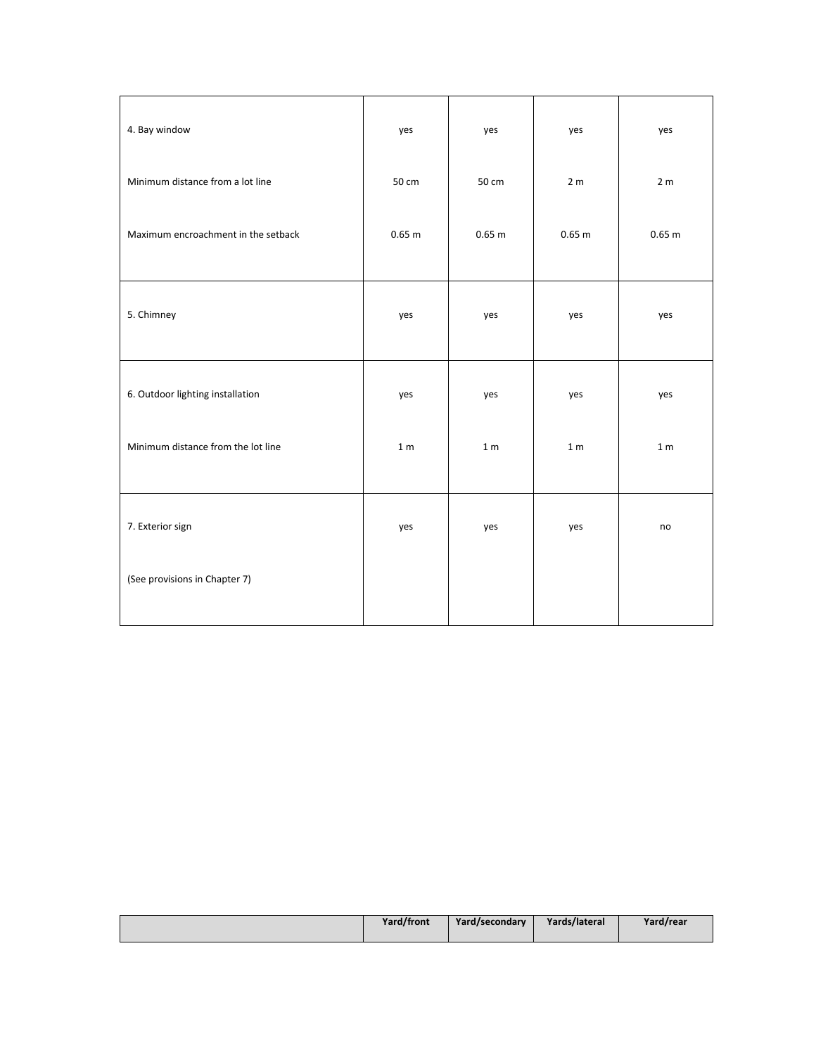| | | | | |
|---|---|---|---|---|
| 4. Bay window | yes | yes | yes | yes |
| Minimum distance from a lot line | 50 cm | 50 cm | 2 m | 2 m |
| Maximum encroachment in the setback | 0.65 m | 0.65 m | 0.65 m | 0.65 m |
| 5. Chimney | yes | yes | yes | yes |
| 6. Outdoor lighting installation | yes | yes | yes | yes |
| Minimum distance from the lot line | 1 m | 1 m | 1 m | 1 m |
| 7. Exterior sign | yes | yes | yes | no |
| (See provisions in Chapter 7) | | | | |

| | **Yard/front** | **Yard/secondary** | **Yards/lateral** | **Yard/rear** |
|---|---|---|---|---|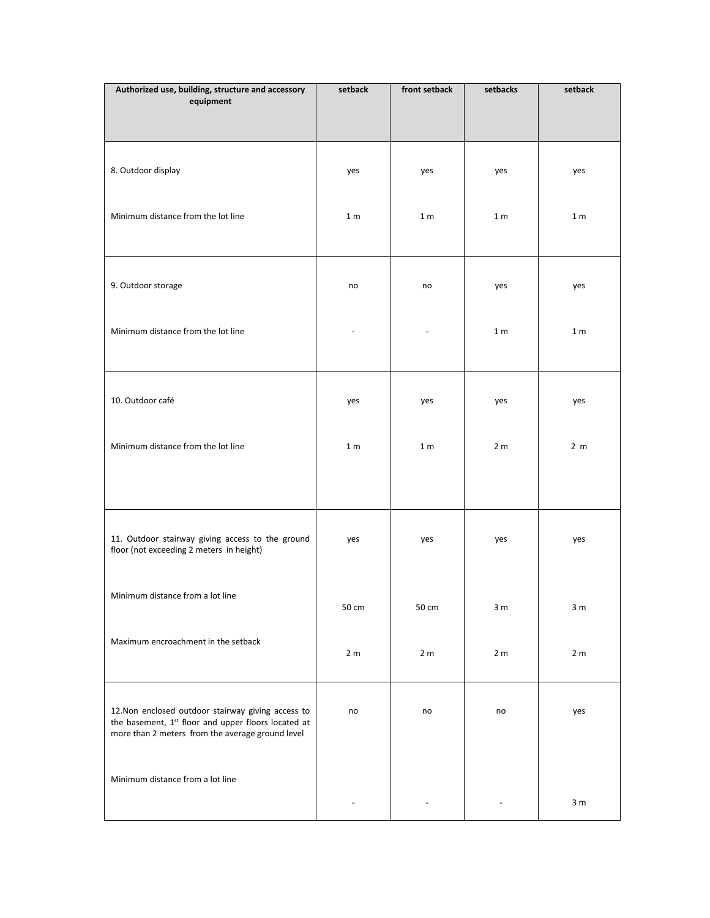| Authorized use, building, structure and accessory equipment | setback | front setback | setbacks | setback |
|---|---|---|---|---|
| 8. Outdoor display | yes | yes | yes | yes |
| Minimum distance from the lot line | 1 m | 1 m | 1 m | 1 m |
| 9. Outdoor storage | no | no | yes | yes |
| Minimum distance from the lot line | - | - | 1 m | 1 m |
| 10. Outdoor café | yes | yes | yes | yes |
| Minimum distance from the lot line | 1 m | 1 m | 2 m | 2 m |
| 11. Outdoor stairway giving access to the ground floor (not exceeding 2 meters in height) | yes | yes | yes | yes |
| Minimum distance from a lot line | 50 cm | 50 cm | 3 m | 3 m |
| Maximum encroachment in the setback | 2 m | 2 m | 2 m | 2 m |
| 12.Non enclosed outdoor stairway giving access to the basement, 1st floor and upper floors located at more than 2 meters from the average ground level | no | no | no | yes |
| Minimum distance from a lot line | - | - | - | 3 m |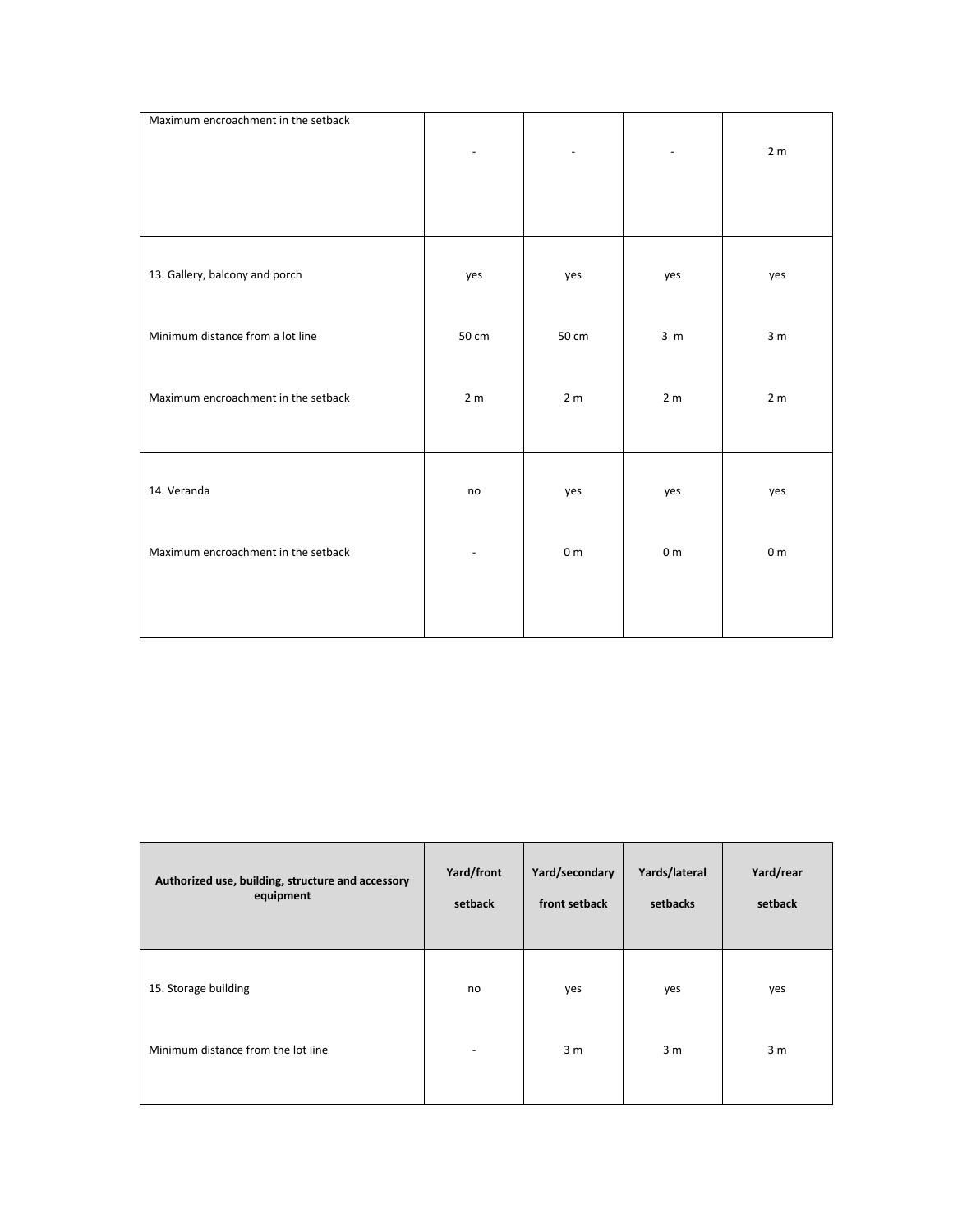| Maximum encroachment in the setback | - | - | - | 2 m |
|---|---|---|---|---|
| 13. Gallery, balcony and porch | yes | yes | yes | yes |
| Minimum distance from a lot line | 50 cm | 50 cm | 3 m | 3 m |
| Maximum encroachment in the setback | 2 m | 2 m | 2 m | 2 m |
| 14. Veranda | no | yes | yes | yes |
| Maximum encroachment in the setback | - | 0 m | 0 m | 0 m |

| Authorized use, building, structure and accessory equipment | Yard/front setback | Yard/secondary front setback | Yards/lateral setbacks | Yard/rear setback |
|---|---|---|---|---|
| 15. Storage building | no | yes | yes | yes |
| Minimum distance from the lot line | - | 3 m | 3 m | 3 m |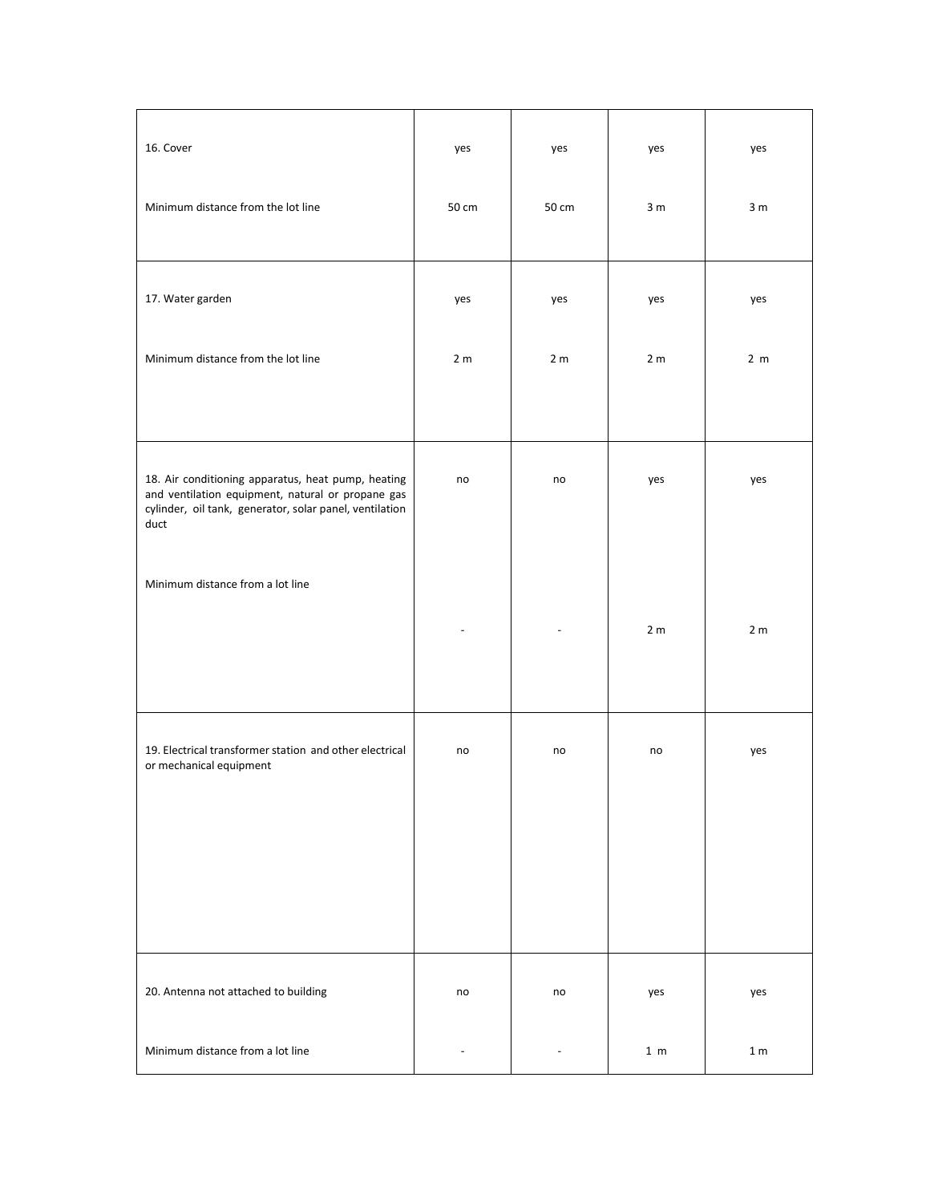| | | | | |
|---|---|---|---|---|
| 16. Cover | yes | yes | yes | yes |
| Minimum distance from the lot line | 50 cm | 50 cm | 3 m | 3 m |
| 17. Water garden | yes | yes | yes | yes |
| Minimum distance from the lot line | 2 m | 2 m | 2 m | 2 m |
| 18. Air conditioning apparatus, heat pump, heating and ventilation equipment, natural or propane gas cylinder, oil tank, generator, solar panel, ventilation duct | no | no | yes | yes |
| Minimum distance from a lot line | - | - | 2 m | 2 m |
| 19. Electrical transformer station and other electrical or mechanical equipment | no | no | no | yes |
| 20. Antenna not attached to building | no | no | yes | yes |
| Minimum distance from a lot line | - | - | 1 m | 1 m |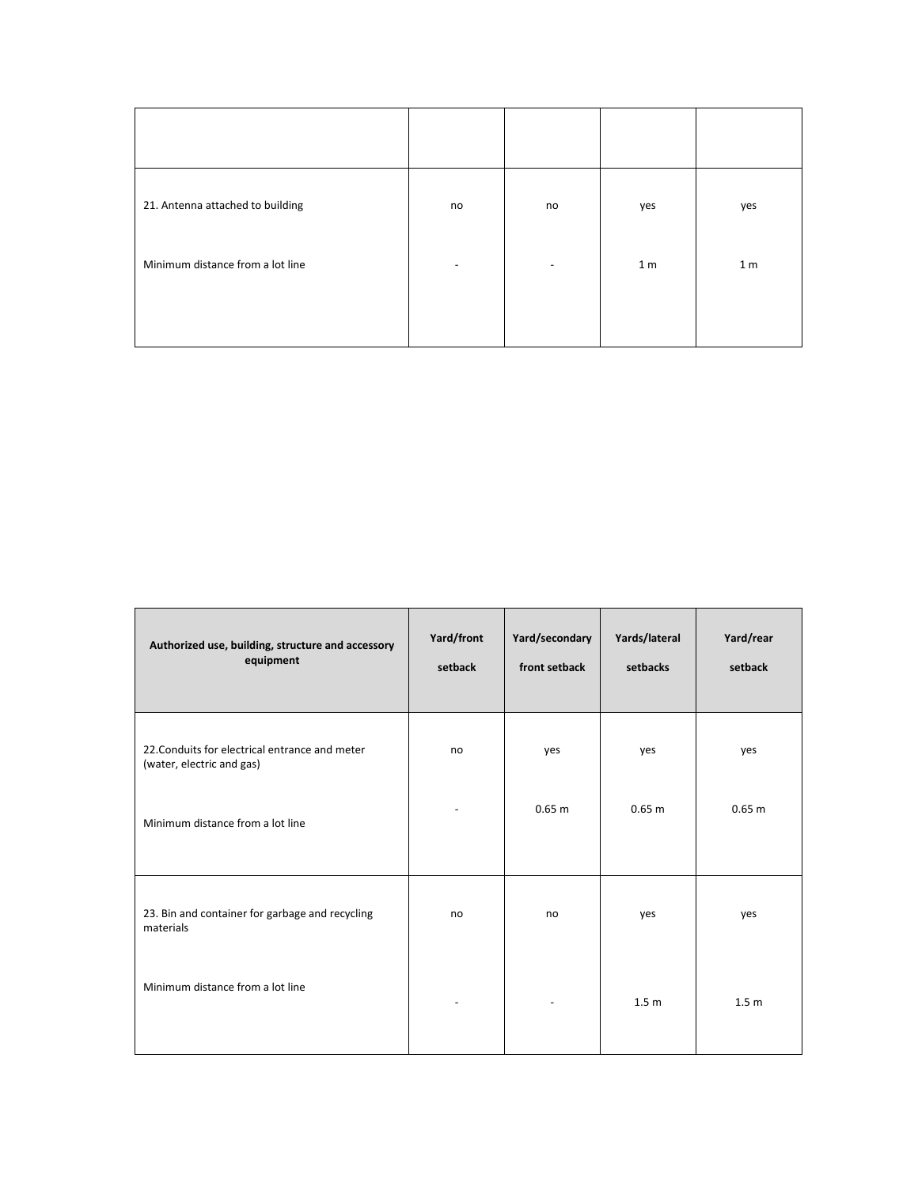| | | | | |
|---|---|---|---|---|
| 21. Antenna attached to building | no | no | yes | yes |
| Minimum distance from a lot line | - | - | 1 m | 1 m |

| Authorized use, building, structure and accessory equipment | Yard/front setback | Yard/secondary front setback | Yards/lateral setbacks | Yard/rear setback |
|---|---|---|---|---|
| 22.Conduits for electrical entrance and meter (water, electric and gas) | no | yes | yes | yes |
| Minimum distance from a lot line | - | 0.65 m | 0.65 m | 0.65 m |
| 23. Bin and container for garbage and recycling materials | no | no | yes | yes |
| Minimum distance from a lot line | - | - | 1.5 m | 1.5 m |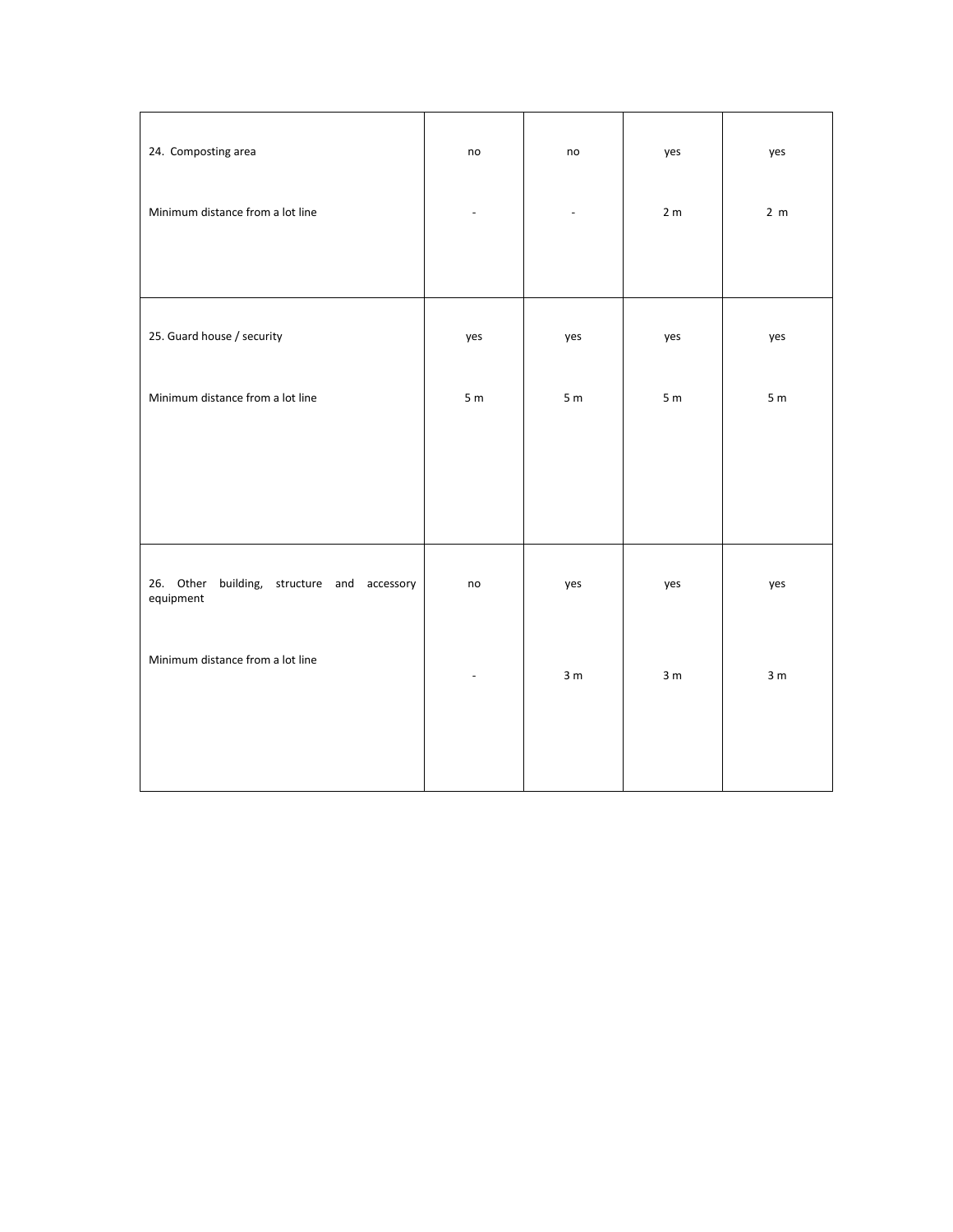| | | | | |
|---|---|---|---|---|
| 24. Composting area<br><br>Minimum distance from a lot line | no<br><br>- | no<br><br>- | yes<br><br>2 m | yes<br><br>2 m |
| 25. Guard house / security<br><br>Minimum distance from a lot line | yes<br><br>5 m | yes<br><br>5 m | yes<br><br>5 m | yes<br><br>5 m |
| 26. Other building, structure and accessory equipment<br><br>Minimum distance from a lot line | no<br><br>- | yes<br><br>3 m | yes<br><br>3 m | yes<br><br>3 m |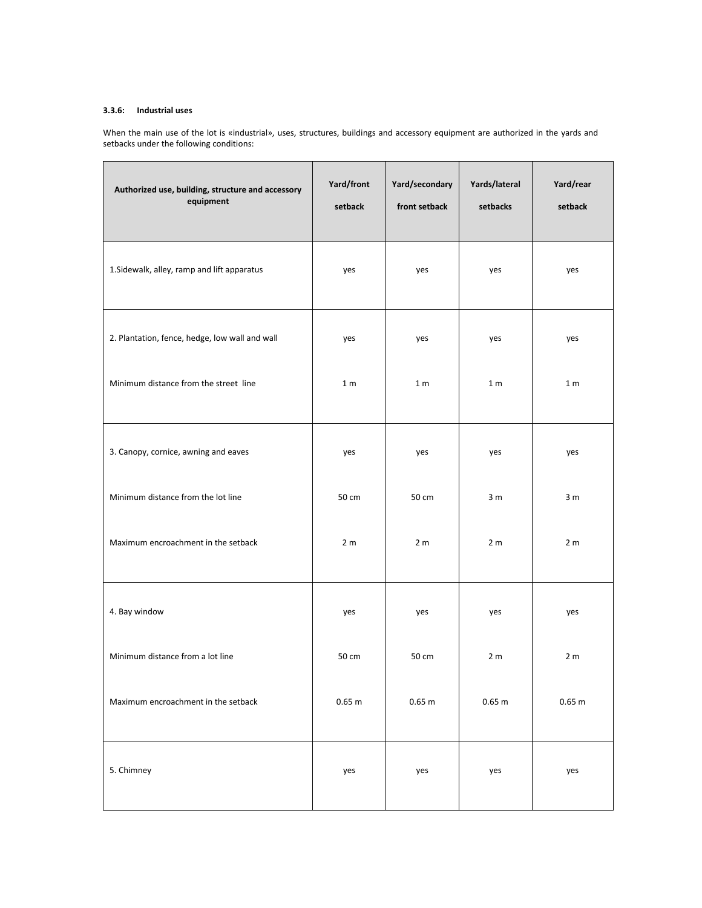### 3.3.6: Industrial uses

When the main use of the lot is «industrial», uses, structures, buildings and accessory equipment are authorized in the yards and setbacks under the following conditions:

| Authorized use, building, structure and accessory equipment | Yard/front setback | Yard/secondary front setback | Yards/lateral setbacks | Yard/rear setback |
|---|---|---|---|---|
| 1.Sidewalk, alley, ramp and lift apparatus | yes | yes | yes | yes |
| 2. Plantation, fence, hedge, low wall and wall | yes | yes | yes | yes |
| Minimum distance from the street line | 1 m | 1 m | 1 m | 1 m |
| 3. Canopy, cornice, awning and eaves | yes | yes | yes | yes |
| Minimum distance from the lot line | 50 cm | 50 cm | 3 m | 3 m |
| Maximum encroachment in the setback | 2 m | 2 m | 2 m | 2 m |
| 4. Bay window | yes | yes | yes | yes |
| Minimum distance from a lot line | 50 cm | 50 cm | 2 m | 2 m |
| Maximum encroachment in the setback | 0.65 m | 0.65 m | 0.65 m | 0.65 m |
| 5. Chimney | yes | yes | yes | yes |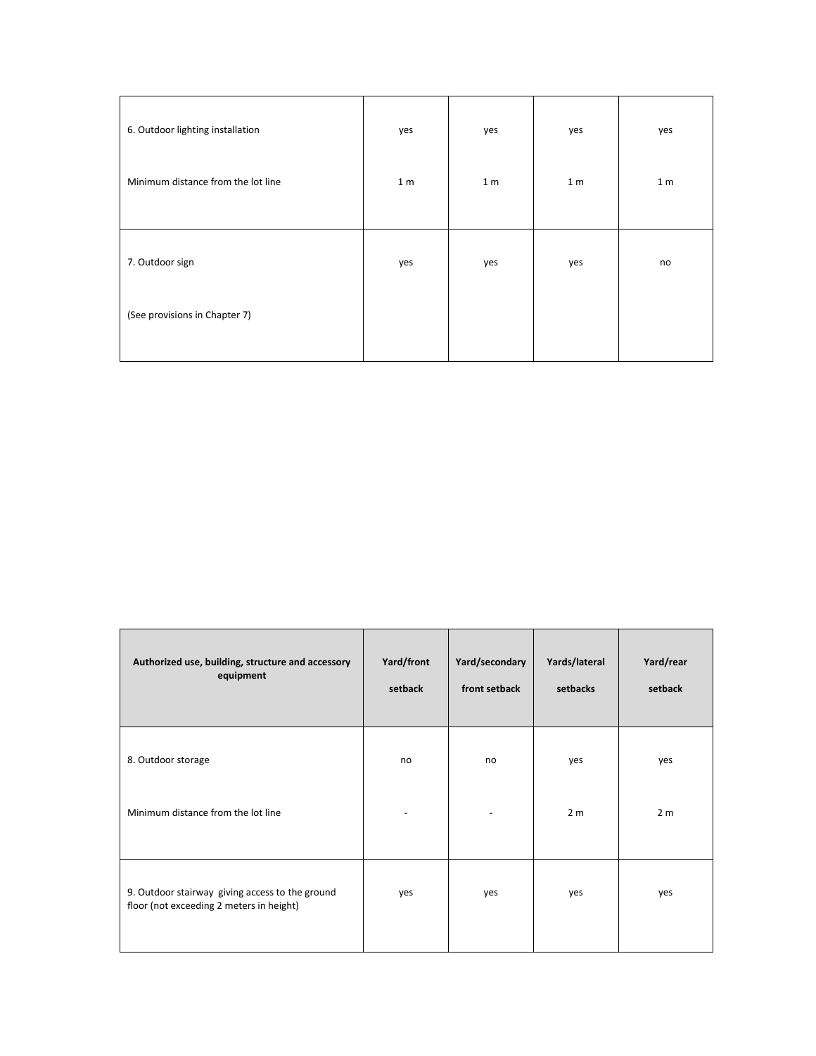| | | | | |
|---|---|---|---|---|
| 6. Outdoor lighting installation | yes | yes | yes | yes |
| Minimum distance from the lot line | 1 m | 1 m | 1 m | 1 m |
| 7. Outdoor sign | yes | yes | yes | no |
| (See provisions in Chapter 7) | | | | |

| **Authorized use, building, structure and accessory equipment** | **Yard/front setback** | **Yard/secondary front setback** | **Yards/lateral setbacks** | **Yard/rear setback** |
|---|---|---|---|---|
| 8. Outdoor storage | no | no | yes | yes |
| Minimum distance from the lot line | - | - | 2 m | 2 m |
| 9. Outdoor stairway giving access to the ground floor (not exceeding 2 meters in height) | yes | yes | yes | yes |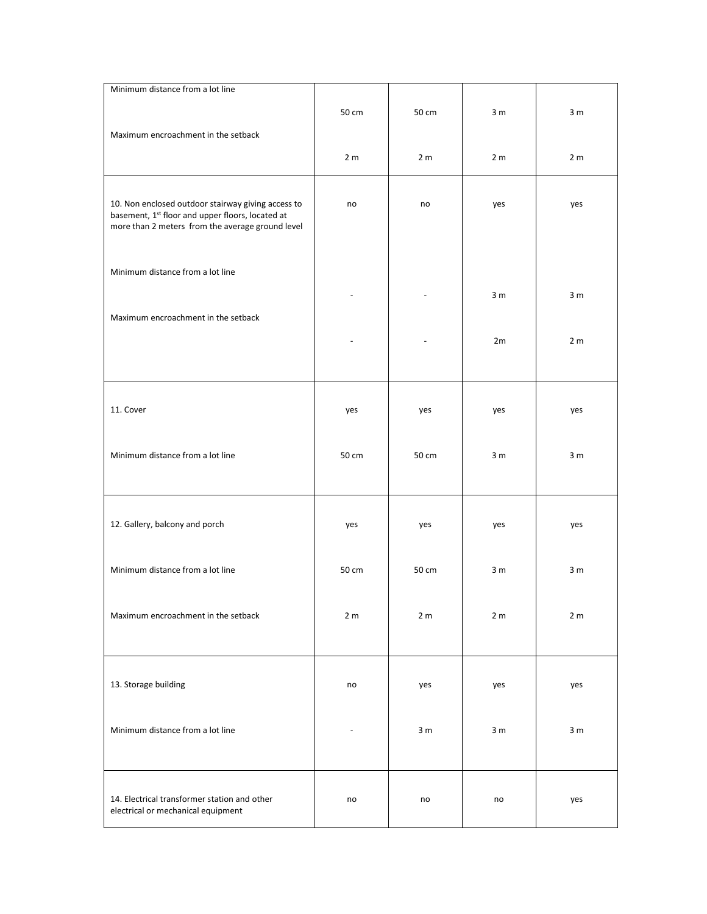| | | | | |
|---|---|---|---|---|
| Minimum distance from a lot line | 50 cm | 50 cm | 3 m | 3 m |
| Maximum encroachment in the setback | 2 m | 2 m | 2 m | 2 m |
| 10. Non enclosed outdoor stairway giving access to basement, 1st floor and upper floors, located at more than 2 meters from the average ground level | no | no | yes | yes |
| Minimum distance from a lot line | - | - | 3 m | 3 m |
| Maximum encroachment in the setback | - | - | 2m | 2 m |
| 11. Cover | yes | yes | yes | yes |
| Minimum distance from a lot line | 50 cm | 50 cm | 3 m | 3 m |
| 12. Gallery, balcony and porch | yes | yes | yes | yes |
| Minimum distance from a lot line | 50 cm | 50 cm | 3 m | 3 m |
| Maximum encroachment in the setback | 2 m | 2 m | 2 m | 2 m |
| 13. Storage building | no | yes | yes | yes |
| Minimum distance from a lot line | - | 3 m | 3 m | 3 m |
| 14. Electrical transformer station and other electrical or mechanical equipment | no | no | no | yes |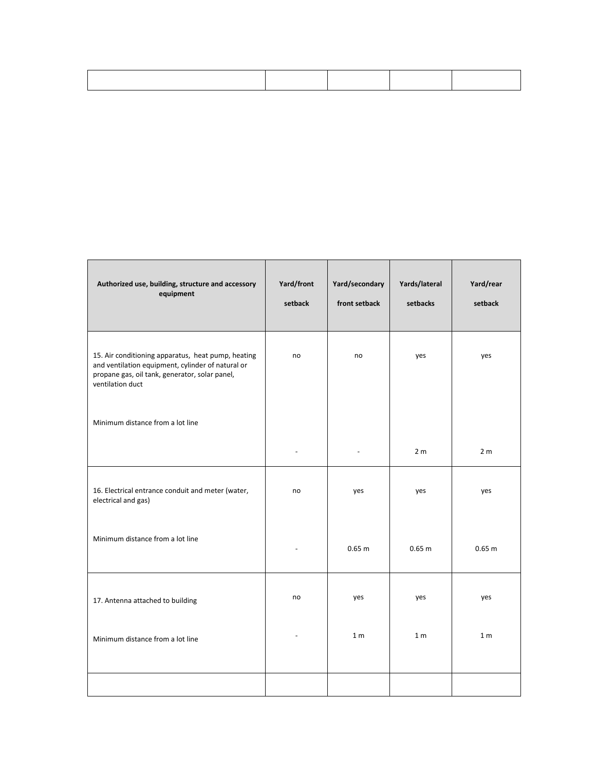| | | | | |
|---|---|---|---|---|
| | | | | |

| Authorized use, building, structure and accessory equipment | Yard/front setback | Yard/secondary front setback | Yards/lateral setbacks | Yard/rear setback |
|---|---|---|---|---|
| 15. Air conditioning apparatus, heat pump, heating and ventilation equipment, cylinder of natural or propane gas, oil tank, generator, solar panel, ventilation duct | no | no | yes | yes |
| Minimum distance from a lot line | - | - | 2 m | 2 m |
| 16. Electrical entrance conduit and meter (water, electrical and gas) | no | yes | yes | yes |
| Minimum distance from a lot line | - | 0.65 m | 0.65 m | 0.65 m |
| 17. Antenna attached to building | no | yes | yes | yes |
| Minimum distance from a lot line | - | 1 m | 1 m | 1 m |
| | | | | |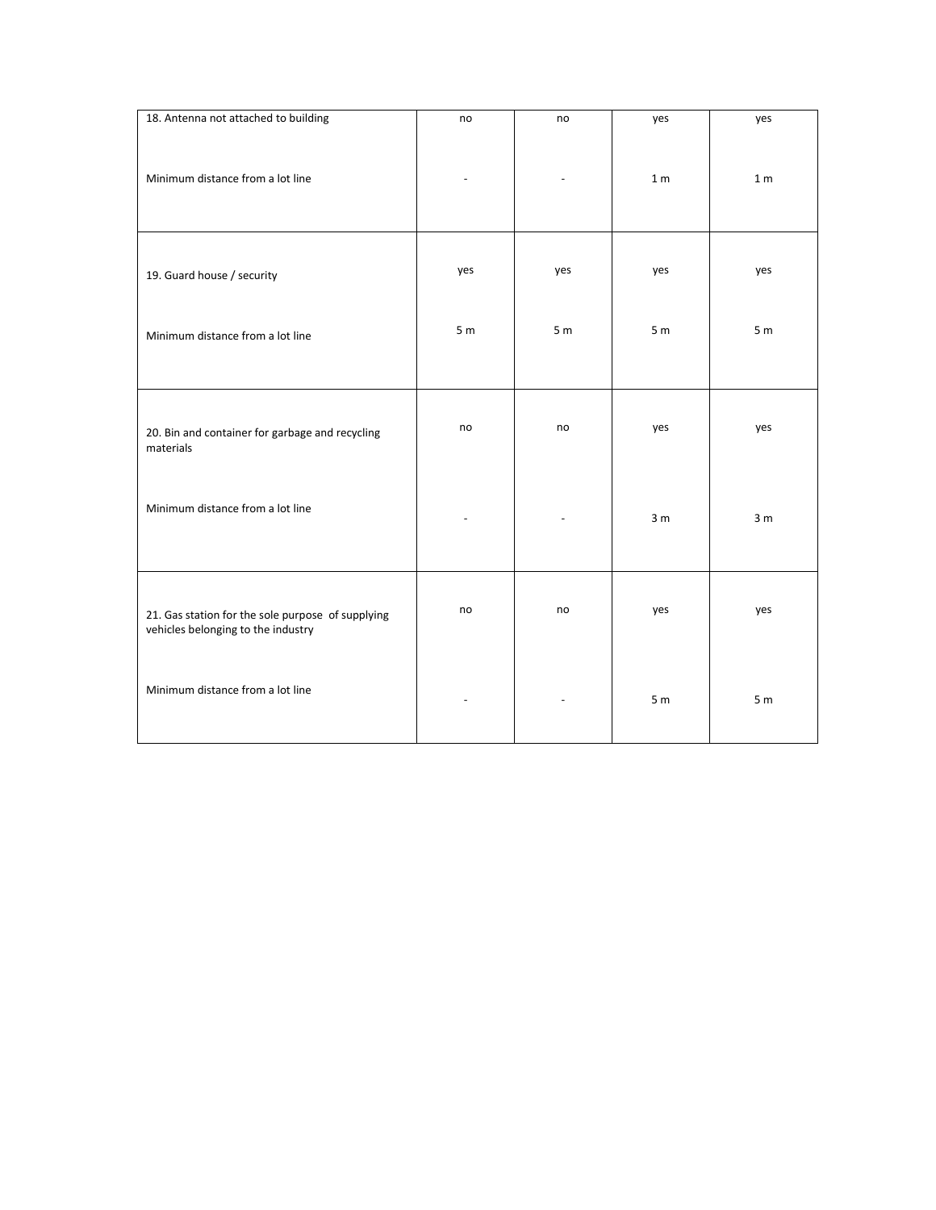| | | | | |
|---|---|---|---|---|
| 18. Antenna not attached to building | no | no | yes | yes |
| Minimum distance from a lot line | - | - | 1 m | 1 m |
| 19. Guard house / security | yes | yes | yes | yes |
| Minimum distance from a lot line | 5 m | 5 m | 5 m | 5 m |
| 20. Bin and container for garbage and recycling materials | no | no | yes | yes |
| Minimum distance from a lot line | - | - | 3 m | 3 m |
| 21. Gas station for the sole purpose of supplying vehicles belonging to the industry | no | no | yes | yes |
| Minimum distance from a lot line | - | - | 5 m | 5 m |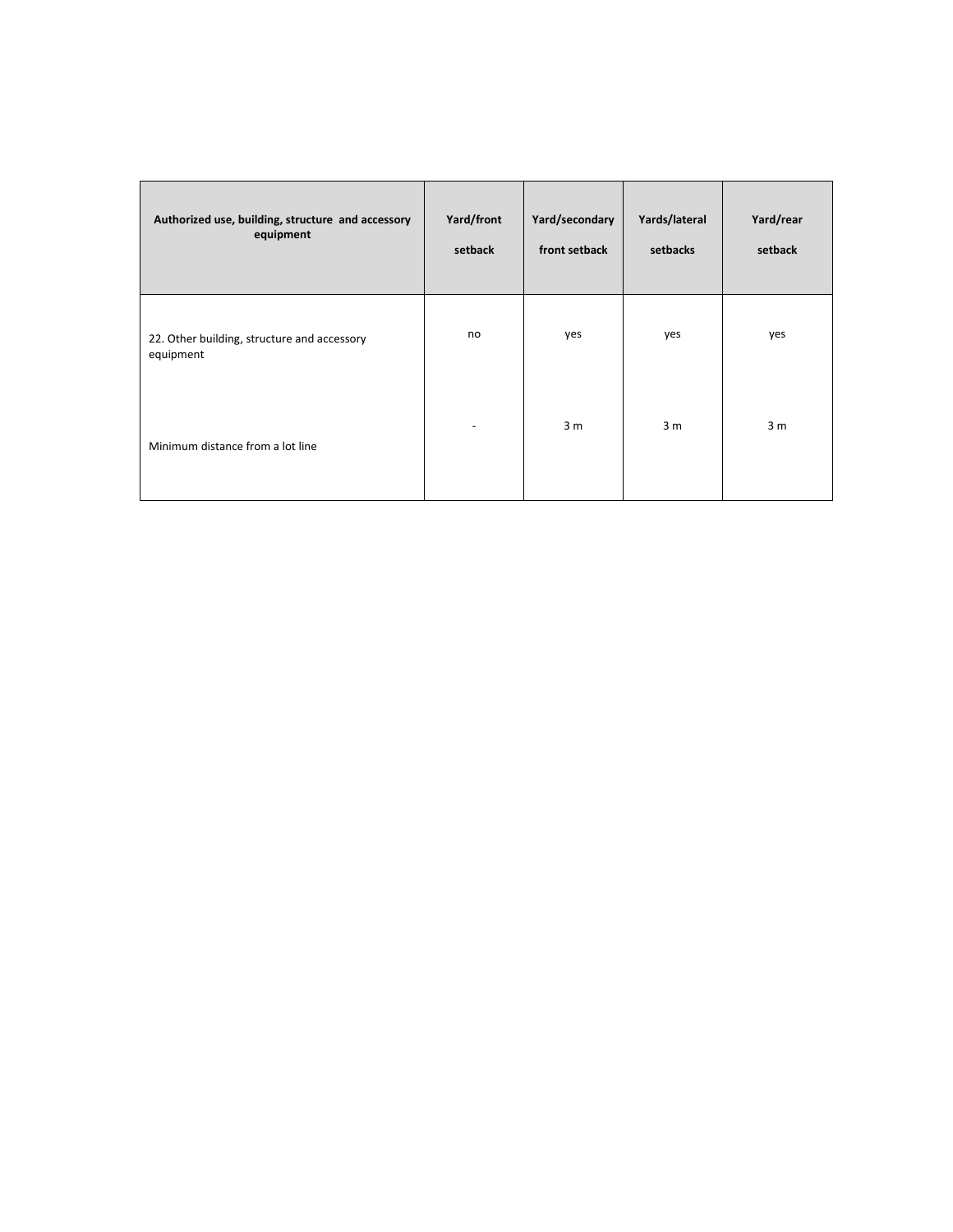| Authorized use, building, structure and accessory equipment | Yard/front setback | Yard/secondary front setback | Yards/lateral setbacks | Yard/rear setback |
|---|---|---|---|---|
| 22. Other building, structure and accessory equipment | no | yes | yes | yes |
| Minimum distance from a lot line | - | 3 m | 3 m | 3 m |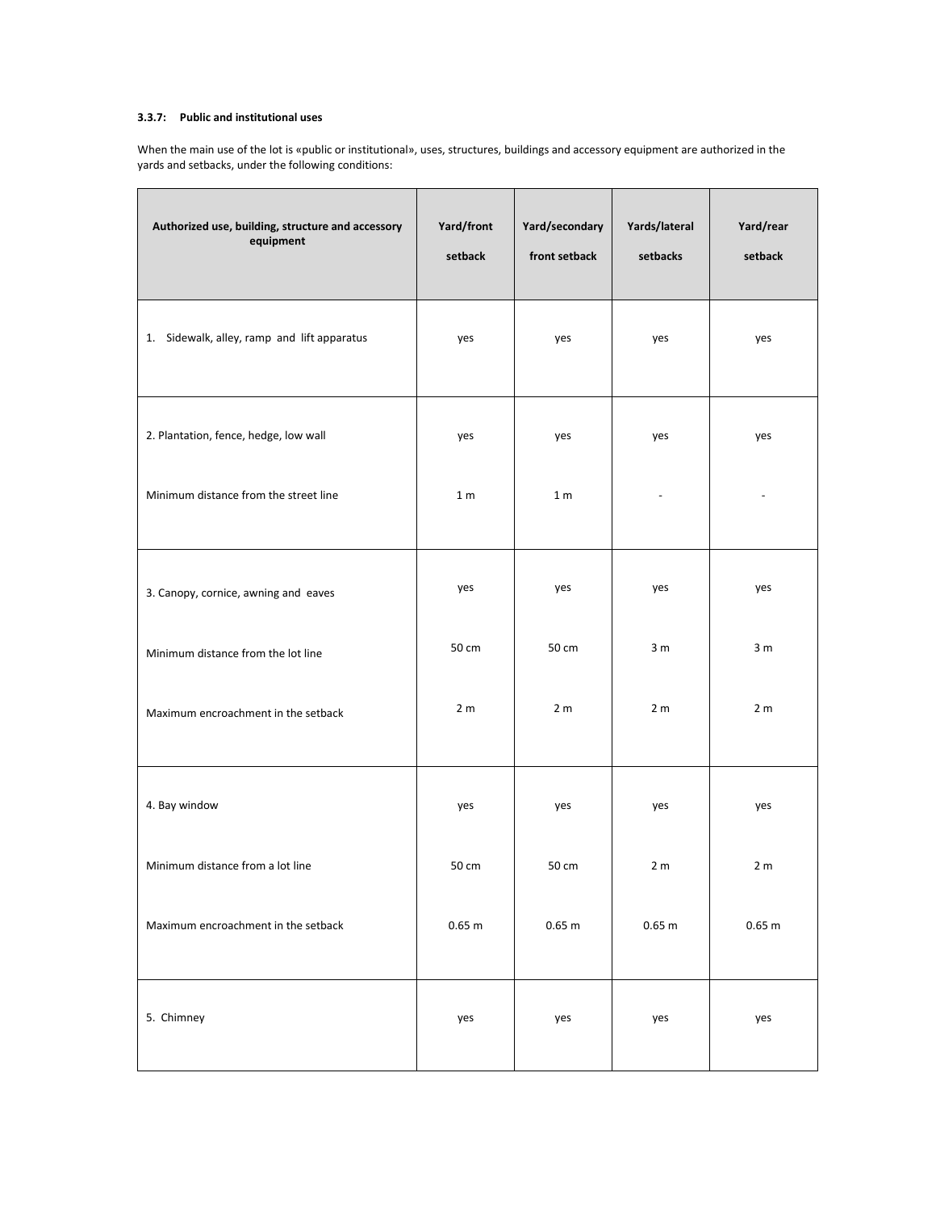**3.3.7: Public and institutional uses**

When the main use of the lot is «public or institutional», uses, structures, buildings and accessory equipment are authorized in the yards and setbacks, under the following conditions:

| Authorized use, building, structure and accessory equipment | Yard/front setback | Yard/secondary front setback | Yards/lateral setbacks | Yard/rear setback |
|---|---|---|---|---|
| 1. Sidewalk, alley, ramp and lift apparatus | yes | yes | yes | yes |
| 2. Plantation, fence, hedge, low wall | yes | yes | yes | yes |
| Minimum distance from the street line | 1 m | 1 m | - | - |
| 3. Canopy, cornice, awning and eaves | yes | yes | yes | yes |
| Minimum distance from the lot line | 50 cm | 50 cm | 3 m | 3 m |
| Maximum encroachment in the setback | 2 m | 2 m | 2 m | 2 m |
| 4. Bay window | yes | yes | yes | yes |
| Minimum distance from a lot line | 50 cm | 50 cm | 2 m | 2 m |
| Maximum encroachment in the setback | 0.65 m | 0.65 m | 0.65 m | 0.65 m |
| 5. Chimney | yes | yes | yes | yes |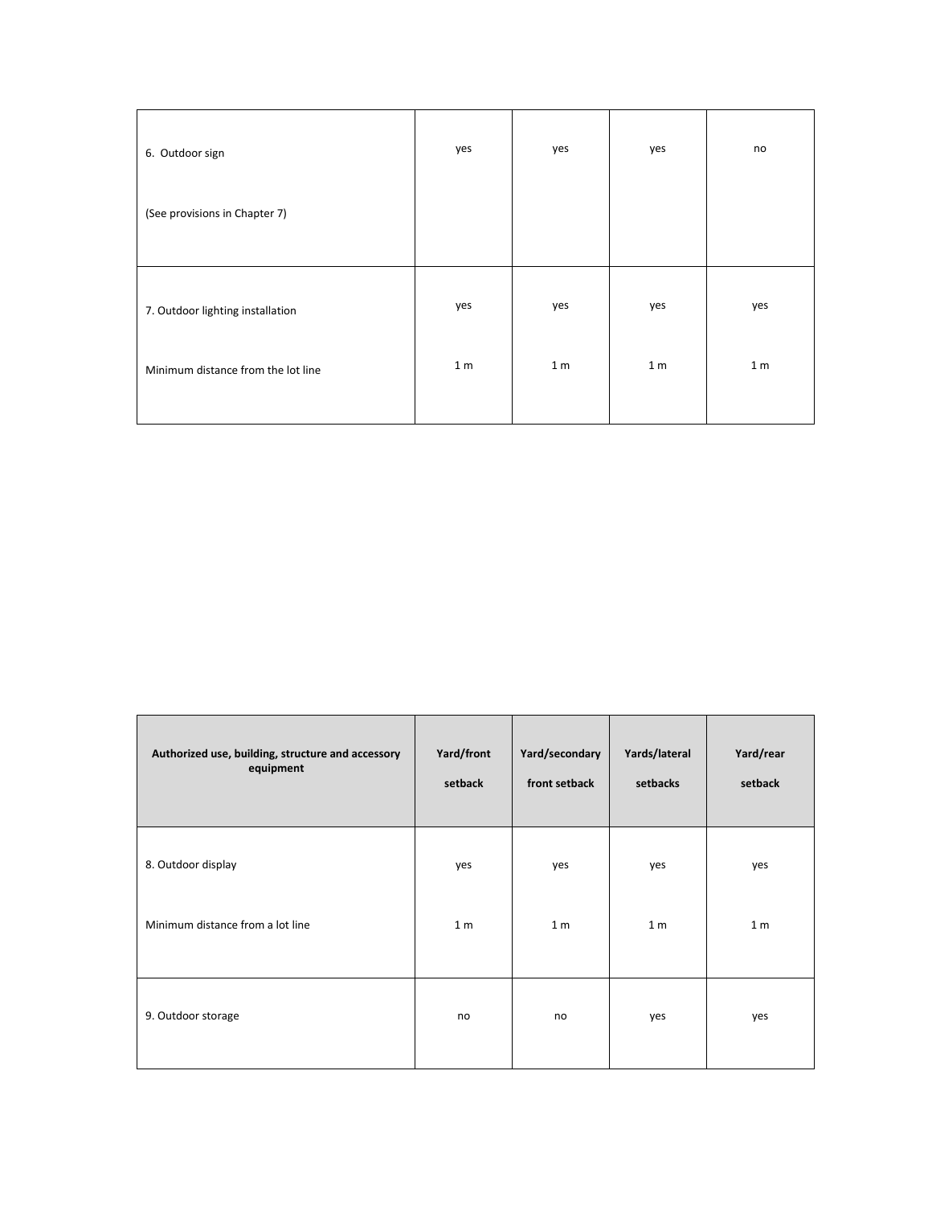| | | | | |
|---|---|---|---|---|
| 6. Outdoor sign<br><br>(See provisions in Chapter 7) | yes | yes | yes | no |
| 7. Outdoor lighting installation<br><br>Minimum distance from the lot line | yes<br><br>1 m | yes<br><br>1 m | yes<br><br>1 m | yes<br><br>1 m |

| Authorized use, building, structure and accessory equipment | Yard/front setback | Yard/secondary front setback | Yards/lateral setbacks | Yard/rear setback |
|---|---|---|---|---|
| 8. Outdoor display<br><br>Minimum distance from a lot line | yes<br><br>1 m | yes<br><br>1 m | yes<br><br>1 m | yes<br><br>1 m |
| 9. Outdoor storage | no | no | yes | yes |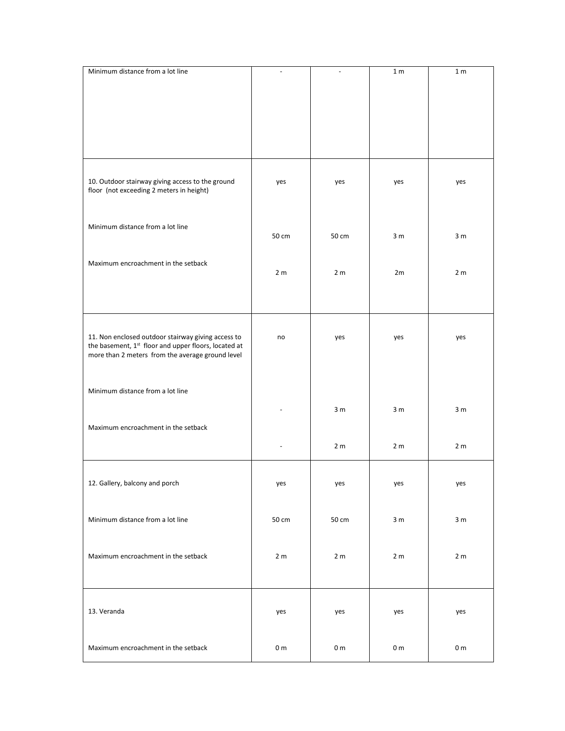| | | | | |
|---|---|---|---|---|
| Minimum distance from a lot line | - | - | 1 m | 1 m |
| 10. Outdoor stairway giving access to the ground floor (not exceeding 2 meters in height) | yes | yes | yes | yes |
| Minimum distance from a lot line | 50 cm | 50 cm | 3 m | 3 m |
| Maximum encroachment in the setback | 2 m | 2 m | 2m | 2 m |
| 11. Non enclosed outdoor stairway giving access to the basement, 1st floor and upper floors, located at more than 2 meters from the average ground level | no | yes | yes | yes |
| Minimum distance from a lot line | - | 3 m | 3 m | 3 m |
| Maximum encroachment in the setback | - | 2 m | 2 m | 2 m |
| 12. Gallery, balcony and porch | yes | yes | yes | yes |
| Minimum distance from a lot line | 50 cm | 50 cm | 3 m | 3 m |
| Maximum encroachment in the setback | 2 m | 2 m | 2 m | 2 m |
| 13. Veranda | yes | yes | yes | yes |
| Maximum encroachment in the setback | 0 m | 0 m | 0 m | 0 m |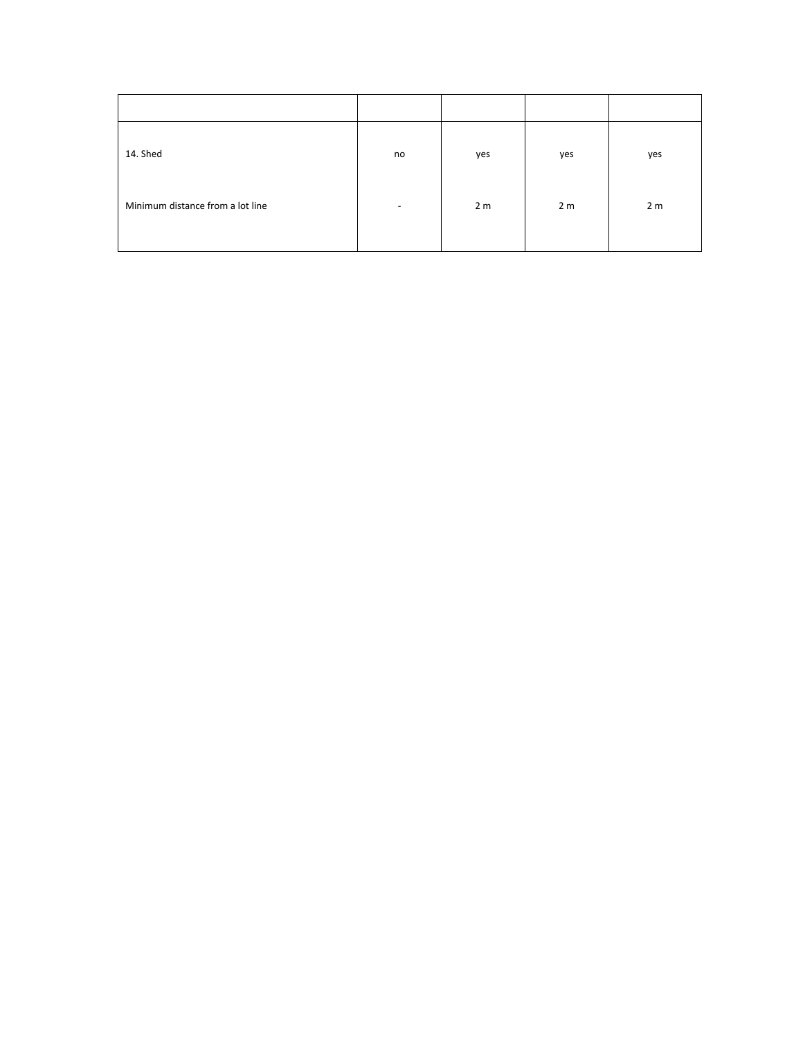| | | | | |
|---|---|---|---|---|
| 14. Shed | no | yes | yes | yes |
| Minimum distance from a lot line | - | 2 m | 2 m | 2 m |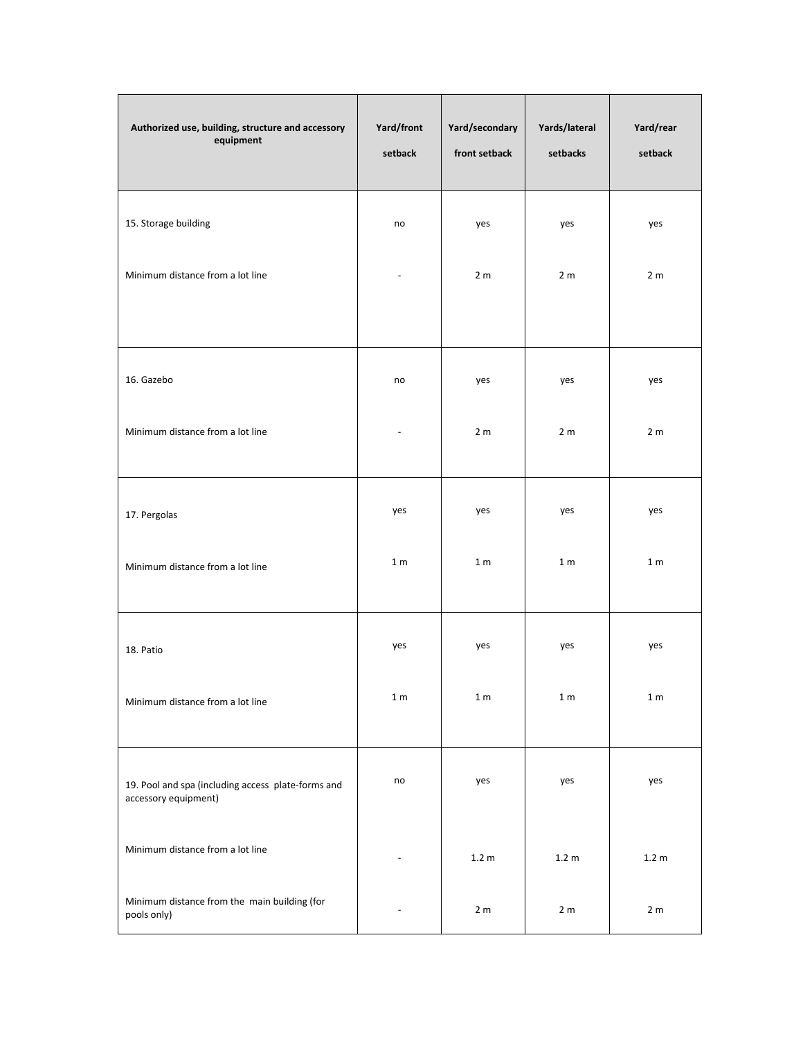| Authorized use, building, structure and accessory equipment | Yard/front setback | Yard/secondary front setback | Yards/lateral setbacks | Yard/rear setback |
|---|---|---|---|---|
| 15. Storage building | no | yes | yes | yes |
| Minimum distance from a lot line | - | 2 m | 2 m | 2 m |
| 16. Gazebo | no | yes | yes | yes |
| Minimum distance from a lot line | - | 2 m | 2 m | 2 m |
| 17. Pergolas | yes | yes | yes | yes |
| Minimum distance from a lot line | 1 m | 1 m | 1 m | 1 m |
| 18. Patio | yes | yes | yes | yes |
| Minimum distance from a lot line | 1 m | 1 m | 1 m | 1 m |
| 19. Pool and spa (including access plate-forms and accessory equipment) | no | yes | yes | yes |
| Minimum distance from a lot line | - | 1.2 m | 1.2 m | 1.2 m |
| Minimum distance from the main building (for pools only) | - | 2 m | 2 m | 2 m |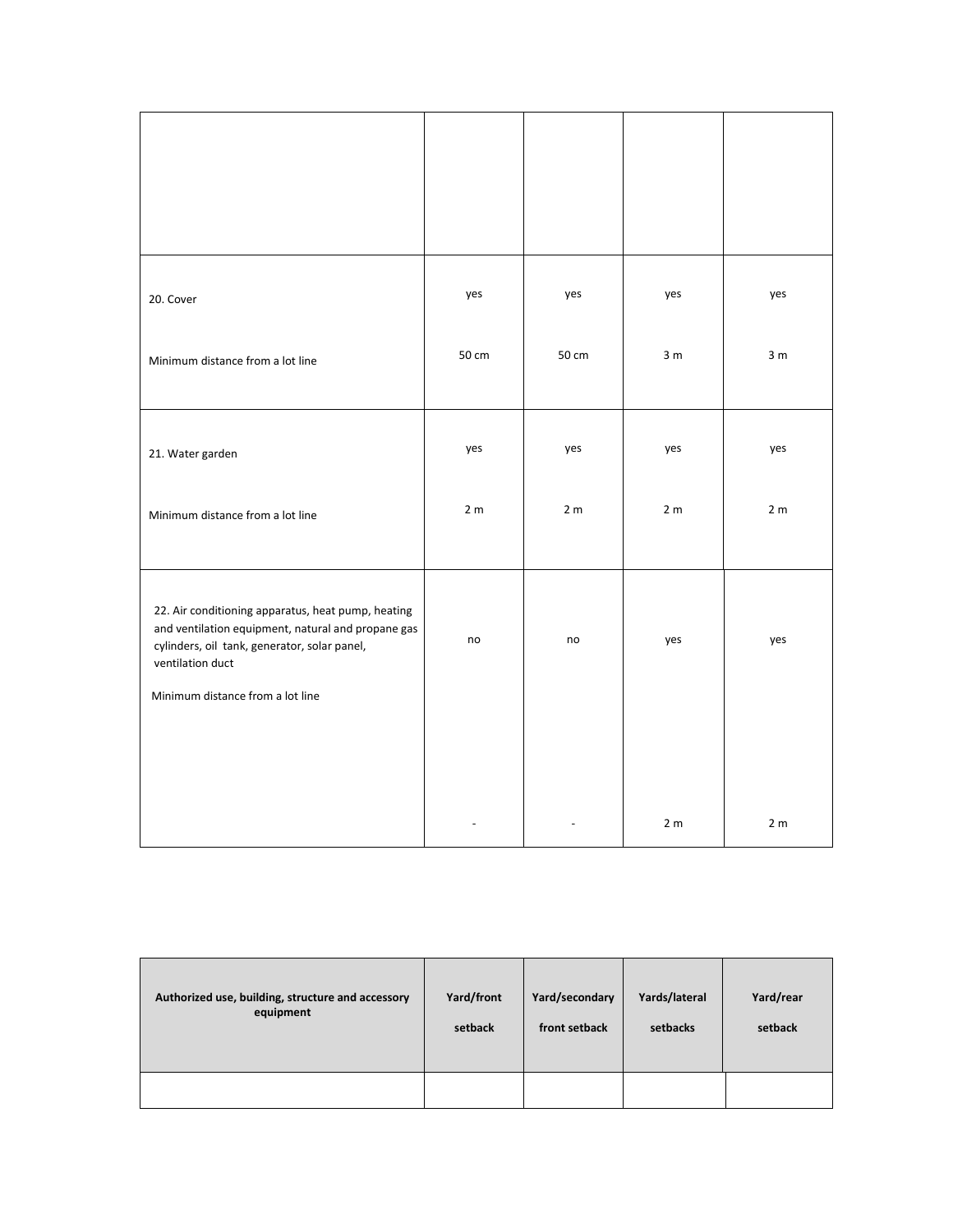| | | | | |
|---|---|---|---|---|
| | | | | |
| 20. Cover<br><br>Minimum distance from a lot line | yes<br><br>50 cm | yes<br><br>50 cm | yes<br><br>3 m | yes<br><br>3 m |
| 21. Water garden<br><br>Minimum distance from a lot line | yes<br><br>2 m | yes<br><br>2 m | yes<br><br>2 m | yes<br><br>2 m |
| 22. Air conditioning apparatus, heat pump, heating and ventilation equipment, natural and propane gas cylinders, oil tank, generator, solar panel, ventilation duct<br><br>Minimum distance from a lot line | no<br><br>- | no<br><br>- | yes<br><br>2 m | yes<br><br>2 m |

| **Authorized use, building, structure and accessory equipment** | **Yard/front setback** | **Yard/secondary front setback** | **Yards/lateral setbacks** | **Yard/rear setback** |
|---|---|---|---|---|
| | | | | |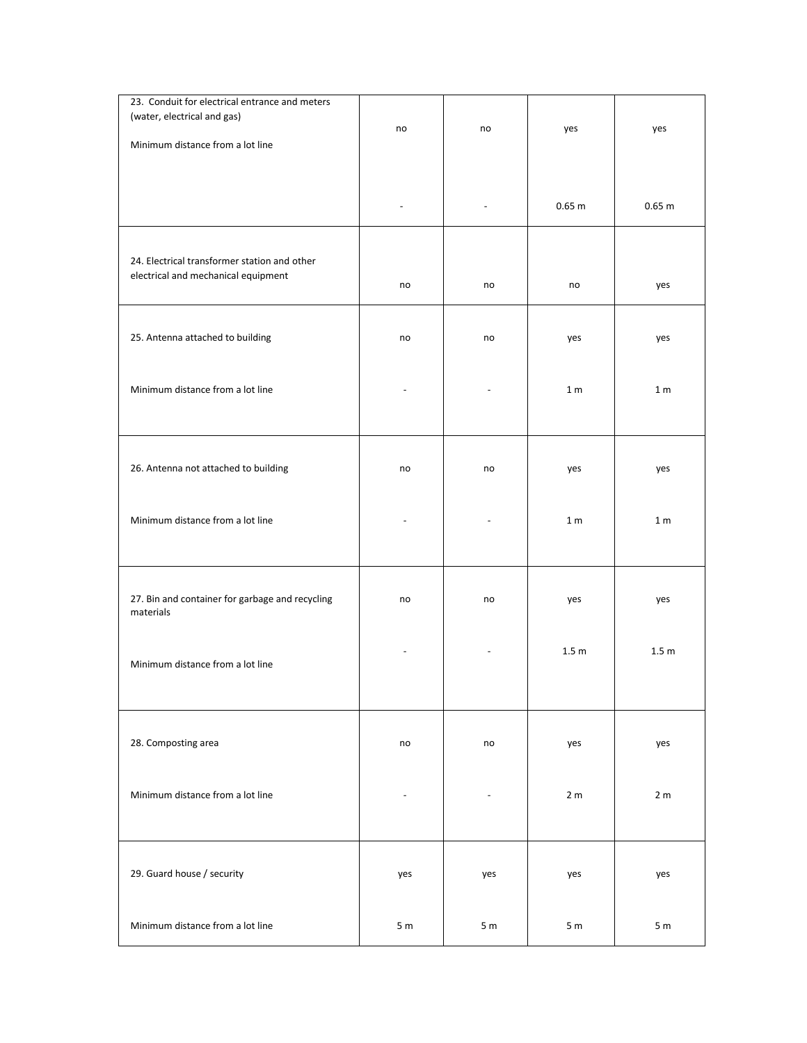| | | | | |
|---|---|---|---|---|
| 23. Conduit for electrical entrance and meters (water, electrical and gas) | no | no | yes | yes |
| Minimum distance from a lot line | - | - | 0.65 m | 0.65 m |
| 24. Electrical transformer station and other electrical and mechanical equipment | no | no | no | yes |
| 25. Antenna attached to building | no | no | yes | yes |
| Minimum distance from a lot line | - | - | 1 m | 1 m |
| 26. Antenna not attached to building | no | no | yes | yes |
| Minimum distance from a lot line | - | - | 1 m | 1 m |
| 27. Bin and container for garbage and recycling materials | no | no | yes | yes |
| Minimum distance from a lot line | - | - | 1.5 m | 1.5 m |
| 28. Composting area | no | no | yes | yes |
| Minimum distance from a lot line | - | - | 2 m | 2 m |
| 29. Guard house / security | yes | yes | yes | yes |
| Minimum distance from a lot line | 5 m | 5 m | 5 m | 5 m |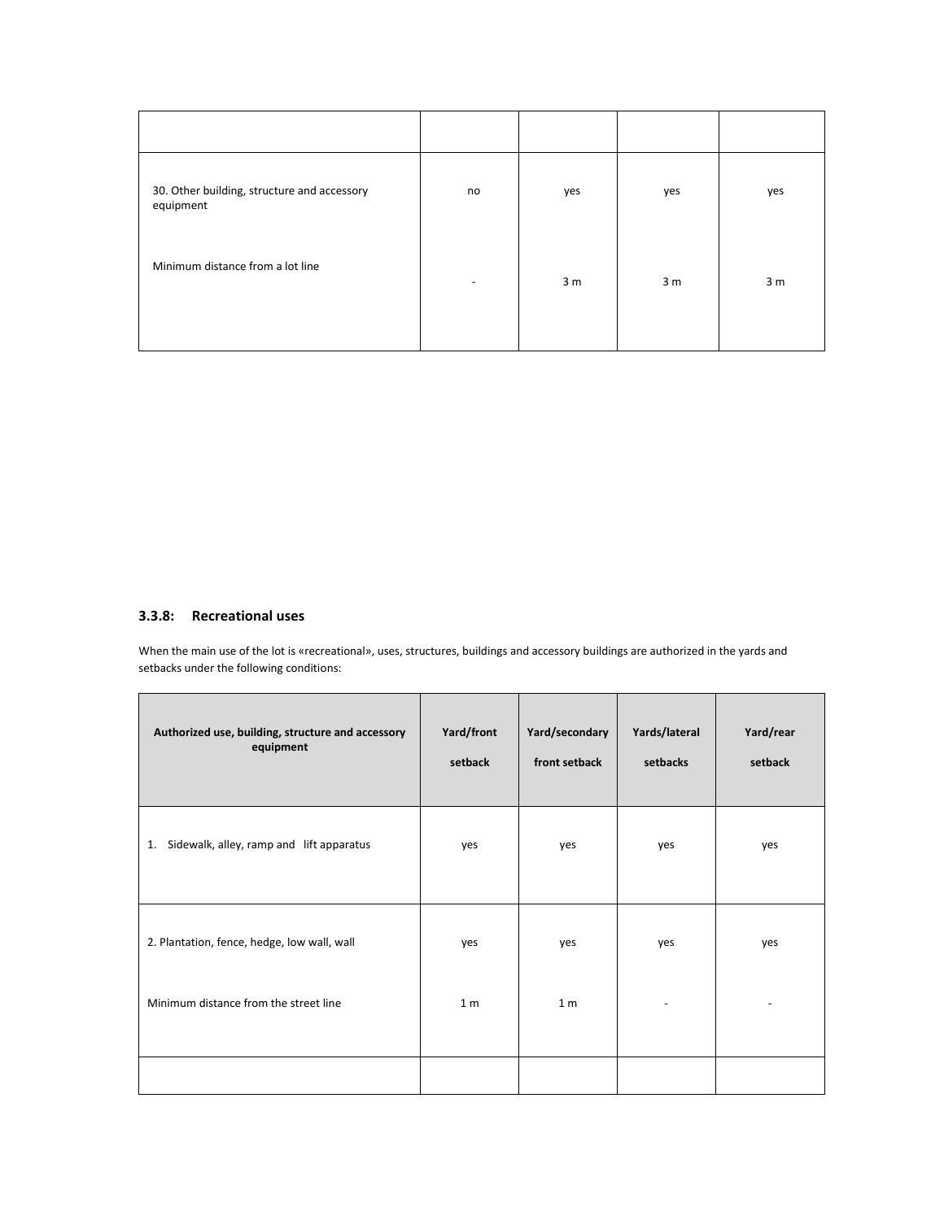| | | | | |
|---|---|---|---|---|
| 30. Other building, structure and accessory equipment | no | yes | yes | yes |
| Minimum distance from a lot line | - | 3 m | 3 m | 3 m |

### 3.3.8: Recreational uses

When the main use of the lot is «recreational», uses, structures, buildings and accessory buildings are authorized in the yards and setbacks under the following conditions:

| Authorized use, building, structure and accessory equipment | Yard/front setback | Yard/secondary front setback | Yards/lateral setbacks | Yard/rear setback |
|---|---|---|---|---|
| 1. Sidewalk, alley, ramp and lift apparatus | yes | yes | yes | yes |
| 2. Plantation, fence, hedge, low wall, wall | yes | yes | yes | yes |
| Minimum distance from the street line | 1 m | 1 m | - | - |
| | | | | |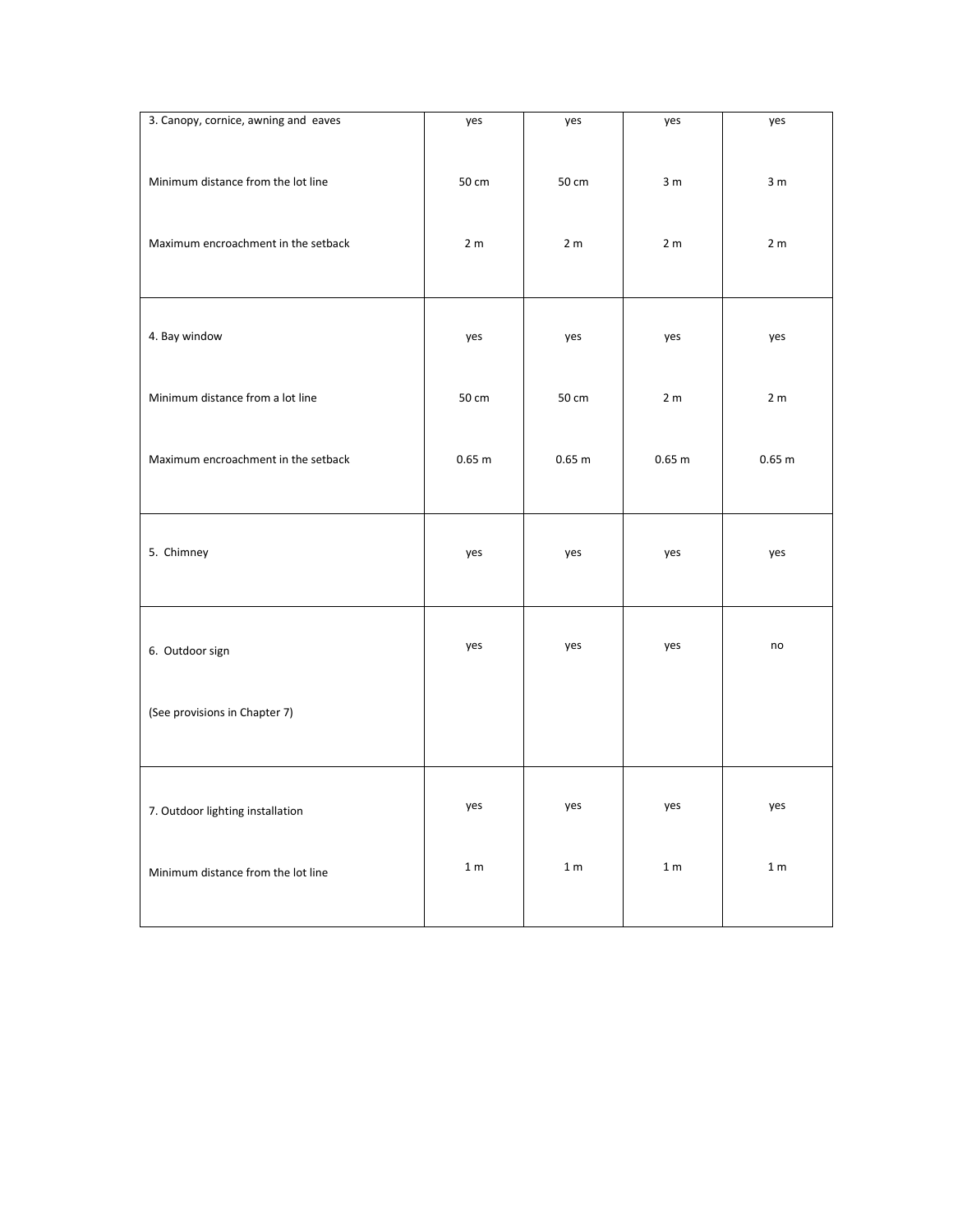| | | | | |
|---|---|---|---|---|
| 3. Canopy, cornice, awning and eaves | yes | yes | yes | yes |
| Minimum distance from the lot line | 50 cm | 50 cm | 3 m | 3 m |
| Maximum encroachment in the setback | 2 m | 2 m | 2 m | 2 m |
| 4. Bay window | yes | yes | yes | yes |
| Minimum distance from a lot line | 50 cm | 50 cm | 2 m | 2 m |
| Maximum encroachment in the setback | 0.65 m | 0.65 m | 0.65 m | 0.65 m |
| 5. Chimney | yes | yes | yes | yes |
| 6. Outdoor sign<br><br>(See provisions in Chapter 7) | yes | yes | yes | no |
| 7. Outdoor lighting installation | yes | yes | yes | yes |
| Minimum distance from the lot line | 1 m | 1 m | 1 m | 1 m |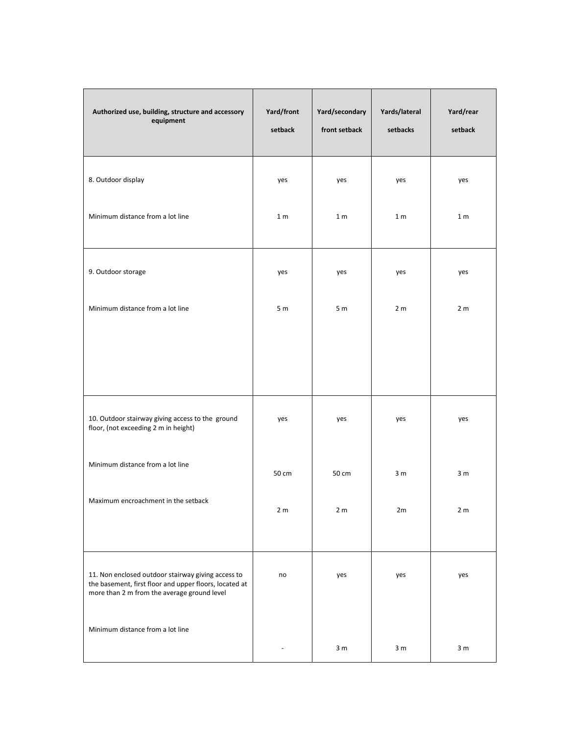| Authorized use, building, structure and accessory equipment | Yard/front setback | Yard/secondary front setback | Yards/lateral setbacks | Yard/rear setback |
|---|---|---|---|---|
| 8. Outdoor display | yes | yes | yes | yes |
| Minimum distance from a lot line | 1 m | 1 m | 1 m | 1 m |
| 9. Outdoor storage | yes | yes | yes | yes |
| Minimum distance from a lot line | 5 m | 5 m | 2 m | 2 m |
| 10. Outdoor stairway giving access to the ground floor, (not exceeding 2 m in height) | yes | yes | yes | yes |
| Minimum distance from a lot line | 50 cm | 50 cm | 3 m | 3 m |
| Maximum encroachment in the setback | 2 m | 2 m | 2m | 2 m |
| 11. Non enclosed outdoor stairway giving access to the basement, first floor and upper floors, located at more than 2 m from the average ground level | no | yes | yes | yes |
| Minimum distance from a lot line | - | 3 m | 3 m | 3 m |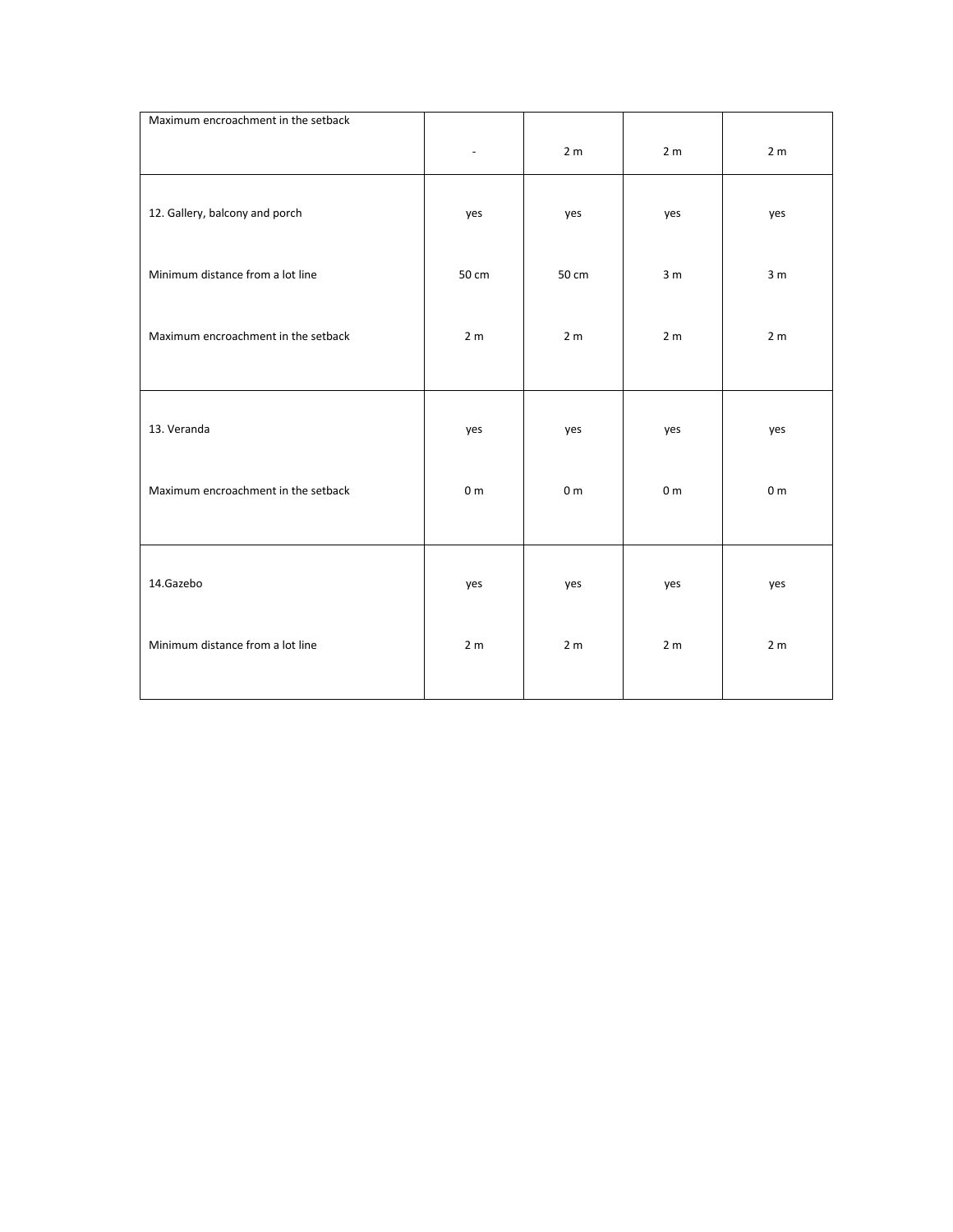| Maximum encroachment in the setback | - | 2 m | 2 m | 2 m |
|---|---|---|---|---|
| 12. Gallery, balcony and porch | yes | yes | yes | yes |
| Minimum distance from a lot line | 50 cm | 50 cm | 3 m | 3 m |
| Maximum encroachment in the setback | 2 m | 2 m | 2 m | 2 m |
| 13. Veranda | yes | yes | yes | yes |
| Maximum encroachment in the setback | 0 m | 0 m | 0 m | 0 m |
| 14.Gazebo | yes | yes | yes | yes |
| Minimum distance from a lot line | 2 m | 2 m | 2 m | 2 m |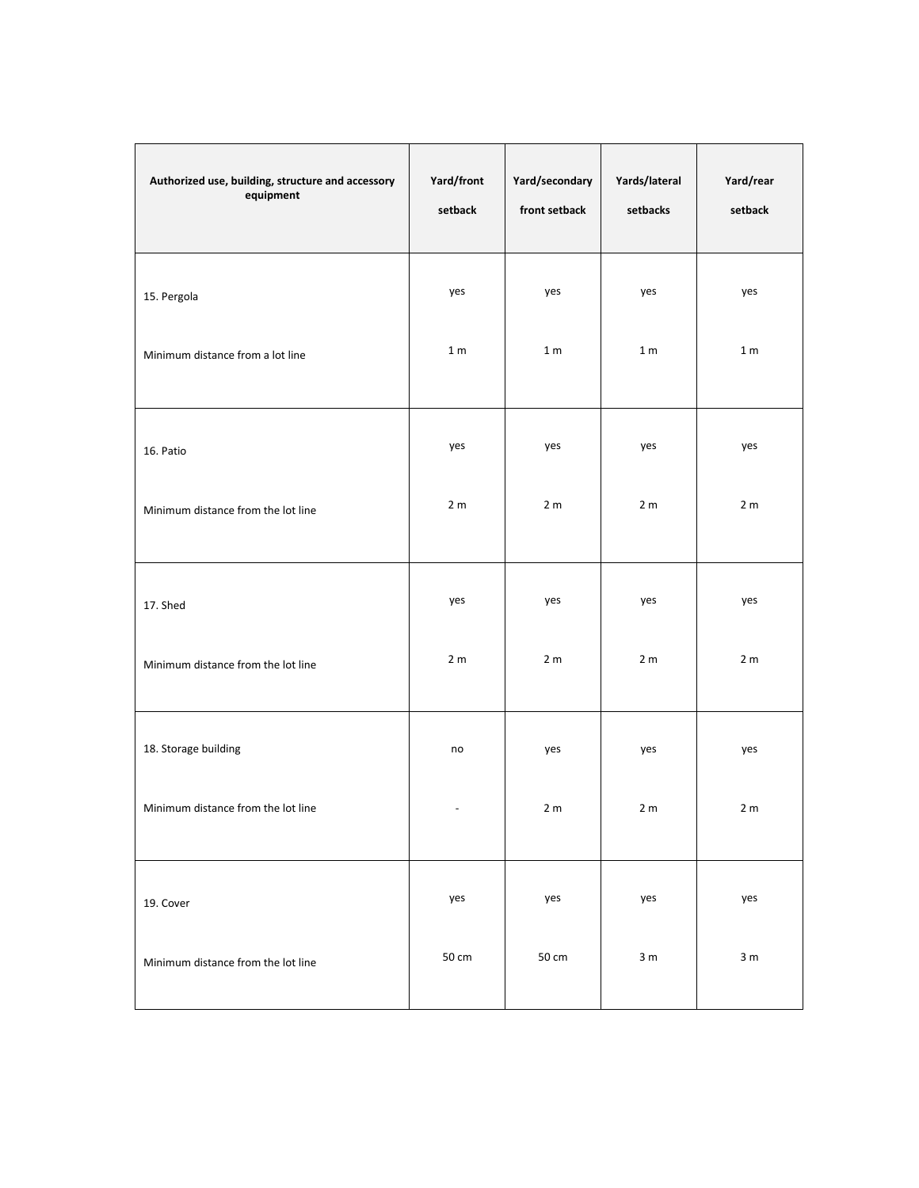| Authorized use, building, structure and accessory equipment | Yard/front setback | Yard/secondary front setback | Yards/lateral setbacks | Yard/rear setback |
|---|---|---|---|---|
| 15. Pergola | yes | yes | yes | yes |
| Minimum distance from a lot line | 1 m | 1 m | 1 m | 1 m |
| 16. Patio | yes | yes | yes | yes |
| Minimum distance from the lot line | 2 m | 2 m | 2 m | 2 m |
| 17. Shed | yes | yes | yes | yes |
| Minimum distance from the lot line | 2 m | 2 m | 2 m | 2 m |
| 18. Storage building | no | yes | yes | yes |
| Minimum distance from the lot line | - | 2 m | 2 m | 2 m |
| 19. Cover | yes | yes | yes | yes |
| Minimum distance from the lot line | 50 cm | 50 cm | 3 m | 3 m |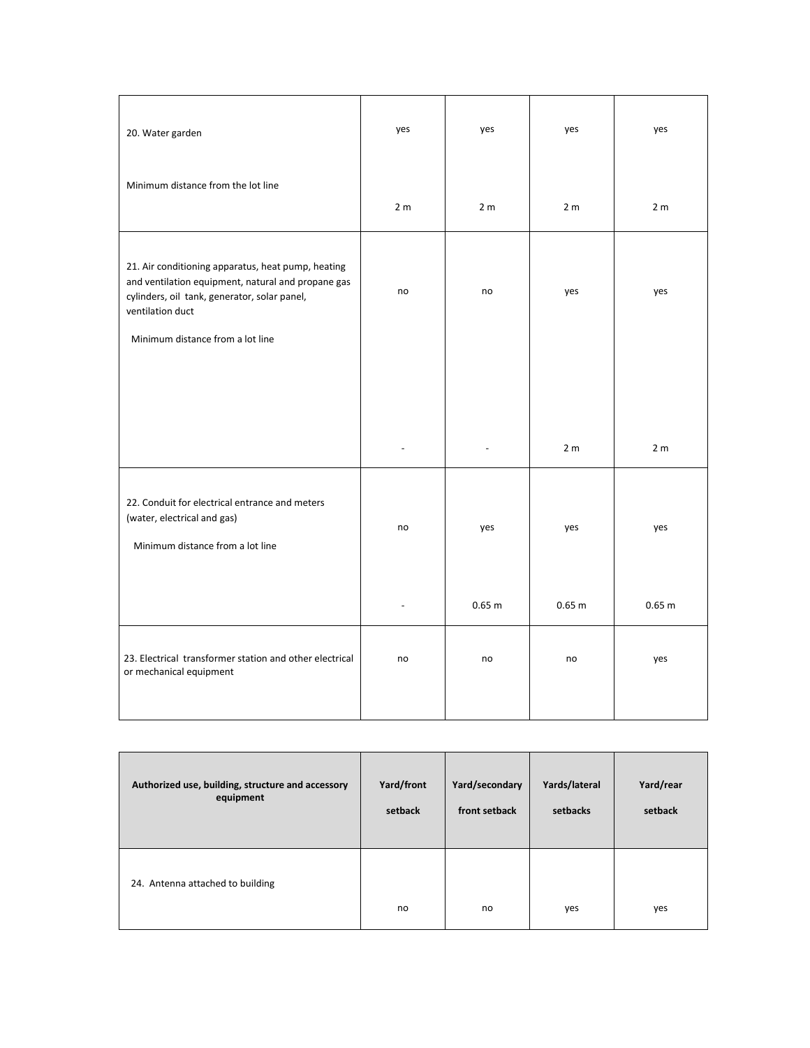| | | | | |
|---|---|---|---|---|
| 20. Water garden<br><br>Minimum distance from the lot line | yes<br><br>2 m | yes<br><br>2 m | yes<br><br>2 m | yes<br><br>2 m |
| 21. Air conditioning apparatus, heat pump, heating and ventilation equipment, natural and propane gas cylinders, oil tank, generator, solar panel, ventilation duct<br><br>Minimum distance from a lot line | no<br><br>- | no<br><br>- | yes<br><br>2 m | yes<br><br>2 m |
| 22. Conduit for electrical entrance and meters (water, electrical and gas)<br><br>Minimum distance from a lot line | no<br><br>- | yes<br><br>0.65 m | yes<br><br>0.65 m | yes<br><br>0.65 m |
| 23. Electrical transformer station and other electrical or mechanical equipment | no | no | no | yes |

| **Authorized use, building, structure and accessory equipment** | **Yard/front setback** | **Yard/secondary front setback** | **Yards/lateral setbacks** | **Yard/rear setback** |
|---|---|---|---|---|
| 24. Antenna attached to building | no | no | yes | yes |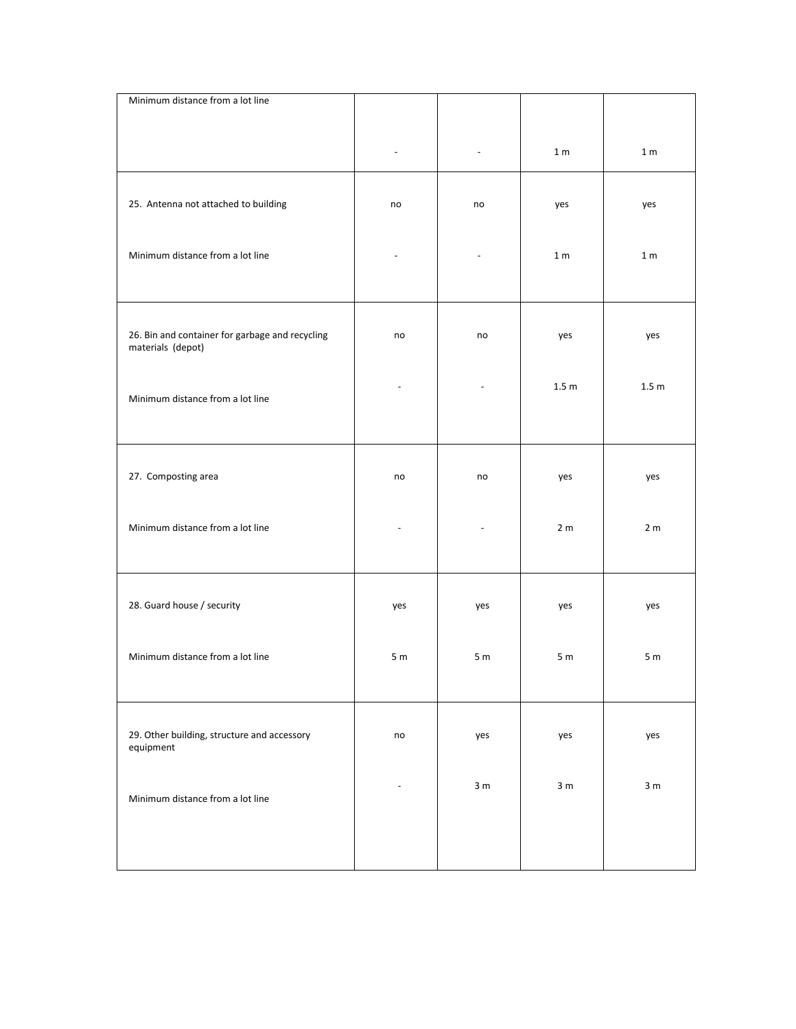| | | | | |
|---|---|---|---|---|
| Minimum distance from a lot line | - | - | 1 m | 1 m |
| 25. Antenna not attached to building | no | no | yes | yes |
| Minimum distance from a lot line | - | - | 1 m | 1 m |
| 26. Bin and container for garbage and recycling materials (depot) | no | no | yes | yes |
| Minimum distance from a lot line | - | - | 1.5 m | 1.5 m |
| 27. Composting area | no | no | yes | yes |
| Minimum distance from a lot line | - | - | 2 m | 2 m |
| 28. Guard house / security | yes | yes | yes | yes |
| Minimum distance from a lot line | 5 m | 5 m | 5 m | 5 m |
| 29. Other building, structure and accessory equipment | no | yes | yes | yes |
| Minimum distance from a lot line | - | 3 m | 3 m | 3 m |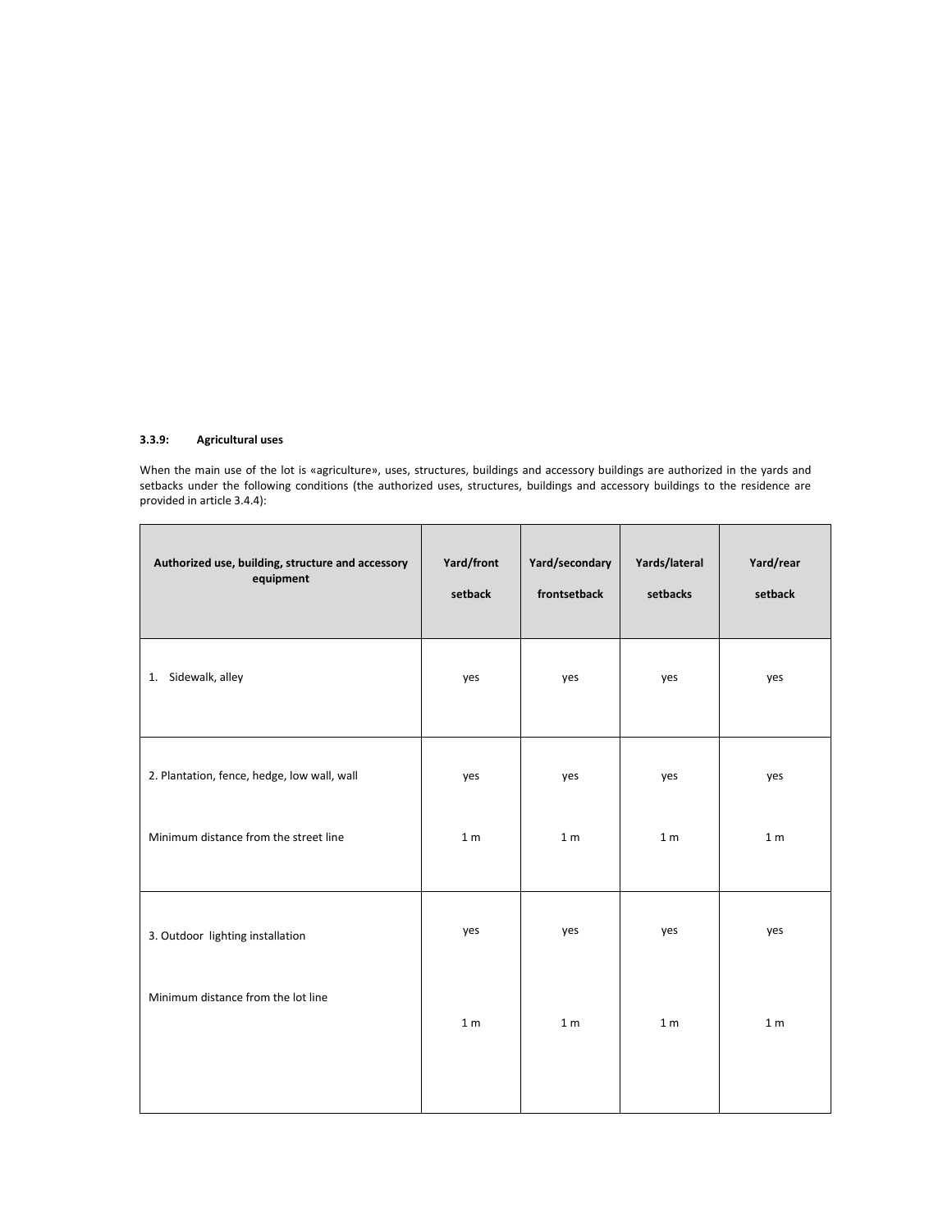### 3.3.9: Agricultural uses

When the main use of the lot is «agriculture», uses, structures, buildings and accessory buildings are authorized in the yards and setbacks under the following conditions (the authorized uses, structures, buildings and accessory buildings to the residence are provided in article 3.4.4):

| Authorized use, building, structure and accessory equipment | Yard/front setback | Yard/secondary frontsetback | Yards/lateral setbacks | Yard/rear setback |
|---|---|---|---|---|
| 1. Sidewalk, alley | yes | yes | yes | yes |
| 2. Plantation, fence, hedge, low wall, wall | yes | yes | yes | yes |
| Minimum distance from the street line | 1 m | 1 m | 1 m | 1 m |
| 3. Outdoor lighting installation | yes | yes | yes | yes |
| Minimum distance from the lot line | 1 m | 1 m | 1 m | 1 m |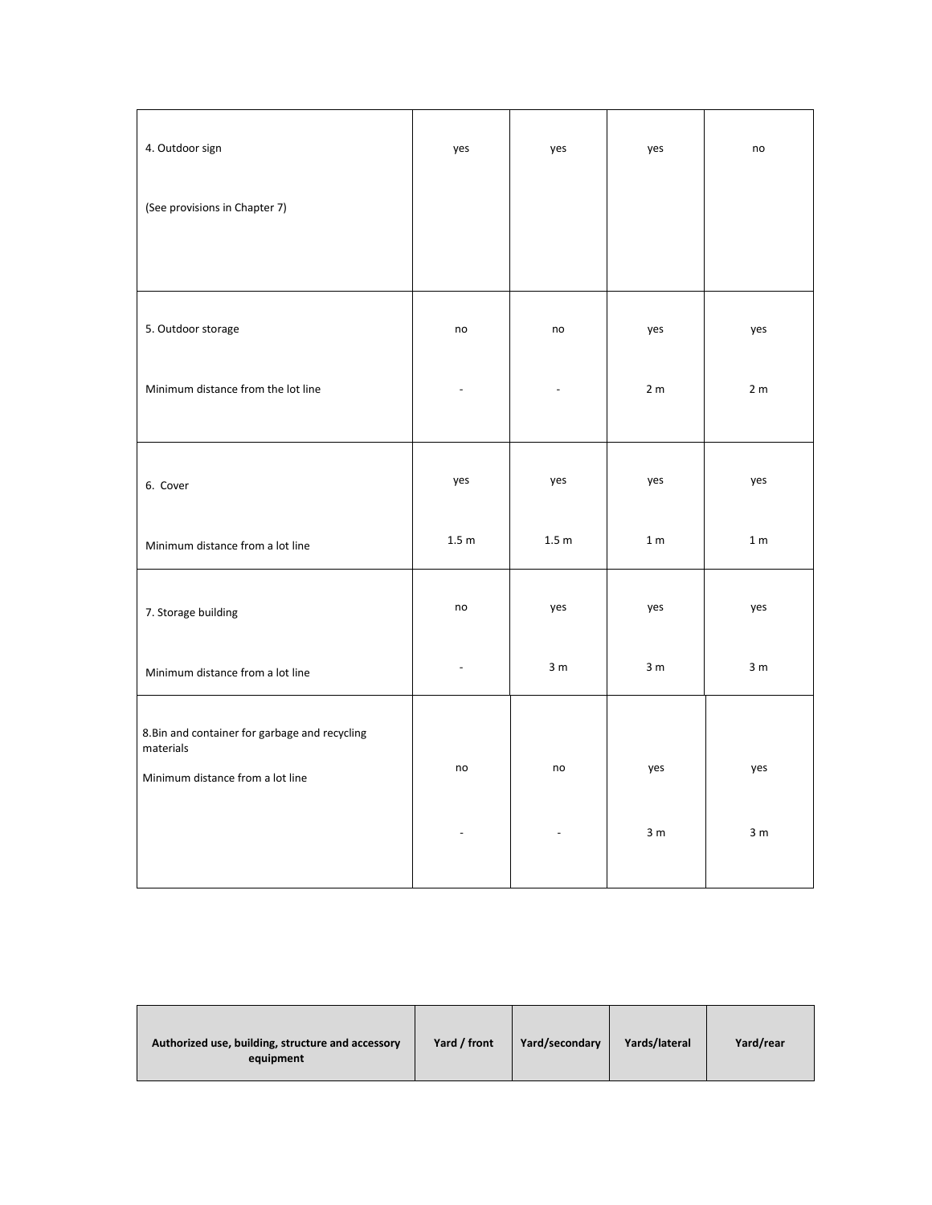| | | | | |
|---|---|---|---|---|
| 4. Outdoor sign<br><br>(See provisions in Chapter 7) | yes | yes | yes | no |
| 5. Outdoor storage<br><br>Minimum distance from the lot line | no<br><br>- | no<br><br>- | yes<br><br>2 m | yes<br><br>2 m |
| 6. Cover<br><br>Minimum distance from a lot line | yes<br><br>1.5 m | yes<br><br>1.5 m | yes<br><br>1 m | yes<br><br>1 m |
| 7. Storage building<br><br>Minimum distance from a lot line | no<br><br>- | yes<br><br>3 m | yes<br><br>3 m | yes<br><br>3 m |
| 8.Bin and container for garbage and recycling materials<br><br>Minimum distance from a lot line | no<br><br>- | no<br><br>- | yes<br><br>3 m | yes<br><br>3 m |

| **Authorized use, building, structure and accessory equipment** | **Yard / front** | **Yard/secondary** | **Yards/lateral** | **Yard/rear** |
|---|---|---|---|---|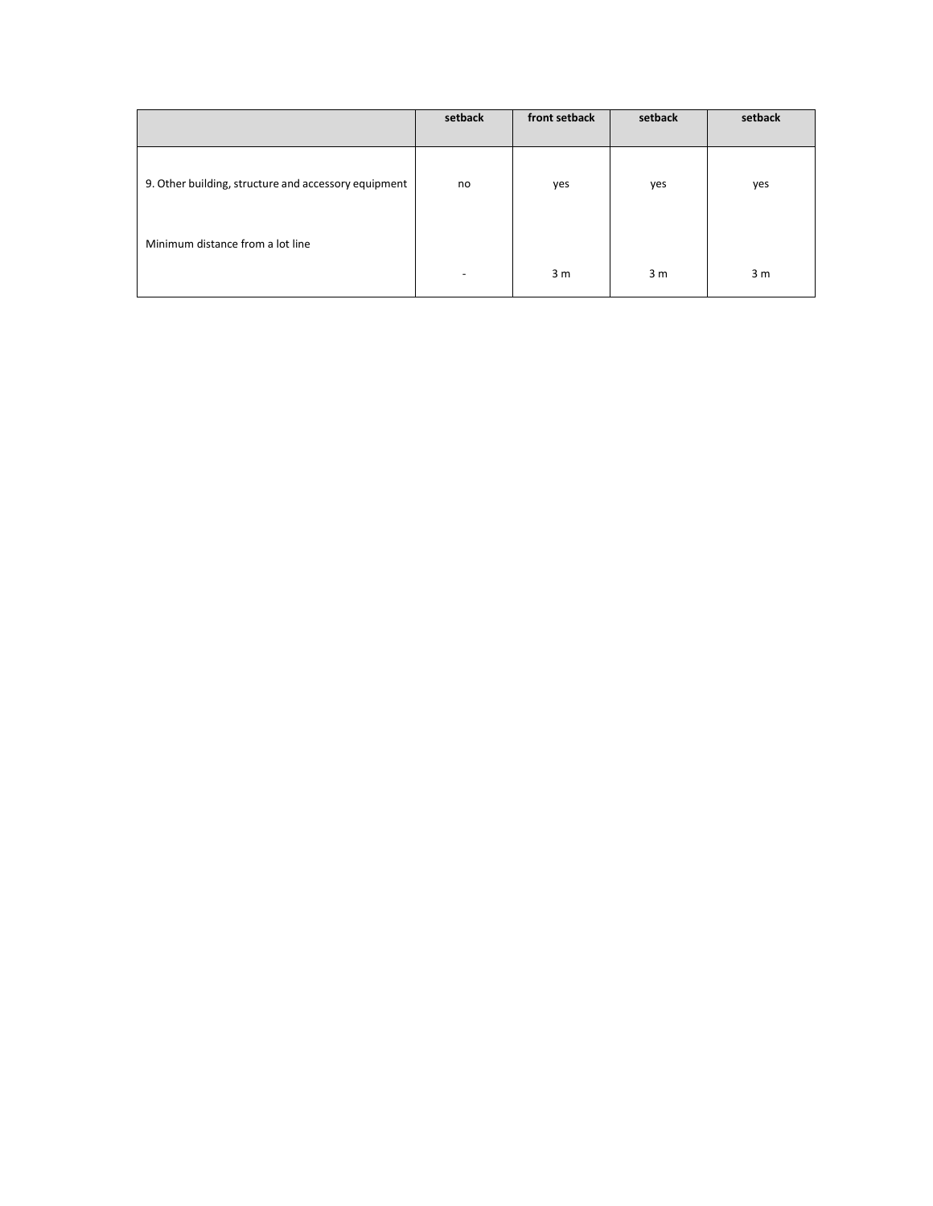| | setback | front setback | setback | setback |
|---|---|---|---|---|
| 9. Other building, structure and accessory equipment | no | yes | yes | yes |
| Minimum distance from a lot line | - | 3 m | 3 m | 3 m |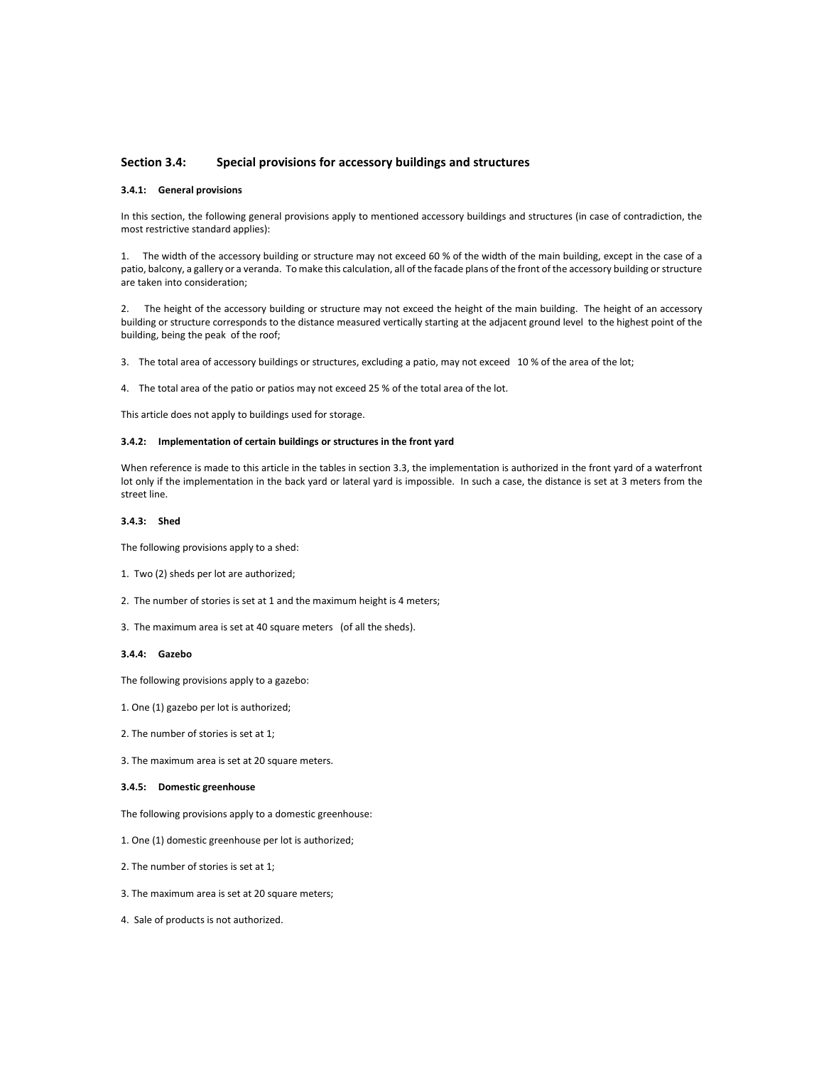## Section 3.4: Special provisions for accessory buildings and structures

### 3.4.1: General provisions

In this section, the following general provisions apply to mentioned accessory buildings and structures (in case of contradiction, the most restrictive standard applies):

1. The width of the accessory building or structure may not exceed 60 % of the width of the main building, except in the case of a patio, balcony, a gallery or a veranda. To make this calculation, all of the facade plans of the front of the accessory building or structure are taken into consideration;

2. The height of the accessory building or structure may not exceed the height of the main building. The height of an accessory building or structure corresponds to the distance measured vertically starting at the adjacent ground level to the highest point of the building, being the peak of the roof;

3. The total area of accessory buildings or structures, excluding a patio, may not exceed 10 % of the area of the lot;

4. The total area of the patio or patios may not exceed 25 % of the total area of the lot.

This article does not apply to buildings used for storage.

### 3.4.2: Implementation of certain buildings or structures in the front yard

When reference is made to this article in the tables in section 3.3, the implementation is authorized in the front yard of a waterfront lot only if the implementation in the back yard or lateral yard is impossible. In such a case, the distance is set at 3 meters from the street line.

### 3.4.3: Shed

The following provisions apply to a shed:

1. Two (2) sheds per lot are authorized;

2. The number of stories is set at 1 and the maximum height is 4 meters;

3. The maximum area is set at 40 square meters (of all the sheds).

### 3.4.4: Gazebo

The following provisions apply to a gazebo:

1. One (1) gazebo per lot is authorized;

2. The number of stories is set at 1;

3. The maximum area is set at 20 square meters.

### 3.4.5: Domestic greenhouse

The following provisions apply to a domestic greenhouse:

1. One (1) domestic greenhouse per lot is authorized;

2. The number of stories is set at 1;

3. The maximum area is set at 20 square meters;

4. Sale of products is not authorized.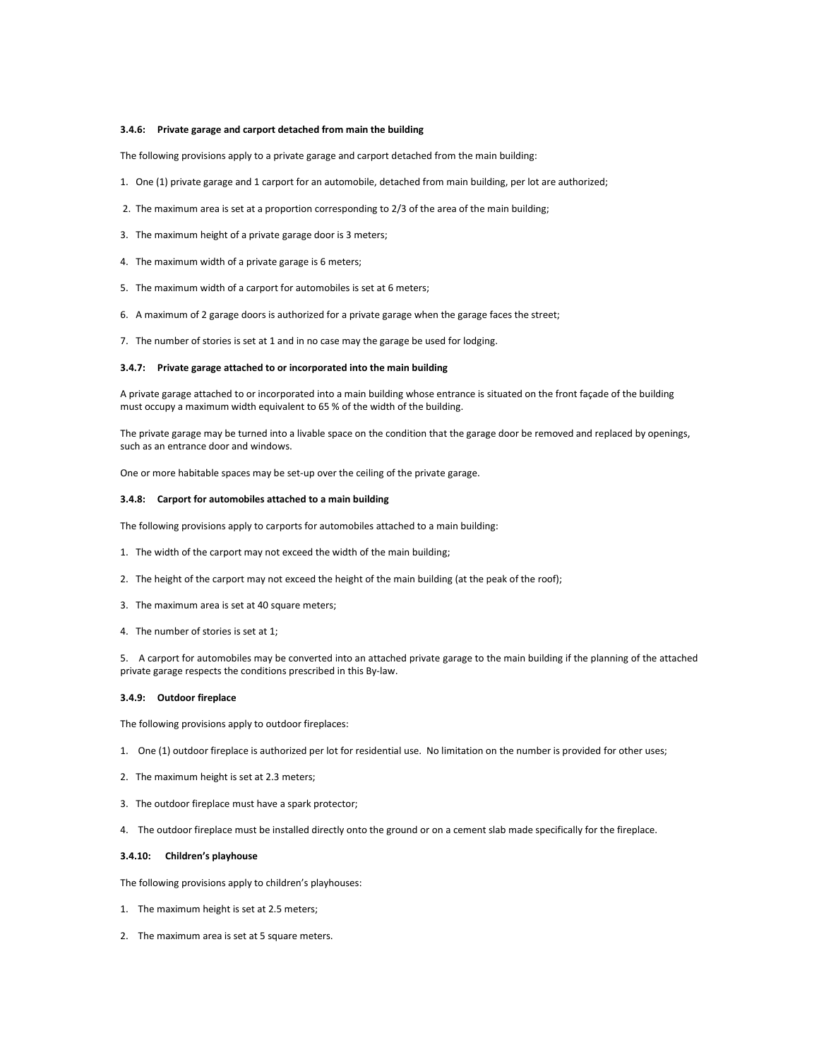#### 3.4.6: Private garage and carport detached from main the building

The following provisions apply to a private garage and carport detached from the main building:

1. One (1) private garage and 1 carport for an automobile, detached from main building, per lot are authorized;
2. The maximum area is set at a proportion corresponding to 2/3 of the area of the main building;
3. The maximum height of a private garage door is 3 meters;
4. The maximum width of a private garage is 6 meters;
5. The maximum width of a carport for automobiles is set at 6 meters;
6. A maximum of 2 garage doors is authorized for a private garage when the garage faces the street;
7. The number of stories is set at 1 and in no case may the garage be used for lodging.

#### 3.4.7: Private garage attached to or incorporated into the main building

A private garage attached to or incorporated into a main building whose entrance is situated on the front façade of the building must occupy a maximum width equivalent to 65 % of the width of the building.

The private garage may be turned into a livable space on the condition that the garage door be removed and replaced by openings, such as an entrance door and windows.

One or more habitable spaces may be set-up over the ceiling of the private garage.

#### 3.4.8: Carport for automobiles attached to a main building

The following provisions apply to carports for automobiles attached to a main building:

1. The width of the carport may not exceed the width of the main building;
2. The height of the carport may not exceed the height of the main building (at the peak of the roof);
3. The maximum area is set at 40 square meters;
4. The number of stories is set at 1;
5. A carport for automobiles may be converted into an attached private garage to the main building if the planning of the attached private garage respects the conditions prescribed in this By-law.

#### 3.4.9: Outdoor fireplace

The following provisions apply to outdoor fireplaces:

1. One (1) outdoor fireplace is authorized per lot for residential use. No limitation on the number is provided for other uses;
2. The maximum height is set at 2.3 meters;
3. The outdoor fireplace must have a spark protector;
4. The outdoor fireplace must be installed directly onto the ground or on a cement slab made specifically for the fireplace.

#### 3.4.10: Children's playhouse

The following provisions apply to children's playhouses:

1. The maximum height is set at 2.5 meters;
2. The maximum area is set at 5 square meters.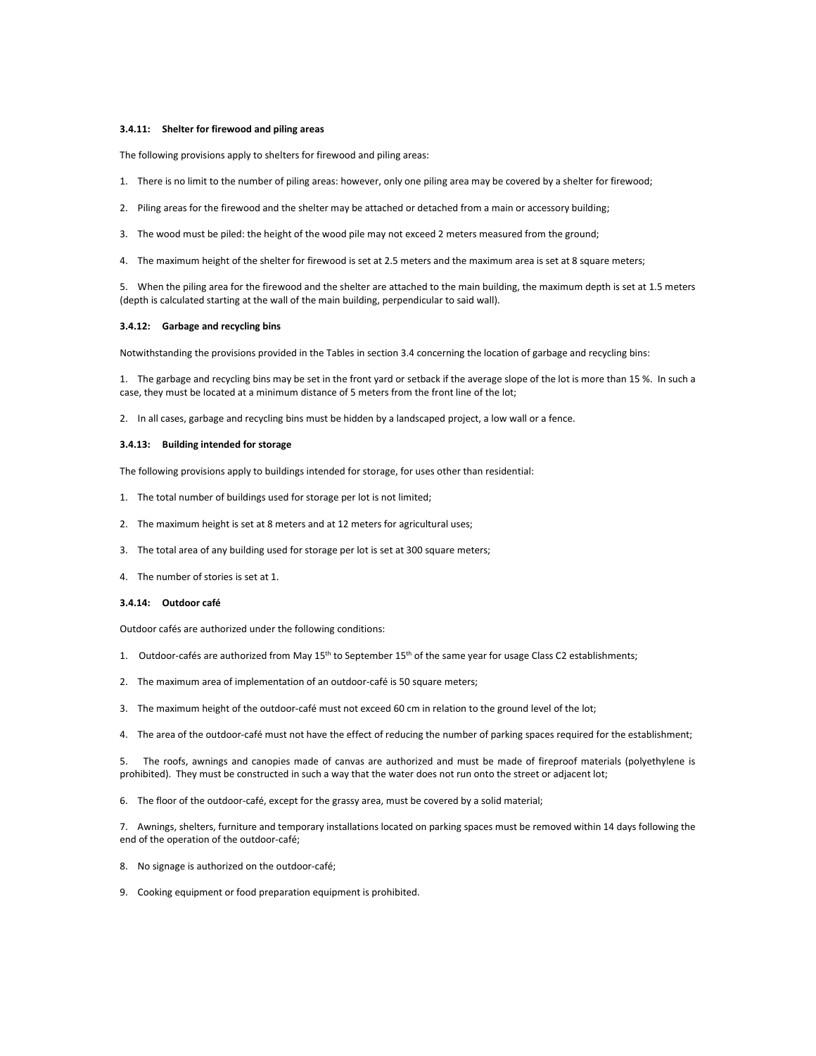### 3.4.11: Shelter for firewood and piling areas

The following provisions apply to shelters for firewood and piling areas:

1. There is no limit to the number of piling areas: however, only one piling area may be covered by a shelter for firewood;

2. Piling areas for the firewood and the shelter may be attached or detached from a main or accessory building;

3. The wood must be piled: the height of the wood pile may not exceed 2 meters measured from the ground;

4. The maximum height of the shelter for firewood is set at 2.5 meters and the maximum area is set at 8 square meters;

5. When the piling area for the firewood and the shelter are attached to the main building, the maximum depth is set at 1.5 meters (depth is calculated starting at the wall of the main building, perpendicular to said wall).

### 3.4.12: Garbage and recycling bins

Notwithstanding the provisions provided in the Tables in section 3.4 concerning the location of garbage and recycling bins:

1. The garbage and recycling bins may be set in the front yard or setback if the average slope of the lot is more than 15 %. In such a case, they must be located at a minimum distance of 5 meters from the front line of the lot;

2. In all cases, garbage and recycling bins must be hidden by a landscaped project, a low wall or a fence.

### 3.4.13: Building intended for storage

The following provisions apply to buildings intended for storage, for uses other than residential:

1. The total number of buildings used for storage per lot is not limited;

2. The maximum height is set at 8 meters and at 12 meters for agricultural uses;

3. The total area of any building used for storage per lot is set at 300 square meters;

4. The number of stories is set at 1.

### 3.4.14: Outdoor café

Outdoor cafés are authorized under the following conditions:

1. Outdoor-cafés are authorized from May 15th to September 15th of the same year for usage Class C2 establishments;

2. The maximum area of implementation of an outdoor-café is 50 square meters;

3. The maximum height of the outdoor-café must not exceed 60 cm in relation to the ground level of the lot;

4. The area of the outdoor-café must not have the effect of reducing the number of parking spaces required for the establishment;

5. The roofs, awnings and canopies made of canvas are authorized and must be made of fireproof materials (polyethylene is prohibited). They must be constructed in such a way that the water does not run onto the street or adjacent lot;

6. The floor of the outdoor-café, except for the grassy area, must be covered by a solid material;

7. Awnings, shelters, furniture and temporary installations located on parking spaces must be removed within 14 days following the end of the operation of the outdoor-café;

8. No signage is authorized on the outdoor-café;

9. Cooking equipment or food preparation equipment is prohibited.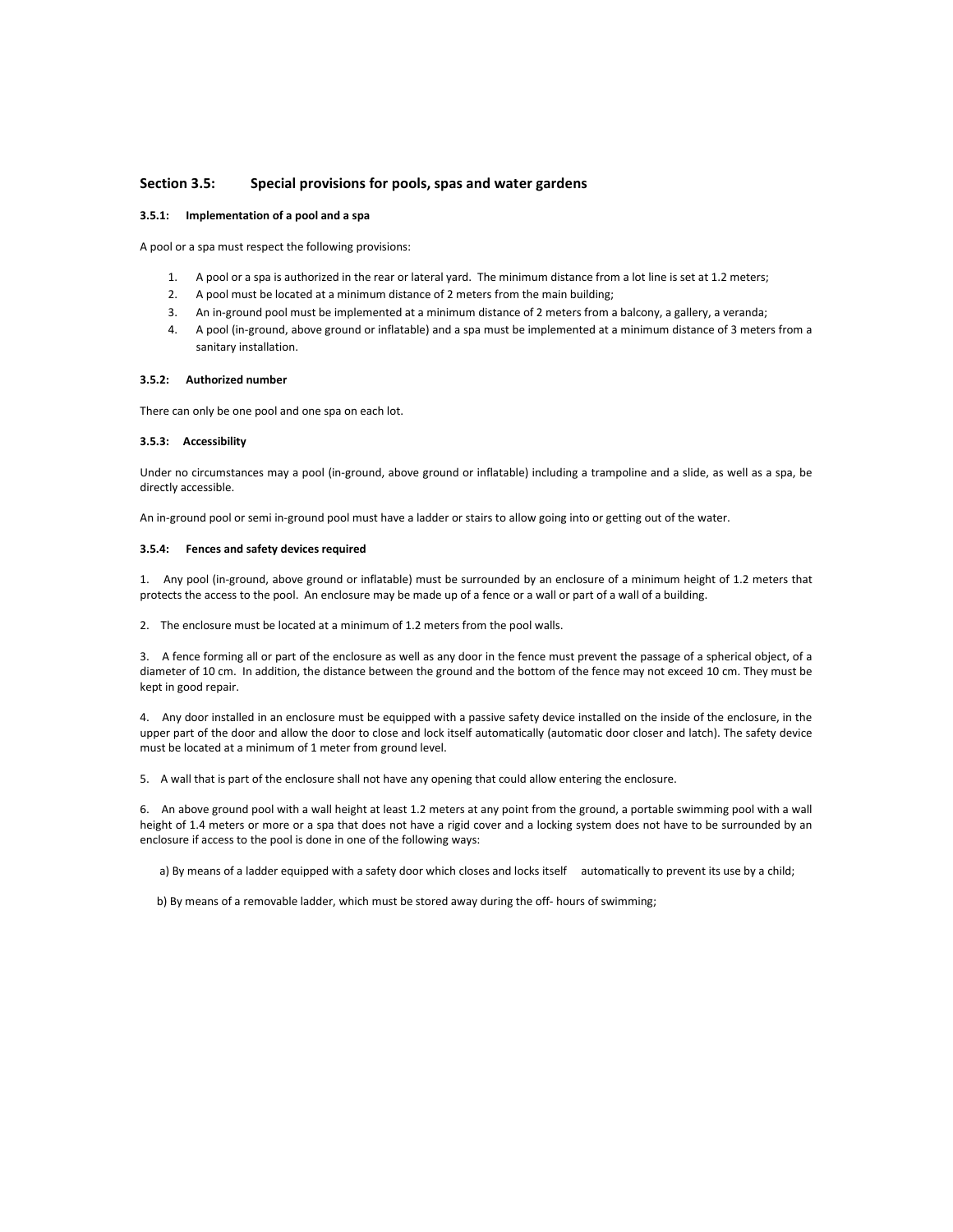## Section 3.5: Special provisions for pools, spas and water gardens

### 3.5.1: Implementation of a pool and a spa

A pool or a spa must respect the following provisions:

1. A pool or a spa is authorized in the rear or lateral yard. The minimum distance from a lot line is set at 1.2 meters;
2. A pool must be located at a minimum distance of 2 meters from the main building;
3. An in-ground pool must be implemented at a minimum distance of 2 meters from a balcony, a gallery, a veranda;
4. A pool (in-ground, above ground or inflatable) and a spa must be implemented at a minimum distance of 3 meters from a sanitary installation.

### 3.5.2: Authorized number

There can only be one pool and one spa on each lot.

### 3.5.3: Accessibility

Under no circumstances may a pool (in-ground, above ground or inflatable) including a trampoline and a slide, as well as a spa, be directly accessible.

An in-ground pool or semi in-ground pool must have a ladder or stairs to allow going into or getting out of the water.

### 3.5.4: Fences and safety devices required

1. Any pool (in-ground, above ground or inflatable) must be surrounded by an enclosure of a minimum height of 1.2 meters that protects the access to the pool. An enclosure may be made up of a fence or a wall or part of a wall of a building.

2. The enclosure must be located at a minimum of 1.2 meters from the pool walls.

3. A fence forming all or part of the enclosure as well as any door in the fence must prevent the passage of a spherical object, of a diameter of 10 cm. In addition, the distance between the ground and the bottom of the fence may not exceed 10 cm. They must be kept in good repair.

4. Any door installed in an enclosure must be equipped with a passive safety device installed on the inside of the enclosure, in the upper part of the door and allow the door to close and lock itself automatically (automatic door closer and latch). The safety device must be located at a minimum of 1 meter from ground level.

5. A wall that is part of the enclosure shall not have any opening that could allow entering the enclosure.

6. An above ground pool with a wall height at least 1.2 meters at any point from the ground, a portable swimming pool with a wall height of 1.4 meters or more or a spa that does not have a rigid cover and a locking system does not have to be surrounded by an enclosure if access to the pool is done in one of the following ways:

a) By means of a ladder equipped with a safety door which closes and locks itself automatically to prevent its use by a child;

b) By means of a removable ladder, which must be stored away during the off- hours of swimming;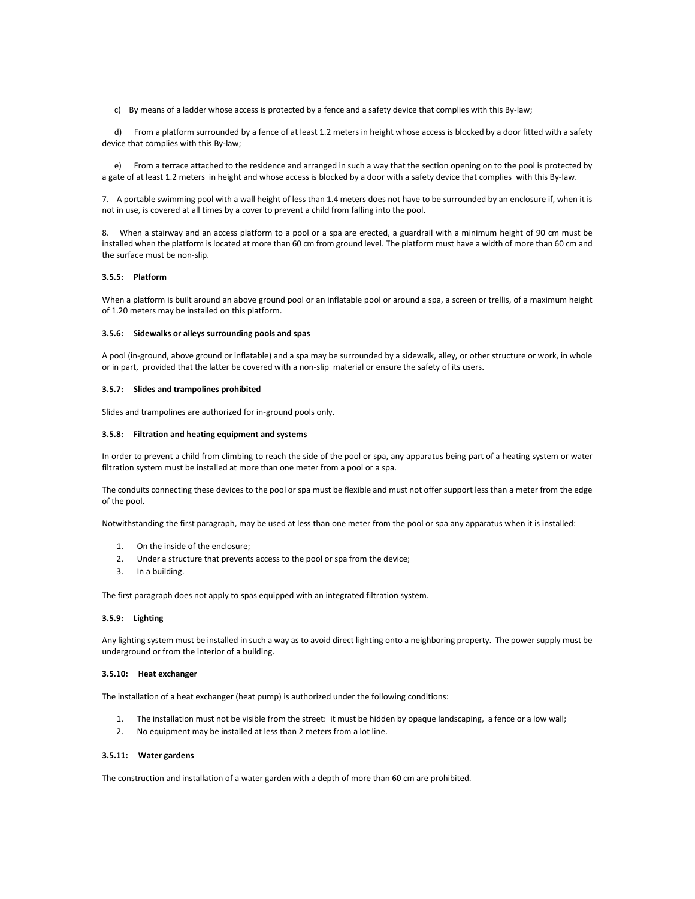c) By means of a ladder whose access is protected by a fence and a safety device that complies with this By-law;

d) From a platform surrounded by a fence of at least 1.2 meters in height whose access is blocked by a door fitted with a safety device that complies with this By-law;

e) From a terrace attached to the residence and arranged in such a way that the section opening on to the pool is protected by a gate of at least 1.2 meters in height and whose access is blocked by a door with a safety device that complies with this By-law.

7. A portable swimming pool with a wall height of less than 1.4 meters does not have to be surrounded by an enclosure if, when it is not in use, is covered at all times by a cover to prevent a child from falling into the pool.

8. When a stairway and an access platform to a pool or a spa are erected, a guardrail with a minimum height of 90 cm must be installed when the platform is located at more than 60 cm from ground level. The platform must have a width of more than 60 cm and the surface must be non-slip.

#### 3.5.5: Platform

When a platform is built around an above ground pool or an inflatable pool or around a spa, a screen or trellis, of a maximum height of 1.20 meters may be installed on this platform.

#### 3.5.6: Sidewalks or alleys surrounding pools and spas

A pool (in-ground, above ground or inflatable) and a spa may be surrounded by a sidewalk, alley, or other structure or work, in whole or in part, provided that the latter be covered with a non-slip material or ensure the safety of its users.

#### 3.5.7: Slides and trampolines prohibited

Slides and trampolines are authorized for in-ground pools only.

#### 3.5.8: Filtration and heating equipment and systems

In order to prevent a child from climbing to reach the side of the pool or spa, any apparatus being part of a heating system or water filtration system must be installed at more than one meter from a pool or a spa.

The conduits connecting these devices to the pool or spa must be flexible and must not offer support less than a meter from the edge of the pool.

Notwithstanding the first paragraph, may be used at less than one meter from the pool or spa any apparatus when it is installed:

1. On the inside of the enclosure;
2. Under a structure that prevents access to the pool or spa from the device;
3. In a building.

The first paragraph does not apply to spas equipped with an integrated filtration system.

#### 3.5.9: Lighting

Any lighting system must be installed in such a way as to avoid direct lighting onto a neighboring property. The power supply must be underground or from the interior of a building.

#### 3.5.10: Heat exchanger

The installation of a heat exchanger (heat pump) is authorized under the following conditions:

1. The installation must not be visible from the street: it must be hidden by opaque landscaping, a fence or a low wall;
2. No equipment may be installed at less than 2 meters from a lot line.

#### 3.5.11: Water gardens

The construction and installation of a water garden with a depth of more than 60 cm are prohibited.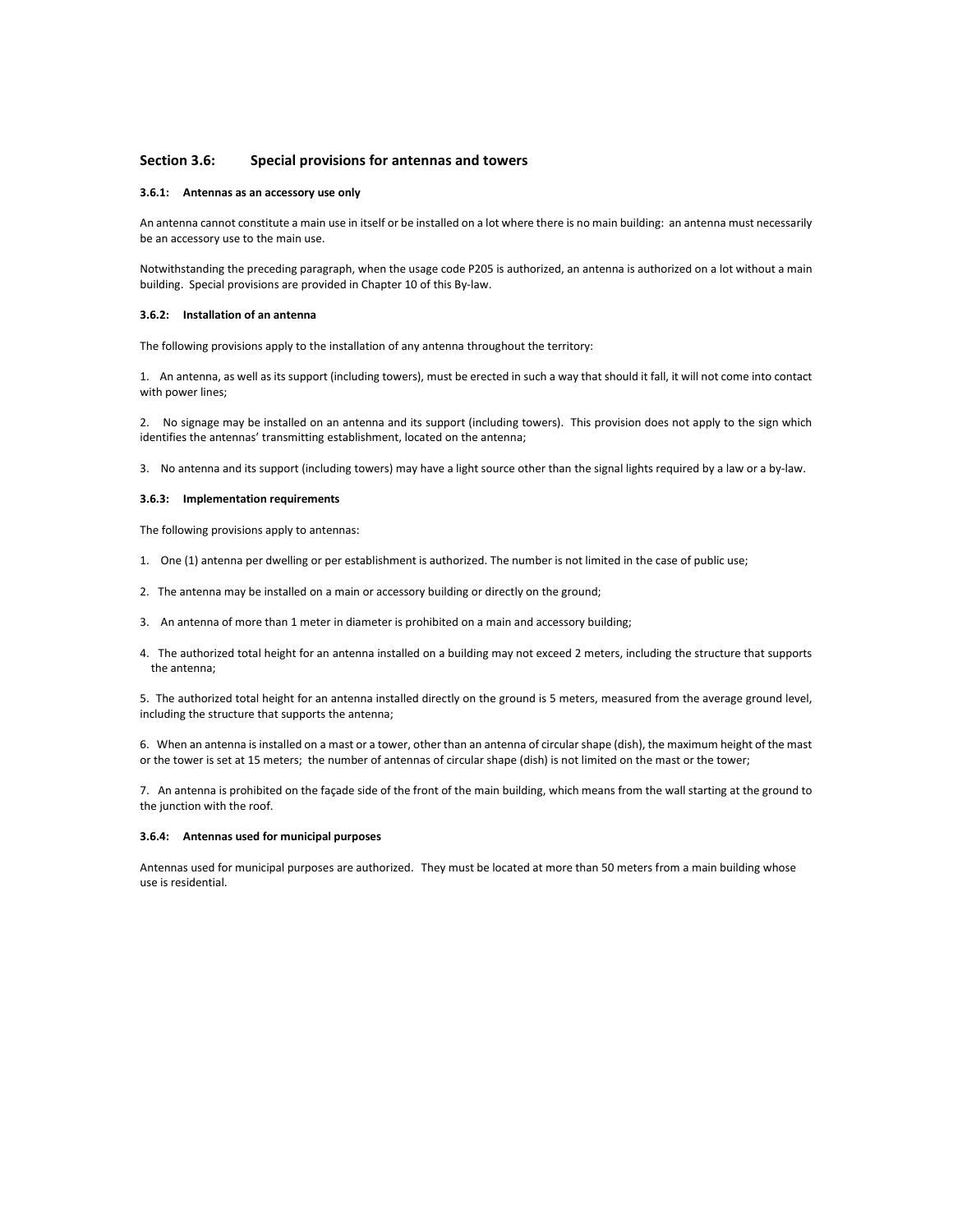## Section 3.6: Special provisions for antennas and towers

#### 3.6.1: Antennas as an accessory use only

An antenna cannot constitute a main use in itself or be installed on a lot where there is no main building: an antenna must necessarily be an accessory use to the main use.

Notwithstanding the preceding paragraph, when the usage code P205 is authorized, an antenna is authorized on a lot without a main building. Special provisions are provided in Chapter 10 of this By-law.

#### 3.6.2: Installation of an antenna

The following provisions apply to the installation of any antenna throughout the territory:

1. An antenna, as well as its support (including towers), must be erected in such a way that should it fall, it will not come into contact with power lines;

2. No signage may be installed on an antenna and its support (including towers). This provision does not apply to the sign which identifies the antennas' transmitting establishment, located on the antenna;

3. No antenna and its support (including towers) may have a light source other than the signal lights required by a law or a by-law.

#### 3.6.3: Implementation requirements

The following provisions apply to antennas:

1. One (1) antenna per dwelling or per establishment is authorized. The number is not limited in the case of public use;

2. The antenna may be installed on a main or accessory building or directly on the ground;

3. An antenna of more than 1 meter in diameter is prohibited on a main and accessory building;

4. The authorized total height for an antenna installed on a building may not exceed 2 meters, including the structure that supports the antenna;

5. The authorized total height for an antenna installed directly on the ground is 5 meters, measured from the average ground level, including the structure that supports the antenna;

6. When an antenna is installed on a mast or a tower, other than an antenna of circular shape (dish), the maximum height of the mast or the tower is set at 15 meters; the number of antennas of circular shape (dish) is not limited on the mast or the tower;

7. An antenna is prohibited on the façade side of the front of the main building, which means from the wall starting at the ground to the junction with the roof.

#### 3.6.4: Antennas used for municipal purposes

Antennas used for municipal purposes are authorized. They must be located at more than 50 meters from a main building whose use is residential.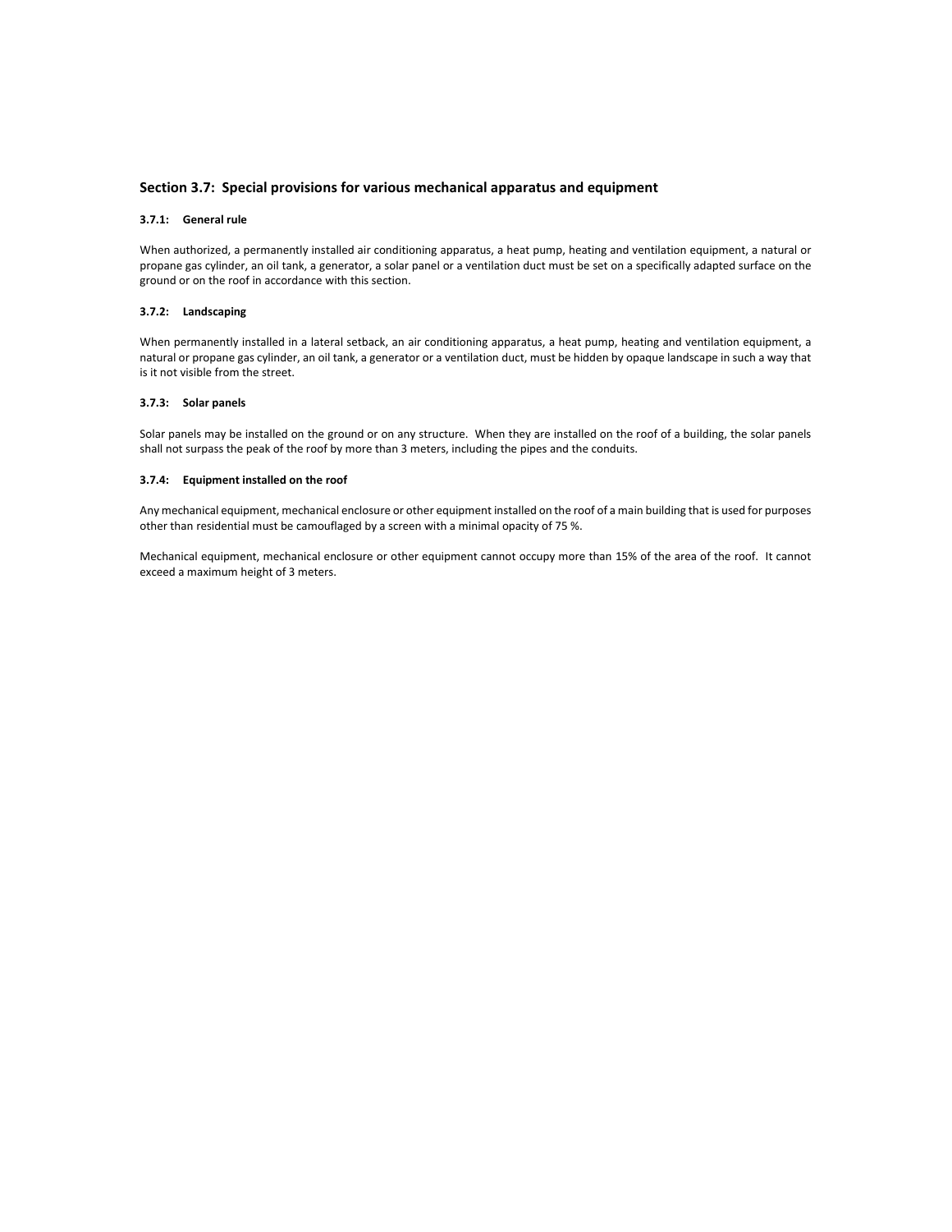## Section 3.7: Special provisions for various mechanical apparatus and equipment

### 3.7.1: General rule

When authorized, a permanently installed air conditioning apparatus, a heat pump, heating and ventilation equipment, a natural or propane gas cylinder, an oil tank, a generator, a solar panel or a ventilation duct must be set on a specifically adapted surface on the ground or on the roof in accordance with this section.

### 3.7.2: Landscaping

When permanently installed in a lateral setback, an air conditioning apparatus, a heat pump, heating and ventilation equipment, a natural or propane gas cylinder, an oil tank, a generator or a ventilation duct, must be hidden by opaque landscape in such a way that is it not visible from the street.

### 3.7.3: Solar panels

Solar panels may be installed on the ground or on any structure. When they are installed on the roof of a building, the solar panels shall not surpass the peak of the roof by more than 3 meters, including the pipes and the conduits.

### 3.7.4: Equipment installed on the roof

Any mechanical equipment, mechanical enclosure or other equipment installed on the roof of a main building that is used for purposes other than residential must be camouflaged by a screen with a minimal opacity of 75 %.

Mechanical equipment, mechanical enclosure or other equipment cannot occupy more than 15% of the area of the roof. It cannot exceed a maximum height of 3 meters.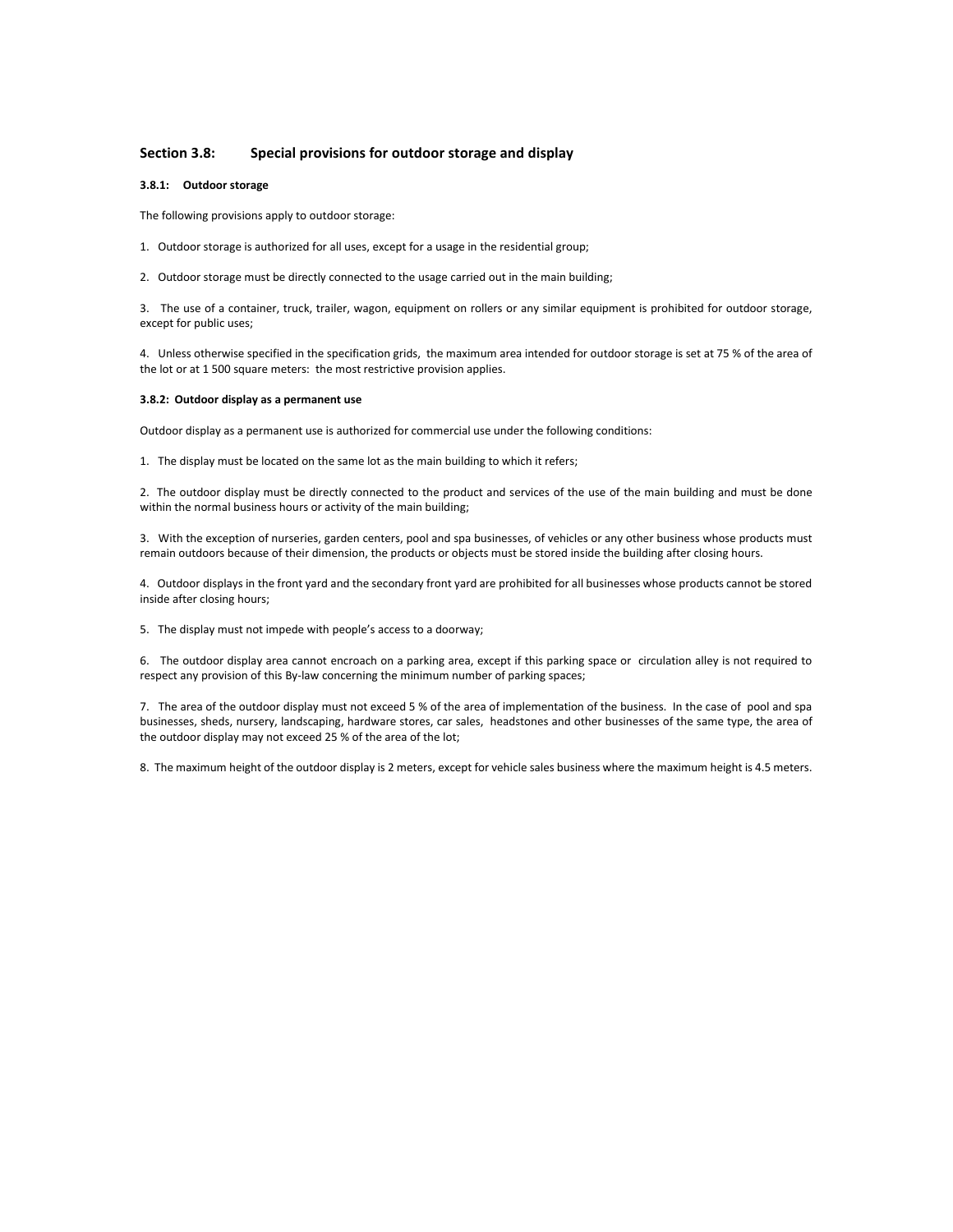## Section 3.8: Special provisions for outdoor storage and display

### 3.8.1: Outdoor storage

The following provisions apply to outdoor storage:

1. Outdoor storage is authorized for all uses, except for a usage in the residential group;

2. Outdoor storage must be directly connected to the usage carried out in the main building;

3. The use of a container, truck, trailer, wagon, equipment on rollers or any similar equipment is prohibited for outdoor storage, except for public uses;

4. Unless otherwise specified in the specification grids, the maximum area intended for outdoor storage is set at 75 % of the area of the lot or at 1 500 square meters: the most restrictive provision applies.

### 3.8.2: Outdoor display as a permanent use

Outdoor display as a permanent use is authorized for commercial use under the following conditions:

1. The display must be located on the same lot as the main building to which it refers;

2. The outdoor display must be directly connected to the product and services of the use of the main building and must be done within the normal business hours or activity of the main building;

3. With the exception of nurseries, garden centers, pool and spa businesses, of vehicles or any other business whose products must remain outdoors because of their dimension, the products or objects must be stored inside the building after closing hours.

4. Outdoor displays in the front yard and the secondary front yard are prohibited for all businesses whose products cannot be stored inside after closing hours;

5. The display must not impede with people's access to a doorway;

6. The outdoor display area cannot encroach on a parking area, except if this parking space or circulation alley is not required to respect any provision of this By-law concerning the minimum number of parking spaces;

7. The area of the outdoor display must not exceed 5 % of the area of implementation of the business. In the case of pool and spa businesses, sheds, nursery, landscaping, hardware stores, car sales, headstones and other businesses of the same type, the area of the outdoor display may not exceed 25 % of the area of the lot;

8. The maximum height of the outdoor display is 2 meters, except for vehicle sales business where the maximum height is 4.5 meters.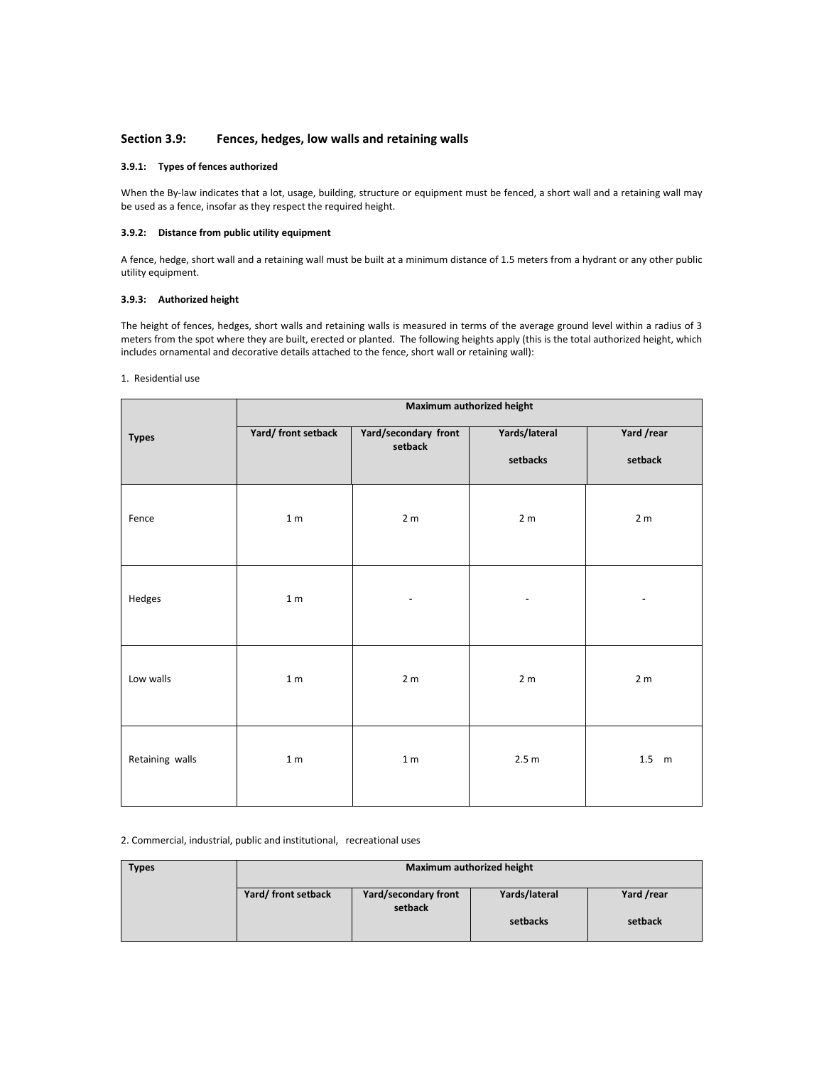## Section 3.9: Fences, hedges, low walls and retaining walls

### 3.9.1: Types of fences authorized

When the By-law indicates that a lot, usage, building, structure or equipment must be fenced, a short wall and a retaining wall may be used as a fence, insofar as they respect the required height.

### 3.9.2: Distance from public utility equipment

A fence, hedge, short wall and a retaining wall must be built at a minimum distance of 1.5 meters from a hydrant or any other public utility equipment.

### 3.9.3: Authorized height

The height of fences, hedges, short walls and retaining walls is measured in terms of the average ground level within a radius of 3 meters from the spot where they are built, erected or planted. The following heights apply (this is the total authorized height, which includes ornamental and decorative details attached to the fence, short wall or retaining wall):

1. Residential use

| Types | Maximum authorized height | | | |
|---|---|---|---|---|
| | Yard/ front setback | Yard/secondary front setback | Yards/lateral setbacks | Yard /rear setback |
| Fence | 1 m | 2 m | 2 m | 2 m |
| Hedges | 1 m | - | - | - |
| Low walls | 1 m | 2 m | 2 m | 2 m |
| Retaining walls | 1 m | 1 m | 2.5 m | 1.5 m |

2. Commercial, industrial, public and institutional, recreational uses

| Types | Maximum authorized height | | | |
|---|---|---|---|---|
| | Yard/ front setback | Yard/secondary front setback | Yards/lateral setbacks | Yard /rear setback |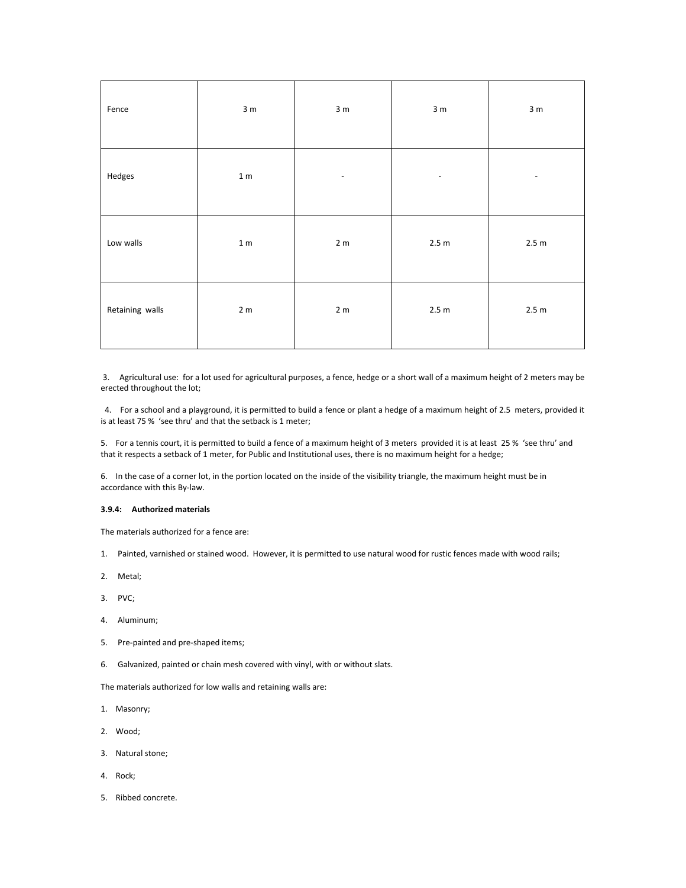| Fence | 3 m | 3 m | 3 m | 3 m |
|---|---|---|---|---|
| Hedges | 1 m | - | - | - |
| Low walls | 1 m | 2 m | 2.5 m | 2.5 m |
| Retaining walls | 2 m | 2 m | 2.5 m | 2.5 m |

3. Agricultural use: for a lot used for agricultural purposes, a fence, hedge or a short wall of a maximum height of 2 meters may be erected throughout the lot;

4. For a school and a playground, it is permitted to build a fence or plant a hedge of a maximum height of 2.5 meters, provided it is at least 75 % 'see thru' and that the setback is 1 meter;

5. For a tennis court, it is permitted to build a fence of a maximum height of 3 meters provided it is at least 25 % 'see thru' and that it respects a setback of 1 meter, for Public and Institutional uses, there is no maximum height for a hedge;

6. In the case of a corner lot, in the portion located on the inside of the visibility triangle, the maximum height must be in accordance with this By-law.

**3.9.4: Authorized materials**

The materials authorized for a fence are:

1. Painted, varnished or stained wood. However, it is permitted to use natural wood for rustic fences made with wood rails;
2. Metal;
3. PVC;
4. Aluminum;
5. Pre-painted and pre-shaped items;
6. Galvanized, painted or chain mesh covered with vinyl, with or without slats.

The materials authorized for low walls and retaining walls are:

1. Masonry;
2. Wood;
3. Natural stone;
4. Rock;
5. Ribbed concrete.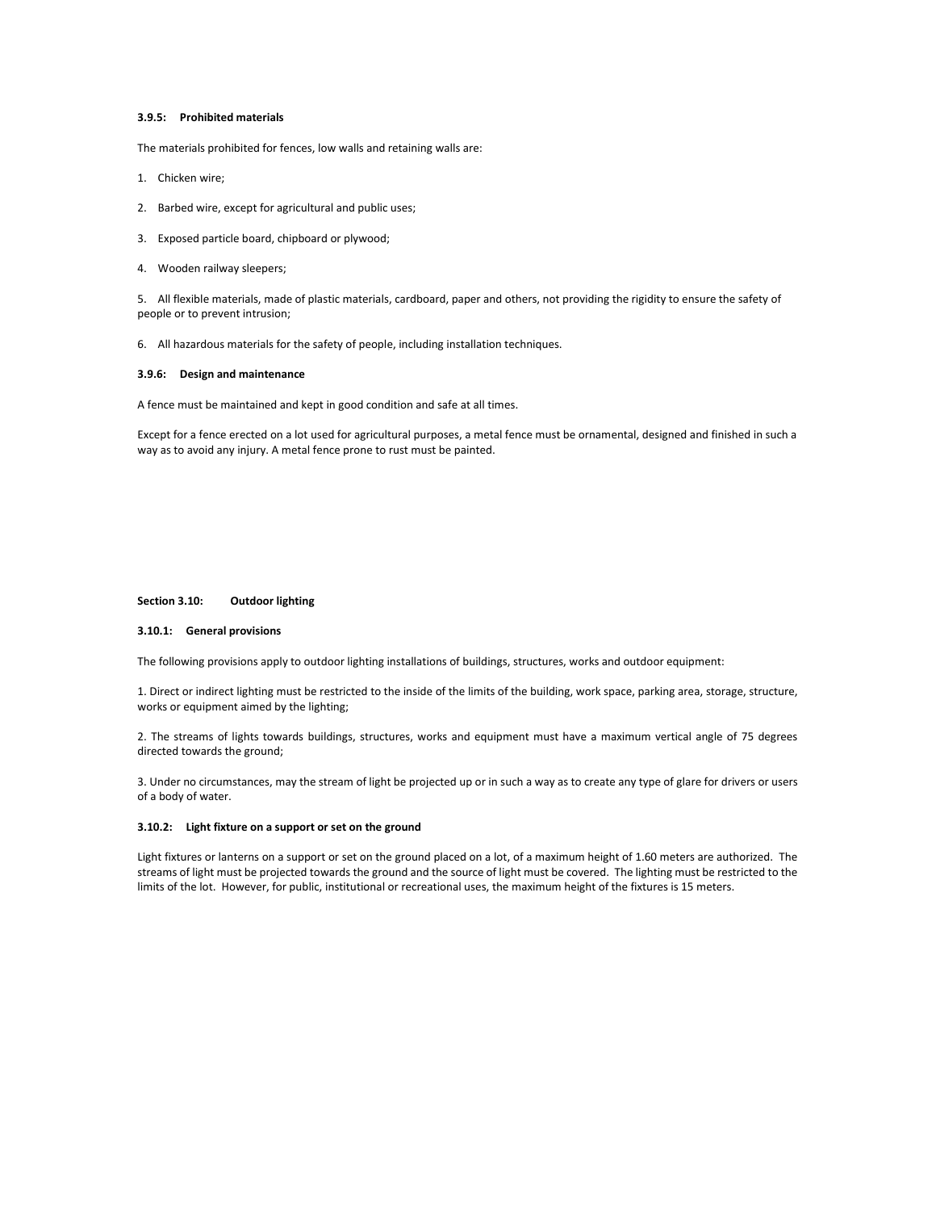#### 3.9.5: Prohibited materials

The materials prohibited for fences, low walls and retaining walls are:

1. Chicken wire;

2. Barbed wire, except for agricultural and public uses;

3. Exposed particle board, chipboard or plywood;

4. Wooden railway sleepers;

5. All flexible materials, made of plastic materials, cardboard, paper and others, not providing the rigidity to ensure the safety of people or to prevent intrusion;

6. All hazardous materials for the safety of people, including installation techniques.

#### 3.9.6: Design and maintenance

A fence must be maintained and kept in good condition and safe at all times.

Except for a fence erected on a lot used for agricultural purposes, a metal fence must be ornamental, designed and finished in such a way as to avoid any injury. A metal fence prone to rust must be painted.

### Section 3.10: Outdoor lighting

#### 3.10.1: General provisions

The following provisions apply to outdoor lighting installations of buildings, structures, works and outdoor equipment:

1. Direct or indirect lighting must be restricted to the inside of the limits of the building, work space, parking area, storage, structure, works or equipment aimed by the lighting;

2. The streams of lights towards buildings, structures, works and equipment must have a maximum vertical angle of 75 degrees directed towards the ground;

3. Under no circumstances, may the stream of light be projected up or in such a way as to create any type of glare for drivers or users of a body of water.

#### 3.10.2: Light fixture on a support or set on the ground

Light fixtures or lanterns on a support or set on the ground placed on a lot, of a maximum height of 1.60 meters are authorized. The streams of light must be projected towards the ground and the source of light must be covered. The lighting must be restricted to the limits of the lot. However, for public, institutional or recreational uses, the maximum height of the fixtures is 15 meters.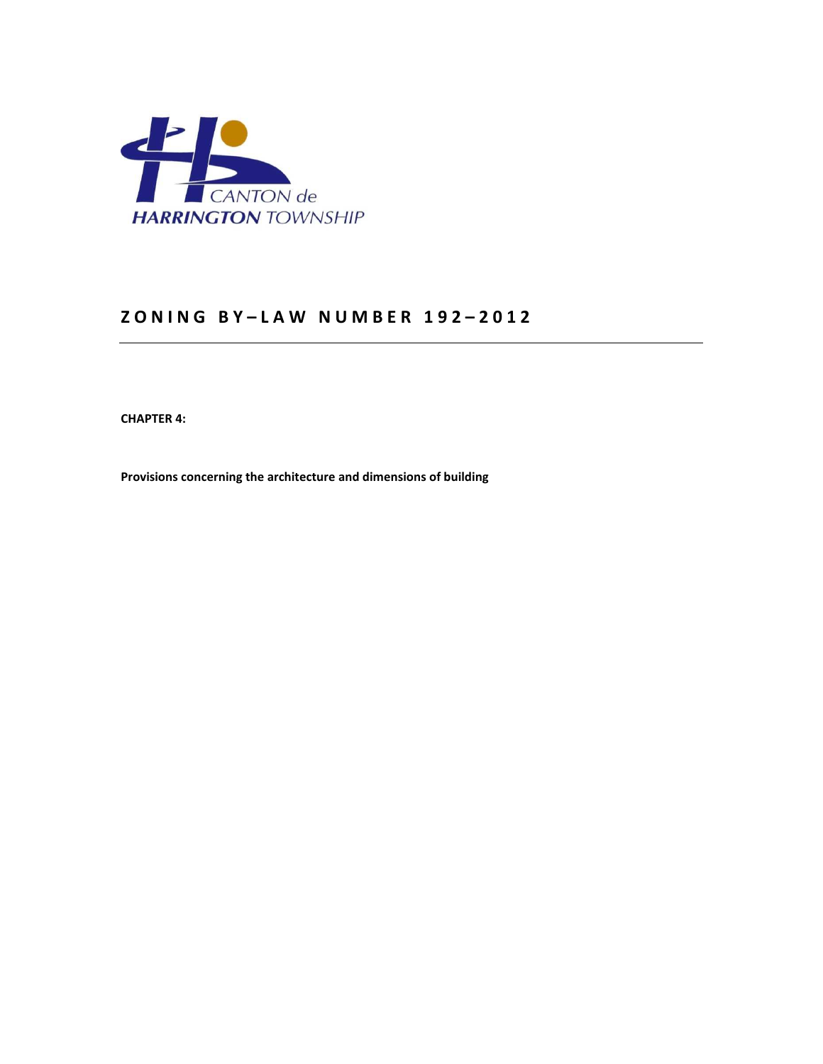# ZONING BY–LAW NUMBER 192–2012

**CHAPTER 4:**

**Provisions concerning the architecture and dimensions of building**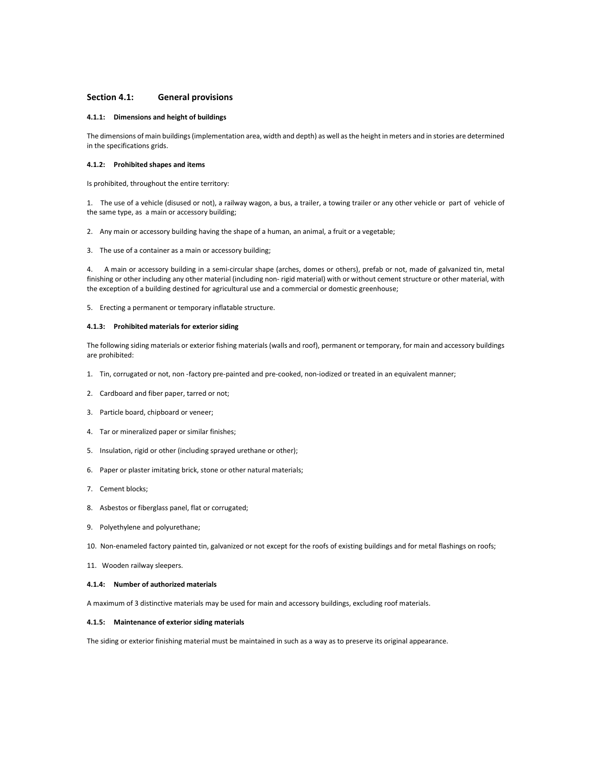## Section 4.1: General provisions

#### 4.1.1: Dimensions and height of buildings

The dimensions of main buildings (implementation area, width and depth) as well as the height in meters and in stories are determined in the specifications grids.

#### 4.1.2: Prohibited shapes and items

Is prohibited, throughout the entire territory:

1. The use of a vehicle (disused or not), a railway wagon, a bus, a trailer, a towing trailer or any other vehicle or part of vehicle of the same type, as a main or accessory building;

2. Any main or accessory building having the shape of a human, an animal, a fruit or a vegetable;

3. The use of a container as a main or accessory building;

4. A main or accessory building in a semi-circular shape (arches, domes or others), prefab or not, made of galvanized tin, metal finishing or other including any other material (including non- rigid material) with or without cement structure or other material, with the exception of a building destined for agricultural use and a commercial or domestic greenhouse;

5. Erecting a permanent or temporary inflatable structure.

#### 4.1.3: Prohibited materials for exterior siding

The following siding materials or exterior fishing materials (walls and roof), permanent or temporary, for main and accessory buildings are prohibited:

1. Tin, corrugated or not, non -factory pre-painted and pre-cooked, non-iodized or treated in an equivalent manner;

2. Cardboard and fiber paper, tarred or not;

3. Particle board, chipboard or veneer;

4. Tar or mineralized paper or similar finishes;

5. Insulation, rigid or other (including sprayed urethane or other);

6. Paper or plaster imitating brick, stone or other natural materials;

7. Cement blocks;

8. Asbestos or fiberglass panel, flat or corrugated;

9. Polyethylene and polyurethane;

10. Non-enameled factory painted tin, galvanized or not except for the roofs of existing buildings and for metal flashings on roofs;

11. Wooden railway sleepers.

#### 4.1.4: Number of authorized materials

A maximum of 3 distinctive materials may be used for main and accessory buildings, excluding roof materials.

#### 4.1.5: Maintenance of exterior siding materials

The siding or exterior finishing material must be maintained in such as a way as to preserve its original appearance.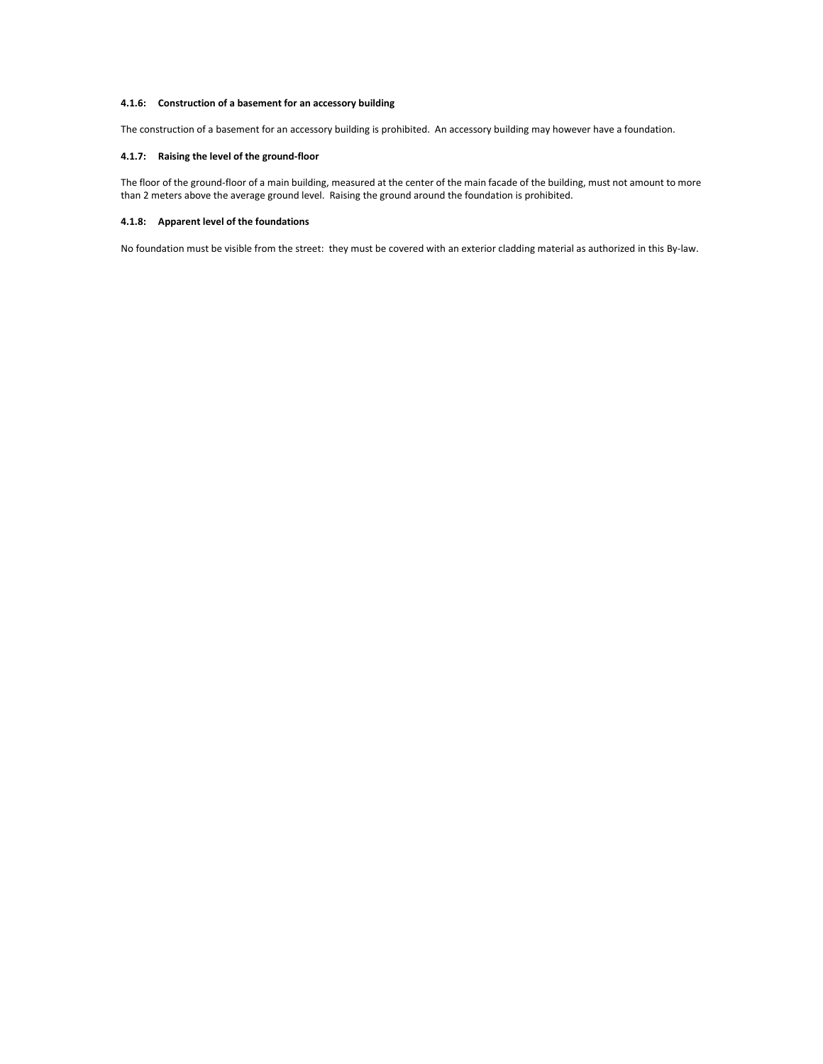#### 4.1.6: Construction of a basement for an accessory building

The construction of a basement for an accessory building is prohibited. An accessory building may however have a foundation.

#### 4.1.7: Raising the level of the ground-floor

The floor of the ground-floor of a main building, measured at the center of the main facade of the building, must not amount to more than 2 meters above the average ground level. Raising the ground around the foundation is prohibited.

#### 4.1.8: Apparent level of the foundations

No foundation must be visible from the street: they must be covered with an exterior cladding material as authorized in this By-law.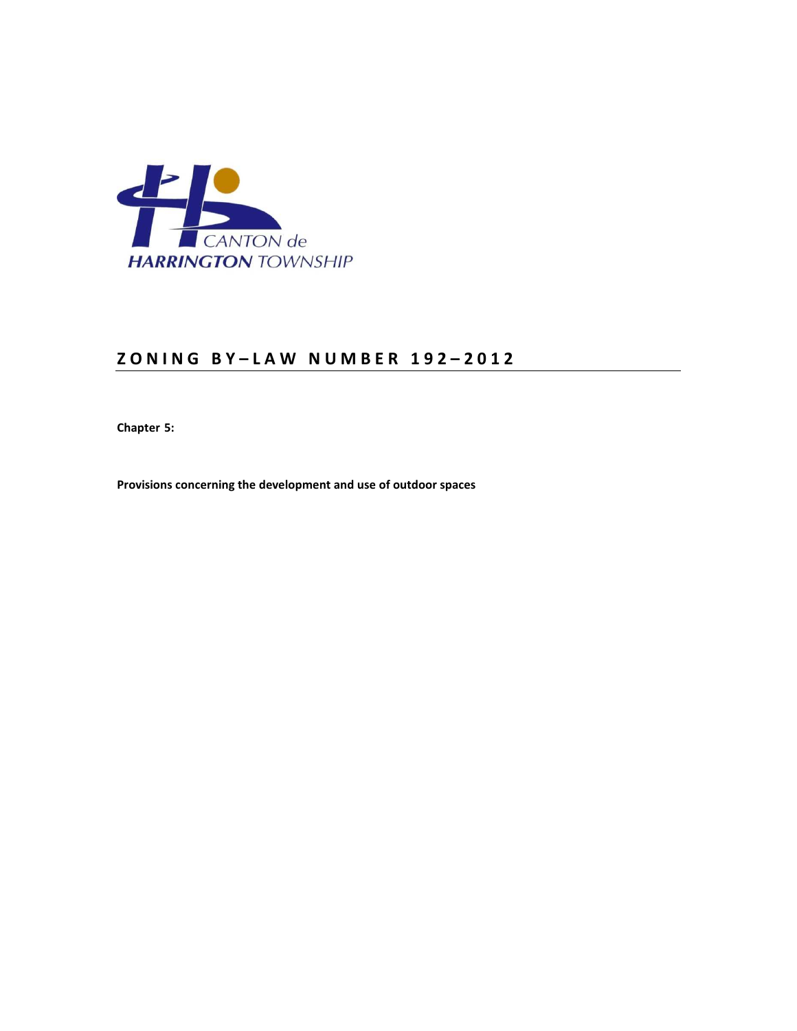CANTON de
HARRINGTON TOWNSHIP

# ZONING BY–LAW NUMBER 192–2012

**Chapter 5:**

**Provisions concerning the development and use of outdoor spaces**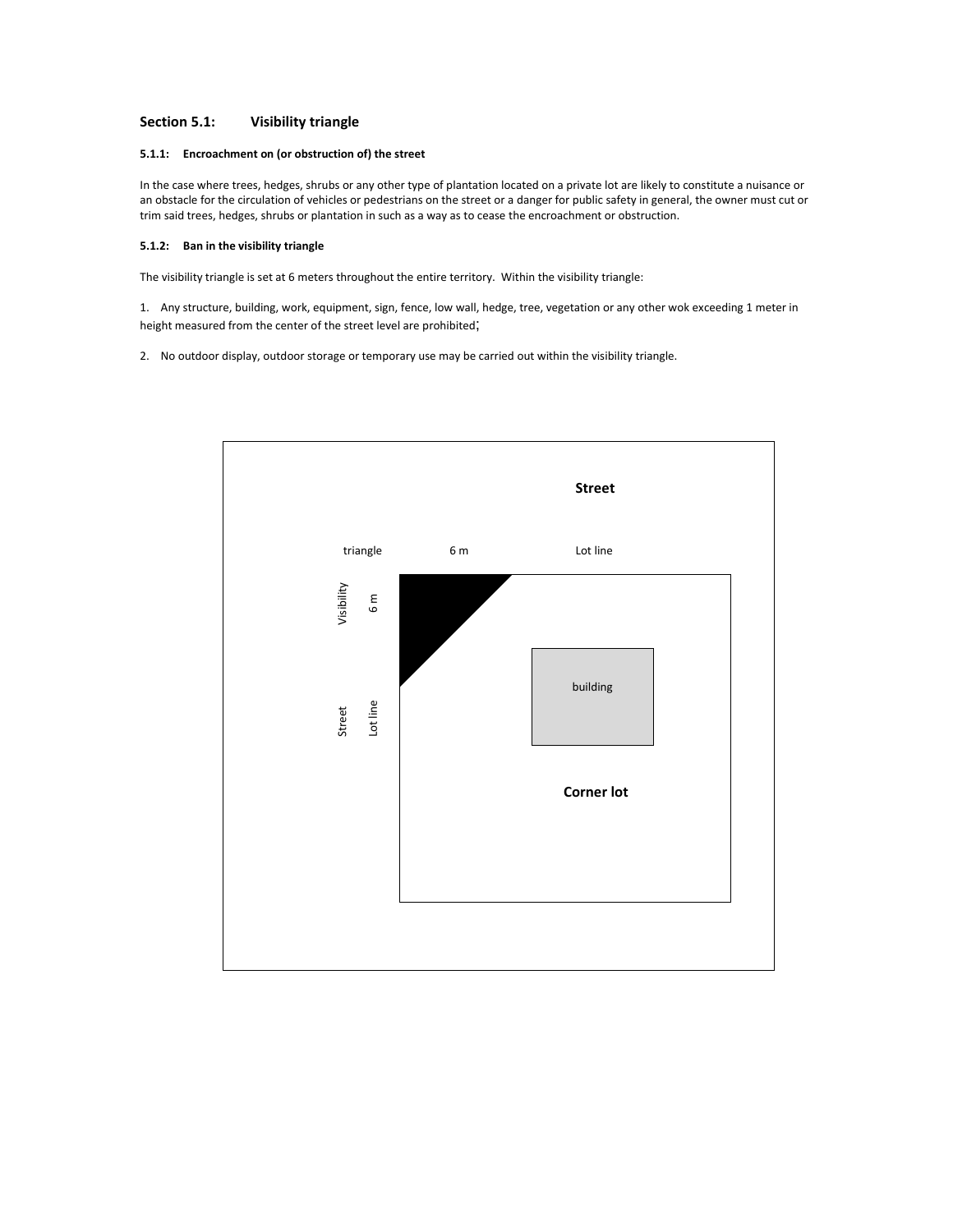## Section 5.1: Visibility triangle

### 5.1.1: Encroachment on (or obstruction of) the street

In the case where trees, hedges, shrubs or any other type of plantation located on a private lot are likely to constitute a nuisance or an obstacle for the circulation of vehicles or pedestrians on the street or a danger for public safety in general, the owner must cut or trim said trees, hedges, shrubs or plantation in such as a way as to cease the encroachment or obstruction.

### 5.1.2: Ban in the visibility triangle

The visibility triangle is set at 6 meters throughout the entire territory. Within the visibility triangle:

1. Any structure, building, work, equipment, sign, fence, low wall, hedge, tree, vegetation or any other wok exceeding 1 meter in height measured from the center of the street level are prohibited;

2. No outdoor display, outdoor storage or temporary use may be carried out within the visibility triangle.

Street

Visibility triangle 6 m Lot line

6 m

Street Lot line

building

Corner lot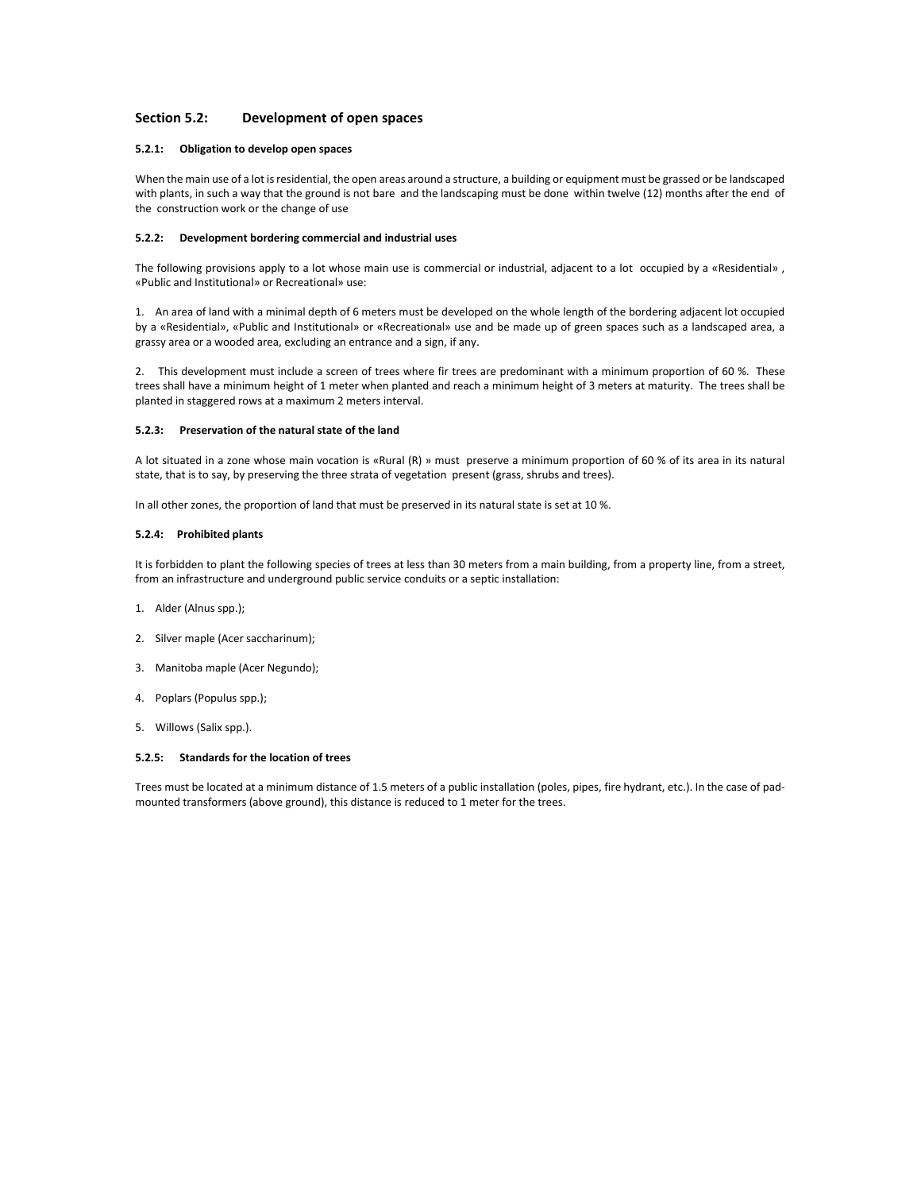## Section 5.2: Development of open spaces

### 5.2.1: Obligation to develop open spaces

When the main use of a lot is residential, the open areas around a structure, a building or equipment must be grassed or be landscaped with plants, in such a way that the ground is not bare and the landscaping must be done within twelve (12) months after the end of the construction work or the change of use

### 5.2.2: Development bordering commercial and industrial uses

The following provisions apply to a lot whose main use is commercial or industrial, adjacent to a lot occupied by a «Residential» , «Public and Institutional» or Recreational» use:

1. An area of land with a minimal depth of 6 meters must be developed on the whole length of the bordering adjacent lot occupied by a «Residential», «Public and Institutional» or «Recreational» use and be made up of green spaces such as a landscaped area, a grassy area or a wooded area, excluding an entrance and a sign, if any.

2. This development must include a screen of trees where fir trees are predominant with a minimum proportion of 60 %. These trees shall have a minimum height of 1 meter when planted and reach a minimum height of 3 meters at maturity. The trees shall be planted in staggered rows at a maximum 2 meters interval.

### 5.2.3: Preservation of the natural state of the land

A lot situated in a zone whose main vocation is «Rural (R) » must preserve a minimum proportion of 60 % of its area in its natural state, that is to say, by preserving the three strata of vegetation present (grass, shrubs and trees).

In all other zones, the proportion of land that must be preserved in its natural state is set at 10 %.

### 5.2.4: Prohibited plants

It is forbidden to plant the following species of trees at less than 30 meters from a main building, from a property line, from a street, from an infrastructure and underground public service conduits or a septic installation:

1. Alder (Alnus spp.);
2. Silver maple (Acer saccharinum);
3. Manitoba maple (Acer Negundo);
4. Poplars (Populus spp.);
5. Willows (Salix spp.).

### 5.2.5: Standards for the location of trees

Trees must be located at a minimum distance of 1.5 meters of a public installation (poles, pipes, fire hydrant, etc.). In the case of pad-mounted transformers (above ground), this distance is reduced to 1 meter for the trees.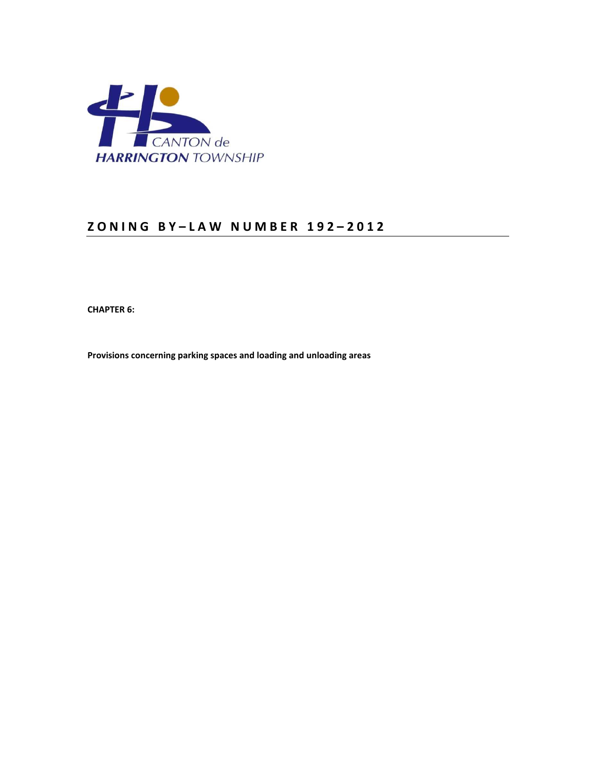# ZONING BY–LAW NUMBER 192–2012

**CHAPTER 6:**

**Provisions concerning parking spaces and loading and unloading areas**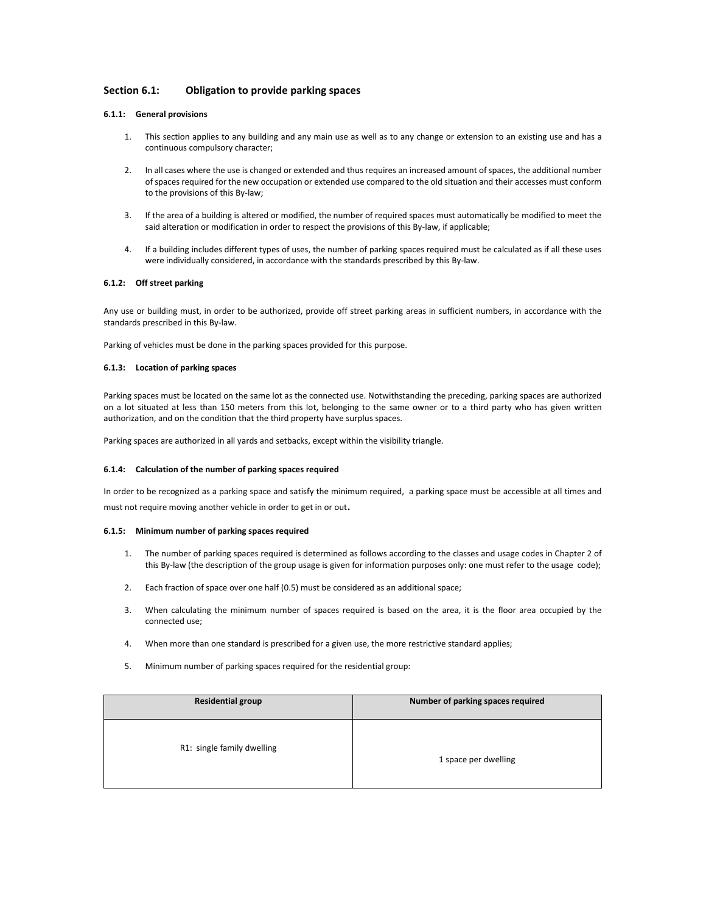## Section 6.1: Obligation to provide parking spaces

### 6.1.1: General provisions

1. This section applies to any building and any main use as well as to any change or extension to an existing use and has a continuous compulsory character;

2. In all cases where the use is changed or extended and thus requires an increased amount of spaces, the additional number of spaces required for the new occupation or extended use compared to the old situation and their accesses must conform to the provisions of this By-law;

3. If the area of a building is altered or modified, the number of required spaces must automatically be modified to meet the said alteration or modification in order to respect the provisions of this By-law, if applicable;

4. If a building includes different types of uses, the number of parking spaces required must be calculated as if all these uses were individually considered, in accordance with the standards prescribed by this By-law.

### 6.1.2: Off street parking

Any use or building must, in order to be authorized, provide off street parking areas in sufficient numbers, in accordance with the standards prescribed in this By-law.

Parking of vehicles must be done in the parking spaces provided for this purpose.

### 6.1.3: Location of parking spaces

Parking spaces must be located on the same lot as the connected use. Notwithstanding the preceding, parking spaces are authorized on a lot situated at less than 150 meters from this lot, belonging to the same owner or to a third party who has given written authorization, and on the condition that the third property have surplus spaces.

Parking spaces are authorized in all yards and setbacks, except within the visibility triangle.

### 6.1.4: Calculation of the number of parking spaces required

In order to be recognized as a parking space and satisfy the minimum required, a parking space must be accessible at all times and must not require moving another vehicle in order to get in or out.

### 6.1.5: Minimum number of parking spaces required

1. The number of parking spaces required is determined as follows according to the classes and usage codes in Chapter 2 of this By-law (the description of the group usage is given for information purposes only: one must refer to the usage code);

2. Each fraction of space over one half (0.5) must be considered as an additional space;

3. When calculating the minimum number of spaces required is based on the area, it is the floor area occupied by the connected use;

4. When more than one standard is prescribed for a given use, the more restrictive standard applies;

5. Minimum number of parking spaces required for the residential group:

| Residential group | Number of parking spaces required |
|---|---|
| R1: single family dwelling | 1 space per dwelling |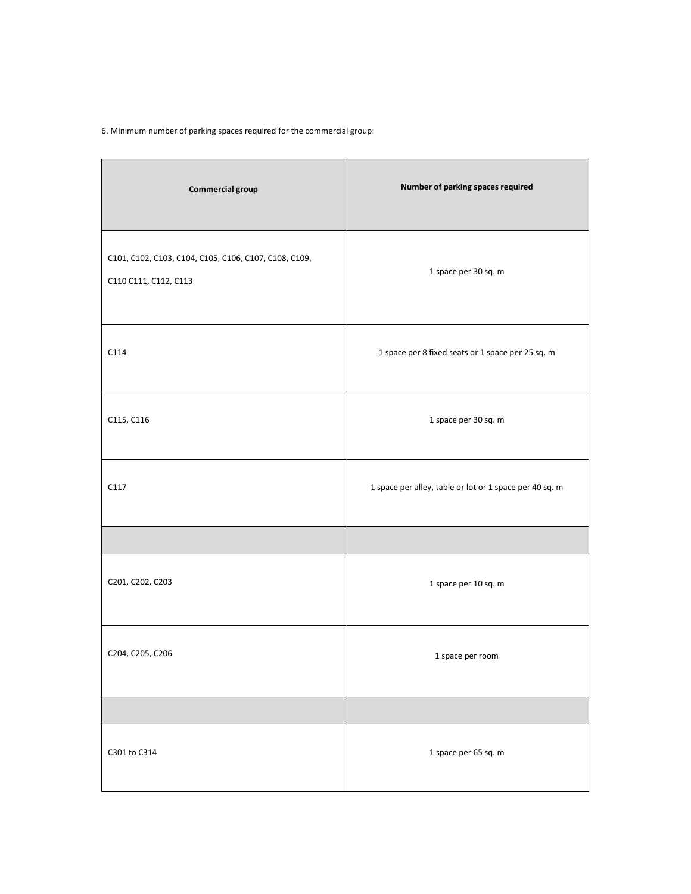6. Minimum number of parking spaces required for the commercial group:

| Commercial group | Number of parking spaces required |
| --- | --- |
| C101, C102, C103, C104, C105, C106, C107, C108, C109, C110 C111, C112, C113 | 1 space per 30 sq. m |
| C114 | 1 space per 8 fixed seats or 1 space per 25 sq. m |
| C115, C116 | 1 space per 30 sq. m |
| C117 | 1 space per alley, table or lot or 1 space per 40 sq. m |
| | |
| C201, C202, C203 | 1 space per 10 sq. m |
| C204, C205, C206 | 1 space per room |
| | |
| C301 to C314 | 1 space per 65 sq. m |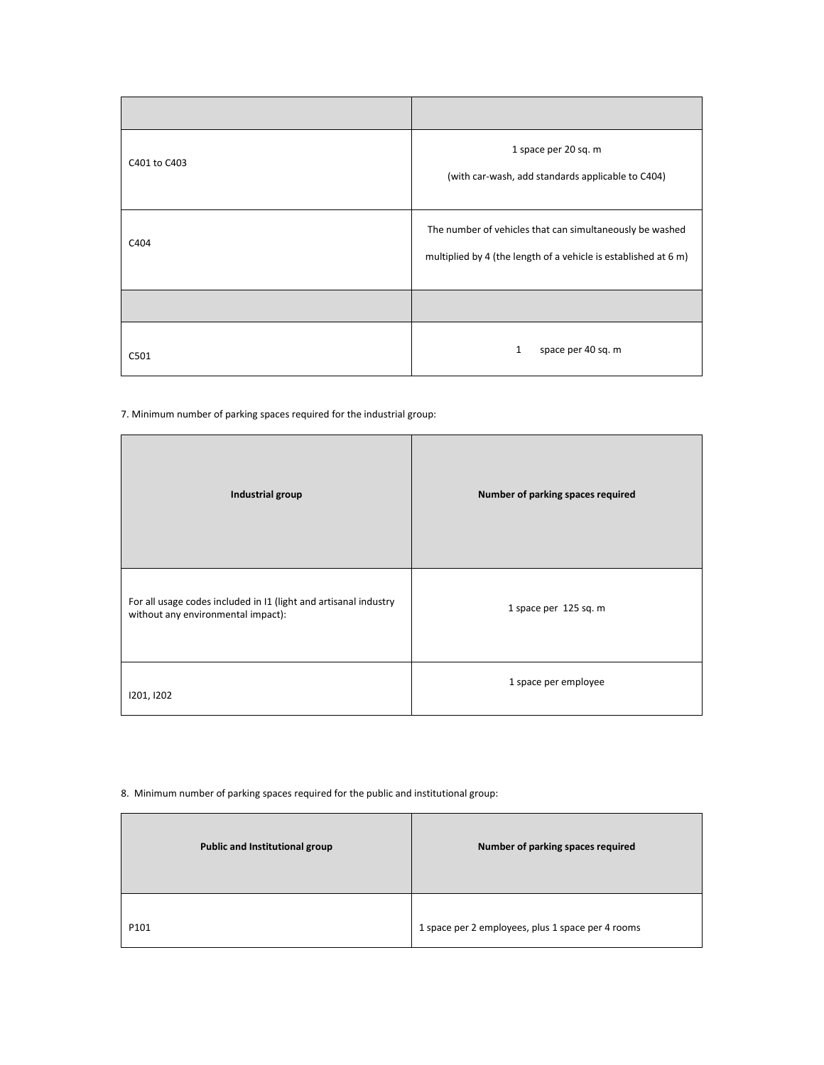| | |
|---|---|
| C401 to C403 | 1 space per 20 sq. m<br>(with car-wash, add standards applicable to C404) |
| C404 | The number of vehicles that can simultaneously be washed multiplied by 4 (the length of a vehicle is established at 6 m) |
| | |
| C501 | 1 space per 40 sq. m |

7. Minimum number of parking spaces required for the industrial group:

| Industrial group | Number of parking spaces required |
|---|---|
| For all usage codes included in I1 (light and artisanal industry without any environmental impact): | 1 space per 125 sq. m |
| I201, I202 | 1 space per employee |

8. Minimum number of parking spaces required for the public and institutional group:

| Public and Institutional group | Number of parking spaces required |
|---|---|
| P101 | 1 space per 2 employees, plus 1 space per 4 rooms |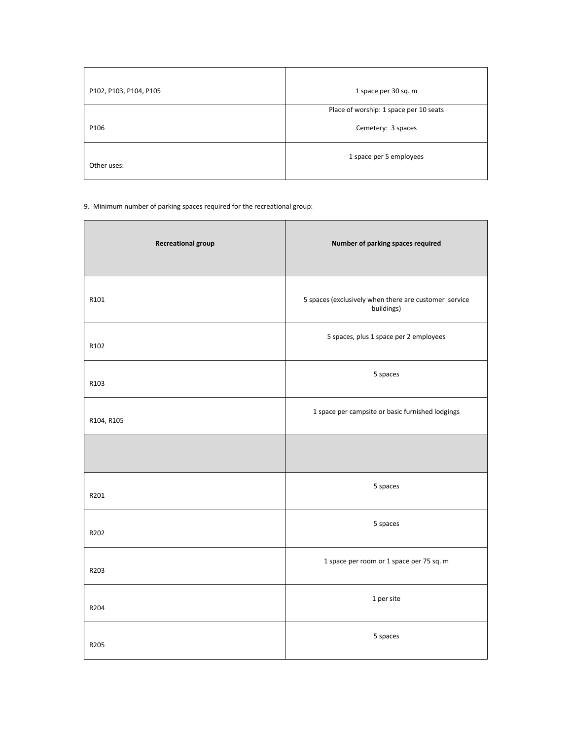| | |
|---|---|
| P102, P103, P104, P105 | 1 space per 30 sq. m |
| P106 | Place of worship: 1 space per 10 seats<br>Cemetery: 3 spaces |
| Other uses: | 1 space per 5 employees |

9. Minimum number of parking spaces required for the recreational group:

| **Recreational group** | **Number of parking spaces required** |
|---|---|
| R101 | 5 spaces (exclusively when there are customer service buildings) |
| R102 | 5 spaces, plus 1 space per 2 employees |
| R103 | 5 spaces |
| R104, R105 | 1 space per campsite or basic furnished lodgings |
| | |
| R201 | 5 spaces |
| R202 | 5 spaces |
| R203 | 1 space per room or 1 space per 75 sq. m |
| R204 | 1 per site |
| R205 | 5 spaces |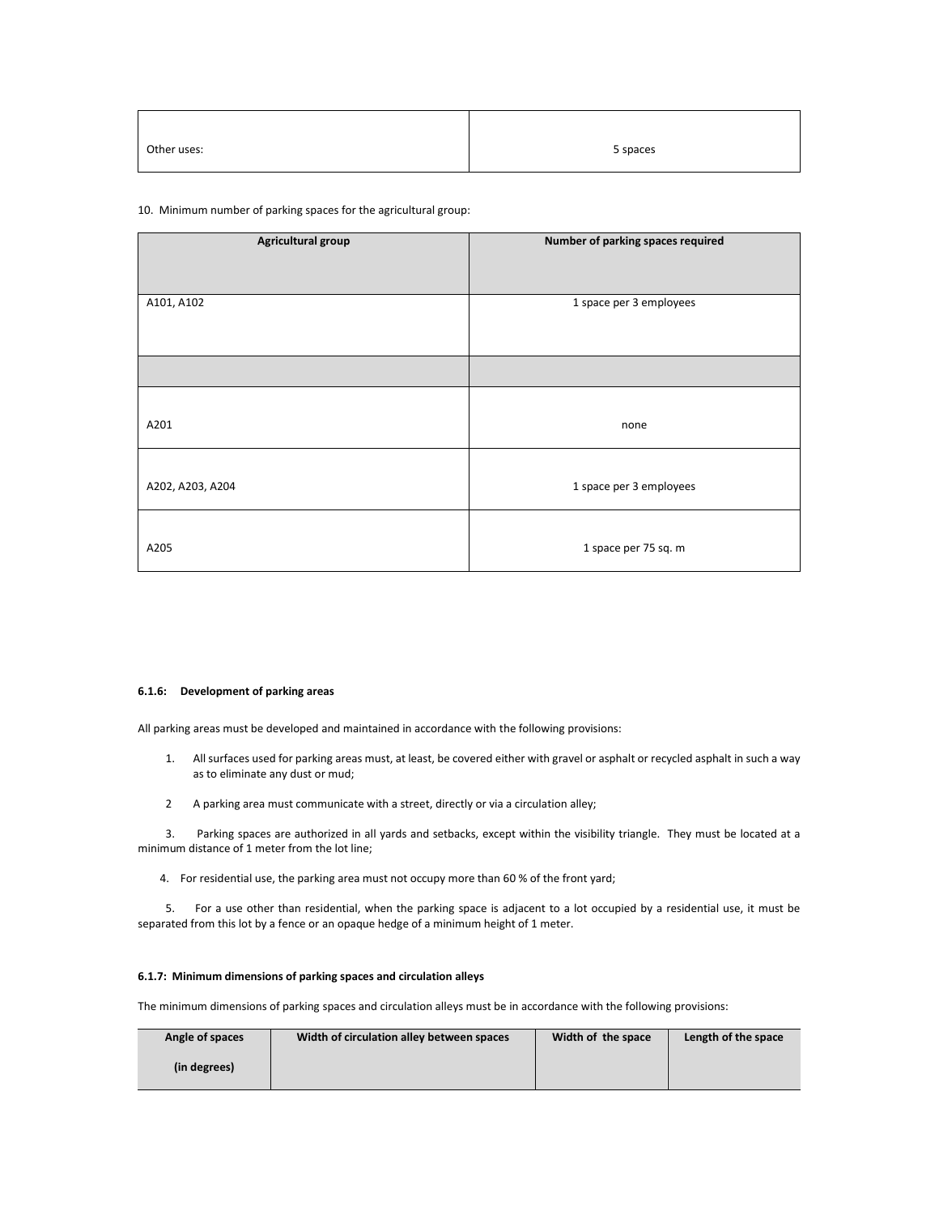| Other uses: | 5 spaces |
|---|---|

10. Minimum number of parking spaces for the agricultural group:

| Agricultural group | Number of parking spaces required |
|---|---|
| A101, A102 | 1 space per 3 employees |
| | |
| A201 | none |
| A202, A203, A204 | 1 space per 3 employees |
| A205 | 1 space per 75 sq. m |

**6.1.6: Development of parking areas**

All parking areas must be developed and maintained in accordance with the following provisions:

1. All surfaces used for parking areas must, at least, be covered either with gravel or asphalt or recycled asphalt in such a way as to eliminate any dust or mud;

2 A parking area must communicate with a street, directly or via a circulation alley;

3. Parking spaces are authorized in all yards and setbacks, except within the visibility triangle. They must be located at a minimum distance of 1 meter from the lot line;

4. For residential use, the parking area must not occupy more than 60 % of the front yard;

5. For a use other than residential, when the parking space is adjacent to a lot occupied by a residential use, it must be separated from this lot by a fence or an opaque hedge of a minimum height of 1 meter.

**6.1.7: Minimum dimensions of parking spaces and circulation alleys**

The minimum dimensions of parking spaces and circulation alleys must be in accordance with the following provisions:

| Angle of spaces (in degrees) | Width of circulation alley between spaces | Width of the space | Length of the space |
|---|---|---|---|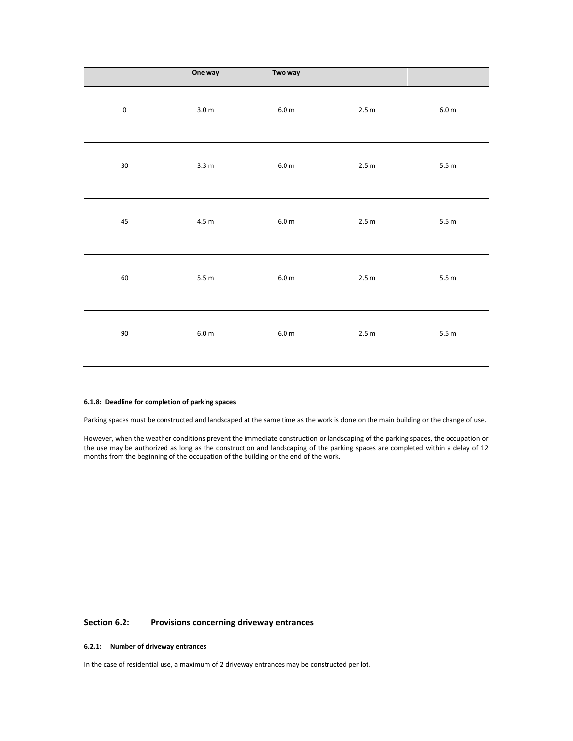| | One way | Two way | | |
|---|---|---|---|---|
| 0 | 3.0 m | 6.0 m | 2.5 m | 6.0 m |
| 30 | 3.3 m | 6.0 m | 2.5 m | 5.5 m |
| 45 | 4.5 m | 6.0 m | 2.5 m | 5.5 m |
| 60 | 5.5 m | 6.0 m | 2.5 m | 5.5 m |
| 90 | 6.0 m | 6.0 m | 2.5 m | 5.5 m |

#### 6.1.8: Deadline for completion of parking spaces

Parking spaces must be constructed and landscaped at the same time as the work is done on the main building or the change of use.

However, when the weather conditions prevent the immediate construction or landscaping of the parking spaces, the occupation or the use may be authorized as long as the construction and landscaping of the parking spaces are completed within a delay of 12 months from the beginning of the occupation of the building or the end of the work.

### Section 6.2: Provisions concerning driveway entrances

#### 6.2.1: Number of driveway entrances

In the case of residential use, a maximum of 2 driveway entrances may be constructed per lot.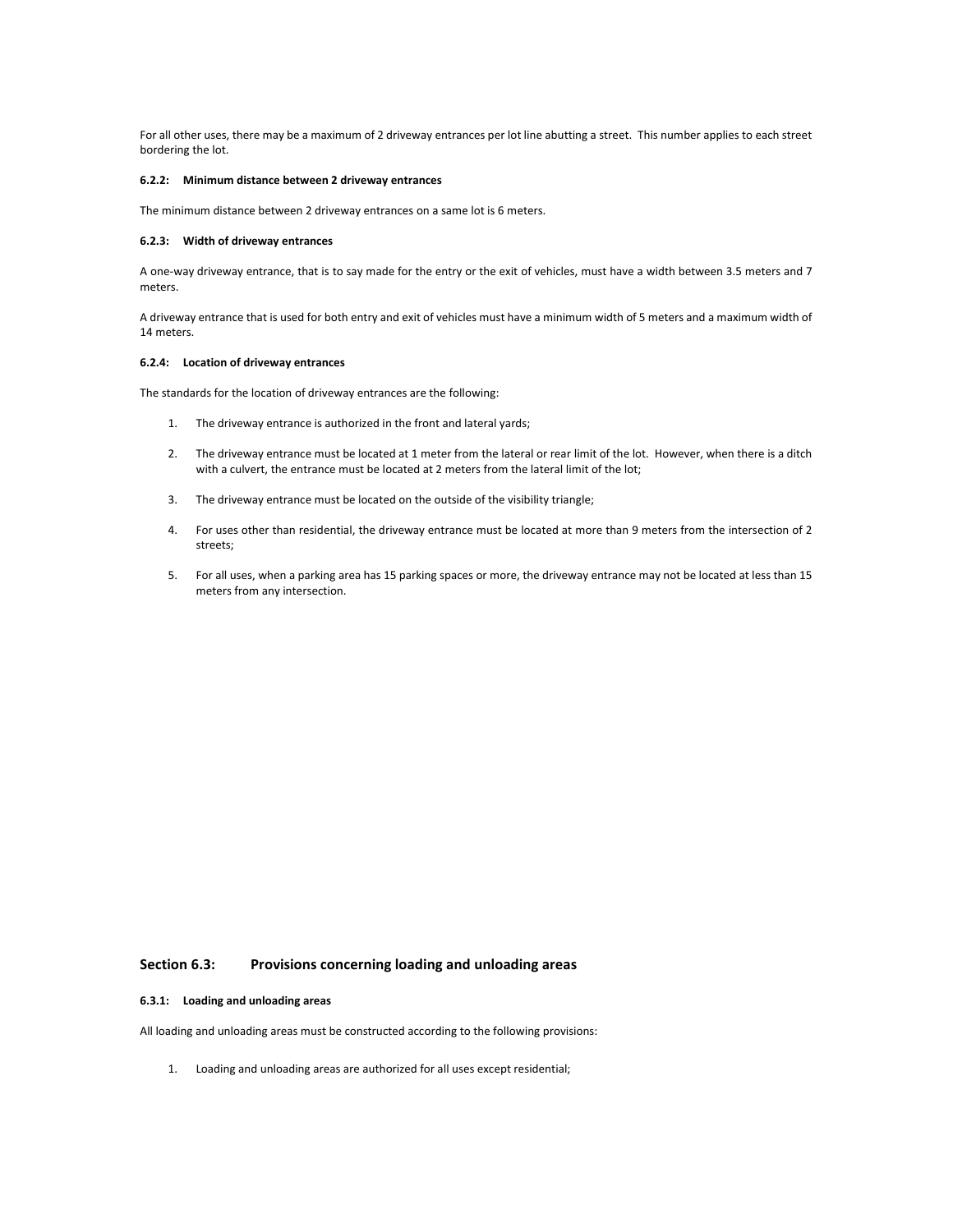For all other uses, there may be a maximum of 2 driveway entrances per lot line abutting a street. This number applies to each street bordering the lot.

#### 6.2.2: Minimum distance between 2 driveway entrances

The minimum distance between 2 driveway entrances on a same lot is 6 meters.

#### 6.2.3: Width of driveway entrances

A one-way driveway entrance, that is to say made for the entry or the exit of vehicles, must have a width between 3.5 meters and 7 meters.

A driveway entrance that is used for both entry and exit of vehicles must have a minimum width of 5 meters and a maximum width of 14 meters.

#### 6.2.4: Location of driveway entrances

The standards for the location of driveway entrances are the following:

1. The driveway entrance is authorized in the front and lateral yards;
2. The driveway entrance must be located at 1 meter from the lateral or rear limit of the lot. However, when there is a ditch with a culvert, the entrance must be located at 2 meters from the lateral limit of the lot;
3. The driveway entrance must be located on the outside of the visibility triangle;
4. For uses other than residential, the driveway entrance must be located at more than 9 meters from the intersection of 2 streets;
5. For all uses, when a parking area has 15 parking spaces or more, the driveway entrance may not be located at less than 15 meters from any intersection.

### Section 6.3: Provisions concerning loading and unloading areas

#### 6.3.1: Loading and unloading areas

All loading and unloading areas must be constructed according to the following provisions:

1. Loading and unloading areas are authorized for all uses except residential;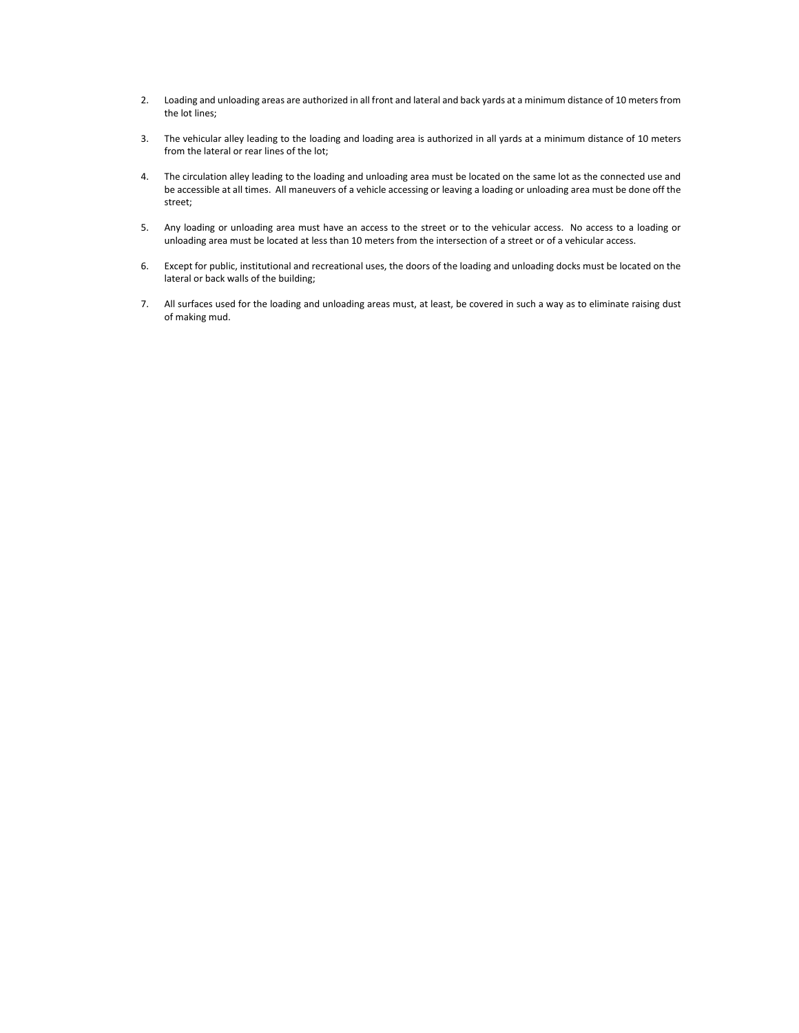2. Loading and unloading areas are authorized in all front and lateral and back yards at a minimum distance of 10 meters from the lot lines;

3. The vehicular alley leading to the loading and loading area is authorized in all yards at a minimum distance of 10 meters from the lateral or rear lines of the lot;

4. The circulation alley leading to the loading and unloading area must be located on the same lot as the connected use and be accessible at all times. All maneuvers of a vehicle accessing or leaving a loading or unloading area must be done off the street;

5. Any loading or unloading area must have an access to the street or to the vehicular access. No access to a loading or unloading area must be located at less than 10 meters from the intersection of a street or of a vehicular access.

6. Except for public, institutional and recreational uses, the doors of the loading and unloading docks must be located on the lateral or back walls of the building;

7. All surfaces used for the loading and unloading areas must, at least, be covered in such a way as to eliminate raising dust of making mud.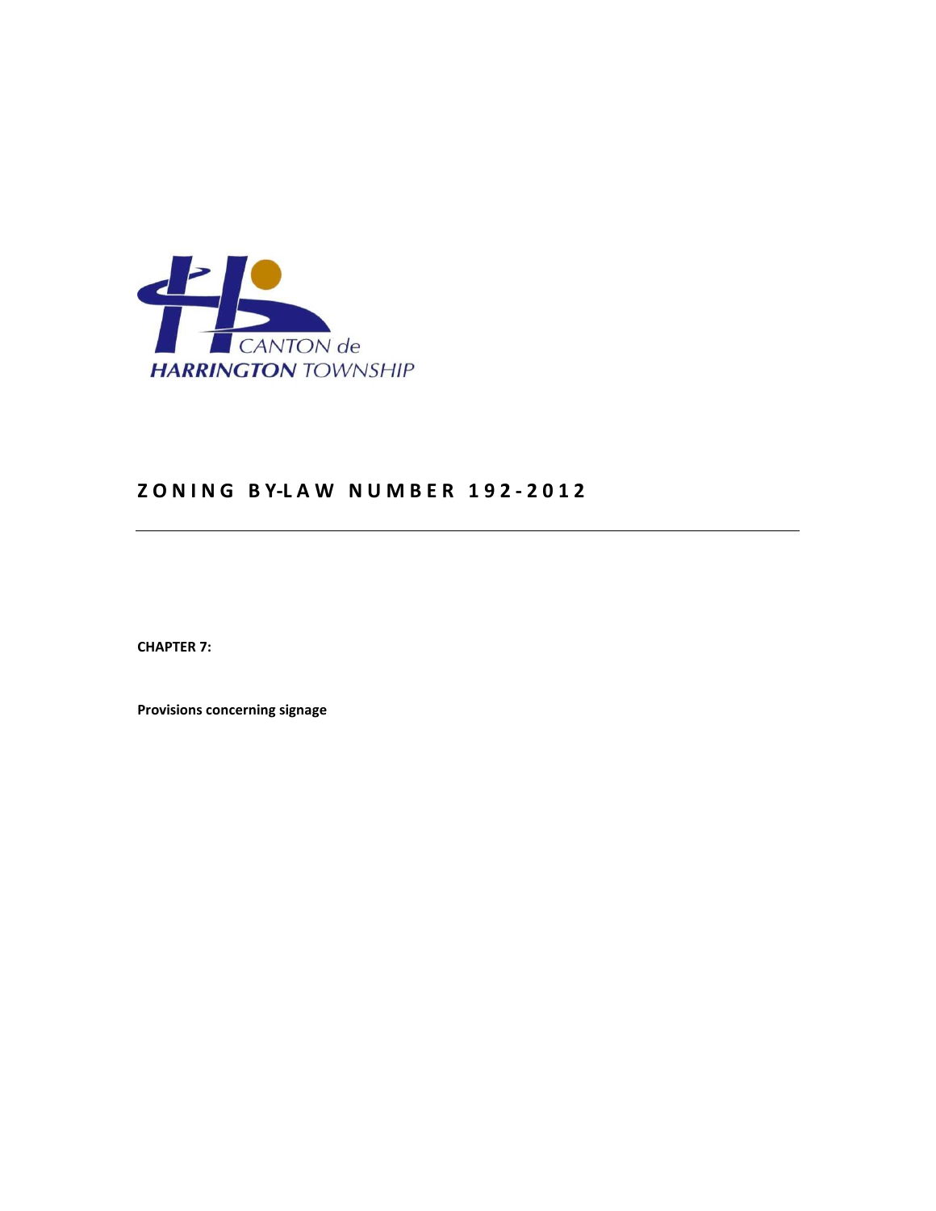CANTON de
HARRINGTON TOWNSHIP

# ZONING BY-LAW NUMBER 192-2012

**CHAPTER 7:**

**Provisions concerning signage**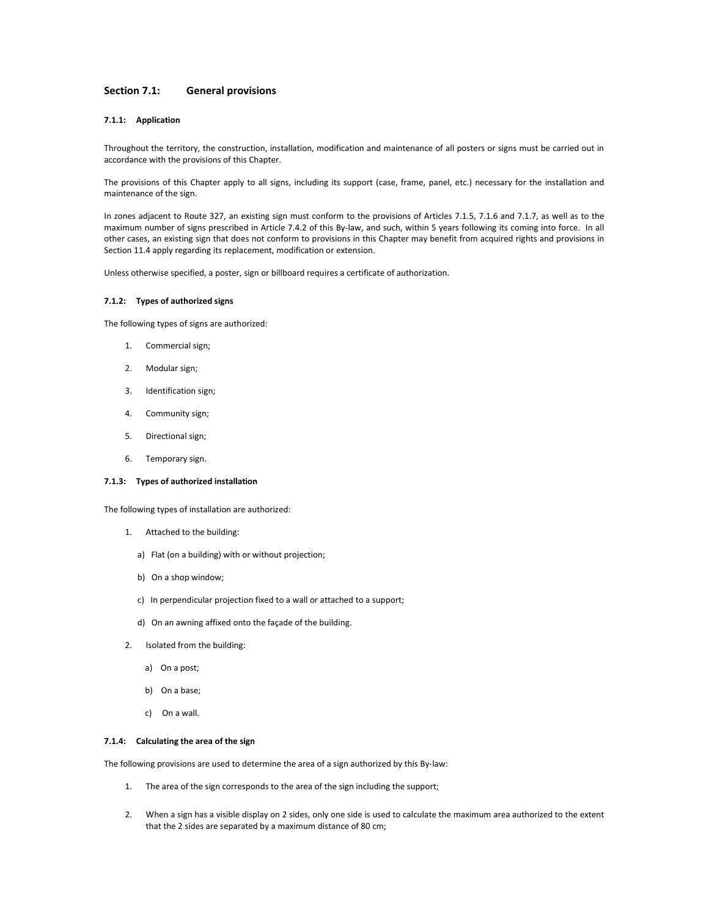## Section 7.1: General provisions

### 7.1.1: Application

Throughout the territory, the construction, installation, modification and maintenance of all posters or signs must be carried out in accordance with the provisions of this Chapter.

The provisions of this Chapter apply to all signs, including its support (case, frame, panel, etc.) necessary for the installation and maintenance of the sign.

In zones adjacent to Route 327, an existing sign must conform to the provisions of Articles 7.1.5, 7.1.6 and 7.1.7, as well as to the maximum number of signs prescribed in Article 7.4.2 of this By-law, and such, within 5 years following its coming into force. In all other cases, an existing sign that does not conform to provisions in this Chapter may benefit from acquired rights and provisions in Section 11.4 apply regarding its replacement, modification or extension.

Unless otherwise specified, a poster, sign or billboard requires a certificate of authorization.

### 7.1.2: Types of authorized signs

The following types of signs are authorized:

1. Commercial sign;
2. Modular sign;
3. Identification sign;
4. Community sign;
5. Directional sign;
6. Temporary sign.

### 7.1.3: Types of authorized installation

The following types of installation are authorized:

1. Attached to the building:
   a) Flat (on a building) with or without projection;
   b) On a shop window;
   c) In perpendicular projection fixed to a wall or attached to a support;
   d) On an awning affixed onto the façade of the building.
2. Isolated from the building:
   a) On a post;
   b) On a base;
   c) On a wall.

### 7.1.4: Calculating the area of the sign

The following provisions are used to determine the area of a sign authorized by this By-law:

1. The area of the sign corresponds to the area of the sign including the support;
2. When a sign has a visible display on 2 sides, only one side is used to calculate the maximum area authorized to the extent that the 2 sides are separated by a maximum distance of 80 cm;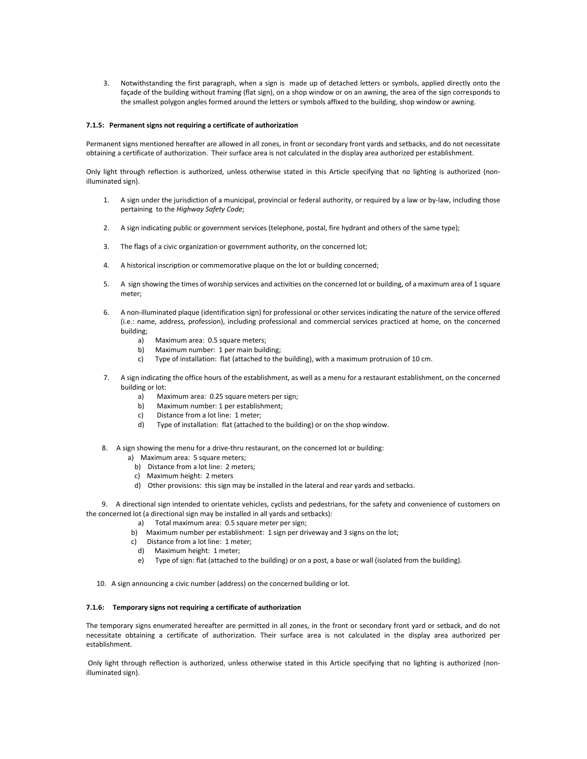3. Notwithstanding the first paragraph, when a sign is made up of detached letters or symbols, applied directly onto the façade of the building without framing (flat sign), on a shop window or on an awning, the area of the sign corresponds to the smallest polygon angles formed around the letters or symbols affixed to the building, shop window or awning.

#### 7.1.5: Permanent signs not requiring a certificate of authorization

Permanent signs mentioned hereafter are allowed in all zones, in front or secondary front yards and setbacks, and do not necessitate obtaining a certificate of authorization. Their surface area is not calculated in the display area authorized per establishment.

Only light through reflection is authorized, unless otherwise stated in this Article specifying that no lighting is authorized (non-illuminated sign).

1. A sign under the jurisdiction of a municipal, provincial or federal authority, or required by a law or by-law, including those pertaining to the *Highway Safety Code*;

2. A sign indicating public or government services (telephone, postal, fire hydrant and others of the same type);

3. The flags of a civic organization or government authority, on the concerned lot;

4. A historical inscription or commemorative plaque on the lot or building concerned;

5. A sign showing the times of worship services and activities on the concerned lot or building, of a maximum area of 1 square meter;

6. A non-illuminated plaque (identification sign) for professional or other services indicating the nature of the service offered (i.e.: name, address, profession), including professional and commercial services practiced at home, on the concerned building;
   a) Maximum area: 0.5 square meters;
   b) Maximum number: 1 per main building;
   c) Type of installation: flat (attached to the building), with a maximum protrusion of 10 cm.

7. A sign indicating the office hours of the establishment, as well as a menu for a restaurant establishment, on the concerned building or lot:
   a) Maximum area: 0.25 square meters per sign;
   b) Maximum number: 1 per establishment;
   c) Distance from a lot line: 1 meter;
   d) Type of installation: flat (attached to the building) or on the shop window.

8. A sign showing the menu for a drive-thru restaurant, on the concerned lot or building:
   a) Maximum area: 5 square meters;
   b) Distance from a lot line: 2 meters;
   c) Maximum height: 2 meters
   d) Other provisions: this sign may be installed in the lateral and rear yards and setbacks.

9. A directional sign intended to orientate vehicles, cyclists and pedestrians, for the safety and convenience of customers on the concerned lot (a directional sign may be installed in all yards and setbacks):
   a) Total maximum area: 0.5 square meter per sign;
   b) Maximum number per establishment: 1 sign per driveway and 3 signs on the lot;
   c) Distance from a lot line: 1 meter;
   d) Maximum height: 1 meter;
   e) Type of sign: flat (attached to the building) or on a post, a base or wall (isolated from the building).

10. A sign announcing a civic number (address) on the concerned building or lot.

#### 7.1.6: Temporary signs not requiring a certificate of authorization

The temporary signs enumerated hereafter are permitted in all zones, in the front or secondary front yard or setback, and do not necessitate obtaining a certificate of authorization. Their surface area is not calculated in the display area authorized per establishment.

Only light through reflection is authorized, unless otherwise stated in this Article specifying that no lighting is authorized (non-illuminated sign).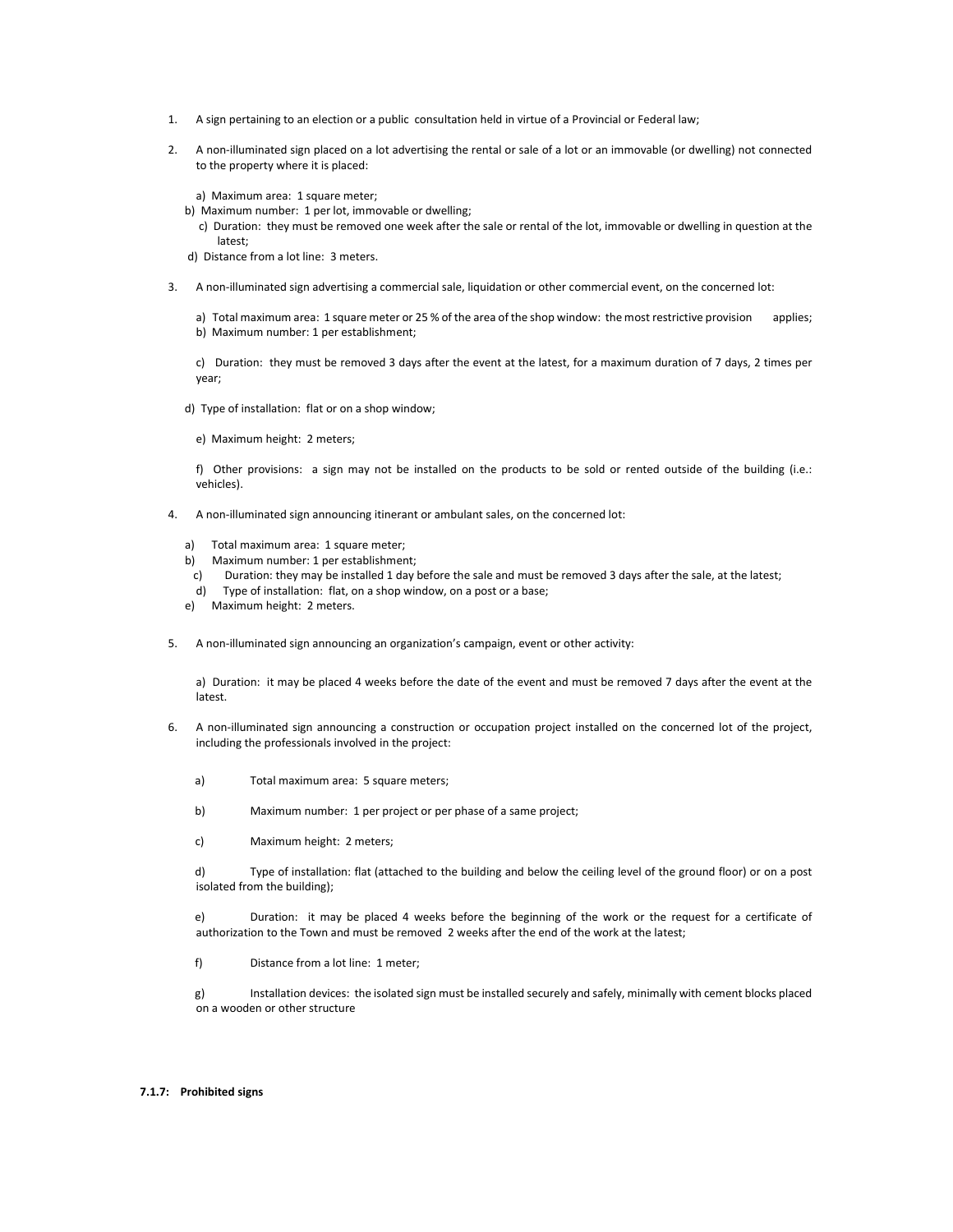1. A sign pertaining to an election or a public consultation held in virtue of a Provincial or Federal law;

2. A non-illuminated sign placed on a lot advertising the rental or sale of a lot or an immovable (or dwelling) not connected to the property where it is placed:

   a) Maximum area: 1 square meter;
   b) Maximum number: 1 per lot, immovable or dwelling;
   c) Duration: they must be removed one week after the sale or rental of the lot, immovable or dwelling in question at the latest;
   d) Distance from a lot line: 3 meters.

3. A non-illuminated sign advertising a commercial sale, liquidation or other commercial event, on the concerned lot:

   a) Total maximum area: 1 square meter or 25 % of the area of the shop window: the most restrictive provision applies;
   b) Maximum number: 1 per establishment;

   c) Duration: they must be removed 3 days after the event at the latest, for a maximum duration of 7 days, 2 times per year;

   d) Type of installation: flat or on a shop window;

   e) Maximum height: 2 meters;

   f) Other provisions: a sign may not be installed on the products to be sold or rented outside of the building (i.e.: vehicles).

4. A non-illuminated sign announcing itinerant or ambulant sales, on the concerned lot:

   a) Total maximum area: 1 square meter;
   b) Maximum number: 1 per establishment;
   c) Duration: they may be installed 1 day before the sale and must be removed 3 days after the sale, at the latest;
   d) Type of installation: flat, on a shop window, on a post or a base;
   e) Maximum height: 2 meters.

5. A non-illuminated sign announcing an organization's campaign, event or other activity:

   a) Duration: it may be placed 4 weeks before the date of the event and must be removed 7 days after the event at the latest.

6. A non-illuminated sign announcing a construction or occupation project installed on the concerned lot of the project, including the professionals involved in the project:

   a) Total maximum area: 5 square meters;

   b) Maximum number: 1 per project or per phase of a same project;

   c) Maximum height: 2 meters;

   d) Type of installation: flat (attached to the building and below the ceiling level of the ground floor) or on a post isolated from the building);

   e) Duration: it may be placed 4 weeks before the beginning of the work or the request for a certificate of authorization to the Town and must be removed 2 weeks after the end of the work at the latest;

   f) Distance from a lot line: 1 meter;

   g) Installation devices: the isolated sign must be installed securely and safely, minimally with cement blocks placed on a wooden or other structure

**7.1.7: Prohibited signs**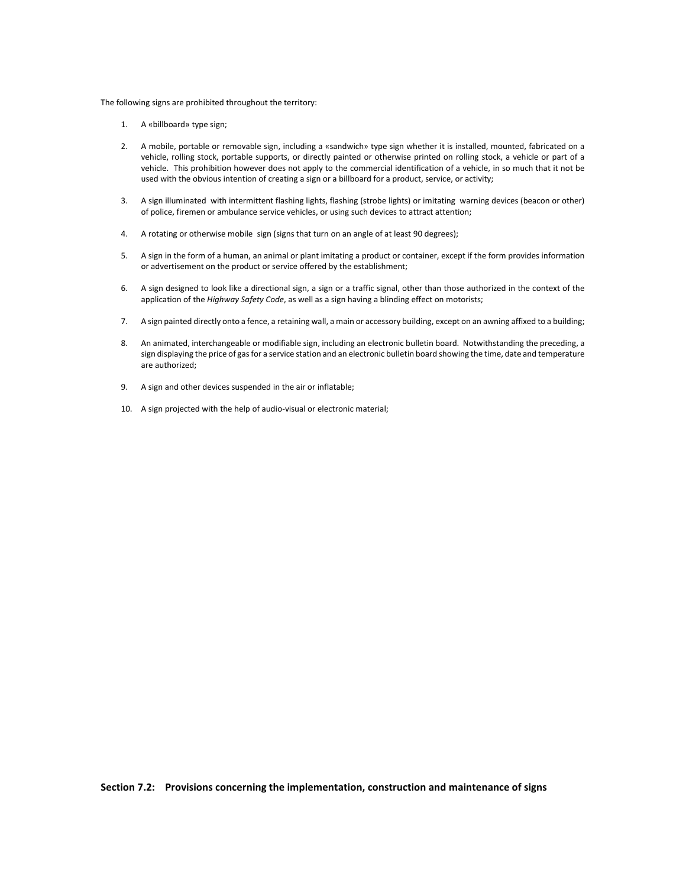The following signs are prohibited throughout the territory:

1. A «billboard» type sign;
2. A mobile, portable or removable sign, including a «sandwich» type sign whether it is installed, mounted, fabricated on a vehicle, rolling stock, portable supports, or directly painted or otherwise printed on rolling stock, a vehicle or part of a vehicle. This prohibition however does not apply to the commercial identification of a vehicle, in so much that it not be used with the obvious intention of creating a sign or a billboard for a product, service, or activity;
3. A sign illuminated with intermittent flashing lights, flashing (strobe lights) or imitating warning devices (beacon or other) of police, firemen or ambulance service vehicles, or using such devices to attract attention;
4. A rotating or otherwise mobile sign (signs that turn on an angle of at least 90 degrees);
5. A sign in the form of a human, an animal or plant imitating a product or container, except if the form provides information or advertisement on the product or service offered by the establishment;
6. A sign designed to look like a directional sign, a sign or a traffic signal, other than those authorized in the context of the application of the *Highway Safety Code*, as well as a sign having a blinding effect on motorists;
7. A sign painted directly onto a fence, a retaining wall, a main or accessory building, except on an awning affixed to a building;
8. An animated, interchangeable or modifiable sign, including an electronic bulletin board. Notwithstanding the preceding, a sign displaying the price of gas for a service station and an electronic bulletin board showing the time, date and temperature are authorized;
9. A sign and other devices suspended in the air or inflatable;
10. A sign projected with the help of audio-visual or electronic material;

### Section 7.2: Provisions concerning the implementation, construction and maintenance of signs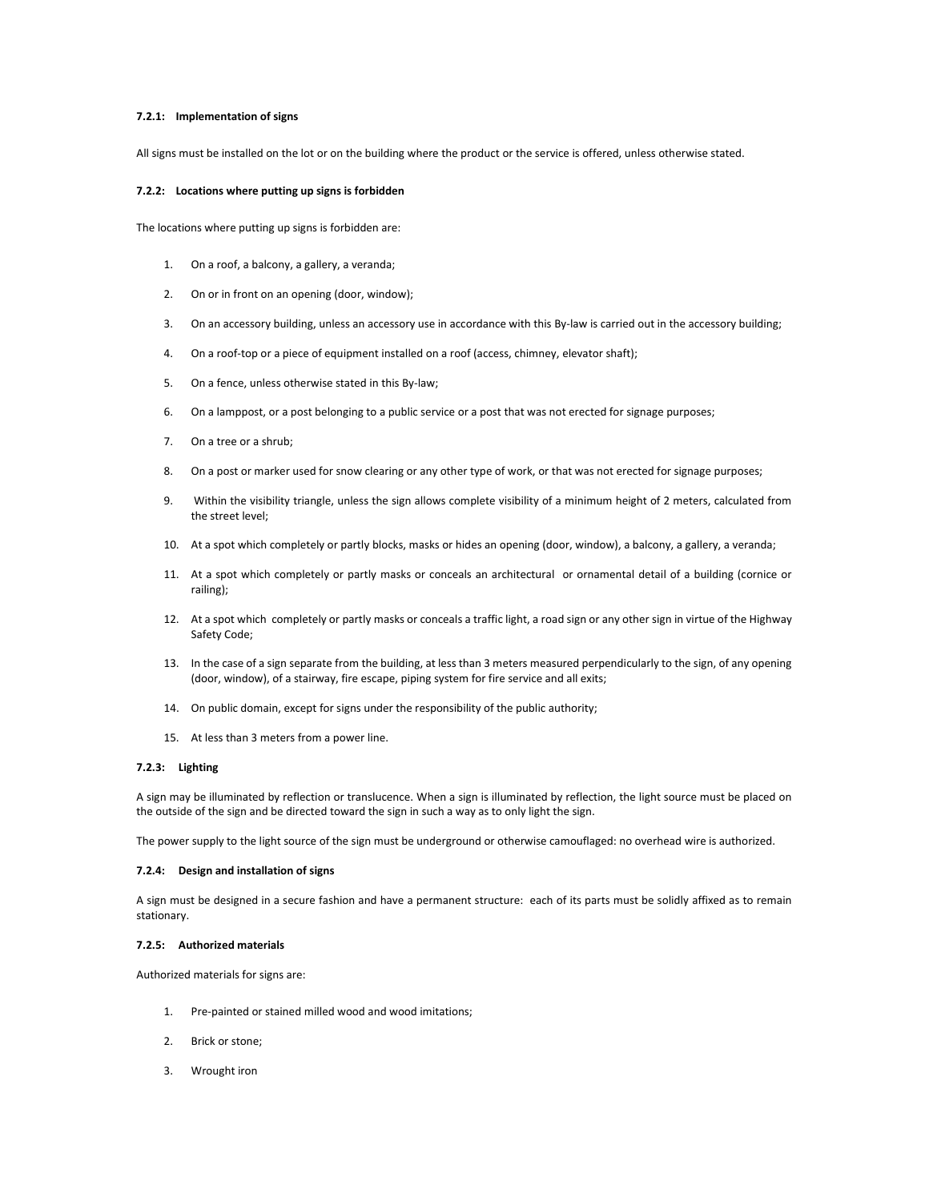#### 7.2.1: Implementation of signs

All signs must be installed on the lot or on the building where the product or the service is offered, unless otherwise stated.

#### 7.2.2: Locations where putting up signs is forbidden

The locations where putting up signs is forbidden are:

1. On a roof, a balcony, a gallery, a veranda;
2. On or in front on an opening (door, window);
3. On an accessory building, unless an accessory use in accordance with this By-law is carried out in the accessory building;
4. On a roof-top or a piece of equipment installed on a roof (access, chimney, elevator shaft);
5. On a fence, unless otherwise stated in this By-law;
6. On a lamppost, or a post belonging to a public service or a post that was not erected for signage purposes;
7. On a tree or a shrub;
8. On a post or marker used for snow clearing or any other type of work, or that was not erected for signage purposes;
9. Within the visibility triangle, unless the sign allows complete visibility of a minimum height of 2 meters, calculated from the street level;
10. At a spot which completely or partly blocks, masks or hides an opening (door, window), a balcony, a gallery, a veranda;
11. At a spot which completely or partly masks or conceals an architectural or ornamental detail of a building (cornice or railing);
12. At a spot which completely or partly masks or conceals a traffic light, a road sign or any other sign in virtue of the Highway Safety Code;
13. In the case of a sign separate from the building, at less than 3 meters measured perpendicularly to the sign, of any opening (door, window), of a stairway, fire escape, piping system for fire service and all exits;
14. On public domain, except for signs under the responsibility of the public authority;
15. At less than 3 meters from a power line.

#### 7.2.3: Lighting

A sign may be illuminated by reflection or translucence. When a sign is illuminated by reflection, the light source must be placed on the outside of the sign and be directed toward the sign in such a way as to only light the sign.

The power supply to the light source of the sign must be underground or otherwise camouflaged: no overhead wire is authorized.

#### 7.2.4: Design and installation of signs

A sign must be designed in a secure fashion and have a permanent structure: each of its parts must be solidly affixed as to remain stationary.

#### 7.2.5: Authorized materials

Authorized materials for signs are:

1. Pre-painted or stained milled wood and wood imitations;
2. Brick or stone;
3. Wrought iron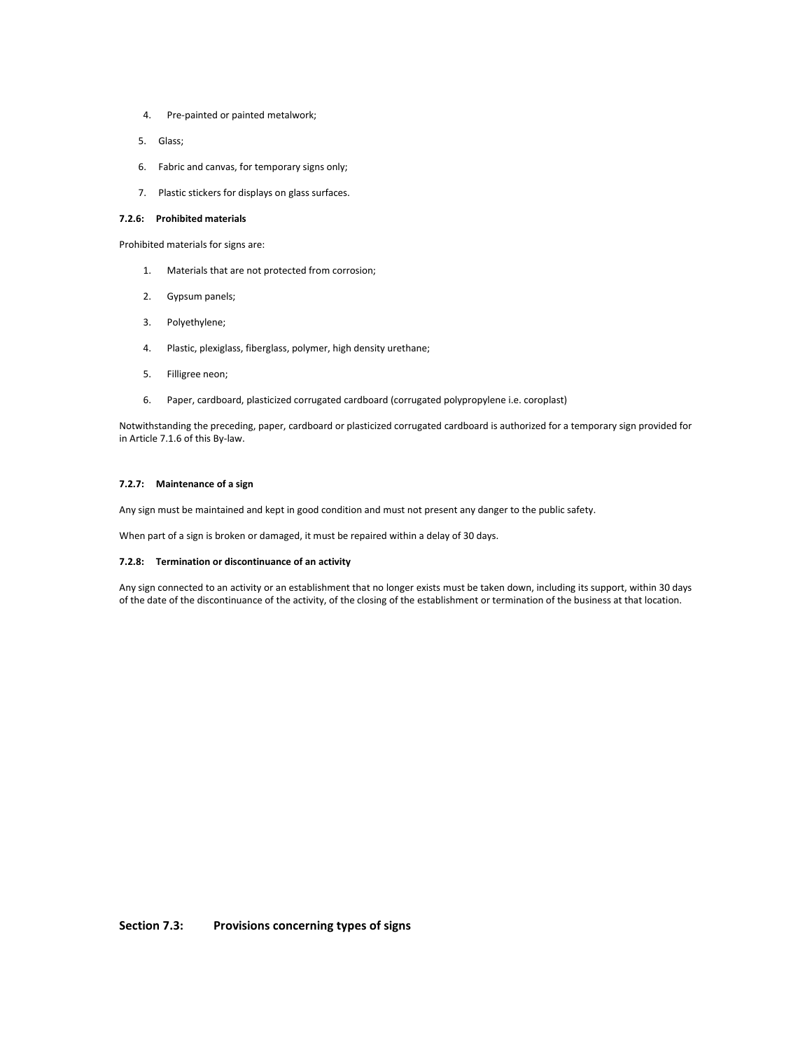4. Pre-painted or painted metalwork;
5. Glass;
6. Fabric and canvas, for temporary signs only;
7. Plastic stickers for displays on glass surfaces.

#### 7.2.6: Prohibited materials

Prohibited materials for signs are:

1. Materials that are not protected from corrosion;
2. Gypsum panels;
3. Polyethylene;
4. Plastic, plexiglass, fiberglass, polymer, high density urethane;
5. Filligree neon;
6. Paper, cardboard, plasticized corrugated cardboard (corrugated polypropylene i.e. coroplast)

Notwithstanding the preceding, paper, cardboard or plasticized corrugated cardboard is authorized for a temporary sign provided for in Article 7.1.6 of this By-law.

#### 7.2.7: Maintenance of a sign

Any sign must be maintained and kept in good condition and must not present any danger to the public safety.

When part of a sign is broken or damaged, it must be repaired within a delay of 30 days.

#### 7.2.8: Termination or discontinuance of an activity

Any sign connected to an activity or an establishment that no longer exists must be taken down, including its support, within 30 days of the date of the discontinuance of the activity, of the closing of the establishment or termination of the business at that location.

## Section 7.3: Provisions concerning types of signs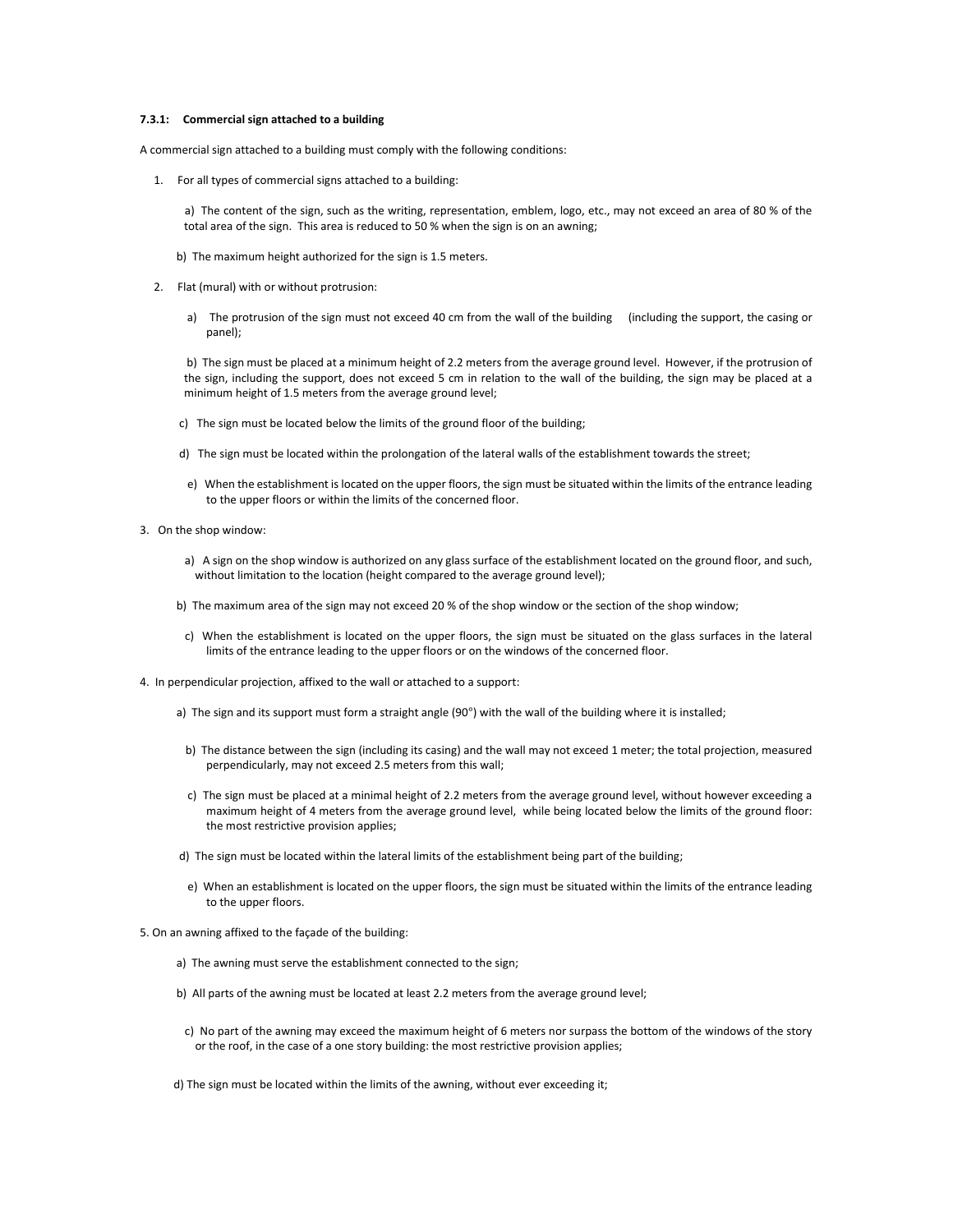#### 7.3.1: Commercial sign attached to a building

A commercial sign attached to a building must comply with the following conditions:

1. For all types of commercial signs attached to a building:

   a) The content of the sign, such as the writing, representation, emblem, logo, etc., may not exceed an area of 80 % of the total area of the sign. This area is reduced to 50 % when the sign is on an awning;

   b) The maximum height authorized for the sign is 1.5 meters.

2. Flat (mural) with or without protrusion:

   a) The protrusion of the sign must not exceed 40 cm from the wall of the building (including the support, the casing or panel);

   b) The sign must be placed at a minimum height of 2.2 meters from the average ground level. However, if the protrusion of the sign, including the support, does not exceed 5 cm in relation to the wall of the building, the sign may be placed at a minimum height of 1.5 meters from the average ground level;

   c) The sign must be located below the limits of the ground floor of the building;

   d) The sign must be located within the prolongation of the lateral walls of the establishment towards the street;

   e) When the establishment is located on the upper floors, the sign must be situated within the limits of the entrance leading to the upper floors or within the limits of the concerned floor.

3. On the shop window:

   a) A sign on the shop window is authorized on any glass surface of the establishment located on the ground floor, and such, without limitation to the location (height compared to the average ground level);

   b) The maximum area of the sign may not exceed 20 % of the shop window or the section of the shop window;

   c) When the establishment is located on the upper floors, the sign must be situated on the glass surfaces in the lateral limits of the entrance leading to the upper floors or on the windows of the concerned floor.

4. In perpendicular projection, affixed to the wall or attached to a support:

   a) The sign and its support must form a straight angle (90°) with the wall of the building where it is installed;

   b) The distance between the sign (including its casing) and the wall may not exceed 1 meter; the total projection, measured perpendicularly, may not exceed 2.5 meters from this wall;

   c) The sign must be placed at a minimal height of 2.2 meters from the average ground level, without however exceeding a maximum height of 4 meters from the average ground level, while being located below the limits of the ground floor: the most restrictive provision applies;

   d) The sign must be located within the lateral limits of the establishment being part of the building;

   e) When an establishment is located on the upper floors, the sign must be situated within the limits of the entrance leading to the upper floors.

5. On an awning affixed to the façade of the building:

   a) The awning must serve the establishment connected to the sign;

   b) All parts of the awning must be located at least 2.2 meters from the average ground level;

   c) No part of the awning may exceed the maximum height of 6 meters nor surpass the bottom of the windows of the story or the roof, in the case of a one story building: the most restrictive provision applies;

   d) The sign must be located within the limits of the awning, without ever exceeding it;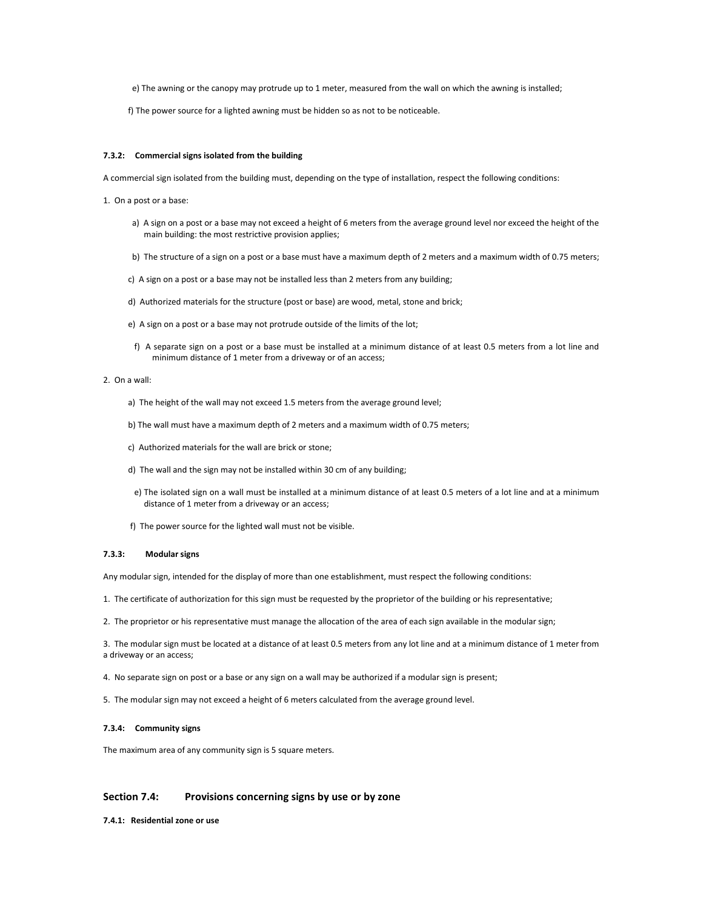e) The awning or the canopy may protrude up to 1 meter, measured from the wall on which the awning is installed;

f) The power source for a lighted awning must be hidden so as not to be noticeable.

#### 7.3.2: Commercial signs isolated from the building

A commercial sign isolated from the building must, depending on the type of installation, respect the following conditions:

1. On a post or a base:

   a) A sign on a post or a base may not exceed a height of 6 meters from the average ground level nor exceed the height of the main building: the most restrictive provision applies;

   b) The structure of a sign on a post or a base must have a maximum depth of 2 meters and a maximum width of 0.75 meters;

   c) A sign on a post or a base may not be installed less than 2 meters from any building;

   d) Authorized materials for the structure (post or base) are wood, metal, stone and brick;

   e) A sign on a post or a base may not protrude outside of the limits of the lot;

   f) A separate sign on a post or a base must be installed at a minimum distance of at least 0.5 meters from a lot line and minimum distance of 1 meter from a driveway or of an access;

2. On a wall:

   a) The height of the wall may not exceed 1.5 meters from the average ground level;

   b) The wall must have a maximum depth of 2 meters and a maximum width of 0.75 meters;

   c) Authorized materials for the wall are brick or stone;

   d) The wall and the sign may not be installed within 30 cm of any building;

   e) The isolated sign on a wall must be installed at a minimum distance of at least 0.5 meters of a lot line and at a minimum distance of 1 meter from a driveway or an access;

   f) The power source for the lighted wall must not be visible.

#### 7.3.3: Modular signs

Any modular sign, intended for the display of more than one establishment, must respect the following conditions:

1. The certificate of authorization for this sign must be requested by the proprietor of the building or his representative;

2. The proprietor or his representative must manage the allocation of the area of each sign available in the modular sign;

3. The modular sign must be located at a distance of at least 0.5 meters from any lot line and at a minimum distance of 1 meter from a driveway or an access;

4. No separate sign on post or a base or any sign on a wall may be authorized if a modular sign is present;

5. The modular sign may not exceed a height of 6 meters calculated from the average ground level.

#### 7.3.4: Community signs

The maximum area of any community sign is 5 square meters.

## Section 7.4: Provisions concerning signs by use or by zone

#### 7.4.1: Residential zone or use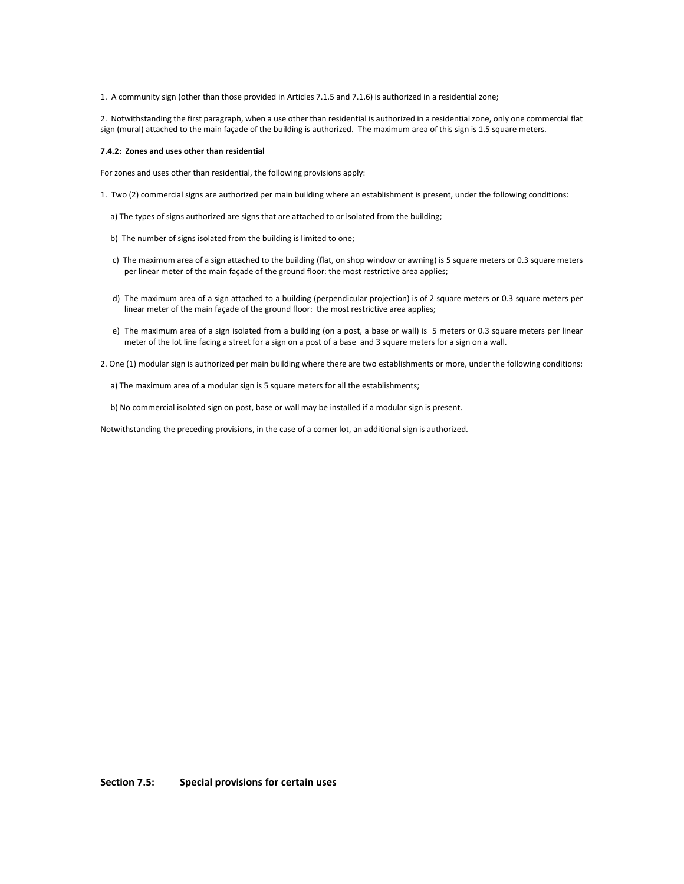1. A community sign (other than those provided in Articles 7.1.5 and 7.1.6) is authorized in a residential zone;

2. Notwithstanding the first paragraph, when a use other than residential is authorized in a residential zone, only one commercial flat sign (mural) attached to the main façade of the building is authorized. The maximum area of this sign is 1.5 square meters.

**7.4.2: Zones and uses other than residential**

For zones and uses other than residential, the following provisions apply:

1. Two (2) commercial signs are authorized per main building where an establishment is present, under the following conditions:

   a) The types of signs authorized are signs that are attached to or isolated from the building;

   b) The number of signs isolated from the building is limited to one;

   c) The maximum area of a sign attached to the building (flat, on shop window or awning) is 5 square meters or 0.3 square meters per linear meter of the main façade of the ground floor: the most restrictive area applies;

   d) The maximum area of a sign attached to a building (perpendicular projection) is of 2 square meters or 0.3 square meters per linear meter of the main façade of the ground floor: the most restrictive area applies;

   e) The maximum area of a sign isolated from a building (on a post, a base or wall) is 5 meters or 0.3 square meters per linear meter of the lot line facing a street for a sign on a post of a base and 3 square meters for a sign on a wall.

2. One (1) modular sign is authorized per main building where there are two establishments or more, under the following conditions:

   a) The maximum area of a modular sign is 5 square meters for all the establishments;

   b) No commercial isolated sign on post, base or wall may be installed if a modular sign is present.

Notwithstanding the preceding provisions, in the case of a corner lot, an additional sign is authorized.

## Section 7.5: Special provisions for certain uses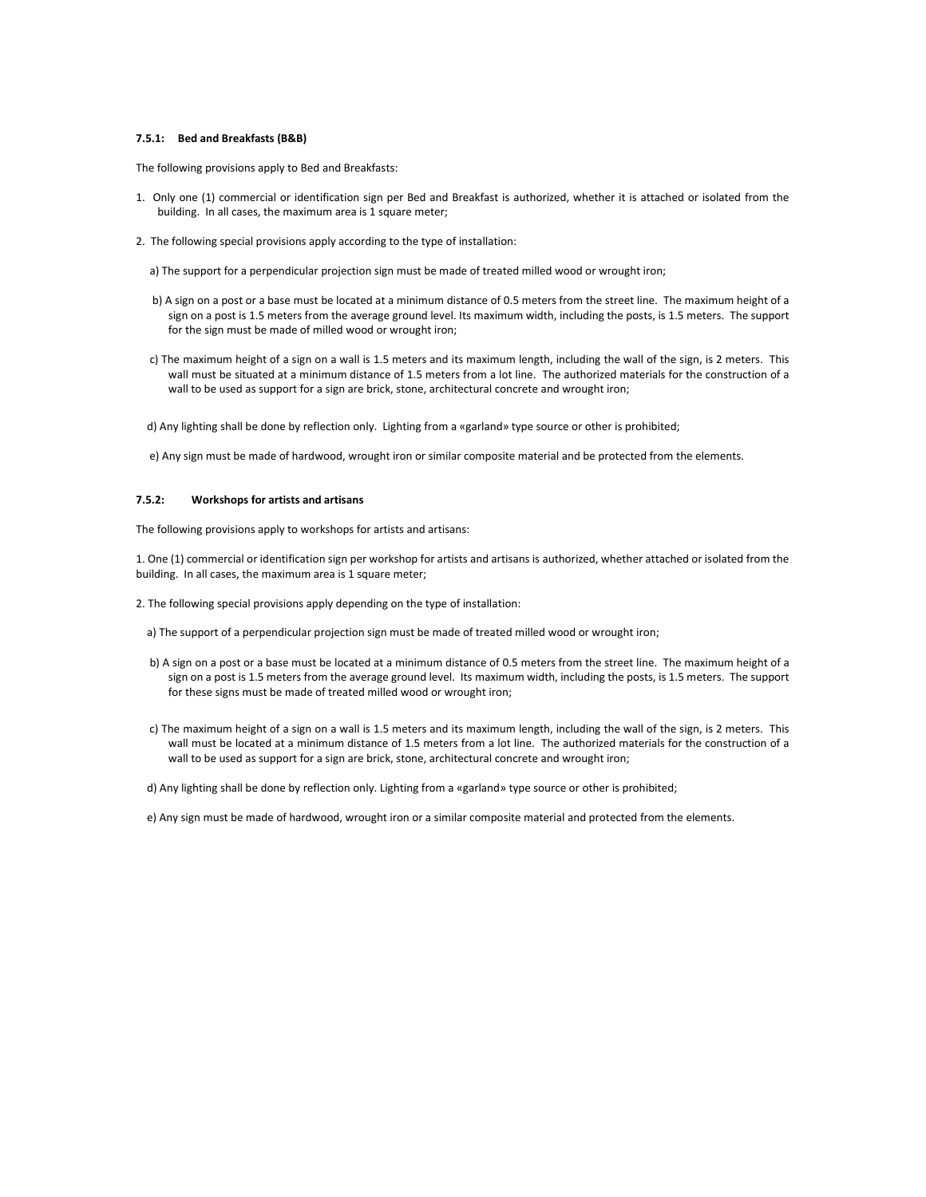#### 7.5.1: Bed and Breakfasts (B&B)

The following provisions apply to Bed and Breakfasts:

1. Only one (1) commercial or identification sign per Bed and Breakfast is authorized, whether it is attached or isolated from the building. In all cases, the maximum area is 1 square meter;

2. The following special provisions apply according to the type of installation:

   a) The support for a perpendicular projection sign must be made of treated milled wood or wrought iron;

   b) A sign on a post or a base must be located at a minimum distance of 0.5 meters from the street line. The maximum height of a sign on a post is 1.5 meters from the average ground level. Its maximum width, including the posts, is 1.5 meters. The support for the sign must be made of milled wood or wrought iron;

   c) The maximum height of a sign on a wall is 1.5 meters and its maximum length, including the wall of the sign, is 2 meters. This wall must be situated at a minimum distance of 1.5 meters from a lot line. The authorized materials for the construction of a wall to be used as support for a sign are brick, stone, architectural concrete and wrought iron;

   d) Any lighting shall be done by reflection only. Lighting from a «garland» type source or other is prohibited;

   e) Any sign must be made of hardwood, wrought iron or similar composite material and be protected from the elements.

#### 7.5.2: Workshops for artists and artisans

The following provisions apply to workshops for artists and artisans:

1. One (1) commercial or identification sign per workshop for artists and artisans is authorized, whether attached or isolated from the building. In all cases, the maximum area is 1 square meter;

2. The following special provisions apply depending on the type of installation:

   a) The support of a perpendicular projection sign must be made of treated milled wood or wrought iron;

   b) A sign on a post or a base must be located at a minimum distance of 0.5 meters from the street line. The maximum height of a sign on a post is 1.5 meters from the average ground level. Its maximum width, including the posts, is 1.5 meters. The support for these signs must be made of treated milled wood or wrought iron;

   c) The maximum height of a sign on a wall is 1.5 meters and its maximum length, including the wall of the sign, is 2 meters. This wall must be located at a minimum distance of 1.5 meters from a lot line. The authorized materials for the construction of a wall to be used as support for a sign are brick, stone, architectural concrete and wrought iron;

   d) Any lighting shall be done by reflection only. Lighting from a «garland» type source or other is prohibited;

   e) Any sign must be made of hardwood, wrought iron or a similar composite material and protected from the elements.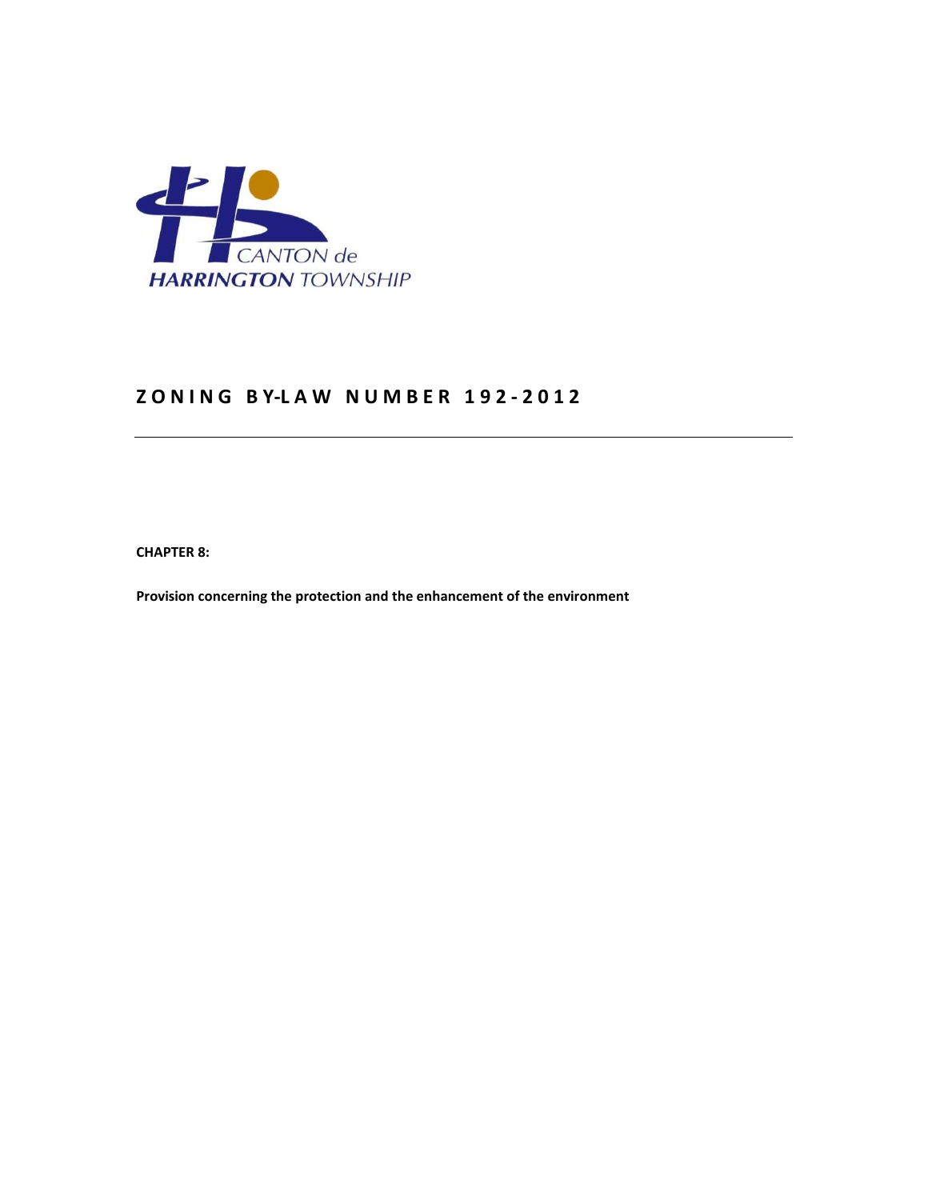# ZONING BY-LAW NUMBER 192-2012

**CHAPTER 8:**

**Provision concerning the protection and the enhancement of the environment**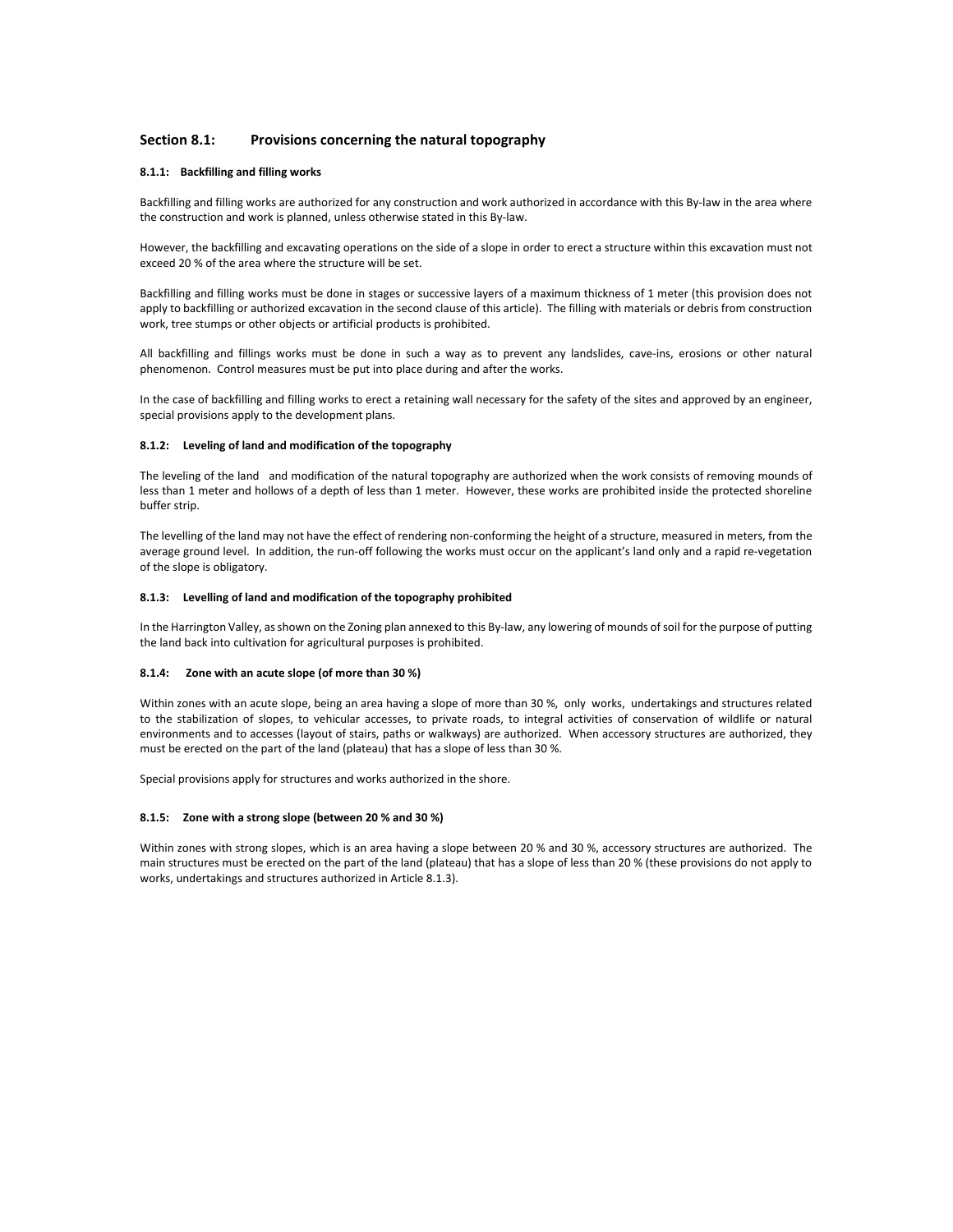## Section 8.1: Provisions concerning the natural topography

### 8.1.1: Backfilling and filling works

Backfilling and filling works are authorized for any construction and work authorized in accordance with this By-law in the area where the construction and work is planned, unless otherwise stated in this By-law.

However, the backfilling and excavating operations on the side of a slope in order to erect a structure within this excavation must not exceed 20 % of the area where the structure will be set.

Backfilling and filling works must be done in stages or successive layers of a maximum thickness of 1 meter (this provision does not apply to backfilling or authorized excavation in the second clause of this article). The filling with materials or debris from construction work, tree stumps or other objects or artificial products is prohibited.

All backfilling and fillings works must be done in such a way as to prevent any landslides, cave-ins, erosions or other natural phenomenon. Control measures must be put into place during and after the works.

In the case of backfilling and filling works to erect a retaining wall necessary for the safety of the sites and approved by an engineer, special provisions apply to the development plans.

### 8.1.2: Leveling of land and modification of the topography

The leveling of the land and modification of the natural topography are authorized when the work consists of removing mounds of less than 1 meter and hollows of a depth of less than 1 meter. However, these works are prohibited inside the protected shoreline buffer strip.

The levelling of the land may not have the effect of rendering non-conforming the height of a structure, measured in meters, from the average ground level. In addition, the run-off following the works must occur on the applicant's land only and a rapid re-vegetation of the slope is obligatory.

### 8.1.3: Levelling of land and modification of the topography prohibited

In the Harrington Valley, as shown on the Zoning plan annexed to this By-law, any lowering of mounds of soil for the purpose of putting the land back into cultivation for agricultural purposes is prohibited.

### 8.1.4: Zone with an acute slope (of more than 30 %)

Within zones with an acute slope, being an area having a slope of more than 30 %, only works, undertakings and structures related to the stabilization of slopes, to vehicular accesses, to private roads, to integral activities of conservation of wildlife or natural environments and to accesses (layout of stairs, paths or walkways) are authorized. When accessory structures are authorized, they must be erected on the part of the land (plateau) that has a slope of less than 30 %.

Special provisions apply for structures and works authorized in the shore.

### 8.1.5: Zone with a strong slope (between 20 % and 30 %)

Within zones with strong slopes, which is an area having a slope between 20 % and 30 %, accessory structures are authorized. The main structures must be erected on the part of the land (plateau) that has a slope of less than 20 % (these provisions do not apply to works, undertakings and structures authorized in Article 8.1.3).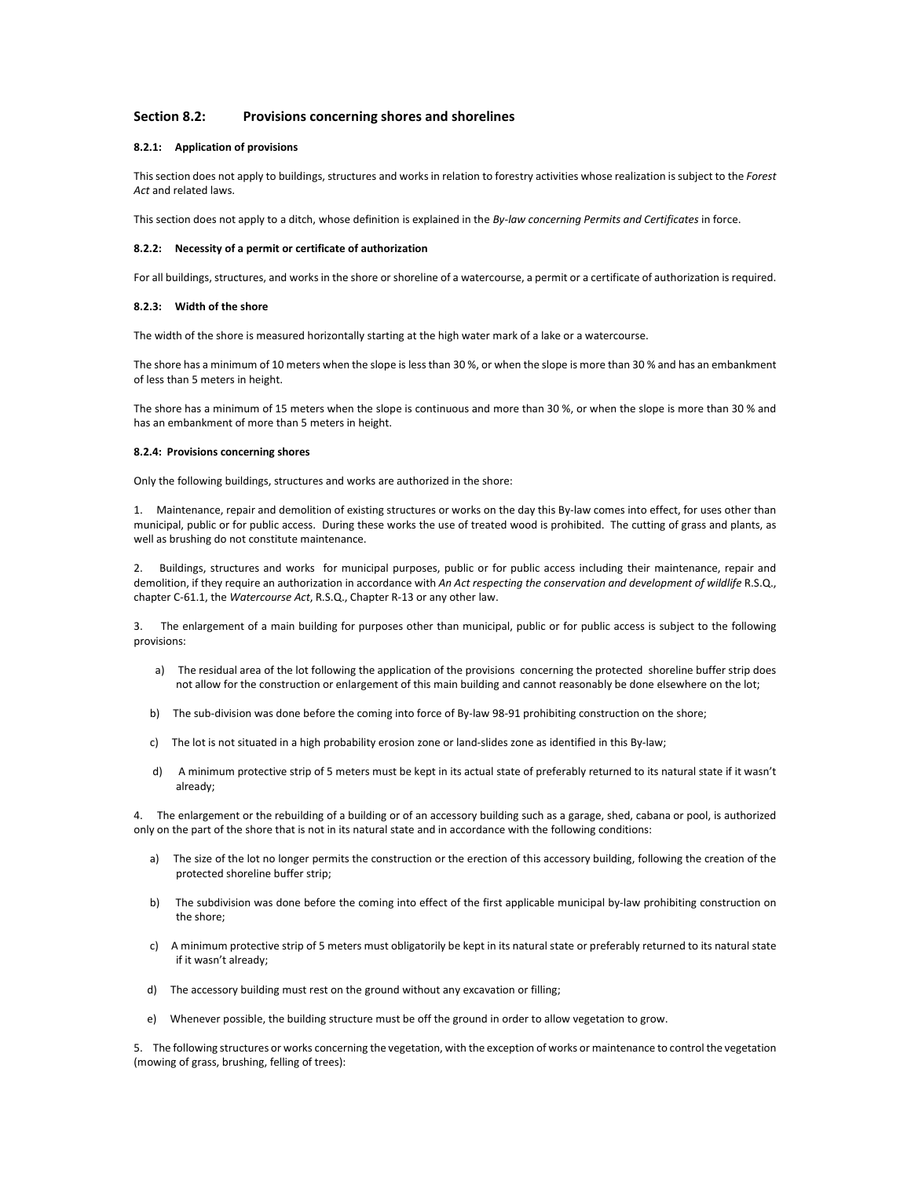## Section 8.2: Provisions concerning shores and shorelines

#### 8.2.1: Application of provisions

This section does not apply to buildings, structures and works in relation to forestry activities whose realization is subject to the *Forest Act* and related laws.

This section does not apply to a ditch, whose definition is explained in the *By-law concerning Permits and Certificates* in force.

#### 8.2.2: Necessity of a permit or certificate of authorization

For all buildings, structures, and works in the shore or shoreline of a watercourse, a permit or a certificate of authorization is required.

#### 8.2.3: Width of the shore

The width of the shore is measured horizontally starting at the high water mark of a lake or a watercourse.

The shore has a minimum of 10 meters when the slope is less than 30 %, or when the slope is more than 30 % and has an embankment of less than 5 meters in height.

The shore has a minimum of 15 meters when the slope is continuous and more than 30 %, or when the slope is more than 30 % and has an embankment of more than 5 meters in height.

#### 8.2.4: Provisions concerning shores

Only the following buildings, structures and works are authorized in the shore:

1. Maintenance, repair and demolition of existing structures or works on the day this By-law comes into effect, for uses other than municipal, public or for public access. During these works the use of treated wood is prohibited. The cutting of grass and plants, as well as brushing do not constitute maintenance.

2. Buildings, structures and works for municipal purposes, public or for public access including their maintenance, repair and demolition, if they require an authorization in accordance with *An Act respecting the conservation and development of wildlife* R.S.Q., chapter C-61.1, the *Watercourse Act*, R.S.Q., Chapter R-13 or any other law.

3. The enlargement of a main building for purposes other than municipal, public or for public access is subject to the following provisions:

   a) The residual area of the lot following the application of the provisions concerning the protected shoreline buffer strip does not allow for the construction or enlargement of this main building and cannot reasonably be done elsewhere on the lot;

   b) The sub-division was done before the coming into force of By-law 98-91 prohibiting construction on the shore;

   c) The lot is not situated in a high probability erosion zone or land-slides zone as identified in this By-law;

   d) A minimum protective strip of 5 meters must be kept in its actual state of preferably returned to its natural state if it wasn't already;

4. The enlargement or the rebuilding of a building or of an accessory building such as a garage, shed, cabana or pool, is authorized only on the part of the shore that is not in its natural state and in accordance with the following conditions:

   a) The size of the lot no longer permits the construction or the erection of this accessory building, following the creation of the protected shoreline buffer strip;

   b) The subdivision was done before the coming into effect of the first applicable municipal by-law prohibiting construction on the shore;

   c) A minimum protective strip of 5 meters must obligatorily be kept in its natural state or preferably returned to its natural state if it wasn't already;

   d) The accessory building must rest on the ground without any excavation or filling;

   e) Whenever possible, the building structure must be off the ground in order to allow vegetation to grow.

5. The following structures or works concerning the vegetation, with the exception of works or maintenance to control the vegetation (mowing of grass, brushing, felling of trees):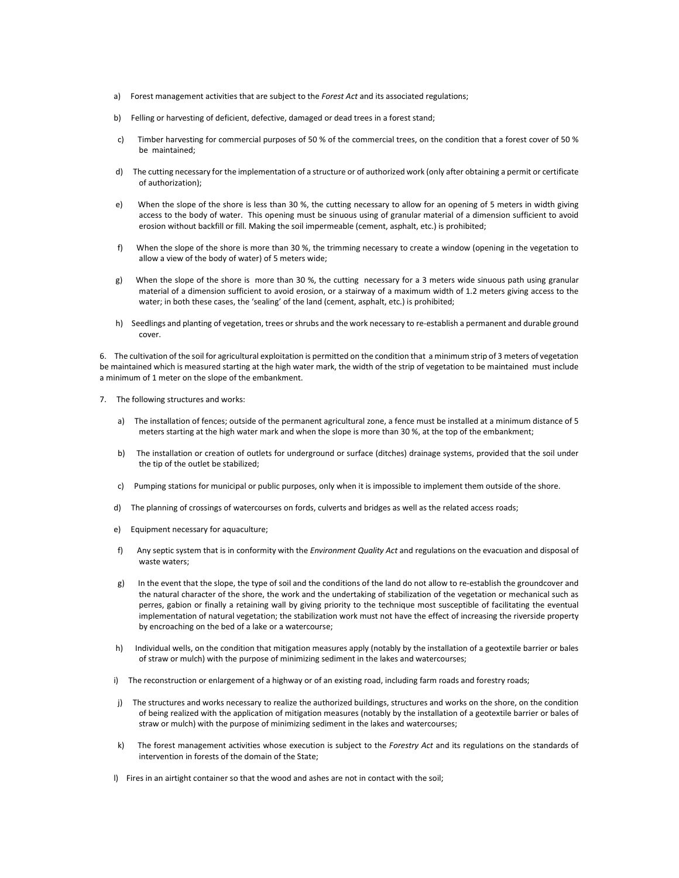a) Forest management activities that are subject to the *Forest Act* and its associated regulations;

b) Felling or harvesting of deficient, defective, damaged or dead trees in a forest stand;

c) Timber harvesting for commercial purposes of 50 % of the commercial trees, on the condition that a forest cover of 50 % be maintained;

d) The cutting necessary for the implementation of a structure or of authorized work (only after obtaining a permit or certificate of authorization);

e) When the slope of the shore is less than 30 %, the cutting necessary to allow for an opening of 5 meters in width giving access to the body of water. This opening must be sinuous using of granular material of a dimension sufficient to avoid erosion without backfill or fill. Making the soil impermeable (cement, asphalt, etc.) is prohibited;

f) When the slope of the shore is more than 30 %, the trimming necessary to create a window (opening in the vegetation to allow a view of the body of water) of 5 meters wide;

g) When the slope of the shore is more than 30 %, the cutting necessary for a 3 meters wide sinuous path using granular material of a dimension sufficient to avoid erosion, or a stairway of a maximum width of 1.2 meters giving access to the water; in both these cases, the 'sealing' of the land (cement, asphalt, etc.) is prohibited;

h) Seedlings and planting of vegetation, trees or shrubs and the work necessary to re-establish a permanent and durable ground cover.

6. The cultivation of the soil for agricultural exploitation is permitted on the condition that a minimum strip of 3 meters of vegetation be maintained which is measured starting at the high water mark, the width of the strip of vegetation to be maintained must include a minimum of 1 meter on the slope of the embankment.

7. The following structures and works:

a) The installation of fences; outside of the permanent agricultural zone, a fence must be installed at a minimum distance of 5 meters starting at the high water mark and when the slope is more than 30 %, at the top of the embankment;

b) The installation or creation of outlets for underground or surface (ditches) drainage systems, provided that the soil under the tip of the outlet be stabilized;

c) Pumping stations for municipal or public purposes, only when it is impossible to implement them outside of the shore.

d) The planning of crossings of watercourses on fords, culverts and bridges as well as the related access roads;

e) Equipment necessary for aquaculture;

f) Any septic system that is in conformity with the *Environment Quality Act* and regulations on the evacuation and disposal of waste waters;

g) In the event that the slope, the type of soil and the conditions of the land do not allow to re-establish the groundcover and the natural character of the shore, the work and the undertaking of stabilization of the vegetation or mechanical such as perres, gabion or finally a retaining wall by giving priority to the technique most susceptible of facilitating the eventual implementation of natural vegetation; the stabilization work must not have the effect of increasing the riverside property by encroaching on the bed of a lake or a watercourse;

h) Individual wells, on the condition that mitigation measures apply (notably by the installation of a geotextile barrier or bales of straw or mulch) with the purpose of minimizing sediment in the lakes and watercourses;

i) The reconstruction or enlargement of a highway or of an existing road, including farm roads and forestry roads;

j) The structures and works necessary to realize the authorized buildings, structures and works on the shore, on the condition of being realized with the application of mitigation measures (notably by the installation of a geotextile barrier or bales of straw or mulch) with the purpose of minimizing sediment in the lakes and watercourses;

k) The forest management activities whose execution is subject to the *Forestry Act* and its regulations on the standards of intervention in forests of the domain of the State;

l) Fires in an airtight container so that the wood and ashes are not in contact with the soil;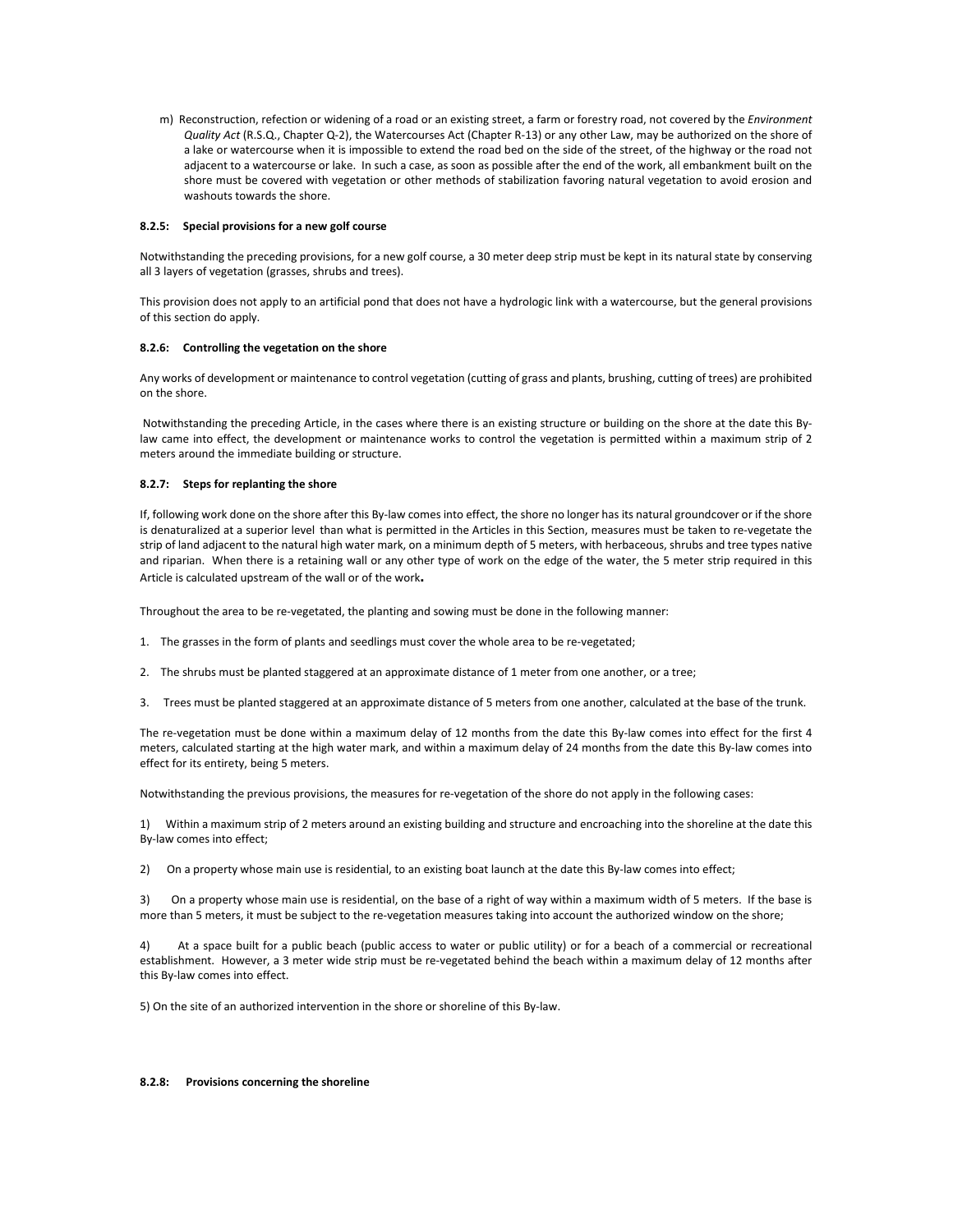m) Reconstruction, refection or widening of a road or an existing street, a farm or forestry road, not covered by the *Environment Quality Act* (R.S.Q., Chapter Q-2), the Watercourses Act (Chapter R-13) or any other Law, may be authorized on the shore of a lake or watercourse when it is impossible to extend the road bed on the side of the street, of the highway or the road not adjacent to a watercourse or lake. In such a case, as soon as possible after the end of the work, all embankment built on the shore must be covered with vegetation or other methods of stabilization favoring natural vegetation to avoid erosion and washouts towards the shore.

#### 8.2.5: Special provisions for a new golf course

Notwithstanding the preceding provisions, for a new golf course, a 30 meter deep strip must be kept in its natural state by conserving all 3 layers of vegetation (grasses, shrubs and trees).

This provision does not apply to an artificial pond that does not have a hydrologic link with a watercourse, but the general provisions of this section do apply.

#### 8.2.6: Controlling the vegetation on the shore

Any works of development or maintenance to control vegetation (cutting of grass and plants, brushing, cutting of trees) are prohibited on the shore.

Notwithstanding the preceding Article, in the cases where there is an existing structure or building on the shore at the date this By-law came into effect, the development or maintenance works to control the vegetation is permitted within a maximum strip of 2 meters around the immediate building or structure.

#### 8.2.7: Steps for replanting the shore

If, following work done on the shore after this By-law comes into effect, the shore no longer has its natural groundcover or if the shore is denaturalized at a superior level than what is permitted in the Articles in this Section, measures must be taken to re-vegetate the strip of land adjacent to the natural high water mark, on a minimum depth of 5 meters, with herbaceous, shrubs and tree types native and riparian. When there is a retaining wall or any other type of work on the edge of the water, the 5 meter strip required in this Article is calculated upstream of the wall or of the work.

Throughout the area to be re-vegetated, the planting and sowing must be done in the following manner:

1. The grasses in the form of plants and seedlings must cover the whole area to be re-vegetated;

2. The shrubs must be planted staggered at an approximate distance of 1 meter from one another, or a tree;

3. Trees must be planted staggered at an approximate distance of 5 meters from one another, calculated at the base of the trunk.

The re-vegetation must be done within a maximum delay of 12 months from the date this By-law comes into effect for the first 4 meters, calculated starting at the high water mark, and within a maximum delay of 24 months from the date this By-law comes into effect for its entirety, being 5 meters.

Notwithstanding the previous provisions, the measures for re-vegetation of the shore do not apply in the following cases:

1) Within a maximum strip of 2 meters around an existing building and structure and encroaching into the shoreline at the date this By-law comes into effect;

2) On a property whose main use is residential, to an existing boat launch at the date this By-law comes into effect;

3) On a property whose main use is residential, on the base of a right of way within a maximum width of 5 meters. If the base is more than 5 meters, it must be subject to the re-vegetation measures taking into account the authorized window on the shore;

4) At a space built for a public beach (public access to water or public utility) or for a beach of a commercial or recreational establishment. However, a 3 meter wide strip must be re-vegetated behind the beach within a maximum delay of 12 months after this By-law comes into effect.

5) On the site of an authorized intervention in the shore or shoreline of this By-law.

#### 8.2.8: Provisions concerning the shoreline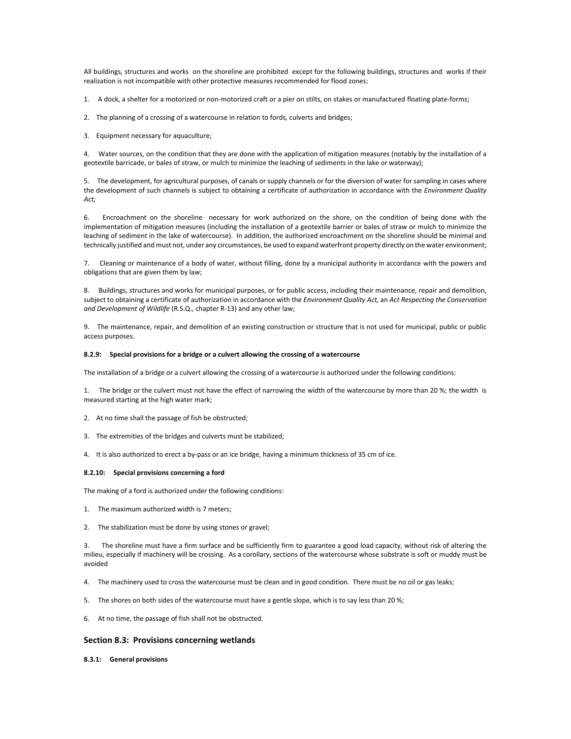All buildings, structures and works on the shoreline are prohibited except for the following buildings, structures and works if their realization is not incompatible with other protective measures recommended for flood zones;

1. A dock, a shelter for a motorized or non-motorized craft or a pier on stilts, on stakes or manufactured floating plate-forms;

2. The planning of a crossing of a watercourse in relation to fords, culverts and bridges;

3. Equipment necessary for aquaculture;

4. Water sources, on the condition that they are done with the application of mitigation measures (notably by the installation of a geotextile barricade, or bales of straw, or mulch to minimize the leaching of sediments in the lake or waterway);

5. The development, for agricultural purposes, of canals or supply channels or for the diversion of water for sampling in cases where the development of such channels is subject to obtaining a certificate of authorization in accordance with the *Environment Quality Act;*

6. Encroachment on the shoreline necessary for work authorized on the shore, on the condition of being done with the implementation of mitigation measures (including the installation of a geotextile barrier or bales of straw or mulch to minimize the leaching of sediment in the lake of watercourse). In addition, the authorized encroachment on the shoreline should be minimal and technically justified and must not, under any circumstances, be used to expand waterfront property directly on the water environment;

7. Cleaning or maintenance of a body of water, without filling, done by a municipal authority in accordance with the powers and obligations that are given them by law;

8. Buildings, structures and works for municipal purposes, or for public access, including their maintenance, repair and demolition, subject to obtaining a certificate of authorization in accordance with the *Environment Quality Act,* an *Act Respecting the Conservation and Development of Wildlife* (R.S.Q., chapter R-13) and any other law;

9. The maintenance, repair, and demolition of an existing construction or structure that is not used for municipal, public or public access purposes.

#### 8.2.9: Special provisions for a bridge or a culvert allowing the crossing of a watercourse

The installation of a bridge or a culvert allowing the crossing of a watercourse is authorized under the following conditions:

1. The bridge or the culvert must not have the effect of narrowing the width of the watercourse by more than 20 %; the width is measured starting at the high water mark;

2. At no time shall the passage of fish be obstructed;

3. The extremities of the bridges and culverts must be stabilized;

4. It is also authorized to erect a by-pass or an ice bridge, having a minimum thickness of 35 cm of ice.

#### 8.2.10: Special provisions concerning a ford

The making of a ford is authorized under the following conditions:

1. The maximum authorized width is 7 meters;

2. The stabilization must be done by using stones or gravel;

3. The shoreline must have a firm surface and be sufficiently firm to guarantee a good load capacity, without risk of altering the milieu, especially if machinery will be crossing. As a corollary, sections of the watercourse whose substrate is soft or muddy must be avoided

4. The machinery used to cross the watercourse must be clean and in good condition. There must be no oil or gas leaks;

5. The shores on both sides of the watercourse must have a gentle slope, which is to say less than 20 %;

6. At no time, the passage of fish shall not be obstructed.

### Section 8.3: Provisions concerning wetlands

#### 8.3.1: General provisions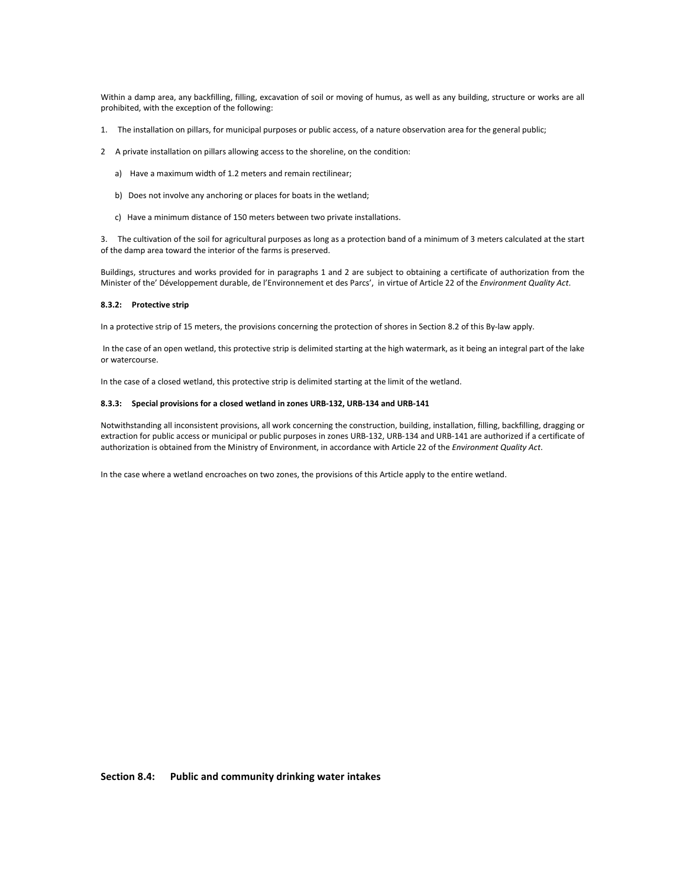Within a damp area, any backfilling, filling, excavation of soil or moving of humus, as well as any building, structure or works are all prohibited, with the exception of the following:

1. The installation on pillars, for municipal purposes or public access, of a nature observation area for the general public;

2 A private installation on pillars allowing access to the shoreline, on the condition:

   a) Have a maximum width of 1.2 meters and remain rectilinear;

   b) Does not involve any anchoring or places for boats in the wetland;

   c) Have a minimum distance of 150 meters between two private installations.

3. The cultivation of the soil for agricultural purposes as long as a protection band of a minimum of 3 meters calculated at the start of the damp area toward the interior of the farms is preserved.

Buildings, structures and works provided for in paragraphs 1 and 2 are subject to obtaining a certificate of authorization from the Minister of the' Développement durable, de l'Environnement et des Parcs', in virtue of Article 22 of the *Environment Quality Act*.

#### 8.3.2: Protective strip

In a protective strip of 15 meters, the provisions concerning the protection of shores in Section 8.2 of this By-law apply.

In the case of an open wetland, this protective strip is delimited starting at the high watermark, as it being an integral part of the lake or watercourse.

In the case of a closed wetland, this protective strip is delimited starting at the limit of the wetland.

#### 8.3.3: Special provisions for a closed wetland in zones URB-132, URB-134 and URB-141

Notwithstanding all inconsistent provisions, all work concerning the construction, building, installation, filling, backfilling, dragging or extraction for public access or municipal or public purposes in zones URB-132, URB-134 and URB-141 are authorized if a certificate of authorization is obtained from the Ministry of Environment, in accordance with Article 22 of the *Environment Quality Act*.

In the case where a wetland encroaches on two zones, the provisions of this Article apply to the entire wetland.

## Section 8.4: Public and community drinking water intakes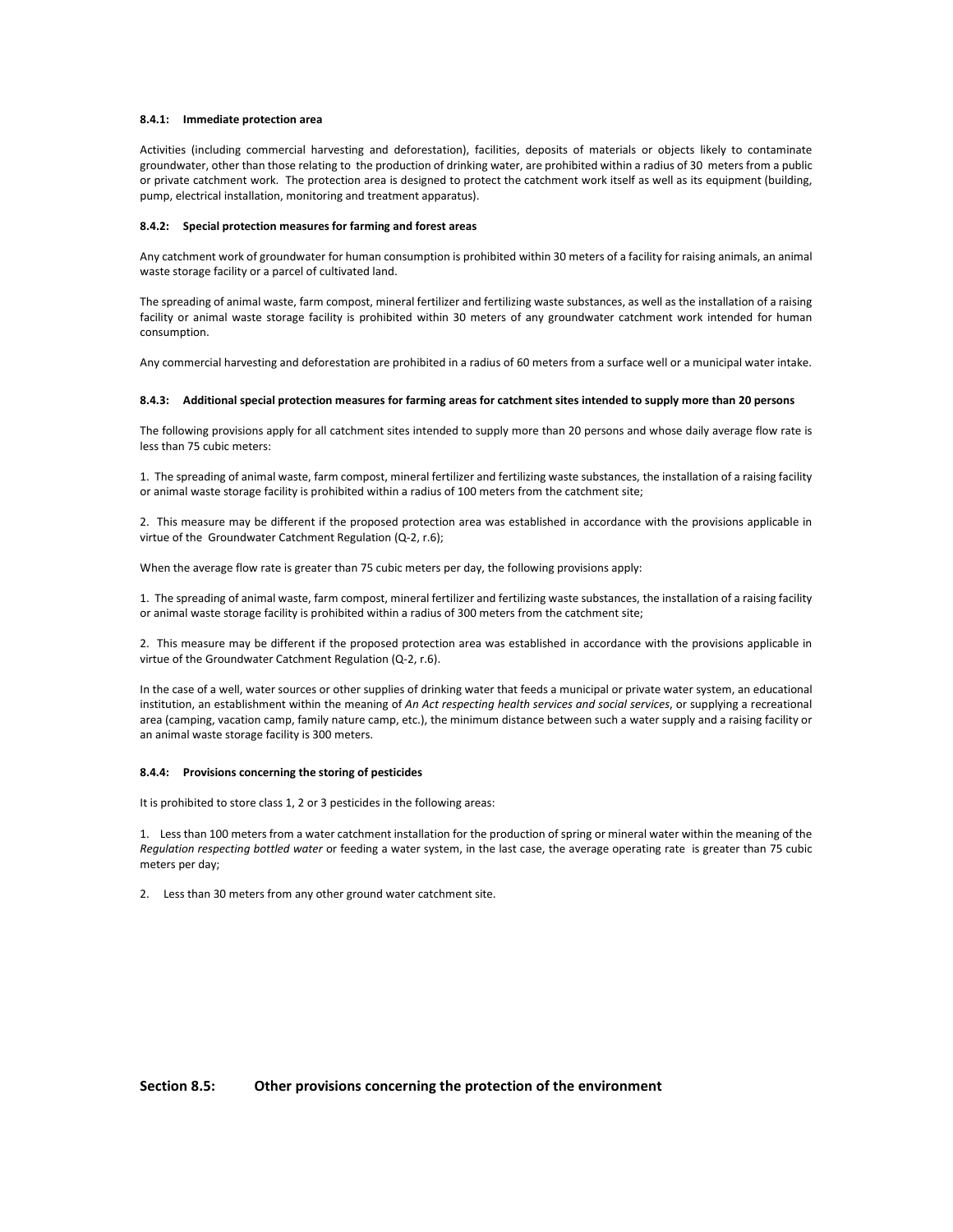#### 8.4.1: Immediate protection area

Activities (including commercial harvesting and deforestation), facilities, deposits of materials or objects likely to contaminate groundwater, other than those relating to the production of drinking water, are prohibited within a radius of 30 meters from a public or private catchment work. The protection area is designed to protect the catchment work itself as well as its equipment (building, pump, electrical installation, monitoring and treatment apparatus).

#### 8.4.2: Special protection measures for farming and forest areas

Any catchment work of groundwater for human consumption is prohibited within 30 meters of a facility for raising animals, an animal waste storage facility or a parcel of cultivated land.

The spreading of animal waste, farm compost, mineral fertilizer and fertilizing waste substances, as well as the installation of a raising facility or animal waste storage facility is prohibited within 30 meters of any groundwater catchment work intended for human consumption.

Any commercial harvesting and deforestation are prohibited in a radius of 60 meters from a surface well or a municipal water intake.

#### 8.4.3: Additional special protection measures for farming areas for catchment sites intended to supply more than 20 persons

The following provisions apply for all catchment sites intended to supply more than 20 persons and whose daily average flow rate is less than 75 cubic meters:

1. The spreading of animal waste, farm compost, mineral fertilizer and fertilizing waste substances, the installation of a raising facility or animal waste storage facility is prohibited within a radius of 100 meters from the catchment site;

2. This measure may be different if the proposed protection area was established in accordance with the provisions applicable in virtue of the Groundwater Catchment Regulation (Q-2, r.6);

When the average flow rate is greater than 75 cubic meters per day, the following provisions apply:

1. The spreading of animal waste, farm compost, mineral fertilizer and fertilizing waste substances, the installation of a raising facility or animal waste storage facility is prohibited within a radius of 300 meters from the catchment site;

2. This measure may be different if the proposed protection area was established in accordance with the provisions applicable in virtue of the Groundwater Catchment Regulation (Q-2, r.6).

In the case of a well, water sources or other supplies of drinking water that feeds a municipal or private water system, an educational institution, an establishment within the meaning of *An Act respecting health services and social services*, or supplying a recreational area (camping, vacation camp, family nature camp, etc.), the minimum distance between such a water supply and a raising facility or an animal waste storage facility is 300 meters.

#### 8.4.4: Provisions concerning the storing of pesticides

It is prohibited to store class 1, 2 or 3 pesticides in the following areas:

1. Less than 100 meters from a water catchment installation for the production of spring or mineral water within the meaning of the *Regulation respecting bottled water* or feeding a water system, in the last case, the average operating rate is greater than 75 cubic meters per day;

2. Less than 30 meters from any other ground water catchment site.

## Section 8.5: Other provisions concerning the protection of the environment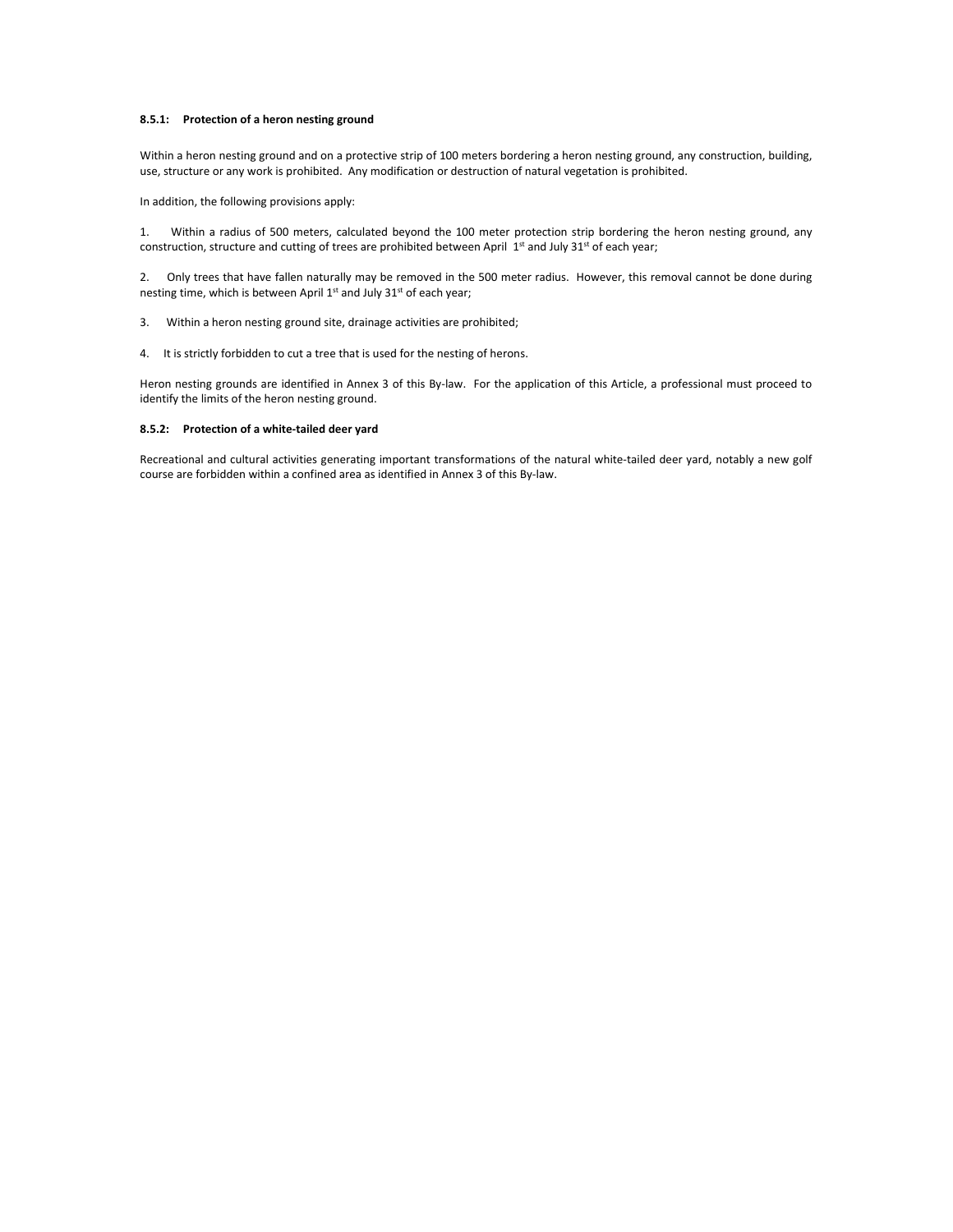#### 8.5.1: Protection of a heron nesting ground

Within a heron nesting ground and on a protective strip of 100 meters bordering a heron nesting ground, any construction, building, use, structure or any work is prohibited. Any modification or destruction of natural vegetation is prohibited.

In addition, the following provisions apply:

1. Within a radius of 500 meters, calculated beyond the 100 meter protection strip bordering the heron nesting ground, any construction, structure and cutting of trees are prohibited between April 1st and July 31st of each year;

2. Only trees that have fallen naturally may be removed in the 500 meter radius. However, this removal cannot be done during nesting time, which is between April 1st and July 31st of each year;

3. Within a heron nesting ground site, drainage activities are prohibited;

4. It is strictly forbidden to cut a tree that is used for the nesting of herons.

Heron nesting grounds are identified in Annex 3 of this By-law. For the application of this Article, a professional must proceed to identify the limits of the heron nesting ground.

#### 8.5.2: Protection of a white-tailed deer yard

Recreational and cultural activities generating important transformations of the natural white-tailed deer yard, notably a new golf course are forbidden within a confined area as identified in Annex 3 of this By-law.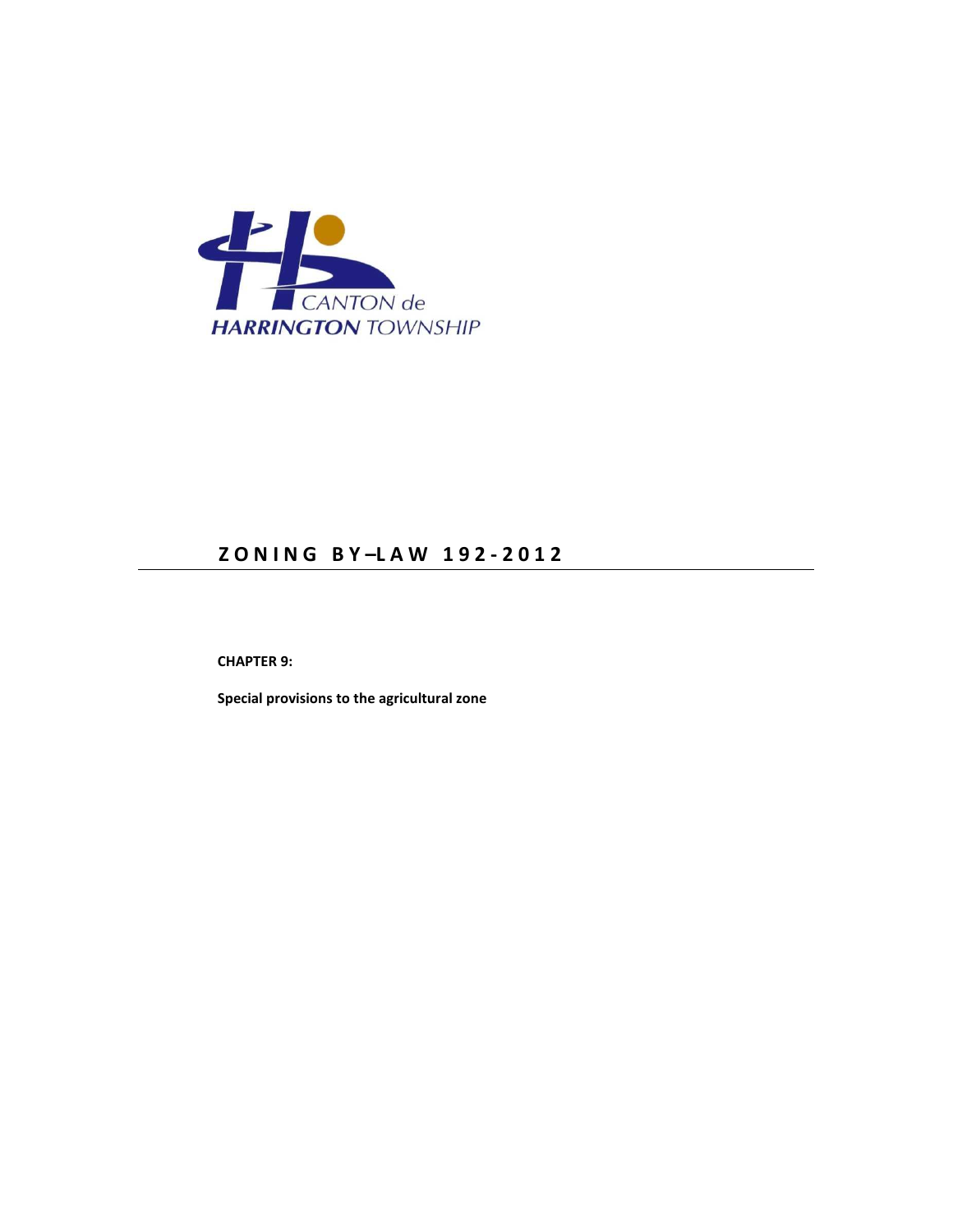CANTON de
HARRINGTON TOWNSHIP

# ZONING BY–LAW 192-2012

**CHAPTER 9:**

**Special provisions to the agricultural zone**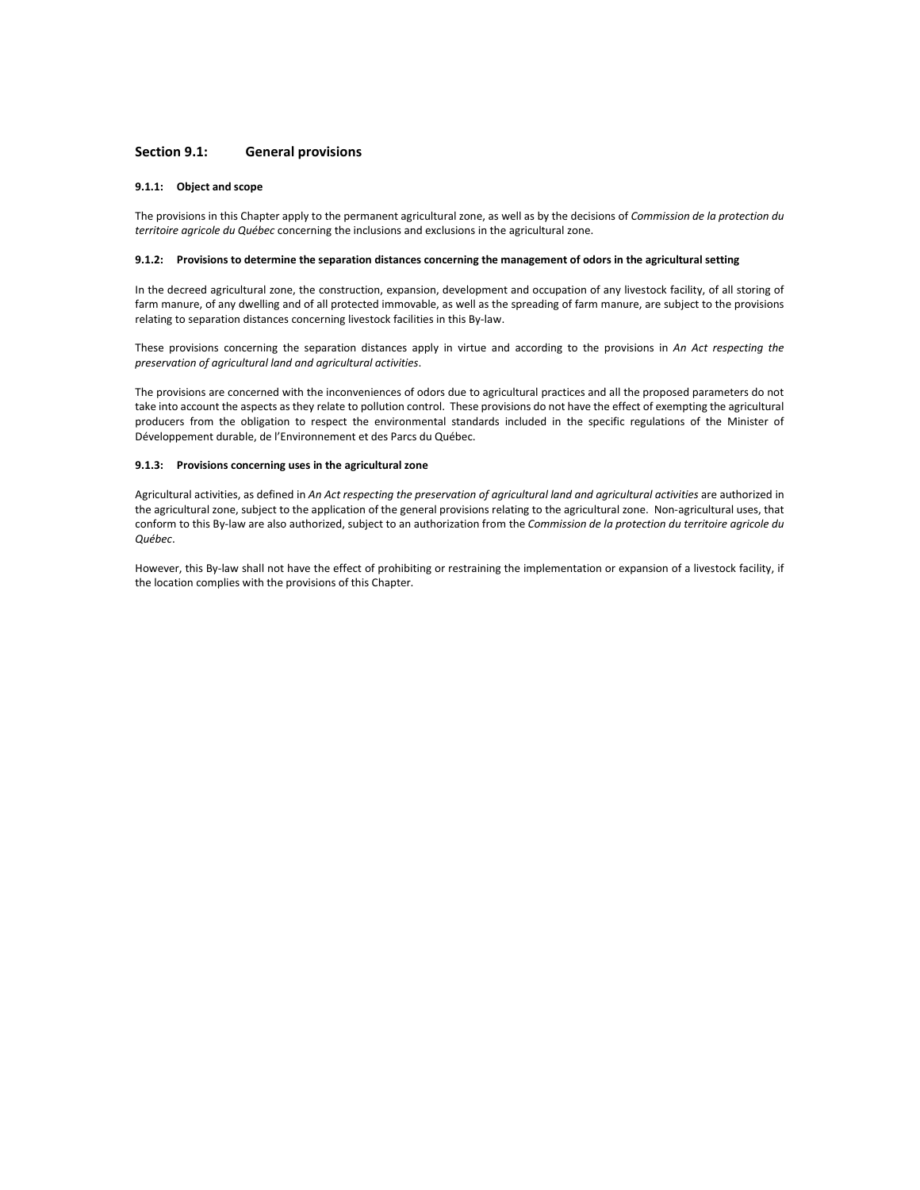## Section 9.1: General provisions

#### 9.1.1: Object and scope

The provisions in this Chapter apply to the permanent agricultural zone, as well as by the decisions of *Commission de la protection du territoire agricole du Québec* concerning the inclusions and exclusions in the agricultural zone.

#### 9.1.2: Provisions to determine the separation distances concerning the management of odors in the agricultural setting

In the decreed agricultural zone, the construction, expansion, development and occupation of any livestock facility, of all storing of farm manure, of any dwelling and of all protected immovable, as well as the spreading of farm manure, are subject to the provisions relating to separation distances concerning livestock facilities in this By-law.

These provisions concerning the separation distances apply in virtue and according to the provisions in *An Act respecting the preservation of agricultural land and agricultural activities*.

The provisions are concerned with the inconveniences of odors due to agricultural practices and all the proposed parameters do not take into account the aspects as they relate to pollution control. These provisions do not have the effect of exempting the agricultural producers from the obligation to respect the environmental standards included in the specific regulations of the Minister of Développement durable, de l'Environnement et des Parcs du Québec.

#### 9.1.3: Provisions concerning uses in the agricultural zone

Agricultural activities, as defined in *An Act respecting the preservation of agricultural land and agricultural activities* are authorized in the agricultural zone, subject to the application of the general provisions relating to the agricultural zone. Non-agricultural uses, that conform to this By-law are also authorized, subject to an authorization from the *Commission de la protection du territoire agricole du Québec*.

However, this By-law shall not have the effect of prohibiting or restraining the implementation or expansion of a livestock facility, if the location complies with the provisions of this Chapter.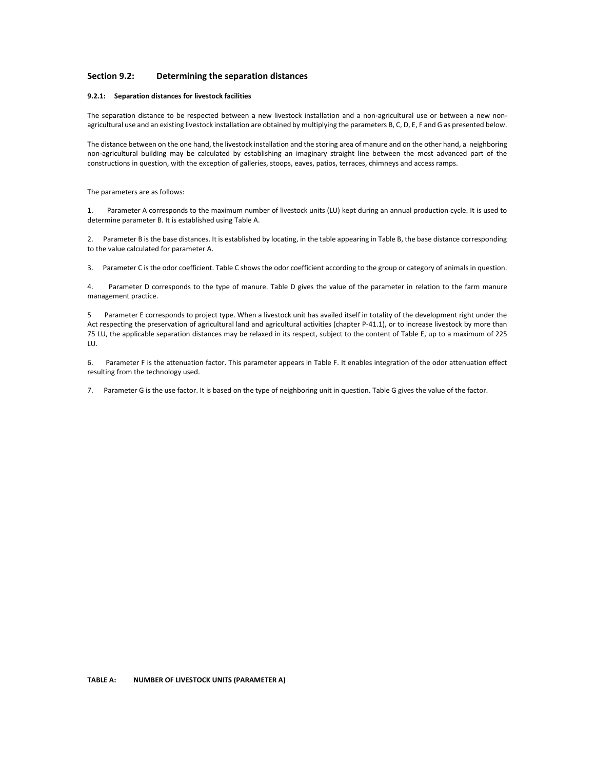## Section 9.2: Determining the separation distances

#### 9.2.1: Separation distances for livestock facilities

The separation distance to be respected between a new livestock installation and a non-agricultural use or between a new non-agricultural use and an existing livestock installation are obtained by multiplying the parameters B, C, D, E, F and G as presented below.

The distance between on the one hand, the livestock installation and the storing area of manure and on the other hand, a neighboring non-agricultural building may be calculated by establishing an imaginary straight line between the most advanced part of the constructions in question, with the exception of galleries, stoops, eaves, patios, terraces, chimneys and access ramps.

The parameters are as follows:

1. Parameter A corresponds to the maximum number of livestock units (LU) kept during an annual production cycle. It is used to determine parameter B. It is established using Table A.

2. Parameter B is the base distances. It is established by locating, in the table appearing in Table B, the base distance corresponding to the value calculated for parameter A.

3. Parameter C is the odor coefficient. Table C shows the odor coefficient according to the group or category of animals in question.

4. Parameter D corresponds to the type of manure. Table D gives the value of the parameter in relation to the farm manure management practice.

5 Parameter E corresponds to project type. When a livestock unit has availed itself in totality of the development right under the Act respecting the preservation of agricultural land and agricultural activities (chapter P-41.1), or to increase livestock by more than 75 LU, the applicable separation distances may be relaxed in its respect, subject to the content of Table E, up to a maximum of 225 LU.

6. Parameter F is the attenuation factor. This parameter appears in Table F. It enables integration of the odor attenuation effect resulting from the technology used.

7. Parameter G is the use factor. It is based on the type of neighboring unit in question. Table G gives the value of the factor.

**TABLE A: NUMBER OF LIVESTOCK UNITS (PARAMETER A)**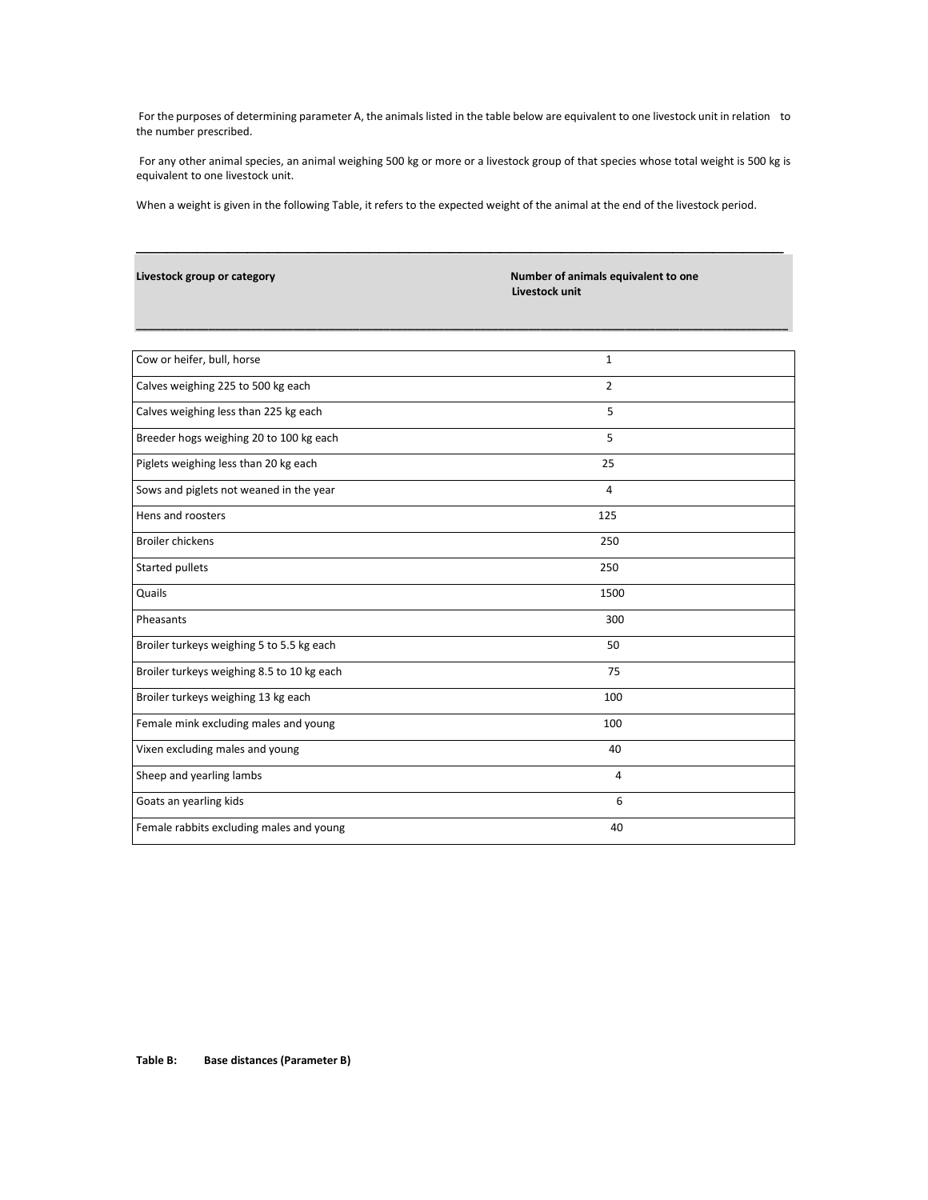For the purposes of determining parameter A, the animals listed in the table below are equivalent to one livestock unit in relation to the number prescribed.

For any other animal species, an animal weighing 500 kg or more or a livestock group of that species whose total weight is 500 kg is equivalent to one livestock unit.

When a weight is given in the following Table, it refers to the expected weight of the animal at the end of the livestock period.

| Livestock group or category | Number of animals equivalent to one Livestock unit |
|---|---|
| Cow or heifer, bull, horse | 1 |
| Calves weighing 225 to 500 kg each | 2 |
| Calves weighing less than 225 kg each | 5 |
| Breeder hogs weighing 20 to 100 kg each | 5 |
| Piglets weighing less than 20 kg each | 25 |
| Sows and piglets not weaned in the year | 4 |
| Hens and roosters | 125 |
| Broiler chickens | 250 |
| Started pullets | 250 |
| Quails | 1500 |
| Pheasants | 300 |
| Broiler turkeys weighing 5 to 5.5 kg each | 50 |
| Broiler turkeys weighing 8.5 to 10 kg each | 75 |
| Broiler turkeys weighing 13 kg each | 100 |
| Female mink excluding males and young | 100 |
| Vixen excluding males and young | 40 |
| Sheep and yearling lambs | 4 |
| Goats an yearling kids | 6 |
| Female rabbits excluding males and young | 40 |

**Table B: Base distances (Parameter B)**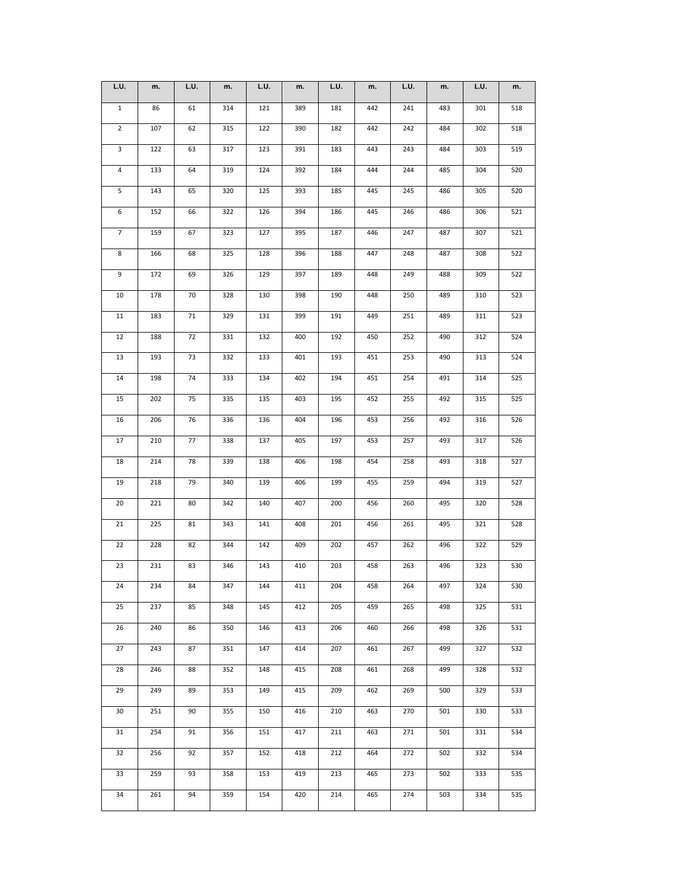| L.U. | m. | L.U. | m. | L.U. | m. | L.U. | m. | L.U. | m. | L.U. | m. |
|---|---|---|---|---|---|---|---|---|---|---|---|
| 1 | 86 | 61 | 314 | 121 | 389 | 181 | 442 | 241 | 483 | 301 | 518 |
| 2 | 107 | 62 | 315 | 122 | 390 | 182 | 442 | 242 | 484 | 302 | 518 |
| 3 | 122 | 63 | 317 | 123 | 391 | 183 | 443 | 243 | 484 | 303 | 519 |
| 4 | 133 | 64 | 319 | 124 | 392 | 184 | 444 | 244 | 485 | 304 | 520 |
| 5 | 143 | 65 | 320 | 125 | 393 | 185 | 445 | 245 | 486 | 305 | 520 |
| 6 | 152 | 66 | 322 | 126 | 394 | 186 | 445 | 246 | 486 | 306 | 521 |
| 7 | 159 | 67 | 323 | 127 | 395 | 187 | 446 | 247 | 487 | 307 | 521 |
| 8 | 166 | 68 | 325 | 128 | 396 | 188 | 447 | 248 | 487 | 308 | 522 |
| 9 | 172 | 69 | 326 | 129 | 397 | 189 | 448 | 249 | 488 | 309 | 522 |
| 10 | 178 | 70 | 328 | 130 | 398 | 190 | 448 | 250 | 489 | 310 | 523 |
| 11 | 183 | 71 | 329 | 131 | 399 | 191 | 449 | 251 | 489 | 311 | 523 |
| 12 | 188 | 72 | 331 | 132 | 400 | 192 | 450 | 252 | 490 | 312 | 524 |
| 13 | 193 | 73 | 332 | 133 | 401 | 193 | 451 | 253 | 490 | 313 | 524 |
| 14 | 198 | 74 | 333 | 134 | 402 | 194 | 451 | 254 | 491 | 314 | 525 |
| 15 | 202 | 75 | 335 | 135 | 403 | 195 | 452 | 255 | 492 | 315 | 525 |
| 16 | 206 | 76 | 336 | 136 | 404 | 196 | 453 | 256 | 492 | 316 | 526 |
| 17 | 210 | 77 | 338 | 137 | 405 | 197 | 453 | 257 | 493 | 317 | 526 |
| 18 | 214 | 78 | 339 | 138 | 406 | 198 | 454 | 258 | 493 | 318 | 527 |
| 19 | 218 | 79 | 340 | 139 | 406 | 199 | 455 | 259 | 494 | 319 | 527 |
| 20 | 221 | 80 | 342 | 140 | 407 | 200 | 456 | 260 | 495 | 320 | 528 |
| 21 | 225 | 81 | 343 | 141 | 408 | 201 | 456 | 261 | 495 | 321 | 528 |
| 22 | 228 | 82 | 344 | 142 | 409 | 202 | 457 | 262 | 496 | 322 | 529 |
| 23 | 231 | 83 | 346 | 143 | 410 | 203 | 458 | 263 | 496 | 323 | 530 |
| 24 | 234 | 84 | 347 | 144 | 411 | 204 | 458 | 264 | 497 | 324 | 530 |
| 25 | 237 | 85 | 348 | 145 | 412 | 205 | 459 | 265 | 498 | 325 | 531 |
| 26 | 240 | 86 | 350 | 146 | 413 | 206 | 460 | 266 | 498 | 326 | 531 |
| 27 | 243 | 87 | 351 | 147 | 414 | 207 | 461 | 267 | 499 | 327 | 532 |
| 28 | 246 | 88 | 352 | 148 | 415 | 208 | 461 | 268 | 499 | 328 | 532 |
| 29 | 249 | 89 | 353 | 149 | 415 | 209 | 462 | 269 | 500 | 329 | 533 |
| 30 | 251 | 90 | 355 | 150 | 416 | 210 | 463 | 270 | 501 | 330 | 533 |
| 31 | 254 | 91 | 356 | 151 | 417 | 211 | 463 | 271 | 501 | 331 | 534 |
| 32 | 256 | 92 | 357 | 152 | 418 | 212 | 464 | 272 | 502 | 332 | 534 |
| 33 | 259 | 93 | 358 | 153 | 419 | 213 | 465 | 273 | 502 | 333 | 535 |
| 34 | 261 | 94 | 359 | 154 | 420 | 214 | 465 | 274 | 503 | 334 | 535 |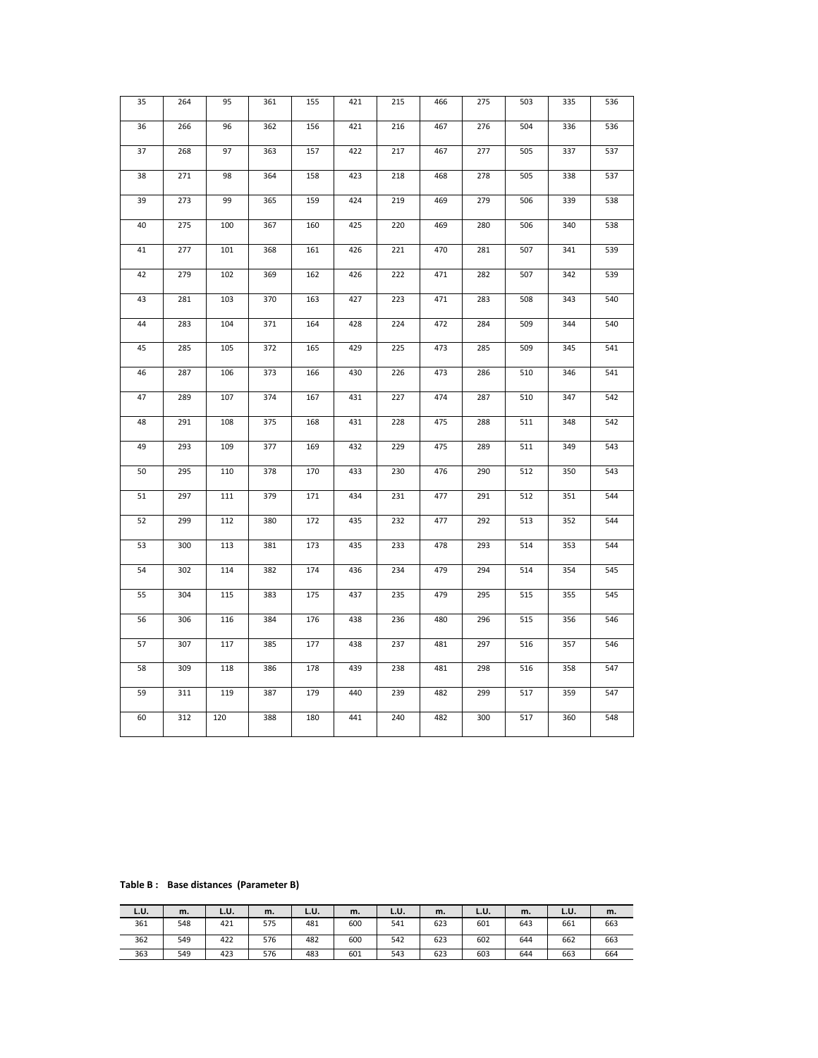| 35 | 264 | 95 | 361 | 155 | 421 | 215 | 466 | 275 | 503 | 335 | 536 |
|---|---|---|---|---|---|---|---|---|---|---|---|
| 36 | 266 | 96 | 362 | 156 | 421 | 216 | 467 | 276 | 504 | 336 | 536 |
| 37 | 268 | 97 | 363 | 157 | 422 | 217 | 467 | 277 | 505 | 337 | 537 |
| 38 | 271 | 98 | 364 | 158 | 423 | 218 | 468 | 278 | 505 | 338 | 537 |
| 39 | 273 | 99 | 365 | 159 | 424 | 219 | 469 | 279 | 506 | 339 | 538 |
| 40 | 275 | 100 | 367 | 160 | 425 | 220 | 469 | 280 | 506 | 340 | 538 |
| 41 | 277 | 101 | 368 | 161 | 426 | 221 | 470 | 281 | 507 | 341 | 539 |
| 42 | 279 | 102 | 369 | 162 | 426 | 222 | 471 | 282 | 507 | 342 | 539 |
| 43 | 281 | 103 | 370 | 163 | 427 | 223 | 471 | 283 | 508 | 343 | 540 |
| 44 | 283 | 104 | 371 | 164 | 428 | 224 | 472 | 284 | 509 | 344 | 540 |
| 45 | 285 | 105 | 372 | 165 | 429 | 225 | 473 | 285 | 509 | 345 | 541 |
| 46 | 287 | 106 | 373 | 166 | 430 | 226 | 473 | 286 | 510 | 346 | 541 |
| 47 | 289 | 107 | 374 | 167 | 431 | 227 | 474 | 287 | 510 | 347 | 542 |
| 48 | 291 | 108 | 375 | 168 | 431 | 228 | 475 | 288 | 511 | 348 | 542 |
| 49 | 293 | 109 | 377 | 169 | 432 | 229 | 475 | 289 | 511 | 349 | 543 |
| 50 | 295 | 110 | 378 | 170 | 433 | 230 | 476 | 290 | 512 | 350 | 543 |
| 51 | 297 | 111 | 379 | 171 | 434 | 231 | 477 | 291 | 512 | 351 | 544 |
| 52 | 299 | 112 | 380 | 172 | 435 | 232 | 477 | 292 | 513 | 352 | 544 |
| 53 | 300 | 113 | 381 | 173 | 435 | 233 | 478 | 293 | 514 | 353 | 544 |
| 54 | 302 | 114 | 382 | 174 | 436 | 234 | 479 | 294 | 514 | 354 | 545 |
| 55 | 304 | 115 | 383 | 175 | 437 | 235 | 479 | 295 | 515 | 355 | 545 |
| 56 | 306 | 116 | 384 | 176 | 438 | 236 | 480 | 296 | 515 | 356 | 546 |
| 57 | 307 | 117 | 385 | 177 | 438 | 237 | 481 | 297 | 516 | 357 | 546 |
| 58 | 309 | 118 | 386 | 178 | 439 | 238 | 481 | 298 | 516 | 358 | 547 |
| 59 | 311 | 119 | 387 | 179 | 440 | 239 | 482 | 299 | 517 | 359 | 547 |
| 60 | 312 | 120 | 388 | 180 | 441 | 240 | 482 | 300 | 517 | 360 | 548 |

**Table B : Base distances (Parameter B)**

| L.U. | m. | L.U. | m. | L.U. | m. | L.U. | m. | L.U. | m. | L.U. | m. |
|---|---|---|---|---|---|---|---|---|---|---|---|
| 361 | 548 | 421 | 575 | 481 | 600 | 541 | 623 | 601 | 643 | 661 | 663 |
| 362 | 549 | 422 | 576 | 482 | 600 | 542 | 623 | 602 | 644 | 662 | 663 |
| 363 | 549 | 423 | 576 | 483 | 601 | 543 | 623 | 603 | 644 | 663 | 664 |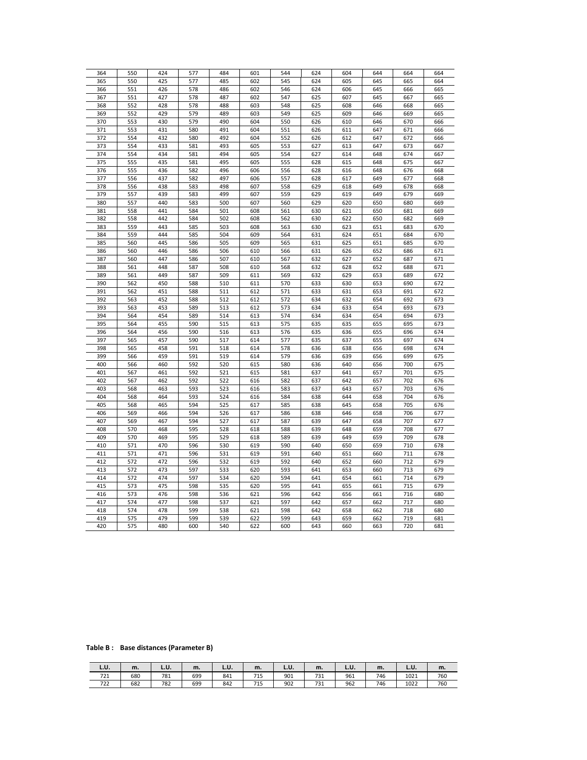| 364 | 550 | 424 | 577 | 484 | 601 | 544 | 624 | 604 | 644 | 664 | 664 |
|---|---|---|---|---|---|---|---|---|---|---|---|
| 365 | 550 | 425 | 577 | 485 | 602 | 545 | 624 | 605 | 645 | 665 | 664 |
| 366 | 551 | 426 | 578 | 486 | 602 | 546 | 624 | 606 | 645 | 666 | 665 |
| 367 | 551 | 427 | 578 | 487 | 602 | 547 | 625 | 607 | 645 | 667 | 665 |
| 368 | 552 | 428 | 578 | 488 | 603 | 548 | 625 | 608 | 646 | 668 | 665 |
| 369 | 552 | 429 | 579 | 489 | 603 | 549 | 625 | 609 | 646 | 669 | 665 |
| 370 | 553 | 430 | 579 | 490 | 604 | 550 | 626 | 610 | 646 | 670 | 666 |
| 371 | 553 | 431 | 580 | 491 | 604 | 551 | 626 | 611 | 647 | 671 | 666 |
| 372 | 554 | 432 | 580 | 492 | 604 | 552 | 626 | 612 | 647 | 672 | 666 |
| 373 | 554 | 433 | 581 | 493 | 605 | 553 | 627 | 613 | 647 | 673 | 667 |
| 374 | 554 | 434 | 581 | 494 | 605 | 554 | 627 | 614 | 648 | 674 | 667 |
| 375 | 555 | 435 | 581 | 495 | 605 | 555 | 628 | 615 | 648 | 675 | 667 |
| 376 | 555 | 436 | 582 | 496 | 606 | 556 | 628 | 616 | 648 | 676 | 668 |
| 377 | 556 | 437 | 582 | 497 | 606 | 557 | 628 | 617 | 649 | 677 | 668 |
| 378 | 556 | 438 | 583 | 498 | 607 | 558 | 629 | 618 | 649 | 678 | 668 |
| 379 | 557 | 439 | 583 | 499 | 607 | 559 | 629 | 619 | 649 | 679 | 669 |
| 380 | 557 | 440 | 583 | 500 | 607 | 560 | 629 | 620 | 650 | 680 | 669 |
| 381 | 558 | 441 | 584 | 501 | 608 | 561 | 630 | 621 | 650 | 681 | 669 |
| 382 | 558 | 442 | 584 | 502 | 608 | 562 | 630 | 622 | 650 | 682 | 669 |
| 383 | 559 | 443 | 585 | 503 | 608 | 563 | 630 | 623 | 651 | 683 | 670 |
| 384 | 559 | 444 | 585 | 504 | 609 | 564 | 631 | 624 | 651 | 684 | 670 |
| 385 | 560 | 445 | 586 | 505 | 609 | 565 | 631 | 625 | 651 | 685 | 670 |
| 386 | 560 | 446 | 586 | 506 | 610 | 566 | 631 | 626 | 652 | 686 | 671 |
| 387 | 560 | 447 | 586 | 507 | 610 | 567 | 632 | 627 | 652 | 687 | 671 |
| 388 | 561 | 448 | 587 | 508 | 610 | 568 | 632 | 628 | 652 | 688 | 671 |
| 389 | 561 | 449 | 587 | 509 | 611 | 569 | 632 | 629 | 653 | 689 | 672 |
| 390 | 562 | 450 | 588 | 510 | 611 | 570 | 633 | 630 | 653 | 690 | 672 |
| 391 | 562 | 451 | 588 | 511 | 612 | 571 | 633 | 631 | 653 | 691 | 672 |
| 392 | 563 | 452 | 588 | 512 | 612 | 572 | 634 | 632 | 654 | 692 | 673 |
| 393 | 563 | 453 | 589 | 513 | 612 | 573 | 634 | 633 | 654 | 693 | 673 |
| 394 | 564 | 454 | 589 | 514 | 613 | 574 | 634 | 634 | 654 | 694 | 673 |
| 395 | 564 | 455 | 590 | 515 | 613 | 575 | 635 | 635 | 655 | 695 | 673 |
| 396 | 564 | 456 | 590 | 516 | 613 | 576 | 635 | 636 | 655 | 696 | 674 |
| 397 | 565 | 457 | 590 | 517 | 614 | 577 | 635 | 637 | 655 | 697 | 674 |
| 398 | 565 | 458 | 591 | 518 | 614 | 578 | 636 | 638 | 656 | 698 | 674 |
| 399 | 566 | 459 | 591 | 519 | 614 | 579 | 636 | 639 | 656 | 699 | 675 |
| 400 | 566 | 460 | 592 | 520 | 615 | 580 | 636 | 640 | 656 | 700 | 675 |
| 401 | 567 | 461 | 592 | 521 | 615 | 581 | 637 | 641 | 657 | 701 | 675 |
| 402 | 567 | 462 | 592 | 522 | 616 | 582 | 637 | 642 | 657 | 702 | 676 |
| 403 | 568 | 463 | 593 | 523 | 616 | 583 | 637 | 643 | 657 | 703 | 676 |
| 404 | 568 | 464 | 593 | 524 | 616 | 584 | 638 | 644 | 658 | 704 | 676 |
| 405 | 568 | 465 | 594 | 525 | 617 | 585 | 638 | 645 | 658 | 705 | 676 |
| 406 | 569 | 466 | 594 | 526 | 617 | 586 | 638 | 646 | 658 | 706 | 677 |
| 407 | 569 | 467 | 594 | 527 | 617 | 587 | 639 | 647 | 658 | 707 | 677 |
| 408 | 570 | 468 | 595 | 528 | 618 | 588 | 639 | 648 | 659 | 708 | 677 |
| 409 | 570 | 469 | 595 | 529 | 618 | 589 | 639 | 649 | 659 | 709 | 678 |
| 410 | 571 | 470 | 596 | 530 | 619 | 590 | 640 | 650 | 659 | 710 | 678 |
| 411 | 571 | 471 | 596 | 531 | 619 | 591 | 640 | 651 | 660 | 711 | 678 |
| 412 | 572 | 472 | 596 | 532 | 619 | 592 | 640 | 652 | 660 | 712 | 679 |
| 413 | 572 | 473 | 597 | 533 | 620 | 593 | 641 | 653 | 660 | 713 | 679 |
| 414 | 572 | 474 | 597 | 534 | 620 | 594 | 641 | 654 | 661 | 714 | 679 |
| 415 | 573 | 475 | 598 | 535 | 620 | 595 | 641 | 655 | 661 | 715 | 679 |
| 416 | 573 | 476 | 598 | 536 | 621 | 596 | 642 | 656 | 661 | 716 | 680 |
| 417 | 574 | 477 | 598 | 537 | 621 | 597 | 642 | 657 | 662 | 717 | 680 |
| 418 | 574 | 478 | 599 | 538 | 621 | 598 | 642 | 658 | 662 | 718 | 680 |
| 419 | 575 | 479 | 599 | 539 | 622 | 599 | 643 | 659 | 662 | 719 | 681 |
| 420 | 575 | 480 | 600 | 540 | 622 | 600 | 643 | 660 | 663 | 720 | 681 |

**Table B : Base distances (Parameter B)**

| L.U. | m. | L.U. | m. | L.U. | m. | L.U. | m. | L.U. | m. | L.U. | m. |
|---|---|---|---|---|---|---|---|---|---|---|---|
| 721 | 680 | 781 | 699 | 841 | 715 | 901 | 731 | 961 | 746 | 1021 | 760 |
| 722 | 682 | 782 | 699 | 842 | 715 | 902 | 731 | 962 | 746 | 1022 | 760 |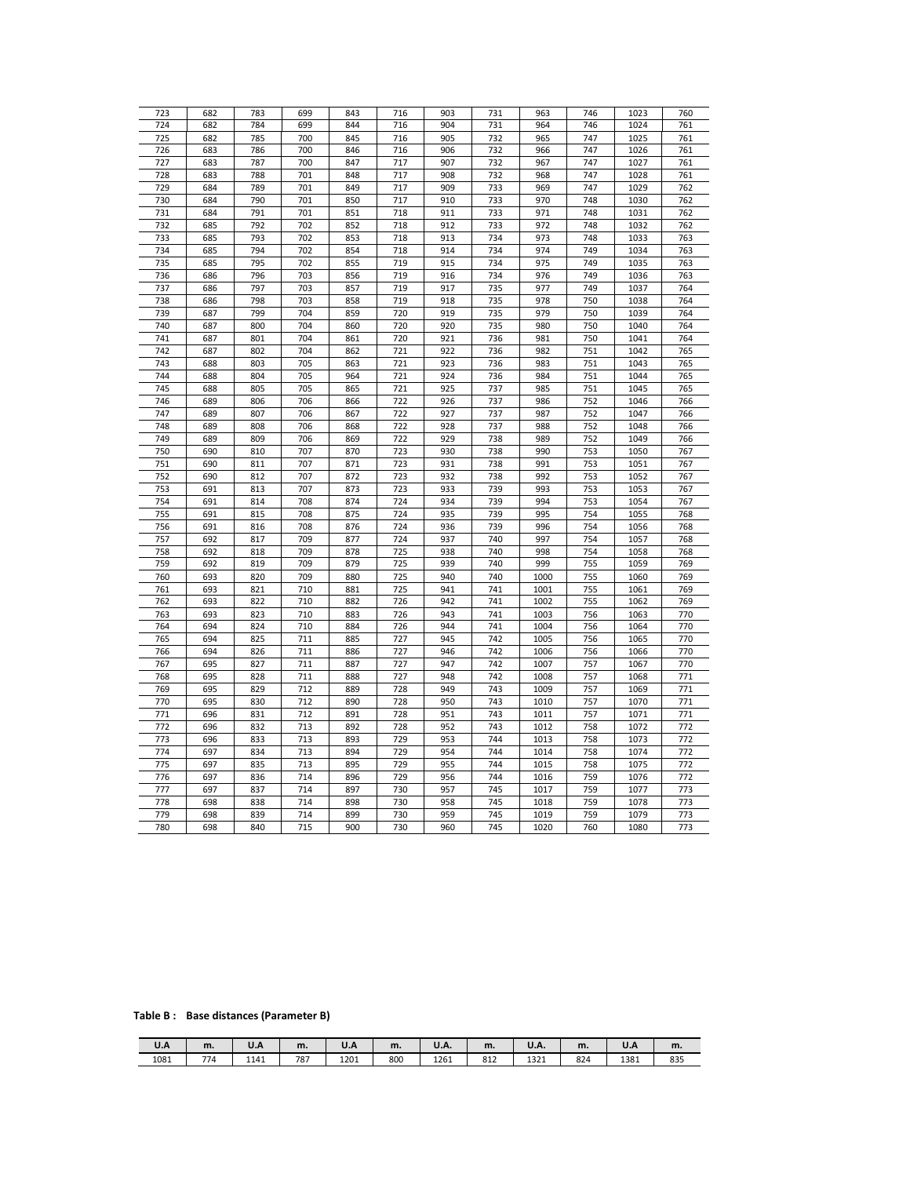| | | | | | | | | | | | |
|---|---|---|---|---|---|---|---|---|---|---|---|
| 723 | 682 | 783 | 699 | 843 | 716 | 903 | 731 | 963 | 746 | 1023 | 760 |
| 724 | 682 | 784 | 699 | 844 | 716 | 904 | 731 | 964 | 746 | 1024 | 761 |
| 725 | 682 | 785 | 700 | 845 | 716 | 905 | 732 | 965 | 747 | 1025 | 761 |
| 726 | 683 | 786 | 700 | 846 | 716 | 906 | 732 | 966 | 747 | 1026 | 761 |
| 727 | 683 | 787 | 700 | 847 | 717 | 907 | 732 | 967 | 747 | 1027 | 761 |
| 728 | 683 | 788 | 701 | 848 | 717 | 908 | 732 | 968 | 747 | 1028 | 761 |
| 729 | 684 | 789 | 701 | 849 | 717 | 909 | 733 | 969 | 747 | 1029 | 762 |
| 730 | 684 | 790 | 701 | 850 | 717 | 910 | 733 | 970 | 748 | 1030 | 762 |
| 731 | 684 | 791 | 701 | 851 | 718 | 911 | 733 | 971 | 748 | 1031 | 762 |
| 732 | 685 | 792 | 702 | 852 | 718 | 912 | 733 | 972 | 748 | 1032 | 762 |
| 733 | 685 | 793 | 702 | 853 | 718 | 913 | 734 | 973 | 748 | 1033 | 763 |
| 734 | 685 | 794 | 702 | 854 | 718 | 914 | 734 | 974 | 749 | 1034 | 763 |
| 735 | 685 | 795 | 702 | 855 | 719 | 915 | 734 | 975 | 749 | 1035 | 763 |
| 736 | 686 | 796 | 703 | 856 | 719 | 916 | 734 | 976 | 749 | 1036 | 763 |
| 737 | 686 | 797 | 703 | 857 | 719 | 917 | 735 | 977 | 749 | 1037 | 764 |
| 738 | 686 | 798 | 703 | 858 | 719 | 918 | 735 | 978 | 750 | 1038 | 764 |
| 739 | 687 | 799 | 704 | 859 | 720 | 919 | 735 | 979 | 750 | 1039 | 764 |
| 740 | 687 | 800 | 704 | 860 | 720 | 920 | 735 | 980 | 750 | 1040 | 764 |
| 741 | 687 | 801 | 704 | 861 | 720 | 921 | 736 | 981 | 750 | 1041 | 764 |
| 742 | 687 | 802 | 704 | 862 | 721 | 922 | 736 | 982 | 751 | 1042 | 765 |
| 743 | 688 | 803 | 705 | 863 | 721 | 923 | 736 | 983 | 751 | 1043 | 765 |
| 744 | 688 | 804 | 705 | 964 | 721 | 924 | 736 | 984 | 751 | 1044 | 765 |
| 745 | 688 | 805 | 705 | 865 | 721 | 925 | 737 | 985 | 751 | 1045 | 765 |
| 746 | 689 | 806 | 706 | 866 | 722 | 926 | 737 | 986 | 752 | 1046 | 766 |
| 747 | 689 | 807 | 706 | 867 | 722 | 927 | 737 | 987 | 752 | 1047 | 766 |
| 748 | 689 | 808 | 706 | 868 | 722 | 928 | 737 | 988 | 752 | 1048 | 766 |
| 749 | 689 | 809 | 706 | 869 | 722 | 929 | 738 | 989 | 752 | 1049 | 766 |
| 750 | 690 | 810 | 707 | 870 | 723 | 930 | 738 | 990 | 753 | 1050 | 767 |
| 751 | 690 | 811 | 707 | 871 | 723 | 931 | 738 | 991 | 753 | 1051 | 767 |
| 752 | 690 | 812 | 707 | 872 | 723 | 932 | 738 | 992 | 753 | 1052 | 767 |
| 753 | 691 | 813 | 707 | 873 | 723 | 933 | 739 | 993 | 753 | 1053 | 767 |
| 754 | 691 | 814 | 708 | 874 | 724 | 934 | 739 | 994 | 753 | 1054 | 767 |
| 755 | 691 | 815 | 708 | 875 | 724 | 935 | 739 | 995 | 754 | 1055 | 768 |
| 756 | 691 | 816 | 708 | 876 | 724 | 936 | 739 | 996 | 754 | 1056 | 768 |
| 757 | 692 | 817 | 709 | 877 | 724 | 937 | 740 | 997 | 754 | 1057 | 768 |
| 758 | 692 | 818 | 709 | 878 | 725 | 938 | 740 | 998 | 754 | 1058 | 768 |
| 759 | 692 | 819 | 709 | 879 | 725 | 939 | 740 | 999 | 755 | 1059 | 769 |
| 760 | 693 | 820 | 709 | 880 | 725 | 940 | 740 | 1000 | 755 | 1060 | 769 |
| 761 | 693 | 821 | 710 | 881 | 725 | 941 | 741 | 1001 | 755 | 1061 | 769 |
| 762 | 693 | 822 | 710 | 882 | 726 | 942 | 741 | 1002 | 755 | 1062 | 769 |
| 763 | 693 | 823 | 710 | 883 | 726 | 943 | 741 | 1003 | 756 | 1063 | 770 |
| 764 | 694 | 824 | 710 | 884 | 726 | 944 | 741 | 1004 | 756 | 1064 | 770 |
| 765 | 694 | 825 | 711 | 885 | 727 | 945 | 742 | 1005 | 756 | 1065 | 770 |
| 766 | 694 | 826 | 711 | 886 | 727 | 946 | 742 | 1006 | 756 | 1066 | 770 |
| 767 | 695 | 827 | 711 | 887 | 727 | 947 | 742 | 1007 | 757 | 1067 | 770 |
| 768 | 695 | 828 | 711 | 888 | 727 | 948 | 742 | 1008 | 757 | 1068 | 771 |
| 769 | 695 | 829 | 712 | 889 | 728 | 949 | 743 | 1009 | 757 | 1069 | 771 |
| 770 | 695 | 830 | 712 | 890 | 728 | 950 | 743 | 1010 | 757 | 1070 | 771 |
| 771 | 696 | 831 | 712 | 891 | 728 | 951 | 743 | 1011 | 757 | 1071 | 771 |
| 772 | 696 | 832 | 713 | 892 | 728 | 952 | 743 | 1012 | 758 | 1072 | 772 |
| 773 | 696 | 833 | 713 | 893 | 729 | 953 | 744 | 1013 | 758 | 1073 | 772 |
| 774 | 697 | 834 | 713 | 894 | 729 | 954 | 744 | 1014 | 758 | 1074 | 772 |
| 775 | 697 | 835 | 713 | 895 | 729 | 955 | 744 | 1015 | 758 | 1075 | 772 |
| 776 | 697 | 836 | 714 | 896 | 729 | 956 | 744 | 1016 | 759 | 1076 | 772 |
| 777 | 697 | 837 | 714 | 897 | 730 | 957 | 745 | 1017 | 759 | 1077 | 773 |
| 778 | 698 | 838 | 714 | 898 | 730 | 958 | 745 | 1018 | 759 | 1078 | 773 |
| 779 | 698 | 839 | 714 | 899 | 730 | 959 | 745 | 1019 | 759 | 1079 | 773 |
| 780 | 698 | 840 | 715 | 900 | 730 | 960 | 745 | 1020 | 760 | 1080 | 773 |

**Table B : Base distances (Parameter B)**

| U.A | m. | U.A | m. | U.A | m. | U.A. | m. | U.A. | m. | U.A | m. |
|---|---|---|---|---|---|---|---|---|---|---|---|
| 1081 | 774 | 1141 | 787 | 1201 | 800 | 1261 | 812 | 1321 | 824 | 1381 | 835 |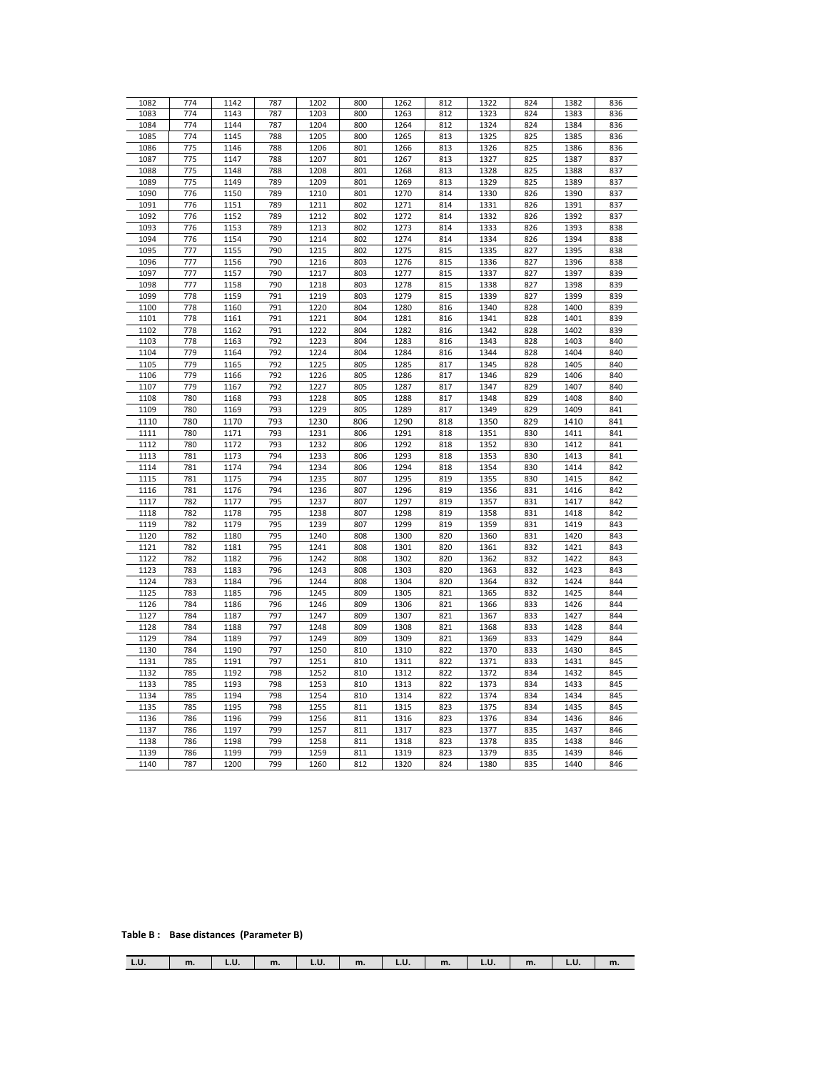| | | | | | | | | | | | |
|---|---|---|---|---|---|---|---|---|---|---|---|
| 1082 | 774 | 1142 | 787 | 1202 | 800 | 1262 | 812 | 1322 | 824 | 1382 | 836 |
| 1083 | 774 | 1143 | 787 | 1203 | 800 | 1263 | 812 | 1323 | 824 | 1383 | 836 |
| 1084 | 774 | 1144 | 787 | 1204 | 800 | 1264 | 812 | 1324 | 824 | 1384 | 836 |
| 1085 | 774 | 1145 | 788 | 1205 | 800 | 1265 | 813 | 1325 | 825 | 1385 | 836 |
| 1086 | 775 | 1146 | 788 | 1206 | 801 | 1266 | 813 | 1326 | 825 | 1386 | 836 |
| 1087 | 775 | 1147 | 788 | 1207 | 801 | 1267 | 813 | 1327 | 825 | 1387 | 837 |
| 1088 | 775 | 1148 | 788 | 1208 | 801 | 1268 | 813 | 1328 | 825 | 1388 | 837 |
| 1089 | 775 | 1149 | 789 | 1209 | 801 | 1269 | 813 | 1329 | 825 | 1389 | 837 |
| 1090 | 776 | 1150 | 789 | 1210 | 801 | 1270 | 814 | 1330 | 826 | 1390 | 837 |
| 1091 | 776 | 1151 | 789 | 1211 | 802 | 1271 | 814 | 1331 | 826 | 1391 | 837 |
| 1092 | 776 | 1152 | 789 | 1212 | 802 | 1272 | 814 | 1332 | 826 | 1392 | 837 |
| 1093 | 776 | 1153 | 789 | 1213 | 802 | 1273 | 814 | 1333 | 826 | 1393 | 838 |
| 1094 | 776 | 1154 | 790 | 1214 | 802 | 1274 | 814 | 1334 | 826 | 1394 | 838 |
| 1095 | 777 | 1155 | 790 | 1215 | 802 | 1275 | 815 | 1335 | 827 | 1395 | 838 |
| 1096 | 777 | 1156 | 790 | 1216 | 803 | 1276 | 815 | 1336 | 827 | 1396 | 838 |
| 1097 | 777 | 1157 | 790 | 1217 | 803 | 1277 | 815 | 1337 | 827 | 1397 | 839 |
| 1098 | 777 | 1158 | 790 | 1218 | 803 | 1278 | 815 | 1338 | 827 | 1398 | 839 |
| 1099 | 778 | 1159 | 791 | 1219 | 803 | 1279 | 815 | 1339 | 827 | 1399 | 839 |
| 1100 | 778 | 1160 | 791 | 1220 | 804 | 1280 | 816 | 1340 | 828 | 1400 | 839 |
| 1101 | 778 | 1161 | 791 | 1221 | 804 | 1281 | 816 | 1341 | 828 | 1401 | 839 |
| 1102 | 778 | 1162 | 791 | 1222 | 804 | 1282 | 816 | 1342 | 828 | 1402 | 839 |
| 1103 | 778 | 1163 | 792 | 1223 | 804 | 1283 | 816 | 1343 | 828 | 1403 | 840 |
| 1104 | 779 | 1164 | 792 | 1224 | 804 | 1284 | 816 | 1344 | 828 | 1404 | 840 |
| 1105 | 779 | 1165 | 792 | 1225 | 805 | 1285 | 817 | 1345 | 828 | 1405 | 840 |
| 1106 | 779 | 1166 | 792 | 1226 | 805 | 1286 | 817 | 1346 | 829 | 1406 | 840 |
| 1107 | 779 | 1167 | 792 | 1227 | 805 | 1287 | 817 | 1347 | 829 | 1407 | 840 |
| 1108 | 780 | 1168 | 793 | 1228 | 805 | 1288 | 817 | 1348 | 829 | 1408 | 840 |
| 1109 | 780 | 1169 | 793 | 1229 | 805 | 1289 | 817 | 1349 | 829 | 1409 | 841 |
| 1110 | 780 | 1170 | 793 | 1230 | 806 | 1290 | 818 | 1350 | 829 | 1410 | 841 |
| 1111 | 780 | 1171 | 793 | 1231 | 806 | 1291 | 818 | 1351 | 830 | 1411 | 841 |
| 1112 | 780 | 1172 | 793 | 1232 | 806 | 1292 | 818 | 1352 | 830 | 1412 | 841 |
| 1113 | 781 | 1173 | 794 | 1233 | 806 | 1293 | 818 | 1353 | 830 | 1413 | 841 |
| 1114 | 781 | 1174 | 794 | 1234 | 806 | 1294 | 818 | 1354 | 830 | 1414 | 842 |
| 1115 | 781 | 1175 | 794 | 1235 | 807 | 1295 | 819 | 1355 | 830 | 1415 | 842 |
| 1116 | 781 | 1176 | 794 | 1236 | 807 | 1296 | 819 | 1356 | 831 | 1416 | 842 |
| 1117 | 782 | 1177 | 795 | 1237 | 807 | 1297 | 819 | 1357 | 831 | 1417 | 842 |
| 1118 | 782 | 1178 | 795 | 1238 | 807 | 1298 | 819 | 1358 | 831 | 1418 | 842 |
| 1119 | 782 | 1179 | 795 | 1239 | 807 | 1299 | 819 | 1359 | 831 | 1419 | 843 |
| 1120 | 782 | 1180 | 795 | 1240 | 808 | 1300 | 820 | 1360 | 831 | 1420 | 843 |
| 1121 | 782 | 1181 | 795 | 1241 | 808 | 1301 | 820 | 1361 | 832 | 1421 | 843 |
| 1122 | 782 | 1182 | 796 | 1242 | 808 | 1302 | 820 | 1362 | 832 | 1422 | 843 |
| 1123 | 783 | 1183 | 796 | 1243 | 808 | 1303 | 820 | 1363 | 832 | 1423 | 843 |
| 1124 | 783 | 1184 | 796 | 1244 | 808 | 1304 | 820 | 1364 | 832 | 1424 | 844 |
| 1125 | 783 | 1185 | 796 | 1245 | 809 | 1305 | 821 | 1365 | 832 | 1425 | 844 |
| 1126 | 784 | 1186 | 796 | 1246 | 809 | 1306 | 821 | 1366 | 833 | 1426 | 844 |
| 1127 | 784 | 1187 | 797 | 1247 | 809 | 1307 | 821 | 1367 | 833 | 1427 | 844 |
| 1128 | 784 | 1188 | 797 | 1248 | 809 | 1308 | 821 | 1368 | 833 | 1428 | 844 |
| 1129 | 784 | 1189 | 797 | 1249 | 809 | 1309 | 821 | 1369 | 833 | 1429 | 844 |
| 1130 | 784 | 1190 | 797 | 1250 | 810 | 1310 | 822 | 1370 | 833 | 1430 | 845 |
| 1131 | 785 | 1191 | 797 | 1251 | 810 | 1311 | 822 | 1371 | 833 | 1431 | 845 |
| 1132 | 785 | 1192 | 798 | 1252 | 810 | 1312 | 822 | 1372 | 834 | 1432 | 845 |
| 1133 | 785 | 1193 | 798 | 1253 | 810 | 1313 | 822 | 1373 | 834 | 1433 | 845 |
| 1134 | 785 | 1194 | 798 | 1254 | 810 | 1314 | 822 | 1374 | 834 | 1434 | 845 |
| 1135 | 785 | 1195 | 798 | 1255 | 811 | 1315 | 823 | 1375 | 834 | 1435 | 845 |
| 1136 | 786 | 1196 | 799 | 1256 | 811 | 1316 | 823 | 1376 | 834 | 1436 | 846 |
| 1137 | 786 | 1197 | 799 | 1257 | 811 | 1317 | 823 | 1377 | 835 | 1437 | 846 |
| 1138 | 786 | 1198 | 799 | 1258 | 811 | 1318 | 823 | 1378 | 835 | 1438 | 846 |
| 1139 | 786 | 1199 | 799 | 1259 | 811 | 1319 | 823 | 1379 | 835 | 1439 | 846 |
| 1140 | 787 | 1200 | 799 | 1260 | 812 | 1320 | 824 | 1380 | 835 | 1440 | 846 |

**Table B : Base distances (Parameter B)**

| L.U. | m. | L.U. | m. | L.U. | m. | L.U. | m. | L.U. | m. | L.U. | m. |
|---|---|---|---|---|---|---|---|---|---|---|---|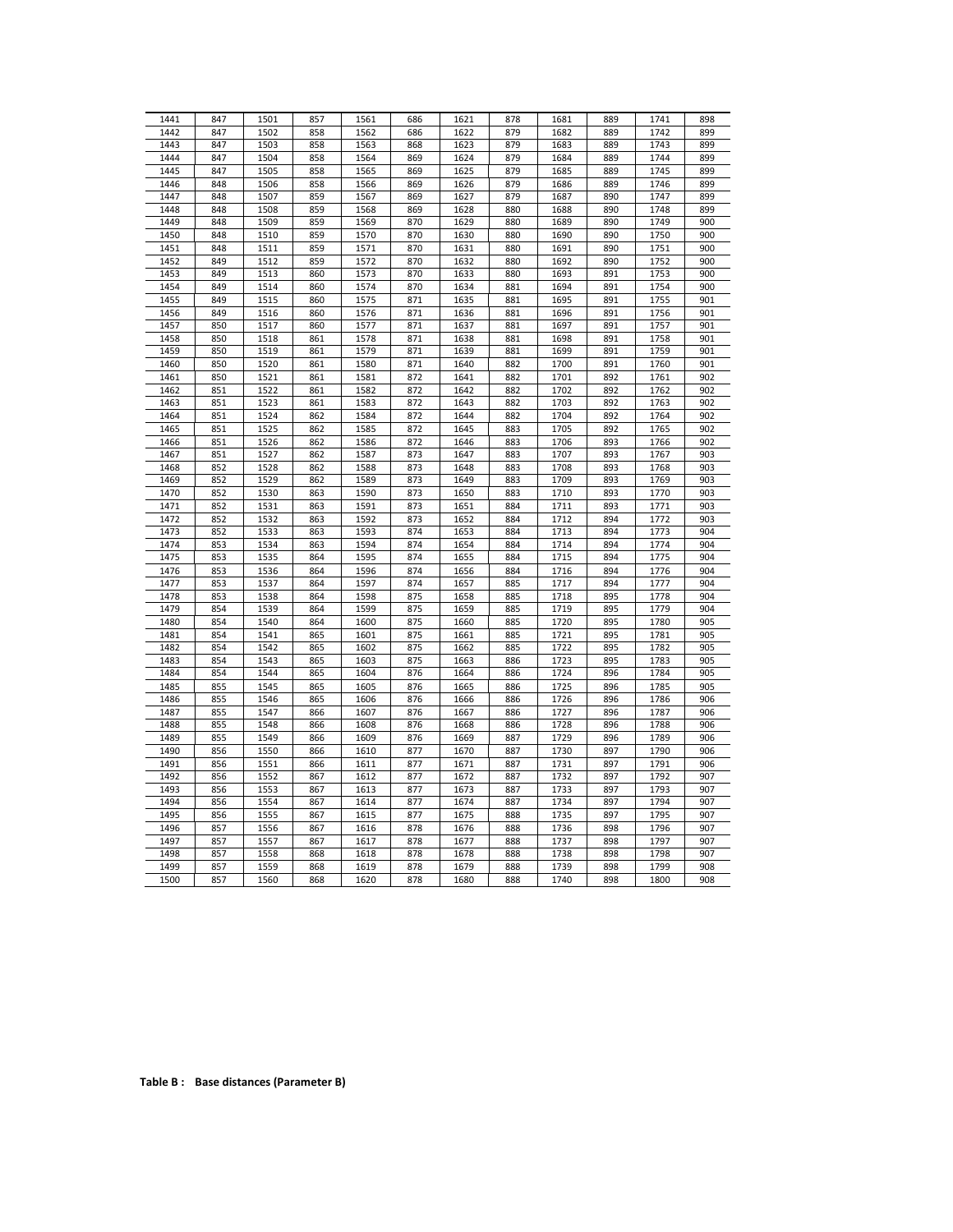| 1441 | 847 | 1501 | 857 | 1561 | 686 | 1621 | 878 | 1681 | 889 | 1741 | 898 |
|---|---|---|---|---|---|---|---|---|---|---|---|
| 1442 | 847 | 1502 | 858 | 1562 | 686 | 1622 | 879 | 1682 | 889 | 1742 | 899 |
| 1443 | 847 | 1503 | 858 | 1563 | 868 | 1623 | 879 | 1683 | 889 | 1743 | 899 |
| 1444 | 847 | 1504 | 858 | 1564 | 869 | 1624 | 879 | 1684 | 889 | 1744 | 899 |
| 1445 | 847 | 1505 | 858 | 1565 | 869 | 1625 | 879 | 1685 | 889 | 1745 | 899 |
| 1446 | 848 | 1506 | 858 | 1566 | 869 | 1626 | 879 | 1686 | 889 | 1746 | 899 |
| 1447 | 848 | 1507 | 859 | 1567 | 869 | 1627 | 879 | 1687 | 890 | 1747 | 899 |
| 1448 | 848 | 1508 | 859 | 1568 | 869 | 1628 | 880 | 1688 | 890 | 1748 | 899 |
| 1449 | 848 | 1509 | 859 | 1569 | 870 | 1629 | 880 | 1689 | 890 | 1749 | 900 |
| 1450 | 848 | 1510 | 859 | 1570 | 870 | 1630 | 880 | 1690 | 890 | 1750 | 900 |
| 1451 | 848 | 1511 | 859 | 1571 | 870 | 1631 | 880 | 1691 | 890 | 1751 | 900 |
| 1452 | 849 | 1512 | 859 | 1572 | 870 | 1632 | 880 | 1692 | 890 | 1752 | 900 |
| 1453 | 849 | 1513 | 860 | 1573 | 870 | 1633 | 880 | 1693 | 891 | 1753 | 900 |
| 1454 | 849 | 1514 | 860 | 1574 | 870 | 1634 | 881 | 1694 | 891 | 1754 | 900 |
| 1455 | 849 | 1515 | 860 | 1575 | 871 | 1635 | 881 | 1695 | 891 | 1755 | 901 |
| 1456 | 849 | 1516 | 860 | 1576 | 871 | 1636 | 881 | 1696 | 891 | 1756 | 901 |
| 1457 | 850 | 1517 | 860 | 1577 | 871 | 1637 | 881 | 1697 | 891 | 1757 | 901 |
| 1458 | 850 | 1518 | 861 | 1578 | 871 | 1638 | 881 | 1698 | 891 | 1758 | 901 |
| 1459 | 850 | 1519 | 861 | 1579 | 871 | 1639 | 881 | 1699 | 891 | 1759 | 901 |
| 1460 | 850 | 1520 | 861 | 1580 | 871 | 1640 | 882 | 1700 | 891 | 1760 | 901 |
| 1461 | 850 | 1521 | 861 | 1581 | 872 | 1641 | 882 | 1701 | 892 | 1761 | 902 |
| 1462 | 851 | 1522 | 861 | 1582 | 872 | 1642 | 882 | 1702 | 892 | 1762 | 902 |
| 1463 | 851 | 1523 | 861 | 1583 | 872 | 1643 | 882 | 1703 | 892 | 1763 | 902 |
| 1464 | 851 | 1524 | 862 | 1584 | 872 | 1644 | 882 | 1704 | 892 | 1764 | 902 |
| 1465 | 851 | 1525 | 862 | 1585 | 872 | 1645 | 883 | 1705 | 892 | 1765 | 902 |
| 1466 | 851 | 1526 | 862 | 1586 | 872 | 1646 | 883 | 1706 | 893 | 1766 | 902 |
| 1467 | 851 | 1527 | 862 | 1587 | 873 | 1647 | 883 | 1707 | 893 | 1767 | 903 |
| 1468 | 852 | 1528 | 862 | 1588 | 873 | 1648 | 883 | 1708 | 893 | 1768 | 903 |
| 1469 | 852 | 1529 | 862 | 1589 | 873 | 1649 | 883 | 1709 | 893 | 1769 | 903 |
| 1470 | 852 | 1530 | 863 | 1590 | 873 | 1650 | 883 | 1710 | 893 | 1770 | 903 |
| 1471 | 852 | 1531 | 863 | 1591 | 873 | 1651 | 884 | 1711 | 893 | 1771 | 903 |
| 1472 | 852 | 1532 | 863 | 1592 | 873 | 1652 | 884 | 1712 | 894 | 1772 | 903 |
| 1473 | 852 | 1533 | 863 | 1593 | 874 | 1653 | 884 | 1713 | 894 | 1773 | 904 |
| 1474 | 853 | 1534 | 863 | 1594 | 874 | 1654 | 884 | 1714 | 894 | 1774 | 904 |
| 1475 | 853 | 1535 | 864 | 1595 | 874 | 1655 | 884 | 1715 | 894 | 1775 | 904 |
| 1476 | 853 | 1536 | 864 | 1596 | 874 | 1656 | 884 | 1716 | 894 | 1776 | 904 |
| 1477 | 853 | 1537 | 864 | 1597 | 874 | 1657 | 885 | 1717 | 894 | 1777 | 904 |
| 1478 | 853 | 1538 | 864 | 1598 | 875 | 1658 | 885 | 1718 | 895 | 1778 | 904 |
| 1479 | 854 | 1539 | 864 | 1599 | 875 | 1659 | 885 | 1719 | 895 | 1779 | 904 |
| 1480 | 854 | 1540 | 864 | 1600 | 875 | 1660 | 885 | 1720 | 895 | 1780 | 905 |
| 1481 | 854 | 1541 | 865 | 1601 | 875 | 1661 | 885 | 1721 | 895 | 1781 | 905 |
| 1482 | 854 | 1542 | 865 | 1602 | 875 | 1662 | 885 | 1722 | 895 | 1782 | 905 |
| 1483 | 854 | 1543 | 865 | 1603 | 875 | 1663 | 886 | 1723 | 895 | 1783 | 905 |
| 1484 | 854 | 1544 | 865 | 1604 | 876 | 1664 | 886 | 1724 | 896 | 1784 | 905 |
| 1485 | 855 | 1545 | 865 | 1605 | 876 | 1665 | 886 | 1725 | 896 | 1785 | 905 |
| 1486 | 855 | 1546 | 865 | 1606 | 876 | 1666 | 886 | 1726 | 896 | 1786 | 906 |
| 1487 | 855 | 1547 | 866 | 1607 | 876 | 1667 | 886 | 1727 | 896 | 1787 | 906 |
| 1488 | 855 | 1548 | 866 | 1608 | 876 | 1668 | 886 | 1728 | 896 | 1788 | 906 |
| 1489 | 855 | 1549 | 866 | 1609 | 876 | 1669 | 887 | 1729 | 896 | 1789 | 906 |
| 1490 | 856 | 1550 | 866 | 1610 | 877 | 1670 | 887 | 1730 | 897 | 1790 | 906 |
| 1491 | 856 | 1551 | 866 | 1611 | 877 | 1671 | 887 | 1731 | 897 | 1791 | 906 |
| 1492 | 856 | 1552 | 867 | 1612 | 877 | 1672 | 887 | 1732 | 897 | 1792 | 907 |
| 1493 | 856 | 1553 | 867 | 1613 | 877 | 1673 | 887 | 1733 | 897 | 1793 | 907 |
| 1494 | 856 | 1554 | 867 | 1614 | 877 | 1674 | 887 | 1734 | 897 | 1794 | 907 |
| 1495 | 856 | 1555 | 867 | 1615 | 877 | 1675 | 888 | 1735 | 897 | 1795 | 907 |
| 1496 | 857 | 1556 | 867 | 1616 | 878 | 1676 | 888 | 1736 | 898 | 1796 | 907 |
| 1497 | 857 | 1557 | 867 | 1617 | 878 | 1677 | 888 | 1737 | 898 | 1797 | 907 |
| 1498 | 857 | 1558 | 868 | 1618 | 878 | 1678 | 888 | 1738 | 898 | 1798 | 907 |
| 1499 | 857 | 1559 | 868 | 1619 | 878 | 1679 | 888 | 1739 | 898 | 1799 | 908 |
| 1500 | 857 | 1560 | 868 | 1620 | 878 | 1680 | 888 | 1740 | 898 | 1800 | 908 |

**Table B : Base distances (Parameter B)**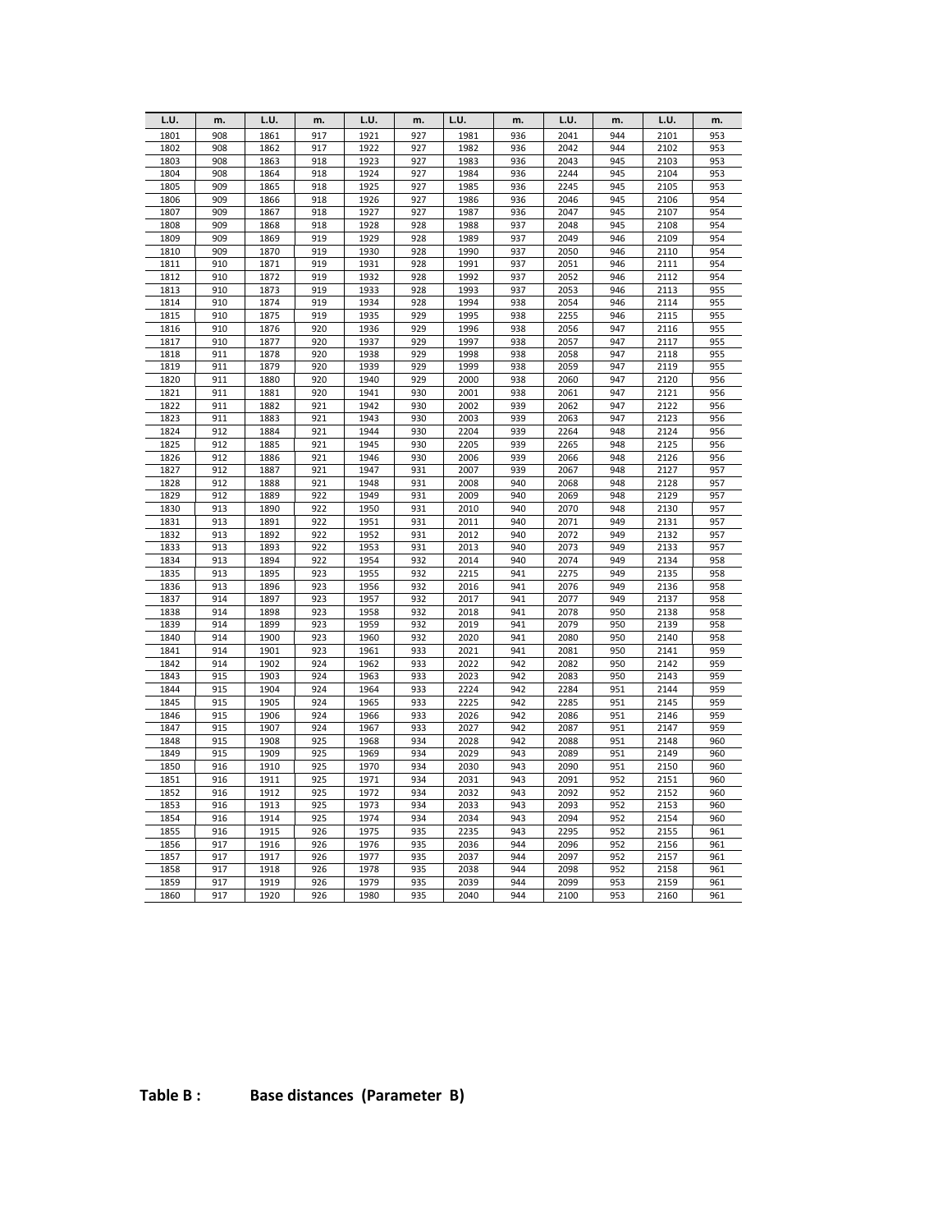| L.U. | m. | L.U. | m. | L.U. | m. | L.U. | m. | L.U. | m. | L.U. | m. |
|---|---|---|---|---|---|---|---|---|---|---|---|
| 1801 | 908 | 1861 | 917 | 1921 | 927 | 1981 | 936 | 2041 | 944 | 2101 | 953 |
| 1802 | 908 | 1862 | 917 | 1922 | 927 | 1982 | 936 | 2042 | 944 | 2102 | 953 |
| 1803 | 908 | 1863 | 918 | 1923 | 927 | 1983 | 936 | 2043 | 945 | 2103 | 953 |
| 1804 | 908 | 1864 | 918 | 1924 | 927 | 1984 | 936 | 2244 | 945 | 2104 | 953 |
| 1805 | 909 | 1865 | 918 | 1925 | 927 | 1985 | 936 | 2245 | 945 | 2105 | 953 |
| 1806 | 909 | 1866 | 918 | 1926 | 927 | 1986 | 936 | 2046 | 945 | 2106 | 954 |
| 1807 | 909 | 1867 | 918 | 1927 | 927 | 1987 | 936 | 2047 | 945 | 2107 | 954 |
| 1808 | 909 | 1868 | 918 | 1928 | 928 | 1988 | 937 | 2048 | 945 | 2108 | 954 |
| 1809 | 909 | 1869 | 919 | 1929 | 928 | 1989 | 937 | 2049 | 946 | 2109 | 954 |
| 1810 | 909 | 1870 | 919 | 1930 | 928 | 1990 | 937 | 2050 | 946 | 2110 | 954 |
| 1811 | 910 | 1871 | 919 | 1931 | 928 | 1991 | 937 | 2051 | 946 | 2111 | 954 |
| 1812 | 910 | 1872 | 919 | 1932 | 928 | 1992 | 937 | 2052 | 946 | 2112 | 954 |
| 1813 | 910 | 1873 | 919 | 1933 | 928 | 1993 | 937 | 2053 | 946 | 2113 | 955 |
| 1814 | 910 | 1874 | 919 | 1934 | 928 | 1994 | 938 | 2054 | 946 | 2114 | 955 |
| 1815 | 910 | 1875 | 919 | 1935 | 929 | 1995 | 938 | 2255 | 946 | 2115 | 955 |
| 1816 | 910 | 1876 | 920 | 1936 | 929 | 1996 | 938 | 2056 | 947 | 2116 | 955 |
| 1817 | 910 | 1877 | 920 | 1937 | 929 | 1997 | 938 | 2057 | 947 | 2117 | 955 |
| 1818 | 911 | 1878 | 920 | 1938 | 929 | 1998 | 938 | 2058 | 947 | 2118 | 955 |
| 1819 | 911 | 1879 | 920 | 1939 | 929 | 1999 | 938 | 2059 | 947 | 2119 | 955 |
| 1820 | 911 | 1880 | 920 | 1940 | 929 | 2000 | 938 | 2060 | 947 | 2120 | 956 |
| 1821 | 911 | 1881 | 920 | 1941 | 930 | 2001 | 938 | 2061 | 947 | 2121 | 956 |
| 1822 | 911 | 1882 | 921 | 1942 | 930 | 2002 | 939 | 2062 | 947 | 2122 | 956 |
| 1823 | 911 | 1883 | 921 | 1943 | 930 | 2003 | 939 | 2063 | 947 | 2123 | 956 |
| 1824 | 912 | 1884 | 921 | 1944 | 930 | 2204 | 939 | 2264 | 948 | 2124 | 956 |
| 1825 | 912 | 1885 | 921 | 1945 | 930 | 2205 | 939 | 2265 | 948 | 2125 | 956 |
| 1826 | 912 | 1886 | 921 | 1946 | 930 | 2006 | 939 | 2066 | 948 | 2126 | 956 |
| 1827 | 912 | 1887 | 921 | 1947 | 931 | 2007 | 939 | 2067 | 948 | 2127 | 957 |
| 1828 | 912 | 1888 | 921 | 1948 | 931 | 2008 | 940 | 2068 | 948 | 2128 | 957 |
| 1829 | 912 | 1889 | 922 | 1949 | 931 | 2009 | 940 | 2069 | 948 | 2129 | 957 |
| 1830 | 913 | 1890 | 922 | 1950 | 931 | 2010 | 940 | 2070 | 948 | 2130 | 957 |
| 1831 | 913 | 1891 | 922 | 1951 | 931 | 2011 | 940 | 2071 | 949 | 2131 | 957 |
| 1832 | 913 | 1892 | 922 | 1952 | 931 | 2012 | 940 | 2072 | 949 | 2132 | 957 |
| 1833 | 913 | 1893 | 922 | 1953 | 931 | 2013 | 940 | 2073 | 949 | 2133 | 957 |
| 1834 | 913 | 1894 | 922 | 1954 | 932 | 2014 | 940 | 2074 | 949 | 2134 | 958 |
| 1835 | 913 | 1895 | 923 | 1955 | 932 | 2215 | 941 | 2275 | 949 | 2135 | 958 |
| 1836 | 913 | 1896 | 923 | 1956 | 932 | 2016 | 941 | 2076 | 949 | 2136 | 958 |
| 1837 | 914 | 1897 | 923 | 1957 | 932 | 2017 | 941 | 2077 | 949 | 2137 | 958 |
| 1838 | 914 | 1898 | 923 | 1958 | 932 | 2018 | 941 | 2078 | 950 | 2138 | 958 |
| 1839 | 914 | 1899 | 923 | 1959 | 932 | 2019 | 941 | 2079 | 950 | 2139 | 958 |
| 1840 | 914 | 1900 | 923 | 1960 | 932 | 2020 | 941 | 2080 | 950 | 2140 | 958 |
| 1841 | 914 | 1901 | 923 | 1961 | 933 | 2021 | 941 | 2081 | 950 | 2141 | 959 |
| 1842 | 914 | 1902 | 924 | 1962 | 933 | 2022 | 942 | 2082 | 950 | 2142 | 959 |
| 1843 | 915 | 1903 | 924 | 1963 | 933 | 2023 | 942 | 2083 | 950 | 2143 | 959 |
| 1844 | 915 | 1904 | 924 | 1964 | 933 | 2224 | 942 | 2284 | 951 | 2144 | 959 |
| 1845 | 915 | 1905 | 924 | 1965 | 933 | 2225 | 942 | 2285 | 951 | 2145 | 959 |
| 1846 | 915 | 1906 | 924 | 1966 | 933 | 2026 | 942 | 2086 | 951 | 2146 | 959 |
| 1847 | 915 | 1907 | 924 | 1967 | 933 | 2027 | 942 | 2087 | 951 | 2147 | 959 |
| 1848 | 915 | 1908 | 925 | 1968 | 934 | 2028 | 942 | 2088 | 951 | 2148 | 960 |
| 1849 | 915 | 1909 | 925 | 1969 | 934 | 2029 | 943 | 2089 | 951 | 2149 | 960 |
| 1850 | 916 | 1910 | 925 | 1970 | 934 | 2030 | 943 | 2090 | 951 | 2150 | 960 |
| 1851 | 916 | 1911 | 925 | 1971 | 934 | 2031 | 943 | 2091 | 952 | 2151 | 960 |
| 1852 | 916 | 1912 | 925 | 1972 | 934 | 2032 | 943 | 2092 | 952 | 2152 | 960 |
| 1853 | 916 | 1913 | 925 | 1973 | 934 | 2033 | 943 | 2093 | 952 | 2153 | 960 |
| 1854 | 916 | 1914 | 925 | 1974 | 934 | 2034 | 943 | 2094 | 952 | 2154 | 960 |
| 1855 | 916 | 1915 | 926 | 1975 | 935 | 2235 | 943 | 2295 | 952 | 2155 | 961 |
| 1856 | 917 | 1916 | 926 | 1976 | 935 | 2036 | 944 | 2096 | 952 | 2156 | 961 |
| 1857 | 917 | 1917 | 926 | 1977 | 935 | 2037 | 944 | 2097 | 952 | 2157 | 961 |
| 1858 | 917 | 1918 | 926 | 1978 | 935 | 2038 | 944 | 2098 | 952 | 2158 | 961 |
| 1859 | 917 | 1919 | 926 | 1979 | 935 | 2039 | 944 | 2099 | 953 | 2159 | 961 |
| 1860 | 917 | 1920 | 926 | 1980 | 935 | 2040 | 944 | 2100 | 953 | 2160 | 961 |

**Table B : Base distances (Parameter B)**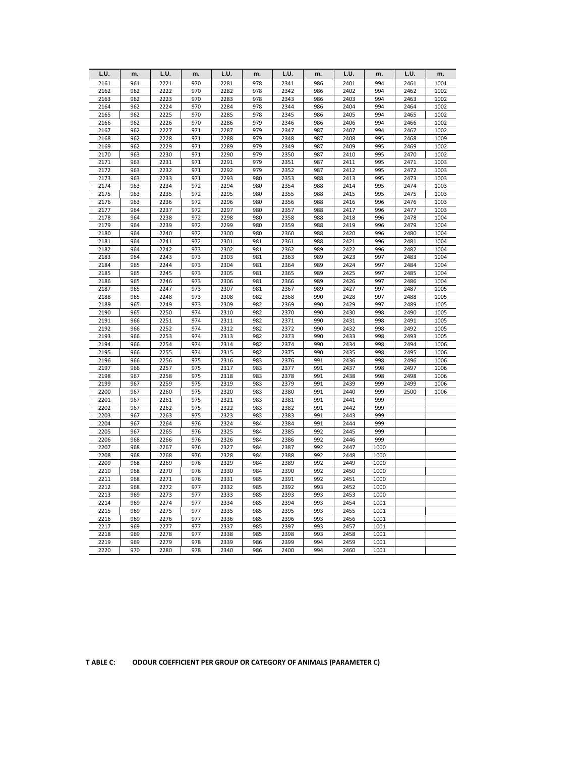| L.U. | m. | L.U. | m. | L.U. | m. | L.U. | m. | L.U. | m. | L.U. | m. |
|---|---|---|---|---|---|---|---|---|---|---|---|
| 2161 | 961 | 2221 | 970 | 2281 | 978 | 2341 | 986 | 2401 | 994 | 2461 | 1001 |
| 2162 | 962 | 2222 | 970 | 2282 | 978 | 2342 | 986 | 2402 | 994 | 2462 | 1002 |
| 2163 | 962 | 2223 | 970 | 2283 | 978 | 2343 | 986 | 2403 | 994 | 2463 | 1002 |
| 2164 | 962 | 2224 | 970 | 2284 | 978 | 2344 | 986 | 2404 | 994 | 2464 | 1002 |
| 2165 | 962 | 2225 | 970 | 2285 | 978 | 2345 | 986 | 2405 | 994 | 2465 | 1002 |
| 2166 | 962 | 2226 | 970 | 2286 | 979 | 2346 | 986 | 2406 | 994 | 2466 | 1002 |
| 2167 | 962 | 2227 | 971 | 2287 | 979 | 2347 | 987 | 2407 | 994 | 2467 | 1002 |
| 2168 | 962 | 2228 | 971 | 2288 | 979 | 2348 | 987 | 2408 | 995 | 2468 | 1009 |
| 2169 | 962 | 2229 | 971 | 2289 | 979 | 2349 | 987 | 2409 | 995 | 2469 | 1002 |
| 2170 | 963 | 2230 | 971 | 2290 | 979 | 2350 | 987 | 2410 | 995 | 2470 | 1002 |
| 2171 | 963 | 2231 | 971 | 2291 | 979 | 2351 | 987 | 2411 | 995 | 2471 | 1003 |
| 2172 | 963 | 2232 | 971 | 2292 | 979 | 2352 | 987 | 2412 | 995 | 2472 | 1003 |
| 2173 | 963 | 2233 | 971 | 2293 | 980 | 2353 | 988 | 2413 | 995 | 2473 | 1003 |
| 2174 | 963 | 2234 | 972 | 2294 | 980 | 2354 | 988 | 2414 | 995 | 2474 | 1003 |
| 2175 | 963 | 2235 | 972 | 2295 | 980 | 2355 | 988 | 2415 | 995 | 2475 | 1003 |
| 2176 | 963 | 2236 | 972 | 2296 | 980 | 2356 | 988 | 2416 | 996 | 2476 | 1003 |
| 2177 | 964 | 2237 | 972 | 2297 | 980 | 2357 | 988 | 2417 | 996 | 2477 | 1003 |
| 2178 | 964 | 2238 | 972 | 2298 | 980 | 2358 | 988 | 2418 | 996 | 2478 | 1004 |
| 2179 | 964 | 2239 | 972 | 2299 | 980 | 2359 | 988 | 2419 | 996 | 2479 | 1004 |
| 2180 | 964 | 2240 | 972 | 2300 | 980 | 2360 | 988 | 2420 | 996 | 2480 | 1004 |
| 2181 | 964 | 2241 | 972 | 2301 | 981 | 2361 | 988 | 2421 | 996 | 2481 | 1004 |
| 2182 | 964 | 2242 | 973 | 2302 | 981 | 2362 | 989 | 2422 | 996 | 2482 | 1004 |
| 2183 | 964 | 2243 | 973 | 2303 | 981 | 2363 | 989 | 2423 | 997 | 2483 | 1004 |
| 2184 | 965 | 2244 | 973 | 2304 | 981 | 2364 | 989 | 2424 | 997 | 2484 | 1004 |
| 2185 | 965 | 2245 | 973 | 2305 | 981 | 2365 | 989 | 2425 | 997 | 2485 | 1004 |
| 2186 | 965 | 2246 | 973 | 2306 | 981 | 2366 | 989 | 2426 | 997 | 2486 | 1004 |
| 2187 | 965 | 2247 | 973 | 2307 | 981 | 2367 | 989 | 2427 | 997 | 2487 | 1005 |
| 2188 | 965 | 2248 | 973 | 2308 | 982 | 2368 | 990 | 2428 | 997 | 2488 | 1005 |
| 2189 | 965 | 2249 | 973 | 2309 | 982 | 2369 | 990 | 2429 | 997 | 2489 | 1005 |
| 2190 | 965 | 2250 | 974 | 2310 | 982 | 2370 | 990 | 2430 | 998 | 2490 | 1005 |
| 2191 | 966 | 2251 | 974 | 2311 | 982 | 2371 | 990 | 2431 | 998 | 2491 | 1005 |
| 2192 | 966 | 2252 | 974 | 2312 | 982 | 2372 | 990 | 2432 | 998 | 2492 | 1005 |
| 2193 | 966 | 2253 | 974 | 2313 | 982 | 2373 | 990 | 2433 | 998 | 2493 | 1005 |
| 2194 | 966 | 2254 | 974 | 2314 | 982 | 2374 | 990 | 2434 | 998 | 2494 | 1006 |
| 2195 | 966 | 2255 | 974 | 2315 | 982 | 2375 | 990 | 2435 | 998 | 2495 | 1006 |
| 2196 | 966 | 2256 | 975 | 2316 | 983 | 2376 | 991 | 2436 | 998 | 2496 | 1006 |
| 2197 | 966 | 2257 | 975 | 2317 | 983 | 2377 | 991 | 2437 | 998 | 2497 | 1006 |
| 2198 | 967 | 2258 | 975 | 2318 | 983 | 2378 | 991 | 2438 | 998 | 2498 | 1006 |
| 2199 | 967 | 2259 | 975 | 2319 | 983 | 2379 | 991 | 2439 | 999 | 2499 | 1006 |
| 2200 | 967 | 2260 | 975 | 2320 | 983 | 2380 | 991 | 2440 | 999 | 2500 | 1006 |
| 2201 | 967 | 2261 | 975 | 2321 | 983 | 2381 | 991 | 2441 | 999 | | |
| 2202 | 967 | 2262 | 975 | 2322 | 983 | 2382 | 991 | 2442 | 999 | | |
| 2203 | 967 | 2263 | 975 | 2323 | 983 | 2383 | 991 | 2443 | 999 | | |
| 2204 | 967 | 2264 | 976 | 2324 | 984 | 2384 | 991 | 2444 | 999 | | |
| 2205 | 967 | 2265 | 976 | 2325 | 984 | 2385 | 992 | 2445 | 999 | | |
| 2206 | 968 | 2266 | 976 | 2326 | 984 | 2386 | 992 | 2446 | 999 | | |
| 2207 | 968 | 2267 | 976 | 2327 | 984 | 2387 | 992 | 2447 | 1000 | | |
| 2208 | 968 | 2268 | 976 | 2328 | 984 | 2388 | 992 | 2448 | 1000 | | |
| 2209 | 968 | 2269 | 976 | 2329 | 984 | 2389 | 992 | 2449 | 1000 | | |
| 2210 | 968 | 2270 | 976 | 2330 | 984 | 2390 | 992 | 2450 | 1000 | | |
| 2211 | 968 | 2271 | 976 | 2331 | 985 | 2391 | 992 | 2451 | 1000 | | |
| 2212 | 968 | 2272 | 977 | 2332 | 985 | 2392 | 993 | 2452 | 1000 | | |
| 2213 | 969 | 2273 | 977 | 2333 | 985 | 2393 | 993 | 2453 | 1000 | | |
| 2214 | 969 | 2274 | 977 | 2334 | 985 | 2394 | 993 | 2454 | 1001 | | |
| 2215 | 969 | 2275 | 977 | 2335 | 985 | 2395 | 993 | 2455 | 1001 | | |
| 2216 | 969 | 2276 | 977 | 2336 | 985 | 2396 | 993 | 2456 | 1001 | | |
| 2217 | 969 | 2277 | 977 | 2337 | 985 | 2397 | 993 | 2457 | 1001 | | |
| 2218 | 969 | 2278 | 977 | 2338 | 985 | 2398 | 993 | 2458 | 1001 | | |
| 2219 | 969 | 2279 | 978 | 2339 | 986 | 2399 | 994 | 2459 | 1001 | | |
| 2220 | 970 | 2280 | 978 | 2340 | 986 | 2400 | 994 | 2460 | 1001 | | |

**T ABLE C: ODOUR COEFFICIENT PER GROUP OR CATEGORY OF ANIMALS (PARAMETER C)**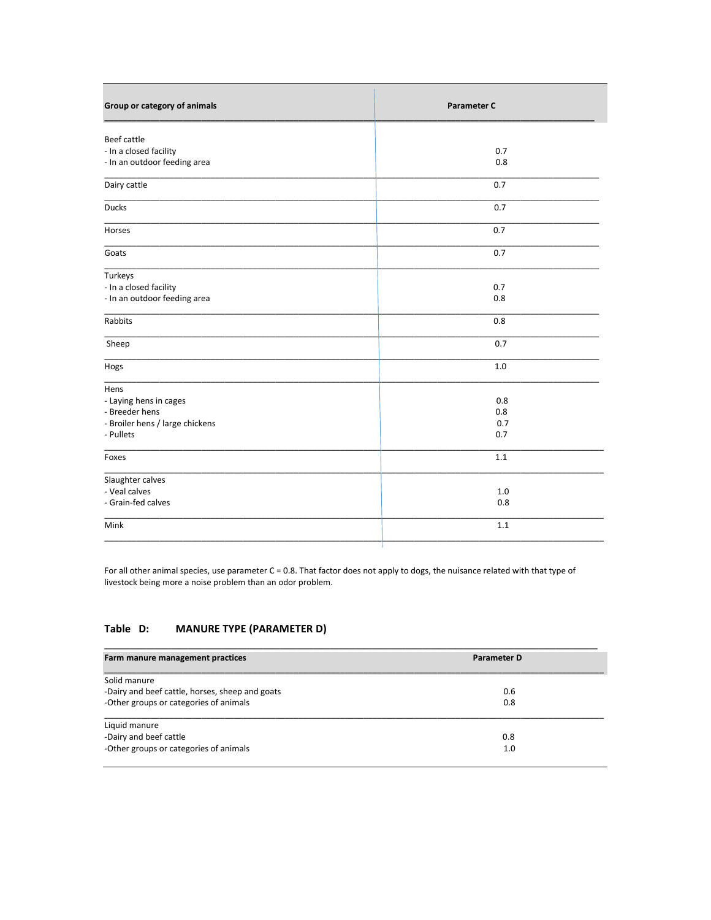| Group or category of animals | Parameter C |
| --- | --- |
| Beef cattle | |
| - In a closed facility | 0.7 |
| - In an outdoor feeding area | 0.8 |
| Dairy cattle | 0.7 |
| Ducks | 0.7 |
| Horses | 0.7 |
| Goats | 0.7 |
| Turkeys | |
| - In a closed facility | 0.7 |
| - In an outdoor feeding area | 0.8 |
| Rabbits | 0.8 |
| Sheep | 0.7 |
| Hogs | 1.0 |
| Hens | |
| - Laying hens in cages | 0.8 |
| - Breeder hens | 0.8 |
| - Broiler hens / large chickens | 0.7 |
| - Pullets | 0.7 |
| Foxes | 1.1 |
| Slaughter calves | |
| - Veal calves | 1.0 |
| - Grain-fed calves | 0.8 |
| Mink | 1.1 |

For all other animal species, use parameter C = 0.8. That factor does not apply to dogs, the nuisance related with that type of livestock being more a noise problem than an odor problem.

## Table D: MANURE TYPE (PARAMETER D)

| Farm manure management practices | Parameter D |
| --- | --- |
| Solid manure | |
| -Dairy and beef cattle, horses, sheep and goats | 0.6 |
| -Other groups or categories of animals | 0.8 |
| Liquid manure | |
| -Dairy and beef cattle | 0.8 |
| -Other groups or categories of animals | 1.0 |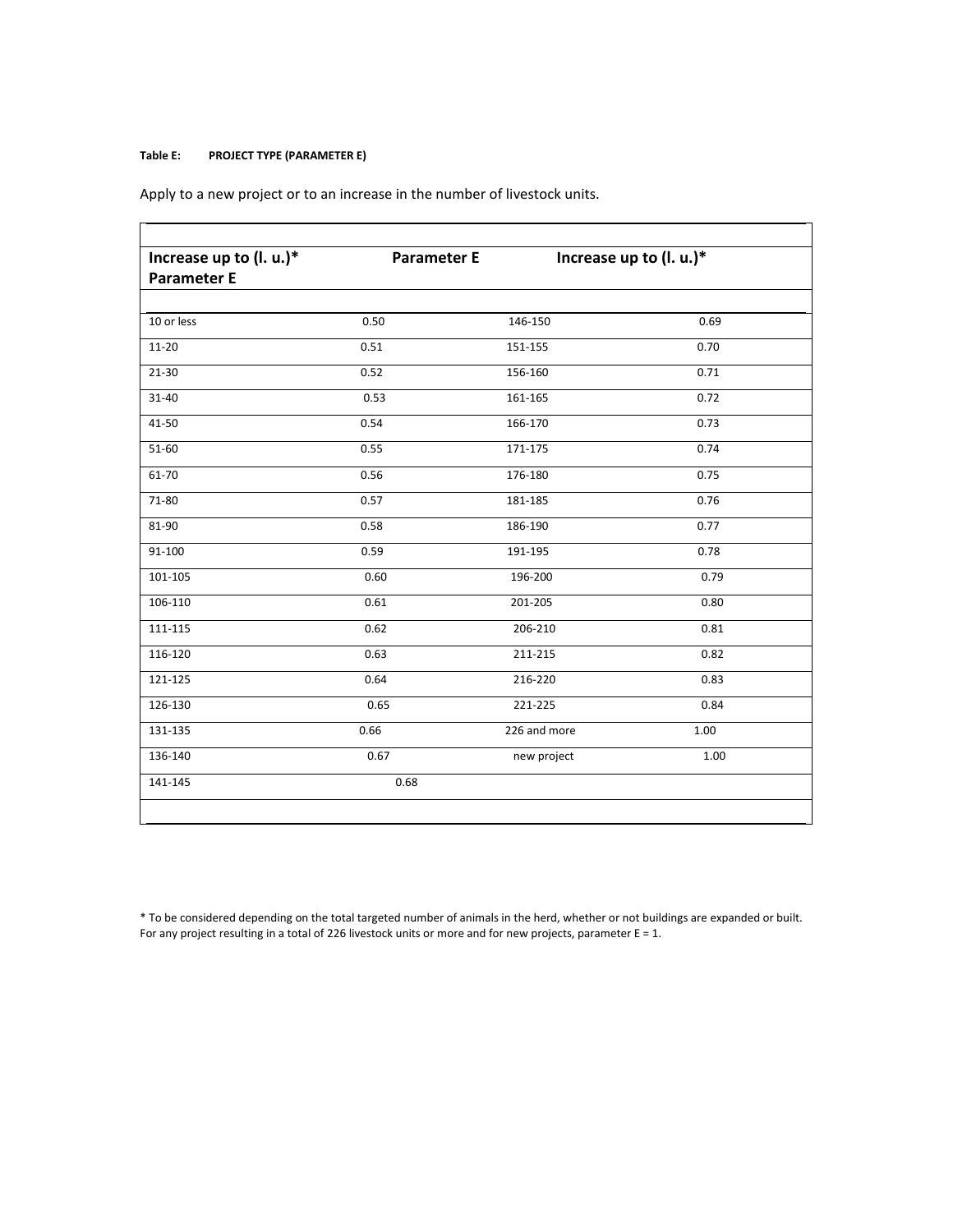**Table E: PROJECT TYPE (PARAMETER E)**

Apply to a new project or to an increase in the number of livestock units.

| Increase up to (l. u.)* | Parameter E | Increase up to (l. u.)* | Parameter E |
|---|---|---|---|
| 10 or less | 0.50 | 146-150 | 0.69 |
| 11-20 | 0.51 | 151-155 | 0.70 |
| 21-30 | 0.52 | 156-160 | 0.71 |
| 31-40 | 0.53 | 161-165 | 0.72 |
| 41-50 | 0.54 | 166-170 | 0.73 |
| 51-60 | 0.55 | 171-175 | 0.74 |
| 61-70 | 0.56 | 176-180 | 0.75 |
| 71-80 | 0.57 | 181-185 | 0.76 |
| 81-90 | 0.58 | 186-190 | 0.77 |
| 91-100 | 0.59 | 191-195 | 0.78 |
| 101-105 | 0.60 | 196-200 | 0.79 |
| 106-110 | 0.61 | 201-205 | 0.80 |
| 111-115 | 0.62 | 206-210 | 0.81 |
| 116-120 | 0.63 | 211-215 | 0.82 |
| 121-125 | 0.64 | 216-220 | 0.83 |
| 126-130 | 0.65 | 221-225 | 0.84 |
| 131-135 | 0.66 | 226 and more | 1.00 |
| 136-140 | 0.67 | new project | 1.00 |
| 141-145 | 0.68 | | |

* To be considered depending on the total targeted number of animals in the herd, whether or not buildings are expanded or built. For any project resulting in a total of 226 livestock units or more and for new projects, parameter E = 1.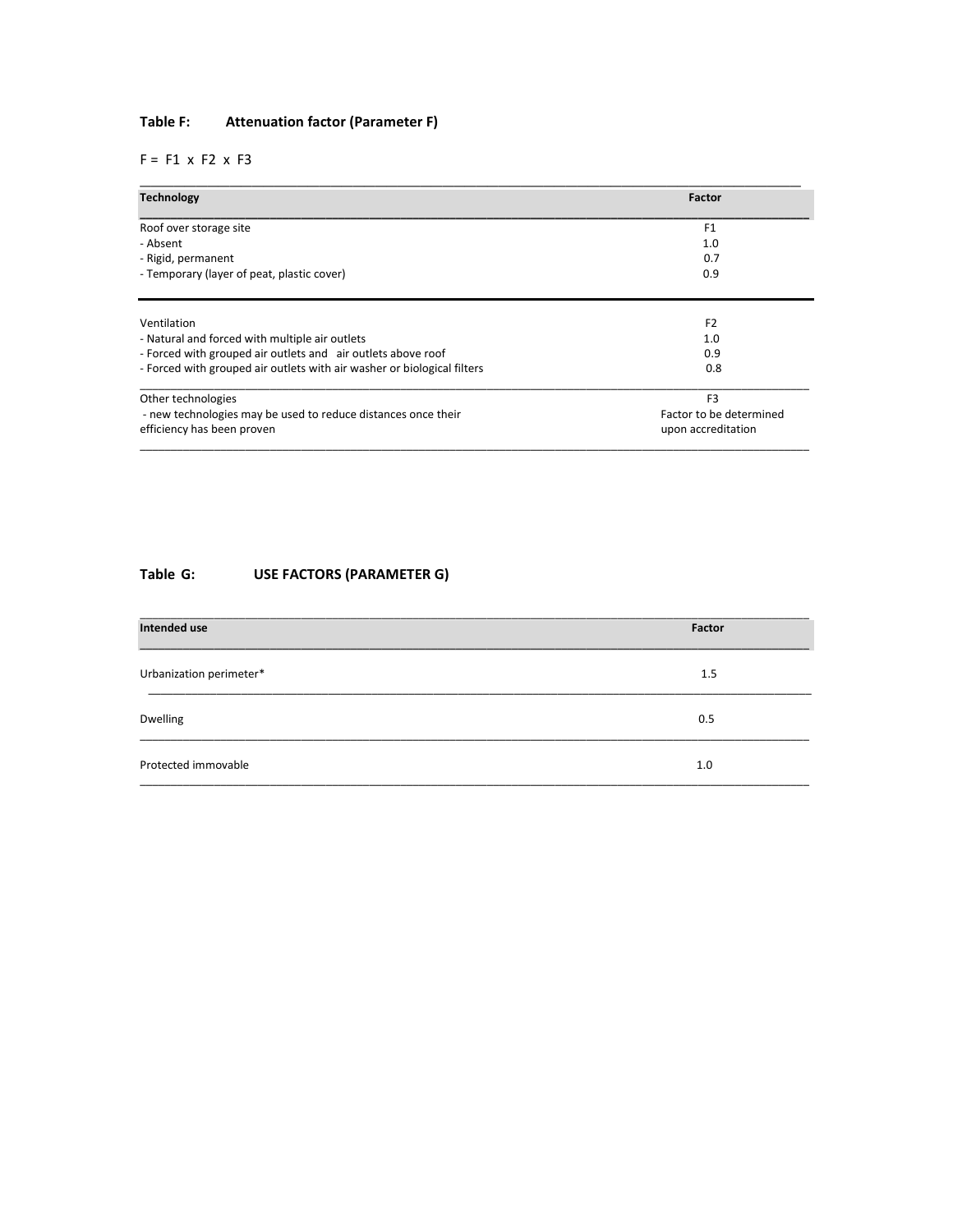**Table F: Attenuation factor (Parameter F)**

$F = F1 \times F2 \times F3$

| Technology | Factor |
|---|---|
| Roof over storage site | F1 |
| - Absent | 1.0 |
| - Rigid, permanent | 0.7 |
| - Temporary (layer of peat, plastic cover) | 0.9 |
| Ventilation | F2 |
| - Natural and forced with multiple air outlets | 1.0 |
| - Forced with grouped air outlets and air outlets above roof | 0.9 |
| - Forced with grouped air outlets with air washer or biological filters | 0.8 |
| Other technologies | F3 |
| - new technologies may be used to reduce distances once their efficiency has been proven | Factor to be determined upon accreditation |

**Table G: USE FACTORS (PARAMETER G)**

| Intended use | Factor |
|---|---|
| Urbanization perimeter* | 1.5 |
| Dwelling | 0.5 |
| Protected immovable | 1.0 |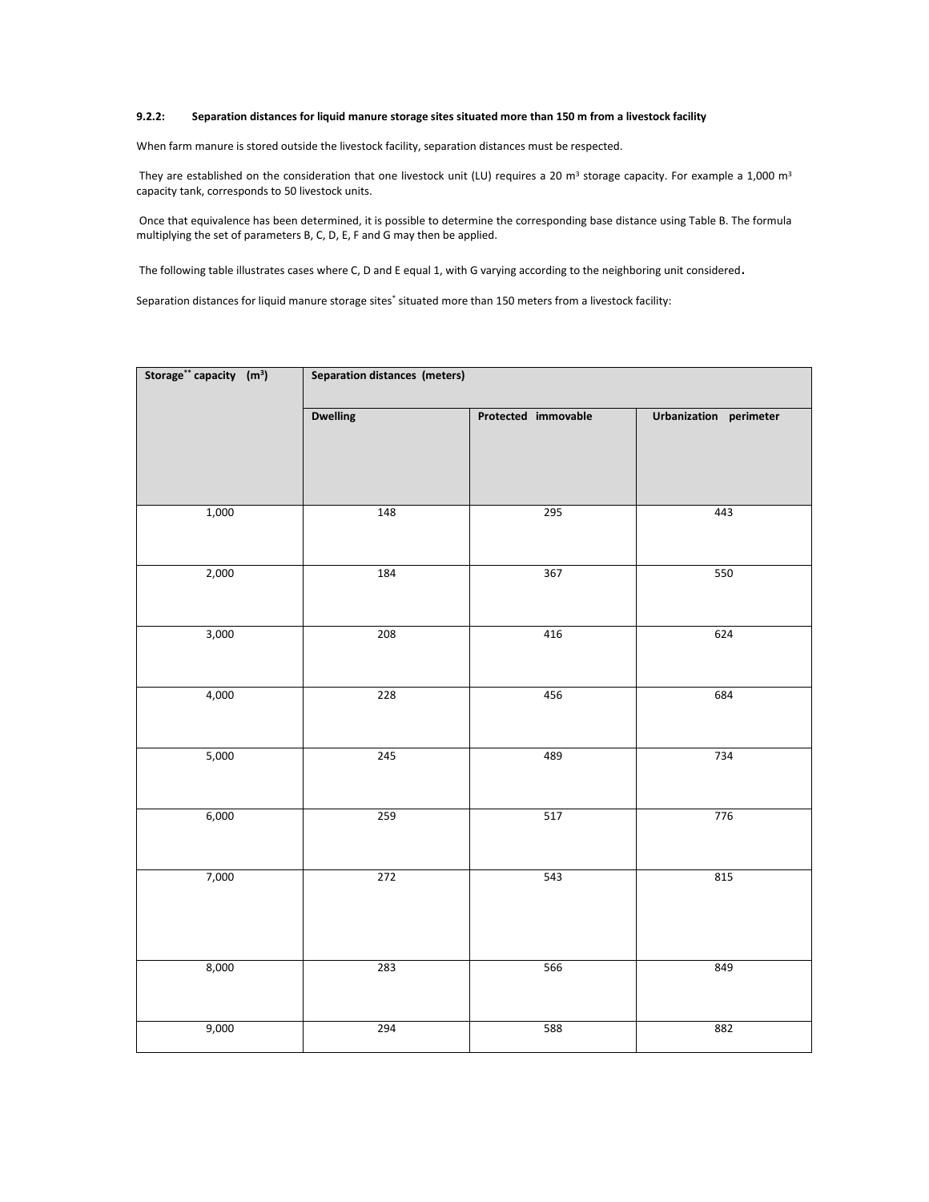### 9.2.2: Separation distances for liquid manure storage sites situated more than 150 m from a livestock facility

When farm manure is stored outside the livestock facility, separation distances must be respected.

They are established on the consideration that one livestock unit (LU) requires a 20 $m^3$ storage capacity. For example a 1,000 $m^3$ capacity tank, corresponds to 50 livestock units.

Once that equivalence has been determined, it is possible to determine the corresponding base distance using Table B. The formula multiplying the set of parameters B, C, D, E, F and G may then be applied.

The following table illustrates cases where C, D and E equal 1, with G varying according to the neighboring unit considered.

Separation distances for liquid manure storage sites* situated more than 150 meters from a livestock facility:

| Storage** capacity ($m^3$) | Separation distances (meters) | | |
|---|---|---|---|
| | Dwelling | Protected immovable | Urbanization perimeter |
| 1,000 | 148 | 295 | 443 |
| 2,000 | 184 | 367 | 550 |
| 3,000 | 208 | 416 | 624 |
| 4,000 | 228 | 456 | 684 |
| 5,000 | 245 | 489 | 734 |
| 6,000 | 259 | 517 | 776 |
| 7,000 | 272 | 543 | 815 |
| 8,000 | 283 | 566 | 849 |
| 9,000 | 294 | 588 | 882 |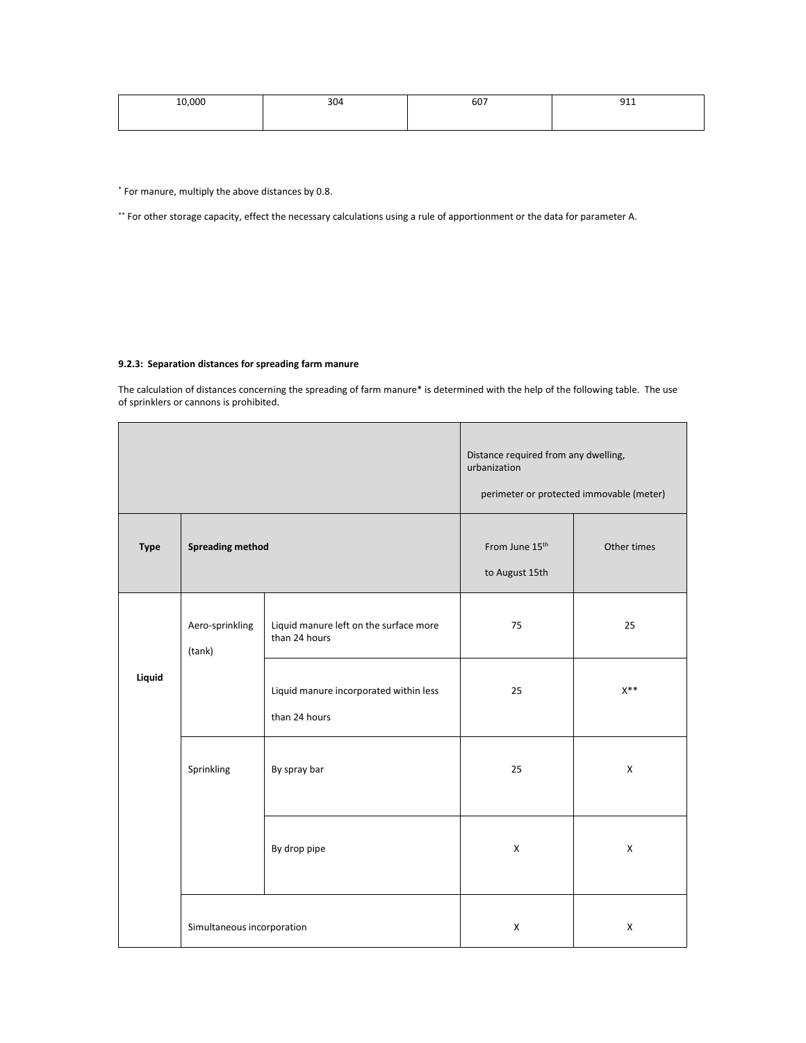| 10,000 | 304 | 607 | 911 |
|---|---|---|---|

* For manure, multiply the above distances by 0.8.

** For other storage capacity, effect the necessary calculations using a rule of apportionment or the data for parameter A.

**9.2.3: Separation distances for spreading farm manure**

The calculation of distances concerning the spreading of farm manure* is determined with the help of the following table. The use of sprinklers or cannons is prohibited.

| | | | Distance required from any dwelling, urbanization perimeter or protected immovable (meter) | |
|---|---|---|---|---|
| **Type** | **Spreading method** | | From June 15th to August 15th | Other times |
| **Liquid** | Aero-sprinkling (tank) | Liquid manure left on the surface more than 24 hours | 75 | 25 |
| | | Liquid manure incorporated within less than 24 hours | 25 | X** |
| | Sprinkling | By spray bar | 25 | X |
| | | By drop pipe | X | X |
| | Simultaneous incorporation | | X | X |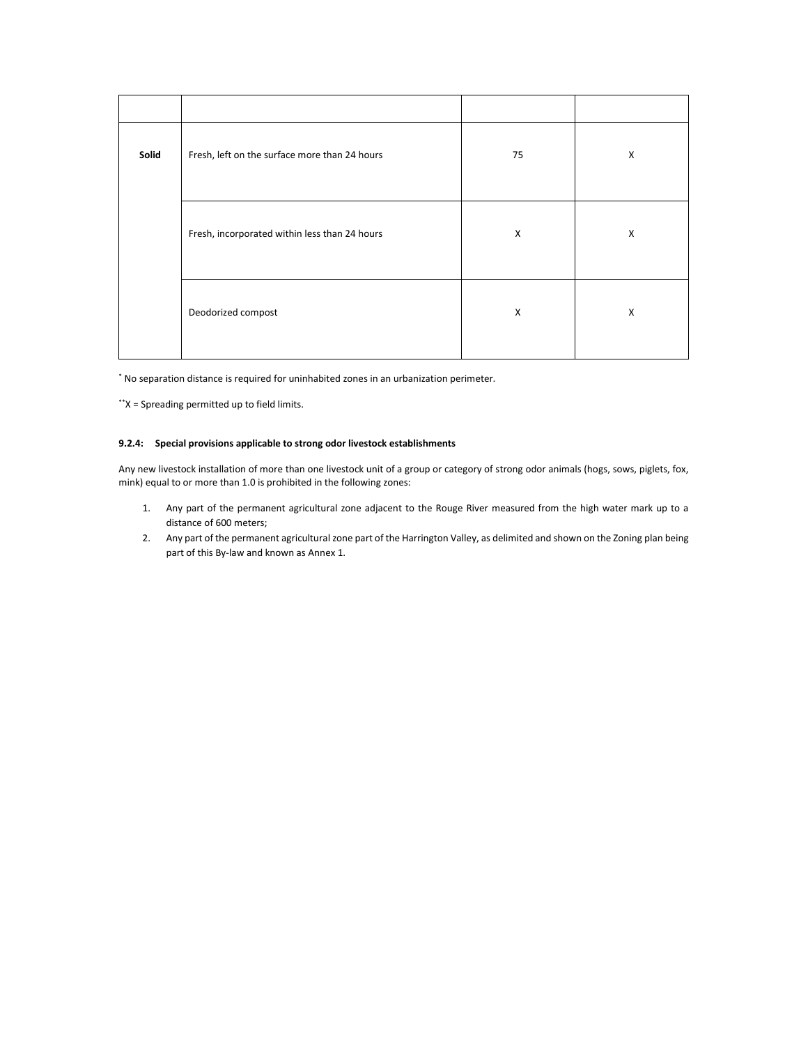| | | | |
|---|---|---|---|
| **Solid** | Fresh, left on the surface more than 24 hours | 75 | X |
| | Fresh, incorporated within less than 24 hours | X | X |
| | Deodorized compost | X | X |

* No separation distance is required for uninhabited zones in an urbanization perimeter.

**X = Spreading permitted up to field limits.

#### 9.2.4: Special provisions applicable to strong odor livestock establishments

Any new livestock installation of more than one livestock unit of a group or category of strong odor animals (hogs, sows, piglets, fox, mink) equal to or more than 1.0 is prohibited in the following zones:

1. Any part of the permanent agricultural zone adjacent to the Rouge River measured from the high water mark up to a distance of 600 meters;
2. Any part of the permanent agricultural zone part of the Harrington Valley, as delimited and shown on the Zoning plan being part of this By-law and known as Annex 1.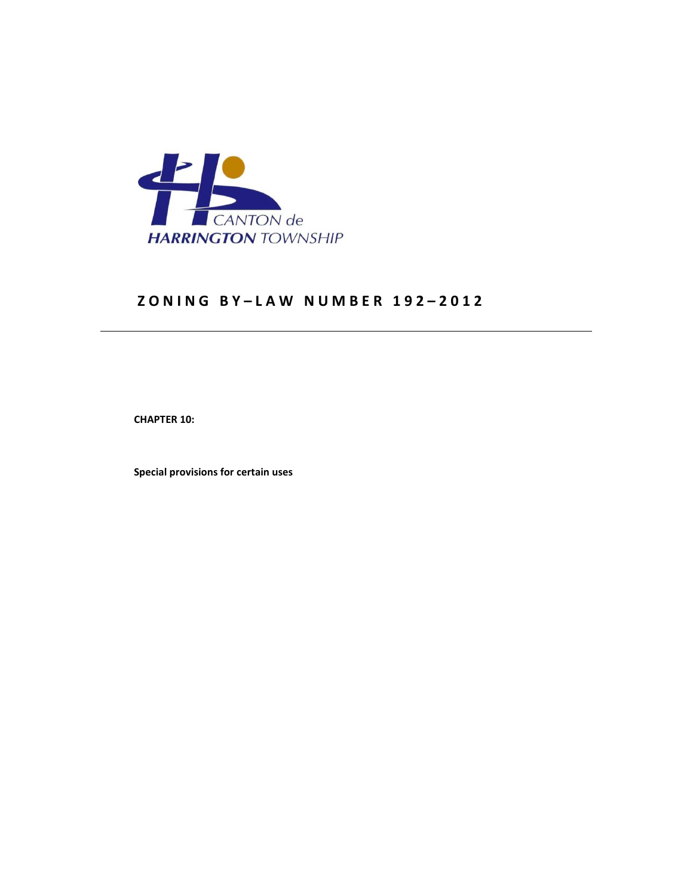CANTON de
**HARRINGTON** TOWNSHIP

# ZONING BY–LAW NUMBER 192–2012

---

**CHAPTER 10:**

**Special provisions for certain uses**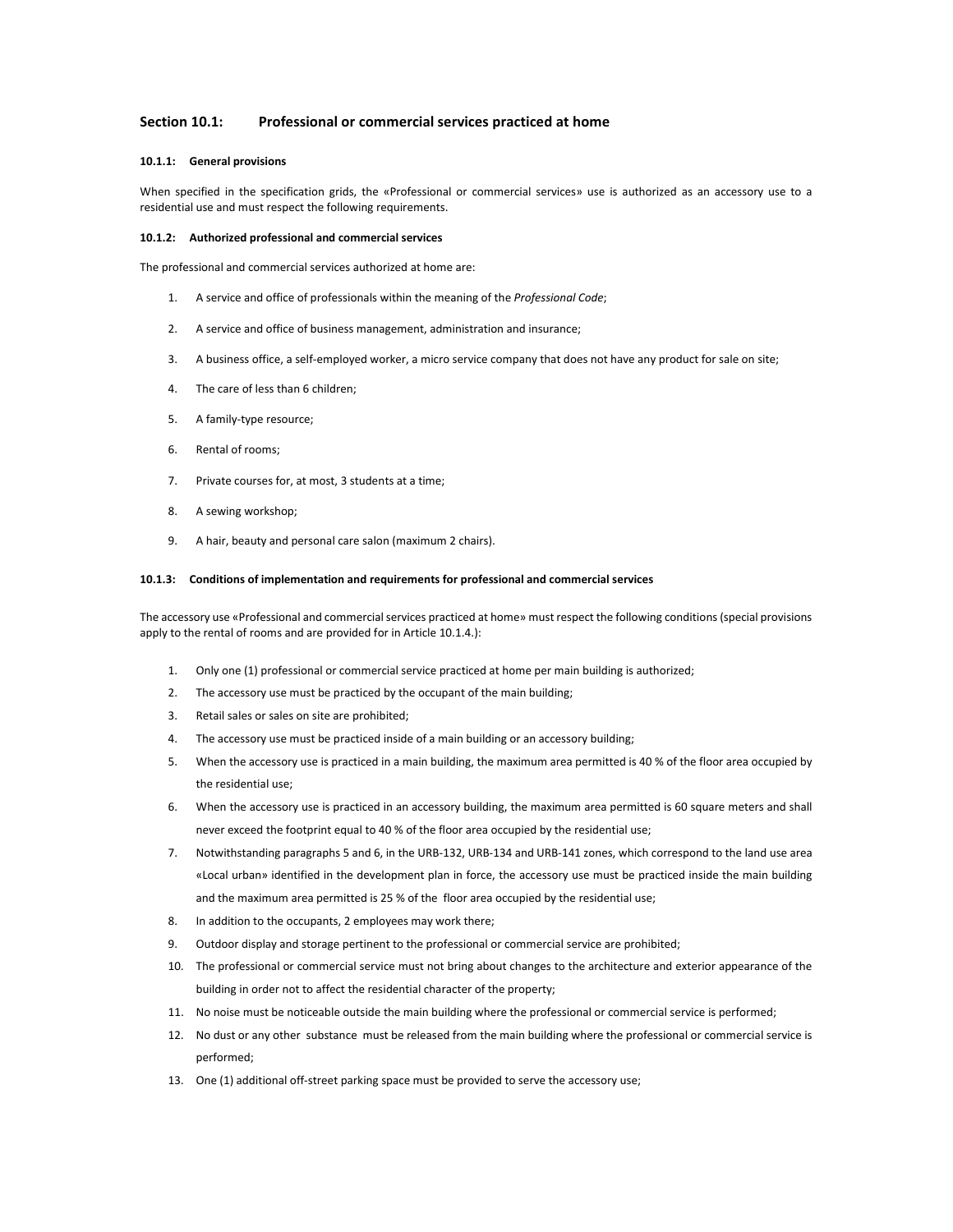## Section 10.1: Professional or commercial services practiced at home

### 10.1.1: General provisions

When specified in the specification grids, the «Professional or commercial services» use is authorized as an accessory use to a residential use and must respect the following requirements.

### 10.1.2: Authorized professional and commercial services

The professional and commercial services authorized at home are:

1. A service and office of professionals within the meaning of the *Professional Code*;
2. A service and office of business management, administration and insurance;
3. A business office, a self-employed worker, a micro service company that does not have any product for sale on site;
4. The care of less than 6 children;
5. A family-type resource;
6. Rental of rooms;
7. Private courses for, at most, 3 students at a time;
8. A sewing workshop;
9. A hair, beauty and personal care salon (maximum 2 chairs).

### 10.1.3: Conditions of implementation and requirements for professional and commercial services

The accessory use «Professional and commercial services practiced at home» must respect the following conditions (special provisions apply to the rental of rooms and are provided for in Article 10.1.4.):

1. Only one (1) professional or commercial service practiced at home per main building is authorized;
2. The accessory use must be practiced by the occupant of the main building;
3. Retail sales or sales on site are prohibited;
4. The accessory use must be practiced inside of a main building or an accessory building;
5. When the accessory use is practiced in a main building, the maximum area permitted is 40 % of the floor area occupied by the residential use;
6. When the accessory use is practiced in an accessory building, the maximum area permitted is 60 square meters and shall never exceed the footprint equal to 40 % of the floor area occupied by the residential use;
7. Notwithstanding paragraphs 5 and 6, in the URB-132, URB-134 and URB-141 zones, which correspond to the land use area «Local urban» identified in the development plan in force, the accessory use must be practiced inside the main building and the maximum area permitted is 25 % of the floor area occupied by the residential use;
8. In addition to the occupants, 2 employees may work there;
9. Outdoor display and storage pertinent to the professional or commercial service are prohibited;
10. The professional or commercial service must not bring about changes to the architecture and exterior appearance of the building in order not to affect the residential character of the property;
11. No noise must be noticeable outside the main building where the professional or commercial service is performed;
12. No dust or any other substance must be released from the main building where the professional or commercial service is performed;
13. One (1) additional off-street parking space must be provided to serve the accessory use;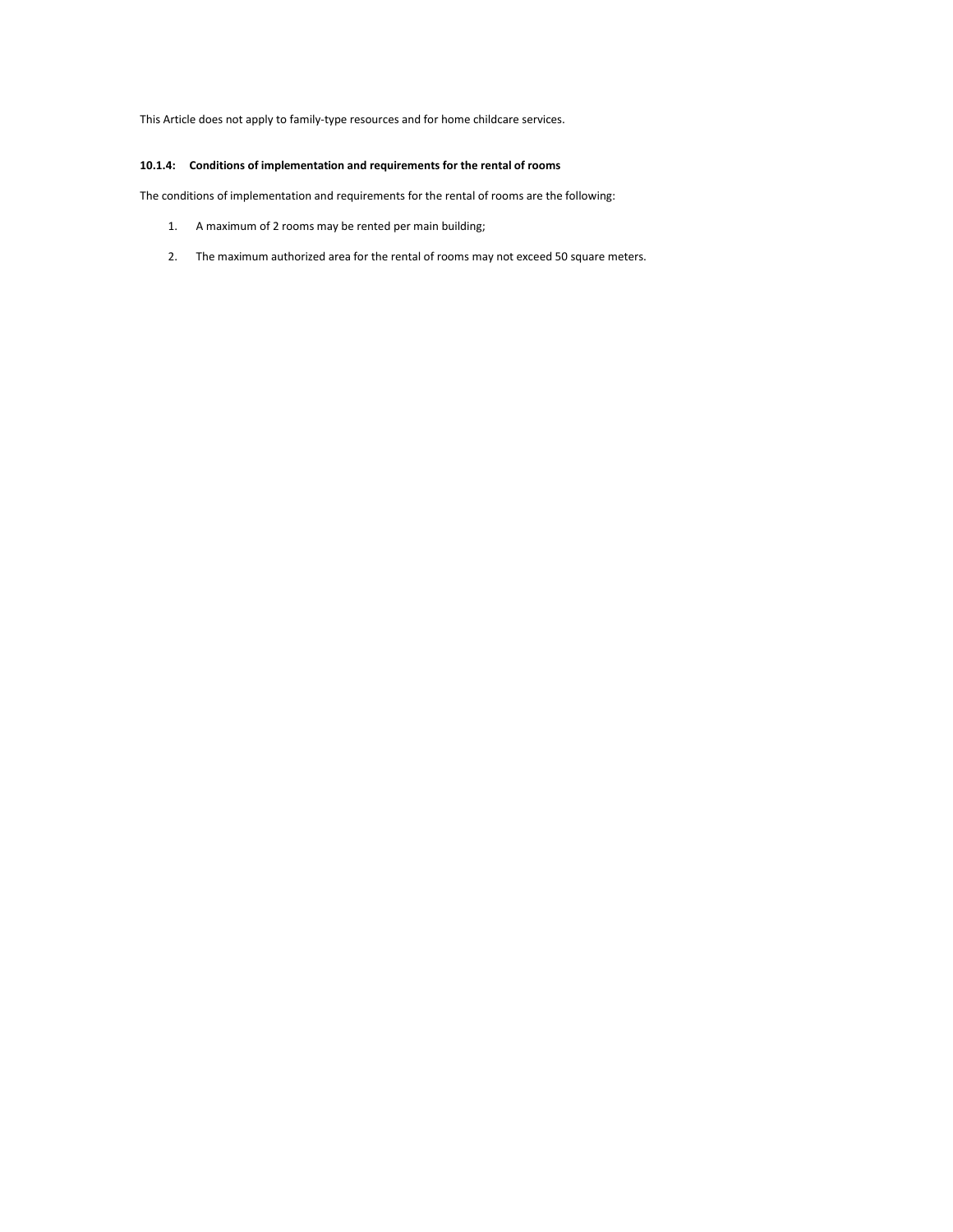This Article does not apply to family-type resources and for home childcare services.

#### 10.1.4: Conditions of implementation and requirements for the rental of rooms

The conditions of implementation and requirements for the rental of rooms are the following:

1. A maximum of 2 rooms may be rented per main building;
2. The maximum authorized area for the rental of rooms may not exceed 50 square meters.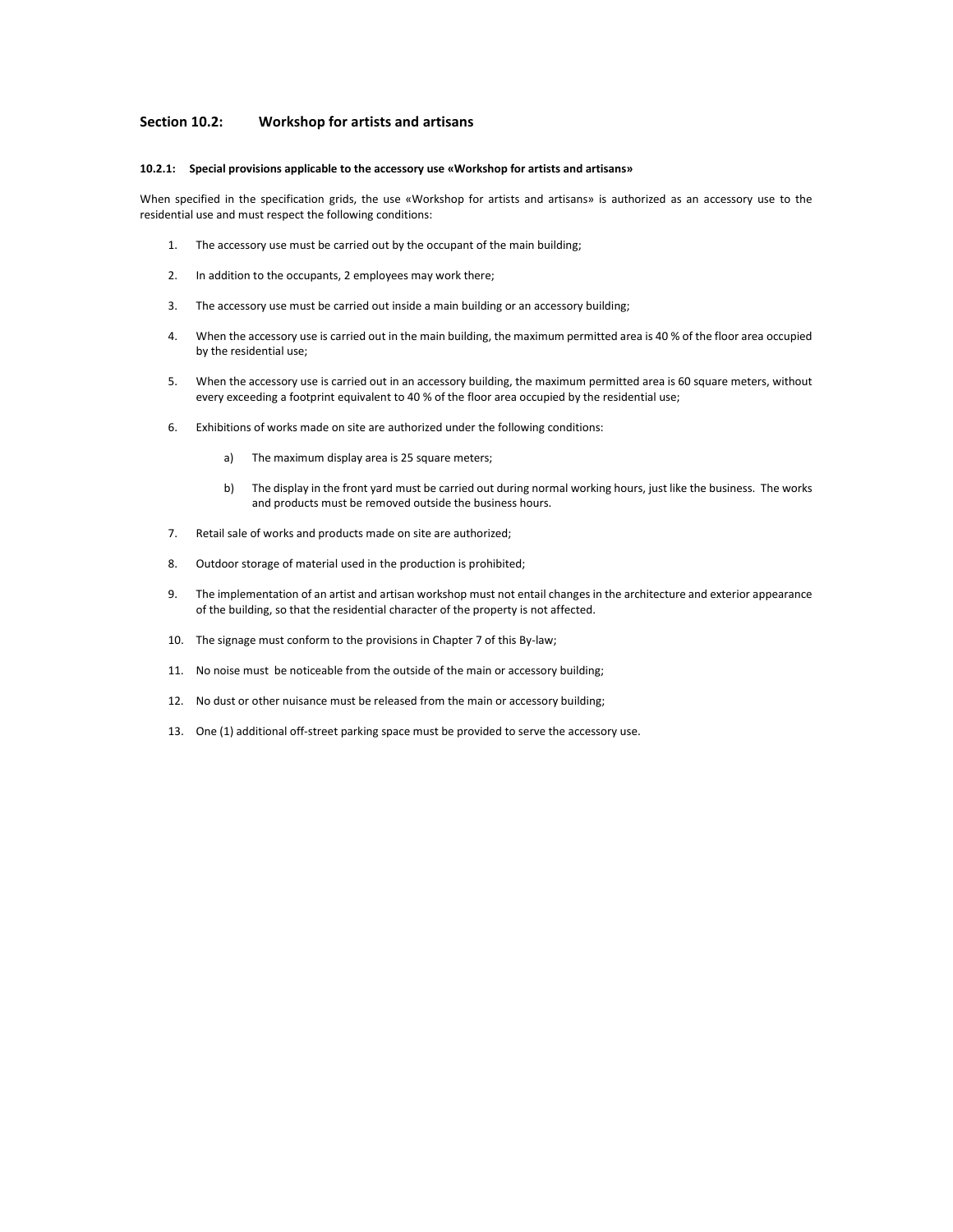## Section 10.2: Workshop for artists and artisans

#### 10.2.1: Special provisions applicable to the accessory use «Workshop for artists and artisans»

When specified in the specification grids, the use «Workshop for artists and artisans» is authorized as an accessory use to the residential use and must respect the following conditions:

1. The accessory use must be carried out by the occupant of the main building;
2. In addition to the occupants, 2 employees may work there;
3. The accessory use must be carried out inside a main building or an accessory building;
4. When the accessory use is carried out in the main building, the maximum permitted area is 40 % of the floor area occupied by the residential use;
5. When the accessory use is carried out in an accessory building, the maximum permitted area is 60 square meters, without every exceeding a footprint equivalent to 40 % of the floor area occupied by the residential use;
6. Exhibitions of works made on site are authorized under the following conditions:
   a) The maximum display area is 25 square meters;
   b) The display in the front yard must be carried out during normal working hours, just like the business. The works and products must be removed outside the business hours.
7. Retail sale of works and products made on site are authorized;
8. Outdoor storage of material used in the production is prohibited;
9. The implementation of an artist and artisan workshop must not entail changes in the architecture and exterior appearance of the building, so that the residential character of the property is not affected.
10. The signage must conform to the provisions in Chapter 7 of this By-law;
11. No noise must be noticeable from the outside of the main or accessory building;
12. No dust or other nuisance must be released from the main or accessory building;
13. One (1) additional off-street parking space must be provided to serve the accessory use.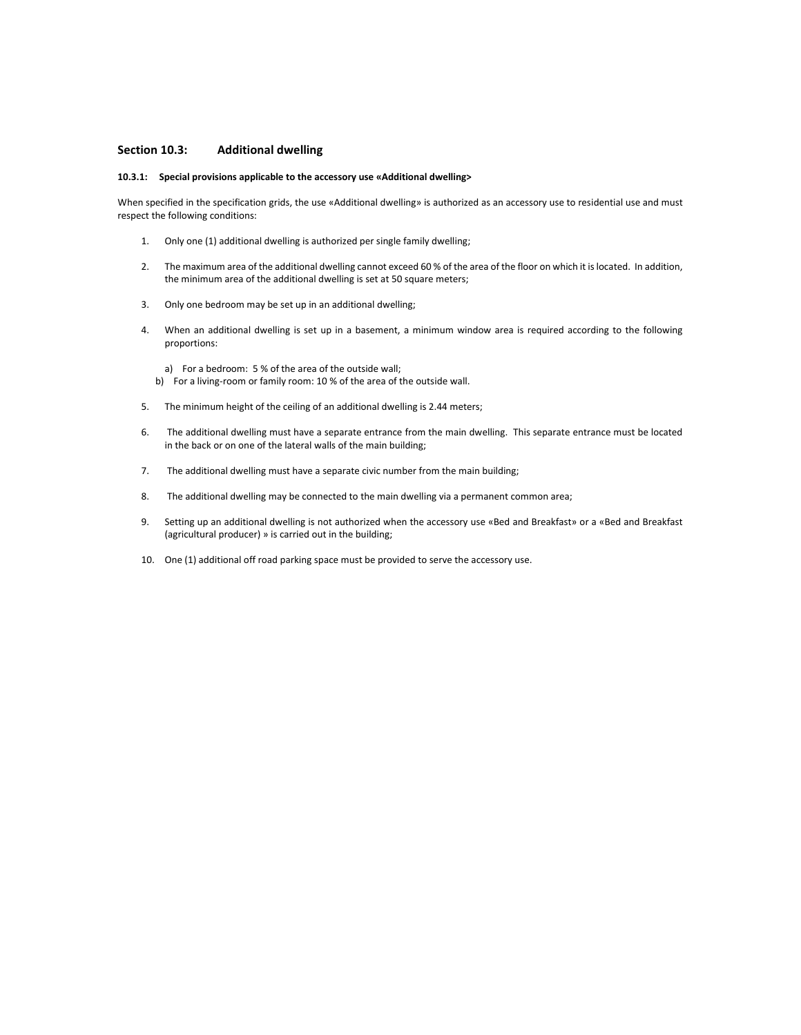## Section 10.3: Additional dwelling

#### 10.3.1: Special provisions applicable to the accessory use «Additional dwelling>

When specified in the specification grids, the use «Additional dwelling» is authorized as an accessory use to residential use and must respect the following conditions:

1. Only one (1) additional dwelling is authorized per single family dwelling;

2. The maximum area of the additional dwelling cannot exceed 60 % of the area of the floor on which it is located. In addition, the minimum area of the additional dwelling is set at 50 square meters;

3. Only one bedroom may be set up in an additional dwelling;

4. When an additional dwelling is set up in a basement, a minimum window area is required according to the following proportions:

   a) For a bedroom: 5 % of the area of the outside wall;
   b) For a living-room or family room: 10 % of the area of the outside wall.

5. The minimum height of the ceiling of an additional dwelling is 2.44 meters;

6. The additional dwelling must have a separate entrance from the main dwelling. This separate entrance must be located in the back or on one of the lateral walls of the main building;

7. The additional dwelling must have a separate civic number from the main building;

8. The additional dwelling may be connected to the main dwelling via a permanent common area;

9. Setting up an additional dwelling is not authorized when the accessory use «Bed and Breakfast» or a «Bed and Breakfast (agricultural producer) » is carried out in the building;

10. One (1) additional off road parking space must be provided to serve the accessory use.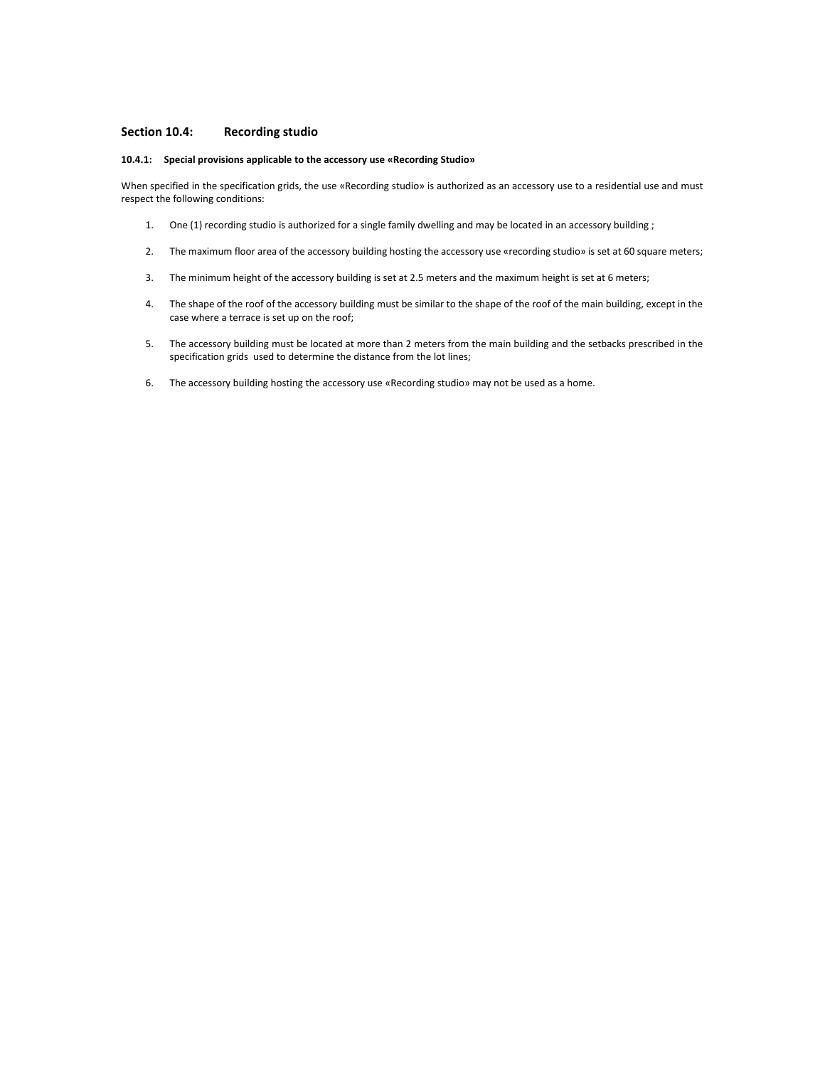## Section 10.4: Recording studio

### 10.4.1: Special provisions applicable to the accessory use «Recording Studio»

When specified in the specification grids, the use «Recording studio» is authorized as an accessory use to a residential use and must respect the following conditions:

1. One (1) recording studio is authorized for a single family dwelling and may be located in an accessory building ;
2. The maximum floor area of the accessory building hosting the accessory use «recording studio» is set at 60 square meters;
3. The minimum height of the accessory building is set at 2.5 meters and the maximum height is set at 6 meters;
4. The shape of the roof of the accessory building must be similar to the shape of the roof of the main building, except in the case where a terrace is set up on the roof;
5. The accessory building must be located at more than 2 meters from the main building and the setbacks prescribed in the specification grids used to determine the distance from the lot lines;
6. The accessory building hosting the accessory use «Recording studio» may not be used as a home.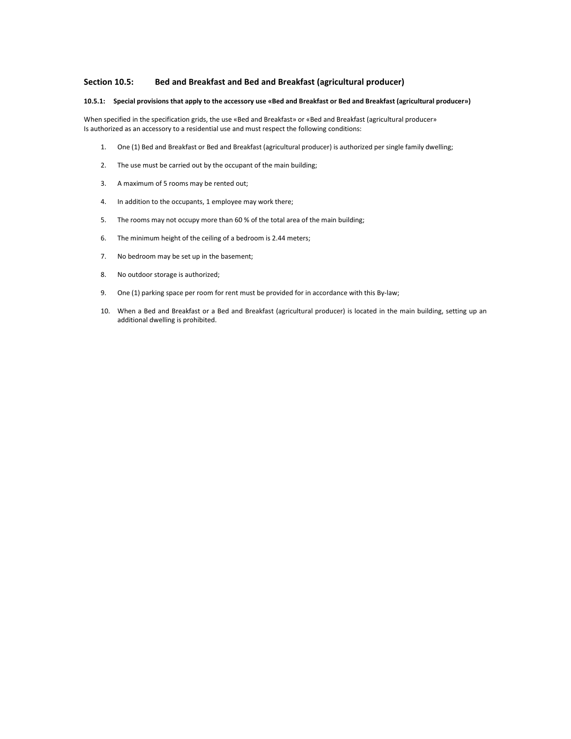## Section 10.5: Bed and Breakfast and Bed and Breakfast (agricultural producer)

### 10.5.1: Special provisions that apply to the accessory use «Bed and Breakfast or Bed and Breakfast (agricultural producer»)

When specified in the specification grids, the use «Bed and Breakfast» or «Bed and Breakfast (agricultural producer»
Is authorized as an accessory to a residential use and must respect the following conditions:

1. One (1) Bed and Breakfast or Bed and Breakfast (agricultural producer) is authorized per single family dwelling;
2. The use must be carried out by the occupant of the main building;
3. A maximum of 5 rooms may be rented out;
4. In addition to the occupants, 1 employee may work there;
5. The rooms may not occupy more than 60 % of the total area of the main building;
6. The minimum height of the ceiling of a bedroom is 2.44 meters;
7. No bedroom may be set up in the basement;
8. No outdoor storage is authorized;
9. One (1) parking space per room for rent must be provided for in accordance with this By-law;
10. When a Bed and Breakfast or a Bed and Breakfast (agricultural producer) is located in the main building, setting up an additional dwelling is prohibited.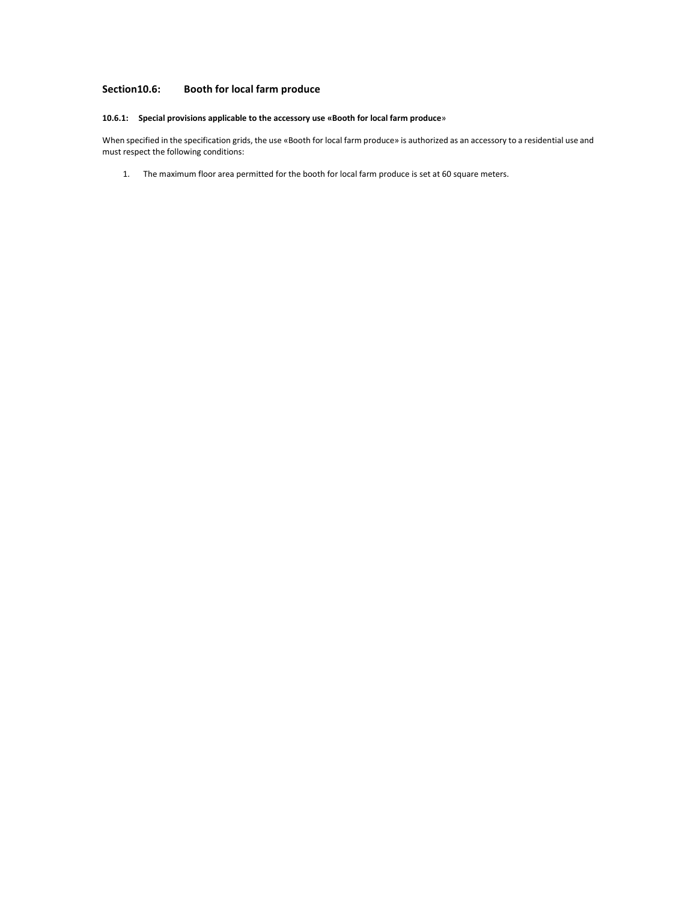## Section10.6: Booth for local farm produce

#### 10.6.1: Special provisions applicable to the accessory use «Booth for local farm produce»

When specified in the specification grids, the use «Booth for local farm produce» is authorized as an accessory to a residential use and must respect the following conditions:

1. The maximum floor area permitted for the booth for local farm produce is set at 60 square meters.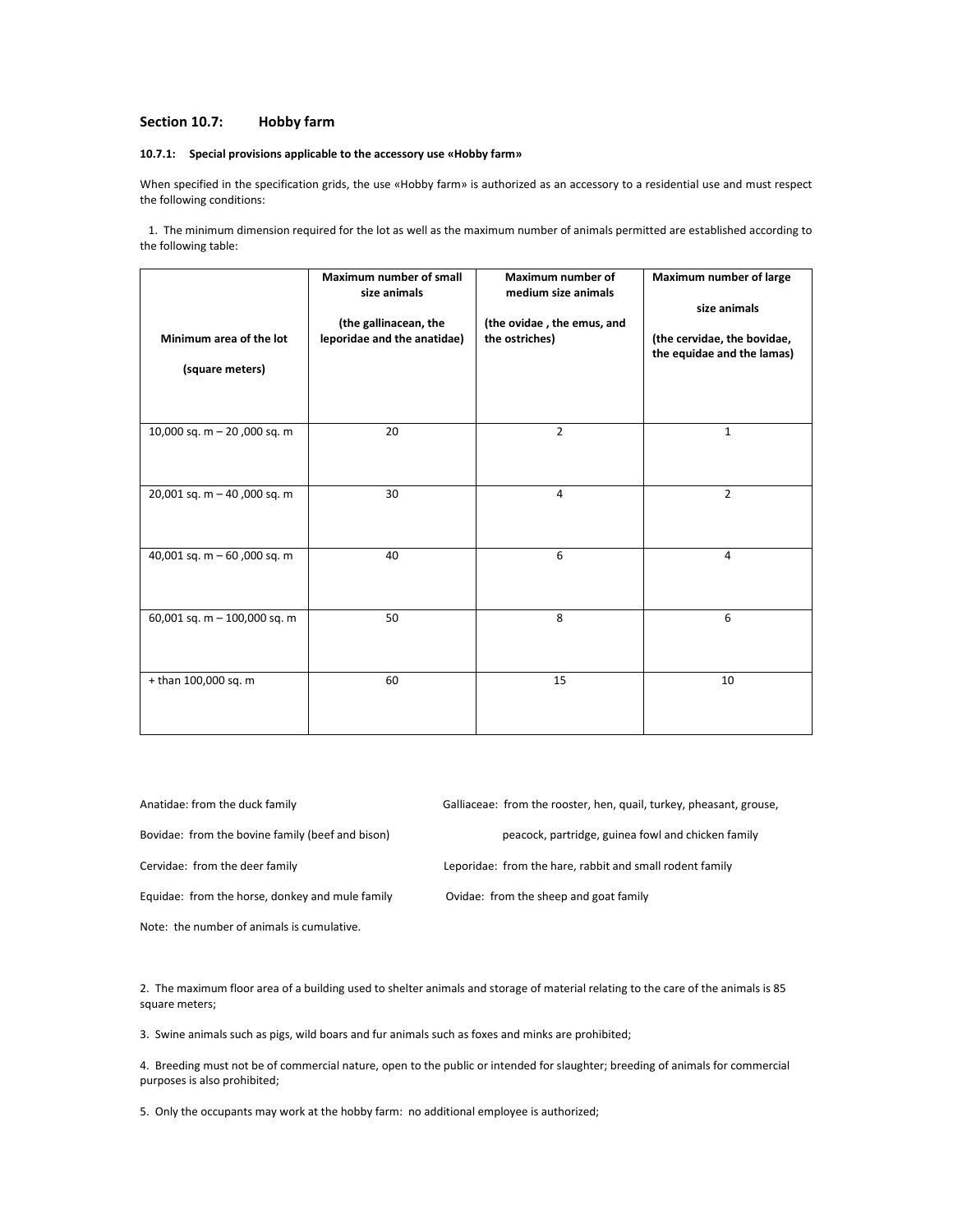## Section 10.7: Hobby farm

### 10.7.1: Special provisions applicable to the accessory use «Hobby farm»

When specified in the specification grids, the use «Hobby farm» is authorized as an accessory to a residential use and must respect the following conditions:

1. The minimum dimension required for the lot as well as the maximum number of animals permitted are established according to the following table:

| Minimum area of the lot (square meters) | Maximum number of small size animals (the gallinacean, the leporidae and the anatidae) | Maximum number of medium size animals (the ovidae , the emus, and the ostriches) | Maximum number of large size animals (the cervidae, the bovidae, the equidae and the lamas) |
|---|---|---|---|
| 10,000 sq. m – 20 ,000 sq. m | 20 | 2 | 1 |
| 20,001 sq. m – 40 ,000 sq. m | 30 | 4 | 2 |
| 40,001 sq. m – 60 ,000 sq. m | 40 | 6 | 4 |
| 60,001 sq. m – 100,000 sq. m | 50 | 8 | 6 |
| + than 100,000 sq. m | 60 | 15 | 10 |

Anatidae: from the duck family

Bovidae: from the bovine family (beef and bison)

Cervidae: from the deer family

Equidae: from the horse, donkey and mule family

Galliaceae: from the rooster, hen, quail, turkey, pheasant, grouse, peacock, partridge, guinea fowl and chicken family

Leporidae: from the hare, rabbit and small rodent family

Ovidae: from the sheep and goat family

Note: the number of animals is cumulative.

2. The maximum floor area of a building used to shelter animals and storage of material relating to the care of the animals is 85 square meters;

3. Swine animals such as pigs, wild boars and fur animals such as foxes and minks are prohibited;

4. Breeding must not be of commercial nature, open to the public or intended for slaughter; breeding of animals for commercial purposes is also prohibited;

5. Only the occupants may work at the hobby farm: no additional employee is authorized;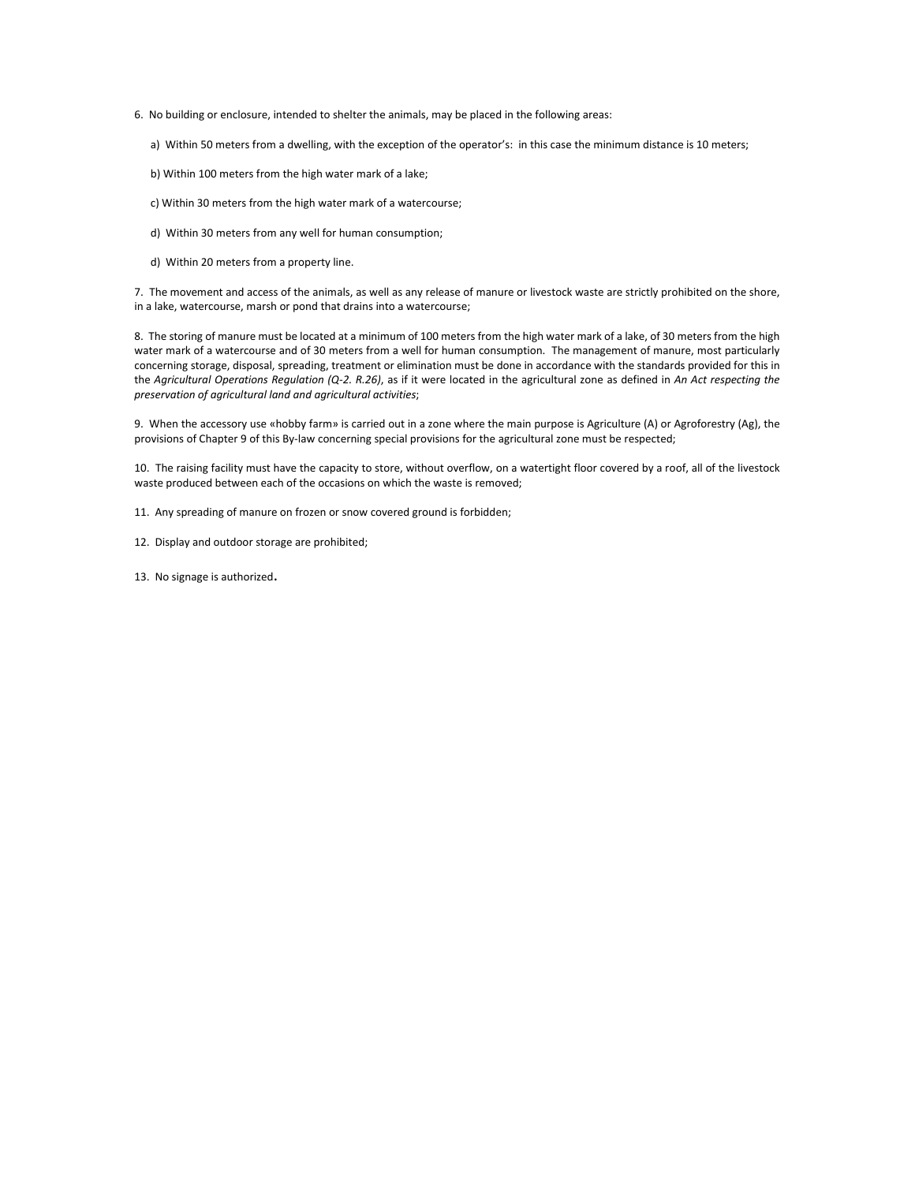6. No building or enclosure, intended to shelter the animals, may be placed in the following areas:

a) Within 50 meters from a dwelling, with the exception of the operator's: in this case the minimum distance is 10 meters;

b) Within 100 meters from the high water mark of a lake;

c) Within 30 meters from the high water mark of a watercourse;

d) Within 30 meters from any well for human consumption;

d) Within 20 meters from a property line.

7. The movement and access of the animals, as well as any release of manure or livestock waste are strictly prohibited on the shore, in a lake, watercourse, marsh or pond that drains into a watercourse;

8. The storing of manure must be located at a minimum of 100 meters from the high water mark of a lake, of 30 meters from the high water mark of a watercourse and of 30 meters from a well for human consumption. The management of manure, most particularly concerning storage, disposal, spreading, treatment or elimination must be done in accordance with the standards provided for this in the *Agricultural Operations Regulation (Q-2. R.26)*, as if it were located in the agricultural zone as defined in *An Act respecting the preservation of agricultural land and agricultural activities*;

9. When the accessory use «hobby farm» is carried out in a zone where the main purpose is Agriculture (A) or Agroforestry (Ag), the provisions of Chapter 9 of this By-law concerning special provisions for the agricultural zone must be respected;

10. The raising facility must have the capacity to store, without overflow, on a watertight floor covered by a roof, all of the livestock waste produced between each of the occasions on which the waste is removed;

11. Any spreading of manure on frozen or snow covered ground is forbidden;

12. Display and outdoor storage are prohibited;

13. No signage is authorized.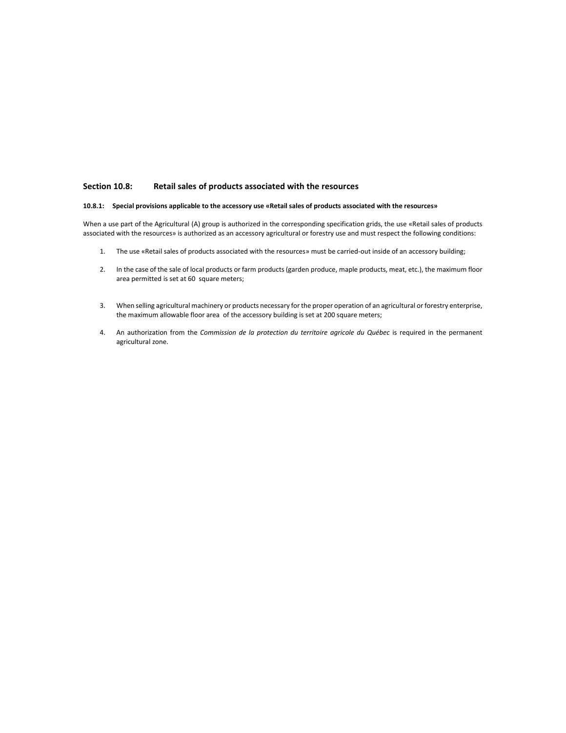## Section 10.8: Retail sales of products associated with the resources

#### 10.8.1: Special provisions applicable to the accessory use «Retail sales of products associated with the resources»

When a use part of the Agricultural (A) group is authorized in the corresponding specification grids, the use «Retail sales of products associated with the resources» is authorized as an accessory agricultural or forestry use and must respect the following conditions:

1. The use «Retail sales of products associated with the resources» must be carried-out inside of an accessory building;
2. In the case of the sale of local products or farm products (garden produce, maple products, meat, etc.), the maximum floor area permitted is set at 60 square meters;
3. When selling agricultural machinery or products necessary for the proper operation of an agricultural or forestry enterprise, the maximum allowable floor area of the accessory building is set at 200 square meters;
4. An authorization from the *Commission de la protection du territoire agricole du Québec* is required in the permanent agricultural zone.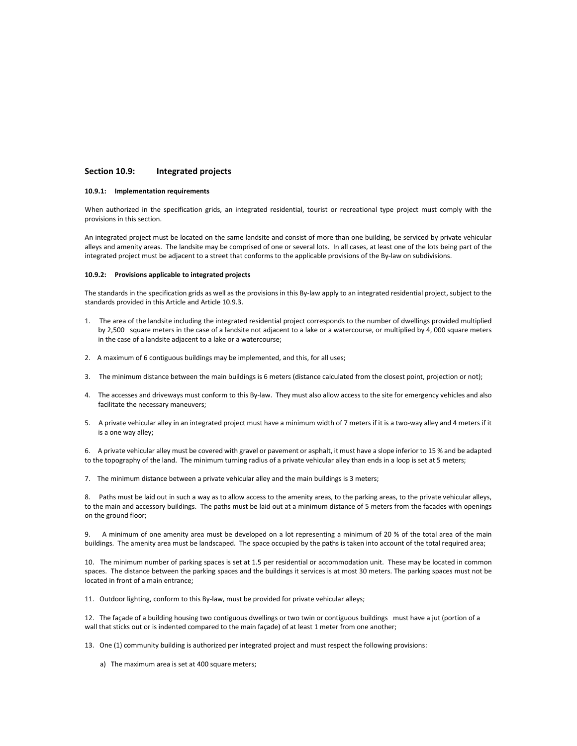## Section 10.9: Integrated projects

### 10.9.1: Implementation requirements

When authorized in the specification grids, an integrated residential, tourist or recreational type project must comply with the provisions in this section.

An integrated project must be located on the same landsite and consist of more than one building, be serviced by private vehicular alleys and amenity areas. The landsite may be comprised of one or several lots. In all cases, at least one of the lots being part of the integrated project must be adjacent to a street that conforms to the applicable provisions of the By-law on subdivisions.

### 10.9.2: Provisions applicable to integrated projects

The standards in the specification grids as well as the provisions in this By-law apply to an integrated residential project, subject to the standards provided in this Article and Article 10.9.3.

1. The area of the landsite including the integrated residential project corresponds to the number of dwellings provided multiplied by 2,500 square meters in the case of a landsite not adjacent to a lake or a watercourse, or multiplied by 4, 000 square meters in the case of a landsite adjacent to a lake or a watercourse;
2. A maximum of 6 contiguous buildings may be implemented, and this, for all uses;
3. The minimum distance between the main buildings is 6 meters (distance calculated from the closest point, projection or not);
4. The accesses and driveways must conform to this By-law. They must also allow access to the site for emergency vehicles and also facilitate the necessary maneuvers;
5. A private vehicular alley in an integrated project must have a minimum width of 7 meters if it is a two-way alley and 4 meters if it is a one way alley;
6. A private vehicular alley must be covered with gravel or pavement or asphalt, it must have a slope inferior to 15 % and be adapted to the topography of the land. The minimum turning radius of a private vehicular alley than ends in a loop is set at 5 meters;
7. The minimum distance between a private vehicular alley and the main buildings is 3 meters;
8. Paths must be laid out in such a way as to allow access to the amenity areas, to the parking areas, to the private vehicular alleys, to the main and accessory buildings. The paths must be laid out at a minimum distance of 5 meters from the facades with openings on the ground floor;
9. A minimum of one amenity area must be developed on a lot representing a minimum of 20 % of the total area of the main buildings. The amenity area must be landscaped. The space occupied by the paths is taken into account of the total required area;
10. The minimum number of parking spaces is set at 1.5 per residential or accommodation unit. These may be located in common spaces. The distance between the parking spaces and the buildings it services is at most 30 meters. The parking spaces must not be located in front of a main entrance;
11. Outdoor lighting, conform to this By-law, must be provided for private vehicular alleys;
12. The façade of a building housing two contiguous dwellings or two twin or contiguous buildings must have a jut (portion of a wall that sticks out or is indented compared to the main façade) of at least 1 meter from one another;
13. One (1) community building is authorized per integrated project and must respect the following provisions:
    a) The maximum area is set at 400 square meters;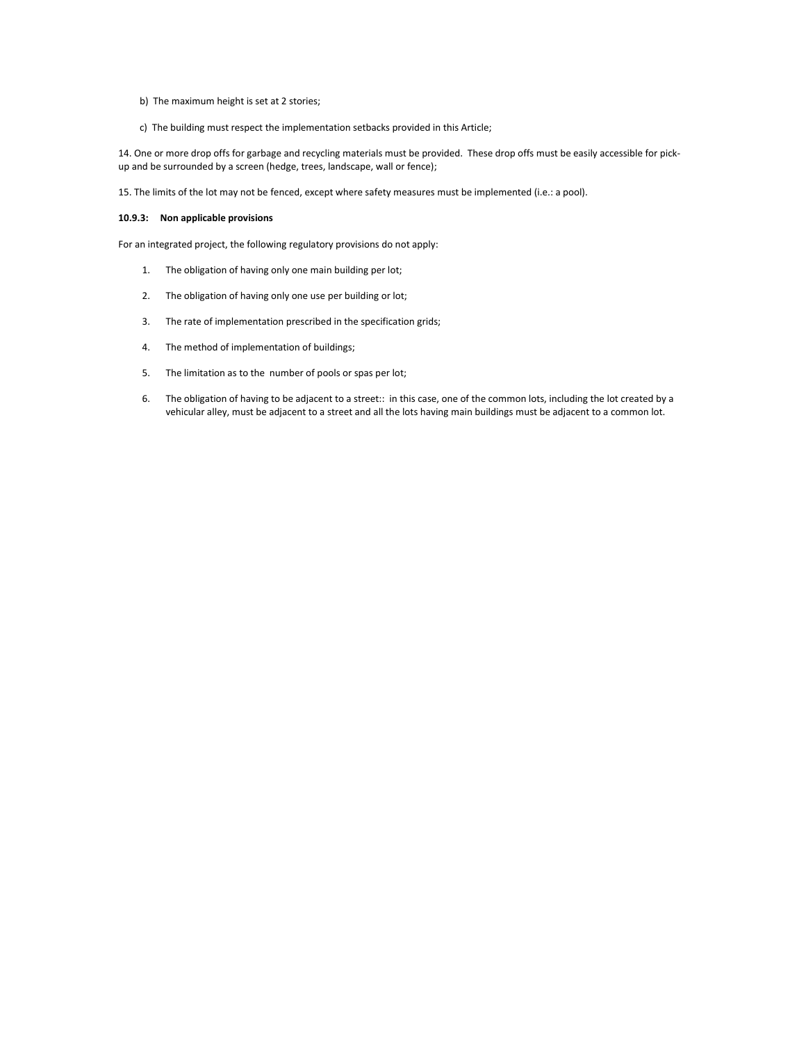b) The maximum height is set at 2 stories;

c) The building must respect the implementation setbacks provided in this Article;

14. One or more drop offs for garbage and recycling materials must be provided. These drop offs must be easily accessible for pick-up and be surrounded by a screen (hedge, trees, landscape, wall or fence);

15. The limits of the lot may not be fenced, except where safety measures must be implemented (i.e.: a pool).

**10.9.3: Non applicable provisions**

For an integrated project, the following regulatory provisions do not apply:

1. The obligation of having only one main building per lot;
2. The obligation of having only one use per building or lot;
3. The rate of implementation prescribed in the specification grids;
4. The method of implementation of buildings;
5. The limitation as to the number of pools or spas per lot;
6. The obligation of having to be adjacent to a street:: in this case, one of the common lots, including the lot created by a vehicular alley, must be adjacent to a street and all the lots having main buildings must be adjacent to a common lot.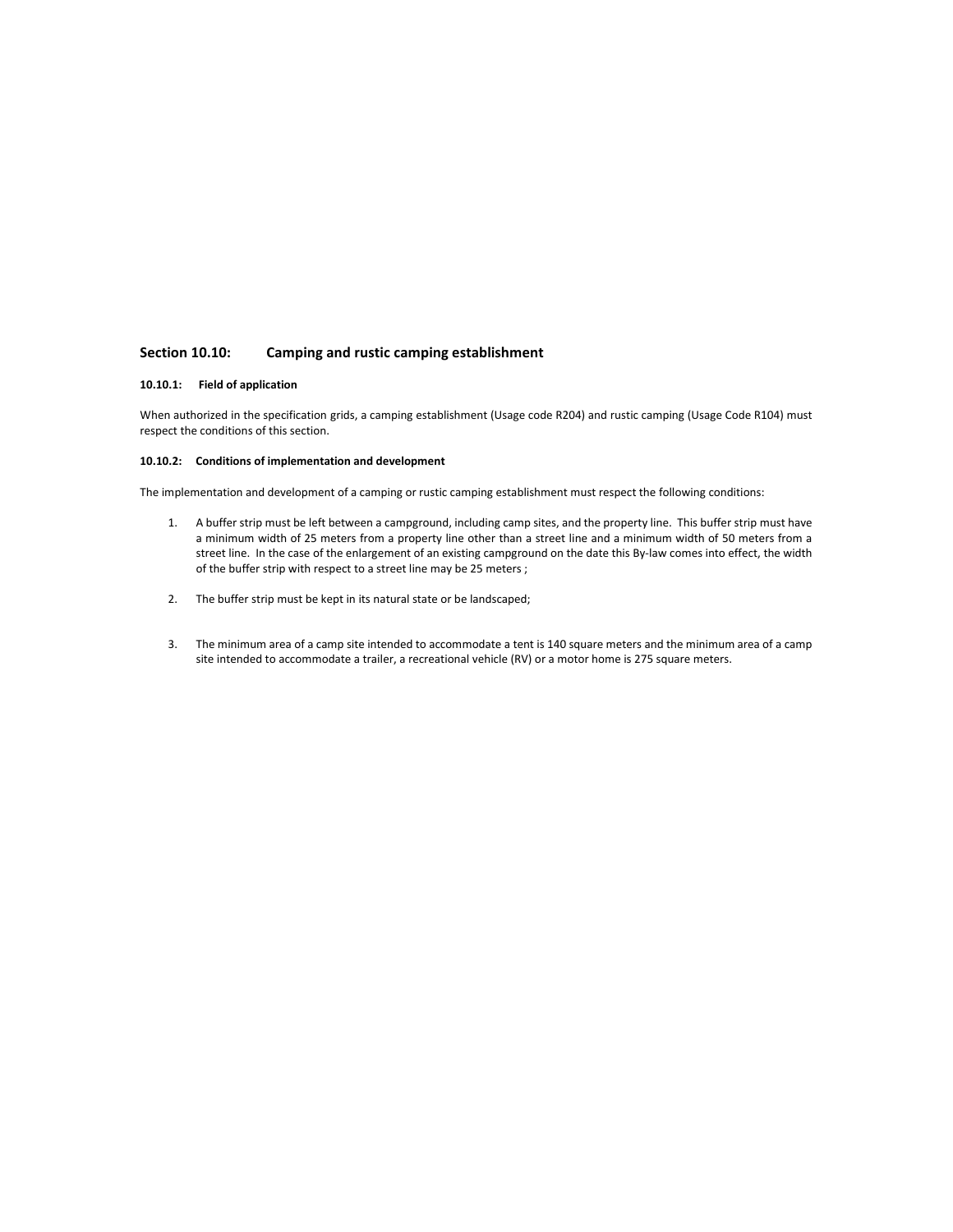## Section 10.10: Camping and rustic camping establishment

### 10.10.1: Field of application

When authorized in the specification grids, a camping establishment (Usage code R204) and rustic camping (Usage Code R104) must respect the conditions of this section.

### 10.10.2: Conditions of implementation and development

The implementation and development of a camping or rustic camping establishment must respect the following conditions:

1. A buffer strip must be left between a campground, including camp sites, and the property line. This buffer strip must have a minimum width of 25 meters from a property line other than a street line and a minimum width of 50 meters from a street line. In the case of the enlargement of an existing campground on the date this By-law comes into effect, the width of the buffer strip with respect to a street line may be 25 meters ;

2. The buffer strip must be kept in its natural state or be landscaped;

3. The minimum area of a camp site intended to accommodate a tent is 140 square meters and the minimum area of a camp site intended to accommodate a trailer, a recreational vehicle (RV) or a motor home is 275 square meters.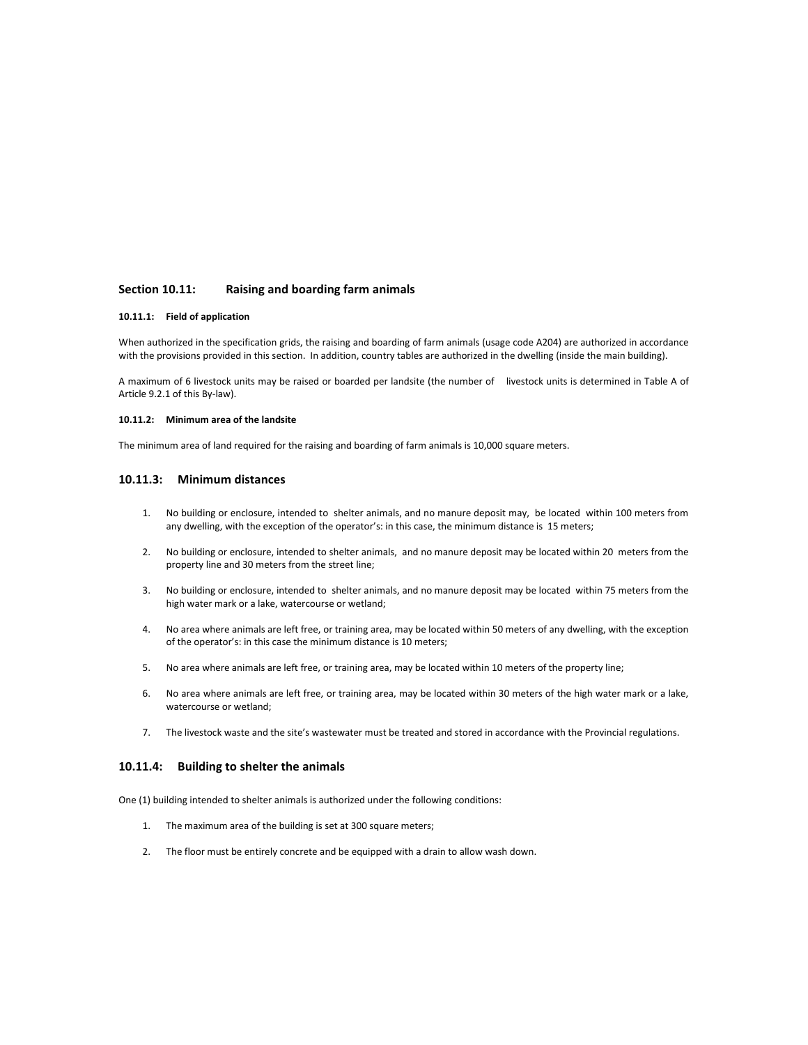## Section 10.11: Raising and boarding farm animals

#### 10.11.1: Field of application

When authorized in the specification grids, the raising and boarding of farm animals (usage code A204) are authorized in accordance with the provisions provided in this section. In addition, country tables are authorized in the dwelling (inside the main building).

A maximum of 6 livestock units may be raised or boarded per landsite (the number of livestock units is determined in Table A of Article 9.2.1 of this By-law).

#### 10.11.2: Minimum area of the landsite

The minimum area of land required for the raising and boarding of farm animals is 10,000 square meters.

### 10.11.3: Minimum distances

1. No building or enclosure, intended to shelter animals, and no manure deposit may, be located within 100 meters from any dwelling, with the exception of the operator's: in this case, the minimum distance is 15 meters;
2. No building or enclosure, intended to shelter animals, and no manure deposit may be located within 20 meters from the property line and 30 meters from the street line;
3. No building or enclosure, intended to shelter animals, and no manure deposit may be located within 75 meters from the high water mark or a lake, watercourse or wetland;
4. No area where animals are left free, or training area, may be located within 50 meters of any dwelling, with the exception of the operator's: in this case the minimum distance is 10 meters;
5. No area where animals are left free, or training area, may be located within 10 meters of the property line;
6. No area where animals are left free, or training area, may be located within 30 meters of the high water mark or a lake, watercourse or wetland;
7. The livestock waste and the site's wastewater must be treated and stored in accordance with the Provincial regulations.

### 10.11.4: Building to shelter the animals

One (1) building intended to shelter animals is authorized under the following conditions:

1. The maximum area of the building is set at 300 square meters;
2. The floor must be entirely concrete and be equipped with a drain to allow wash down.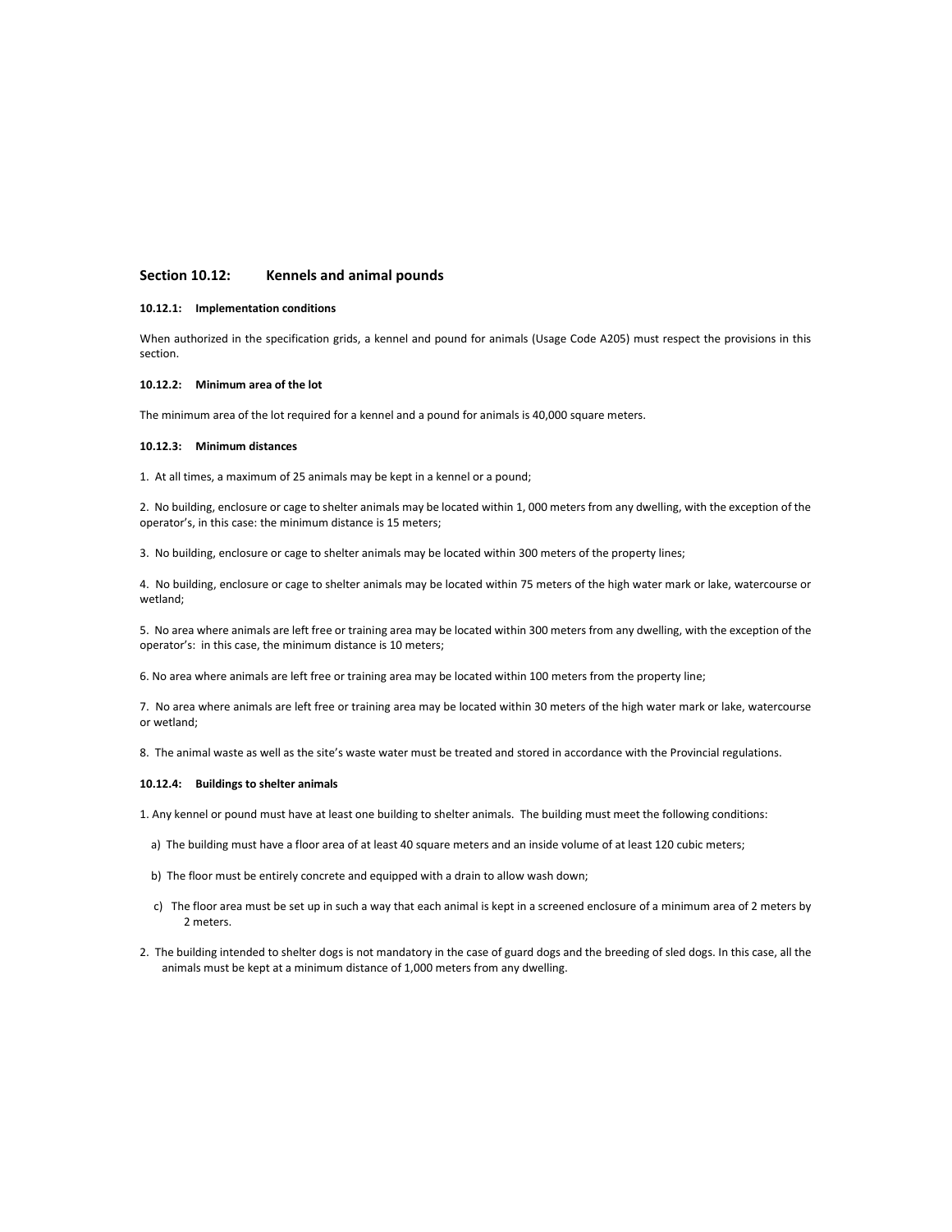## Section 10.12: Kennels and animal pounds

### 10.12.1: Implementation conditions

When authorized in the specification grids, a kennel and pound for animals (Usage Code A205) must respect the provisions in this section.

### 10.12.2: Minimum area of the lot

The minimum area of the lot required for a kennel and a pound for animals is 40,000 square meters.

### 10.12.3: Minimum distances

1. At all times, a maximum of 25 animals may be kept in a kennel or a pound;

2. No building, enclosure or cage to shelter animals may be located within 1, 000 meters from any dwelling, with the exception of the operator's, in this case: the minimum distance is 15 meters;

3. No building, enclosure or cage to shelter animals may be located within 300 meters of the property lines;

4. No building, enclosure or cage to shelter animals may be located within 75 meters of the high water mark or lake, watercourse or wetland;

5. No area where animals are left free or training area may be located within 300 meters from any dwelling, with the exception of the operator's: in this case, the minimum distance is 10 meters;

6. No area where animals are left free or training area may be located within 100 meters from the property line;

7. No area where animals are left free or training area may be located within 30 meters of the high water mark or lake, watercourse or wetland;

8. The animal waste as well as the site's waste water must be treated and stored in accordance with the Provincial regulations.

### 10.12.4: Buildings to shelter animals

1. Any kennel or pound must have at least one building to shelter animals. The building must meet the following conditions:

   a) The building must have a floor area of at least 40 square meters and an inside volume of at least 120 cubic meters;

   b) The floor must be entirely concrete and equipped with a drain to allow wash down;

   c) The floor area must be set up in such a way that each animal is kept in a screened enclosure of a minimum area of 2 meters by 2 meters.

2. The building intended to shelter dogs is not mandatory in the case of guard dogs and the breeding of sled dogs. In this case, all the animals must be kept at a minimum distance of 1,000 meters from any dwelling.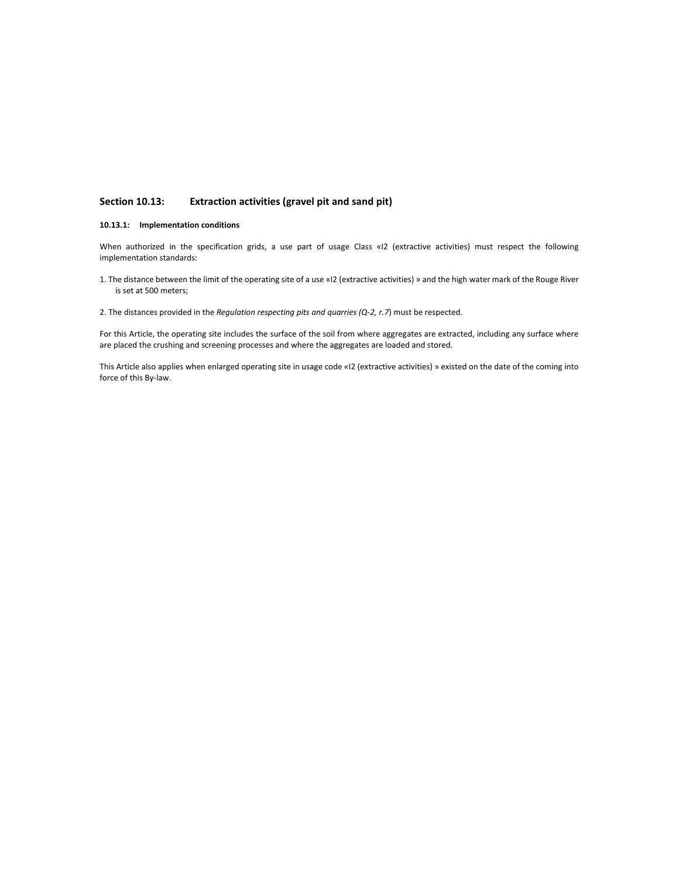## Section 10.13: Extraction activities (gravel pit and sand pit)

#### 10.13.1: Implementation conditions

When authorized in the specification grids, a use part of usage Class «I2 (extractive activities) must respect the following implementation standards:

1. The distance between the limit of the operating site of a use «I2 (extractive activities) » and the high water mark of the Rouge River is set at 500 meters;

2. The distances provided in the *Regulation respecting pits and quarries (Q-2, r.7*) must be respected.

For this Article, the operating site includes the surface of the soil from where aggregates are extracted, including any surface where are placed the crushing and screening processes and where the aggregates are loaded and stored.

This Article also applies when enlarged operating site in usage code «I2 (extractive activities) » existed on the date of the coming into force of this By-law.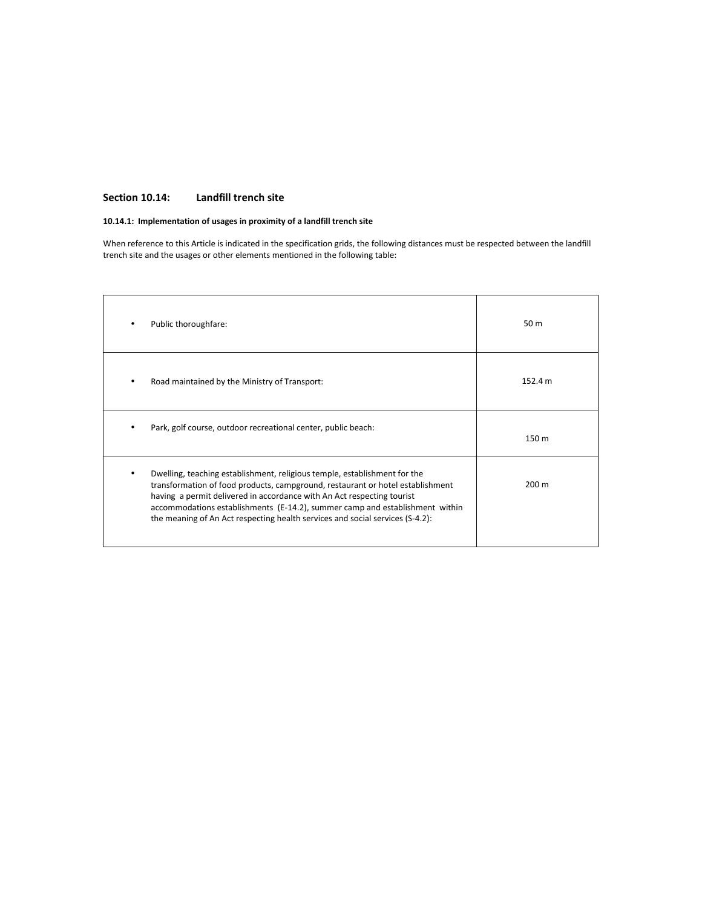## Section 10.14: Landfill trench site

**10.14.1: Implementation of usages in proximity of a landfill trench site**

When reference to this Article is indicated in the specification grids, the following distances must be respected between the landfill trench site and the usages or other elements mentioned in the following table:

| | |
|---|---|
| • Public thoroughfare: | 50 m |
| • Road maintained by the Ministry of Transport: | 152.4 m |
| • Park, golf course, outdoor recreational center, public beach: | 150 m |
| • Dwelling, teaching establishment, religious temple, establishment for the transformation of food products, campground, restaurant or hotel establishment having a permit delivered in accordance with An Act respecting tourist accommodations establishments (E-14.2), summer camp and establishment within the meaning of An Act respecting health services and social services (S-4.2): | 200 m |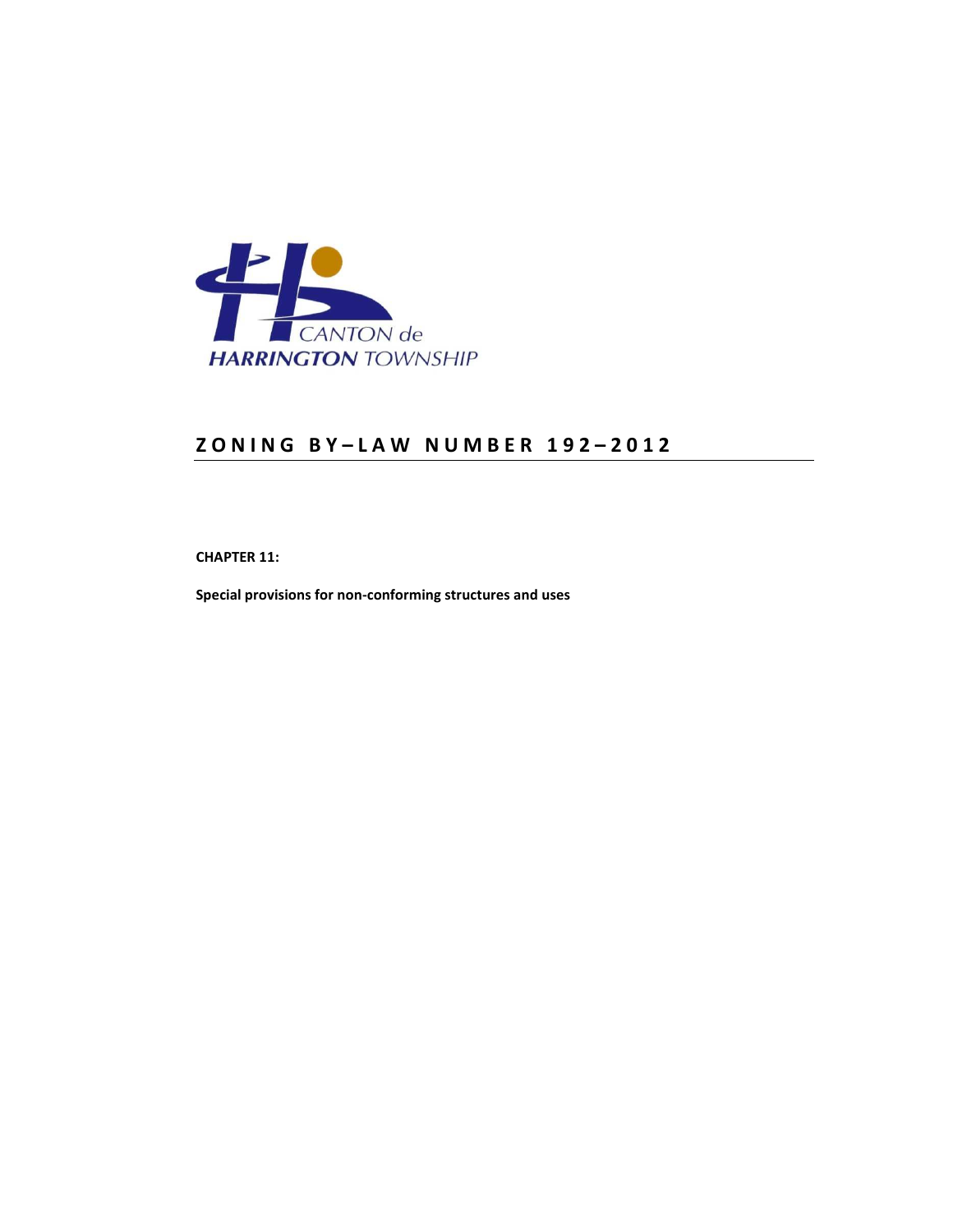CANTON de
HARRINGTON TOWNSHIP

# ZONING BY–LAW NUMBER 192–2012

**CHAPTER 11:**

**Special provisions for non-conforming structures and uses**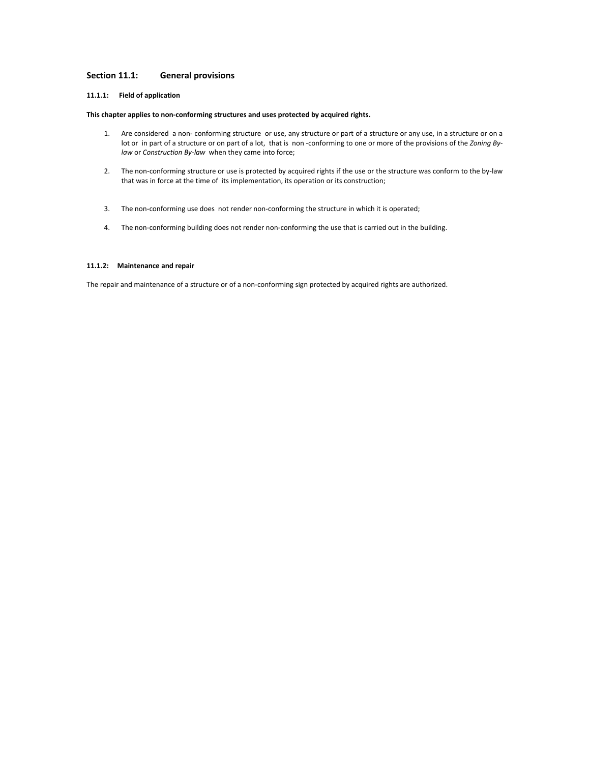## Section 11.1: General provisions

### 11.1.1: Field of application

**This chapter applies to non-conforming structures and uses protected by acquired rights.**

1. Are considered a non- conforming structure or use, any structure or part of a structure or any use, in a structure or on a lot or in part of a structure or on part of a lot, that is non -conforming to one or more of the provisions of the *Zoning By-law* or *Construction By-law* when they came into force;
2. The non-conforming structure or use is protected by acquired rights if the use or the structure was conform to the by-law that was in force at the time of its implementation, its operation or its construction;
3. The non-conforming use does not render non-conforming the structure in which it is operated;
4. The non-conforming building does not render non-conforming the use that is carried out in the building.

### 11.1.2: Maintenance and repair

The repair and maintenance of a structure or of a non-conforming sign protected by acquired rights are authorized.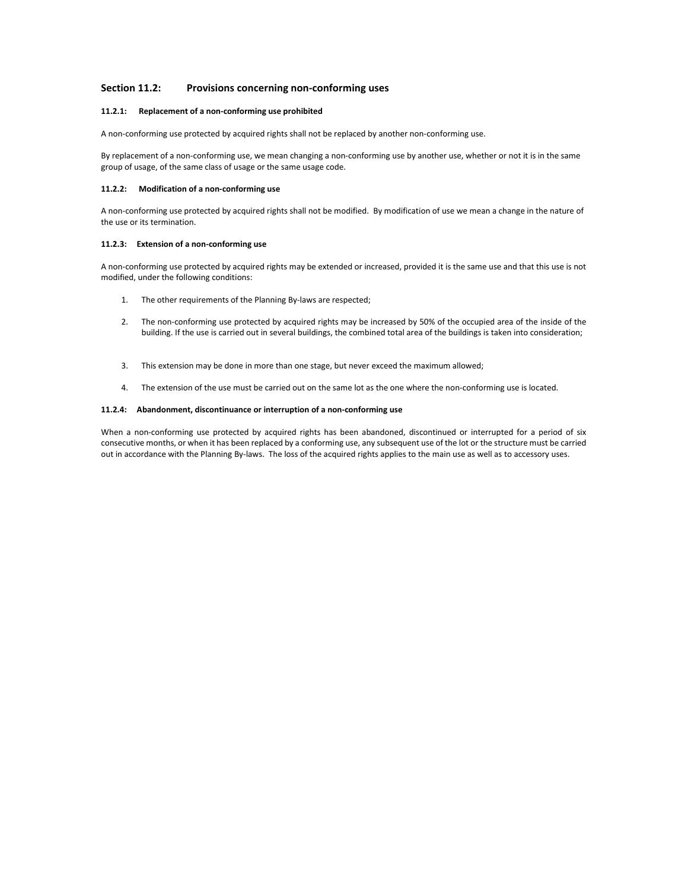## Section 11.2: Provisions concerning non-conforming uses

### 11.2.1: Replacement of a non-conforming use prohibited

A non-conforming use protected by acquired rights shall not be replaced by another non-conforming use.

By replacement of a non-conforming use, we mean changing a non-conforming use by another use, whether or not it is in the same group of usage, of the same class of usage or the same usage code.

### 11.2.2: Modification of a non-conforming use

A non-conforming use protected by acquired rights shall not be modified. By modification of use we mean a change in the nature of the use or its termination.

### 11.2.3: Extension of a non-conforming use

A non-conforming use protected by acquired rights may be extended or increased, provided it is the same use and that this use is not modified, under the following conditions:

1. The other requirements of the Planning By-laws are respected;
2. The non-conforming use protected by acquired rights may be increased by 50% of the occupied area of the inside of the building. If the use is carried out in several buildings, the combined total area of the buildings is taken into consideration;
3. This extension may be done in more than one stage, but never exceed the maximum allowed;
4. The extension of the use must be carried out on the same lot as the one where the non-conforming use is located.

### 11.2.4: Abandonment, discontinuance or interruption of a non-conforming use

When a non-conforming use protected by acquired rights has been abandoned, discontinued or interrupted for a period of six consecutive months, or when it has been replaced by a conforming use, any subsequent use of the lot or the structure must be carried out in accordance with the Planning By-laws. The loss of the acquired rights applies to the main use as well as to accessory uses.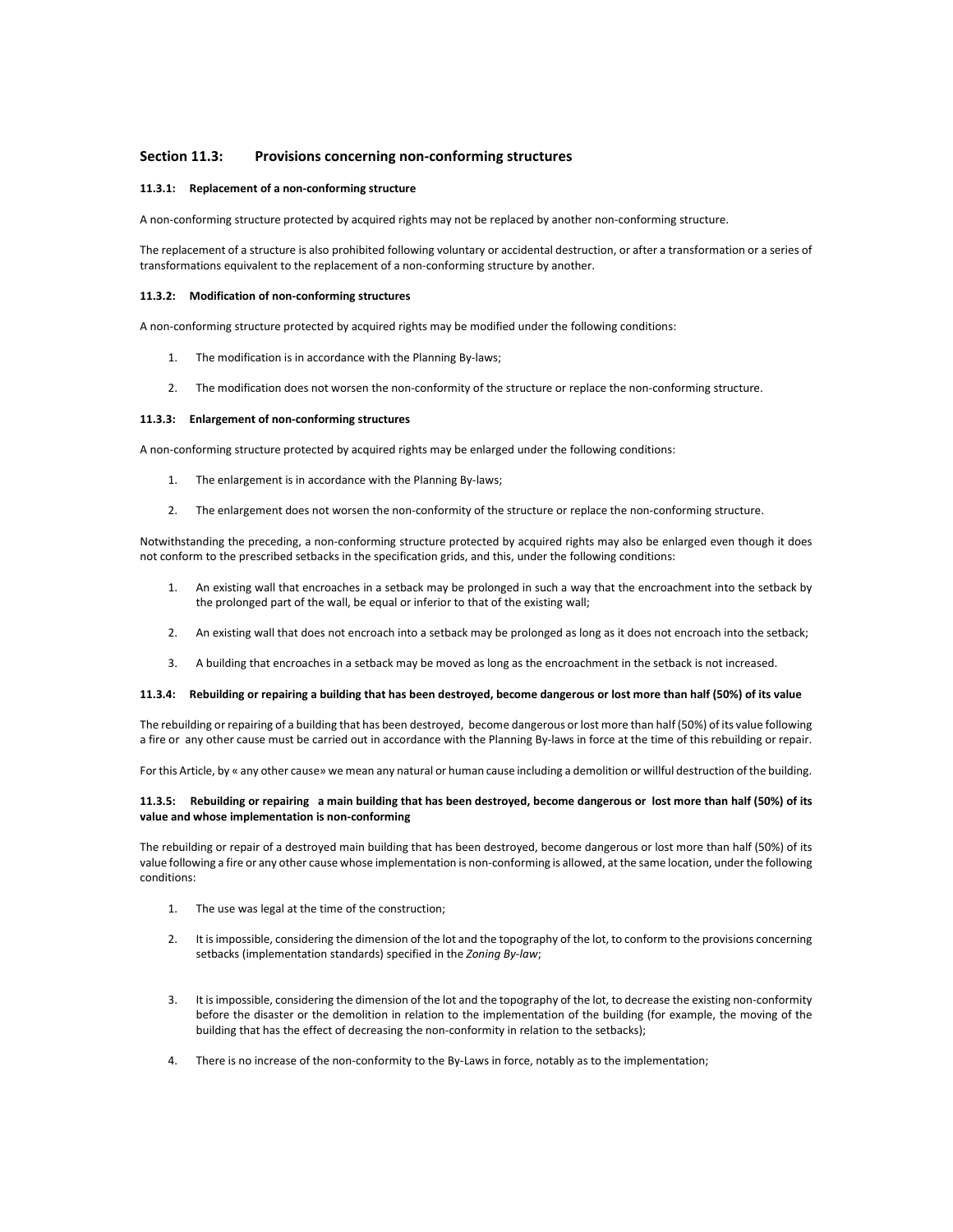## Section 11.3: Provisions concerning non-conforming structures

#### 11.3.1: Replacement of a non-conforming structure

A non-conforming structure protected by acquired rights may not be replaced by another non-conforming structure.

The replacement of a structure is also prohibited following voluntary or accidental destruction, or after a transformation or a series of transformations equivalent to the replacement of a non-conforming structure by another.

#### 11.3.2: Modification of non-conforming structures

A non-conforming structure protected by acquired rights may be modified under the following conditions:

1. The modification is in accordance with the Planning By-laws;
2. The modification does not worsen the non-conformity of the structure or replace the non-conforming structure.

#### 11.3.3: Enlargement of non-conforming structures

A non-conforming structure protected by acquired rights may be enlarged under the following conditions:

1. The enlargement is in accordance with the Planning By-laws;
2. The enlargement does not worsen the non-conformity of the structure or replace the non-conforming structure.

Notwithstanding the preceding, a non-conforming structure protected by acquired rights may also be enlarged even though it does not conform to the prescribed setbacks in the specification grids, and this, under the following conditions:

1. An existing wall that encroaches in a setback may be prolonged in such a way that the encroachment into the setback by the prolonged part of the wall, be equal or inferior to that of the existing wall;
2. An existing wall that does not encroach into a setback may be prolonged as long as it does not encroach into the setback;
3. A building that encroaches in a setback may be moved as long as the encroachment in the setback is not increased.

#### 11.3.4: Rebuilding or repairing a building that has been destroyed, become dangerous or lost more than half (50%) of its value

The rebuilding or repairing of a building that has been destroyed, become dangerous or lost more than half (50%) of its value following a fire or any other cause must be carried out in accordance with the Planning By-laws in force at the time of this rebuilding or repair.

For this Article, by « any other cause» we mean any natural or human cause including a demolition or willful destruction of the building.

#### 11.3.5: Rebuilding or repairing a main building that has been destroyed, become dangerous or lost more than half (50%) of its value and whose implementation is non-conforming

The rebuilding or repair of a destroyed main building that has been destroyed, become dangerous or lost more than half (50%) of its value following a fire or any other cause whose implementation is non-conforming is allowed, at the same location, under the following conditions:

1. The use was legal at the time of the construction;
2. It is impossible, considering the dimension of the lot and the topography of the lot, to conform to the provisions concerning setbacks (implementation standards) specified in the *Zoning By-law*;
3. It is impossible, considering the dimension of the lot and the topography of the lot, to decrease the existing non-conformity before the disaster or the demolition in relation to the implementation of the building (for example, the moving of the building that has the effect of decreasing the non-conformity in relation to the setbacks);
4. There is no increase of the non-conformity to the By-Laws in force, notably as to the implementation;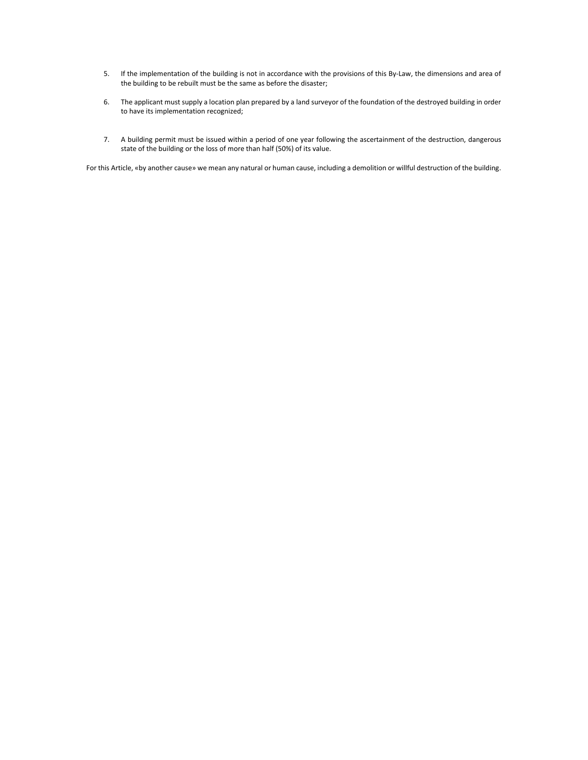5. If the implementation of the building is not in accordance with the provisions of this By-Law, the dimensions and area of the building to be rebuilt must be the same as before the disaster;

6. The applicant must supply a location plan prepared by a land surveyor of the foundation of the destroyed building in order to have its implementation recognized;

7. A building permit must be issued within a period of one year following the ascertainment of the destruction, dangerous state of the building or the loss of more than half (50%) of its value.

For this Article, «by another cause» we mean any natural or human cause, including a demolition or willful destruction of the building.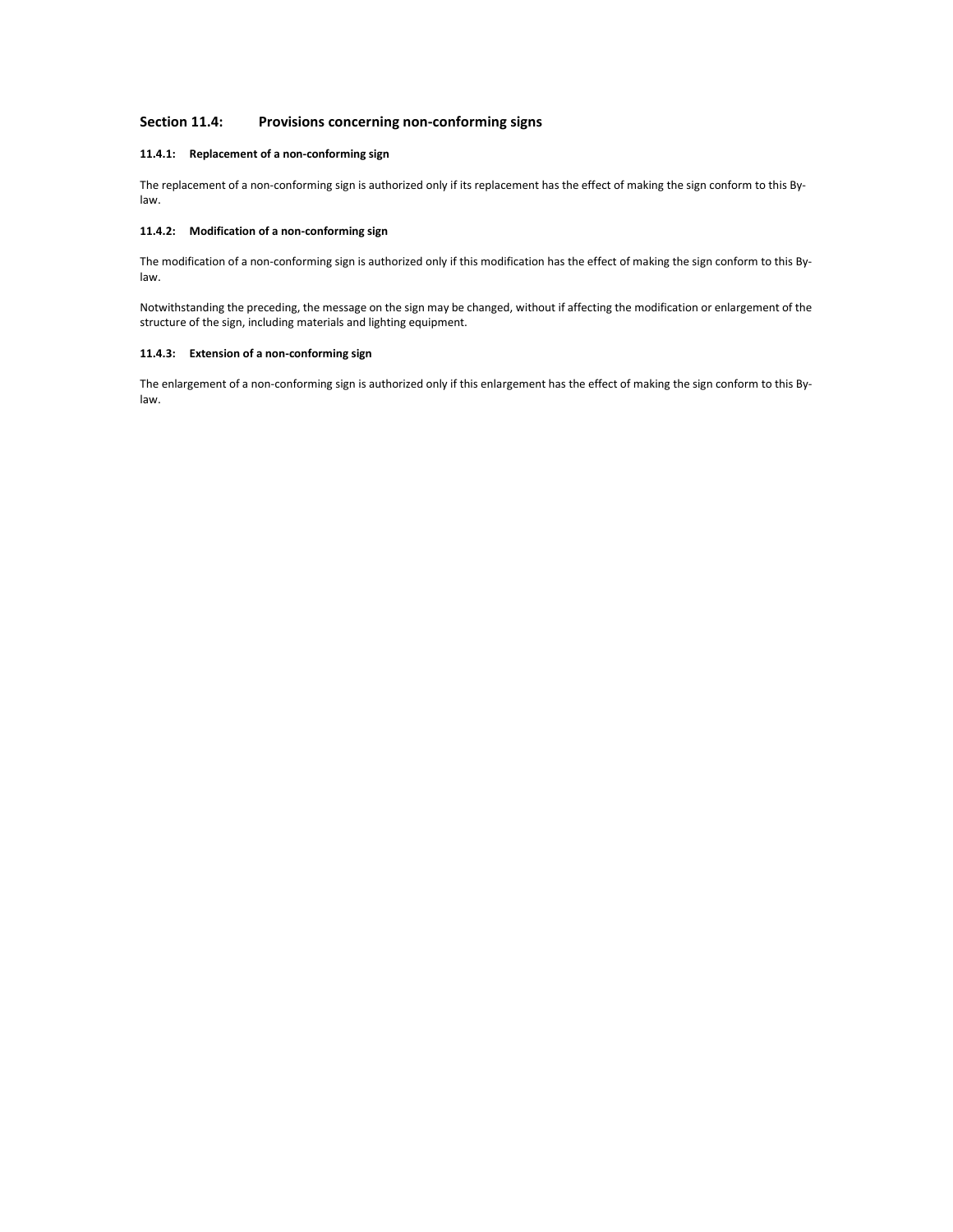## Section 11.4: Provisions concerning non-conforming signs

#### 11.4.1: Replacement of a non-conforming sign

The replacement of a non-conforming sign is authorized only if its replacement has the effect of making the sign conform to this By-law.

#### 11.4.2: Modification of a non-conforming sign

The modification of a non-conforming sign is authorized only if this modification has the effect of making the sign conform to this By-law.

Notwithstanding the preceding, the message on the sign may be changed, without if affecting the modification or enlargement of the structure of the sign, including materials and lighting equipment.

#### 11.4.3: Extension of a non-conforming sign

The enlargement of a non-conforming sign is authorized only if this enlargement has the effect of making the sign conform to this By-law.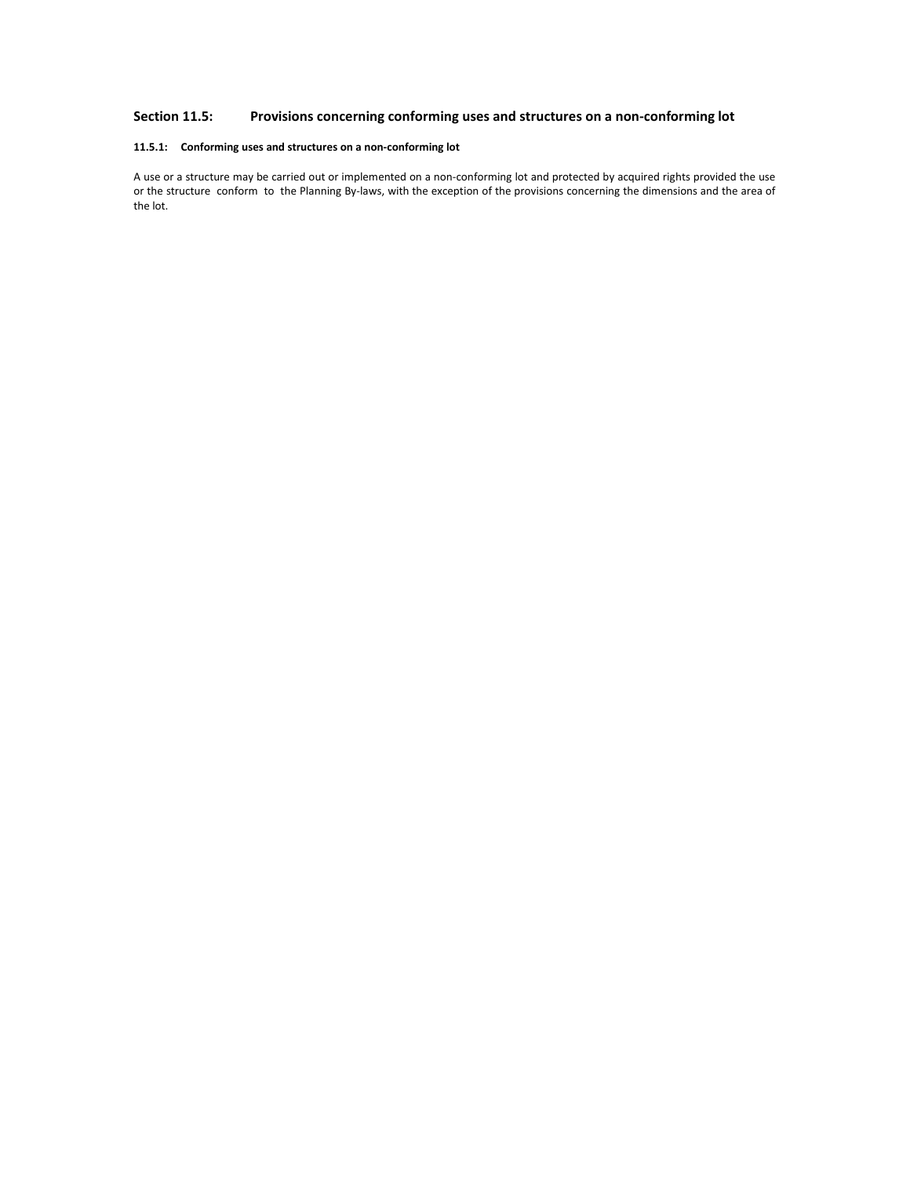## Section 11.5: Provisions concerning conforming uses and structures on a non-conforming lot

### 11.5.1: Conforming uses and structures on a non-conforming lot

A use or a structure may be carried out or implemented on a non-conforming lot and protected by acquired rights provided the use or the structure conform to the Planning By-laws, with the exception of the provisions concerning the dimensions and the area of the lot.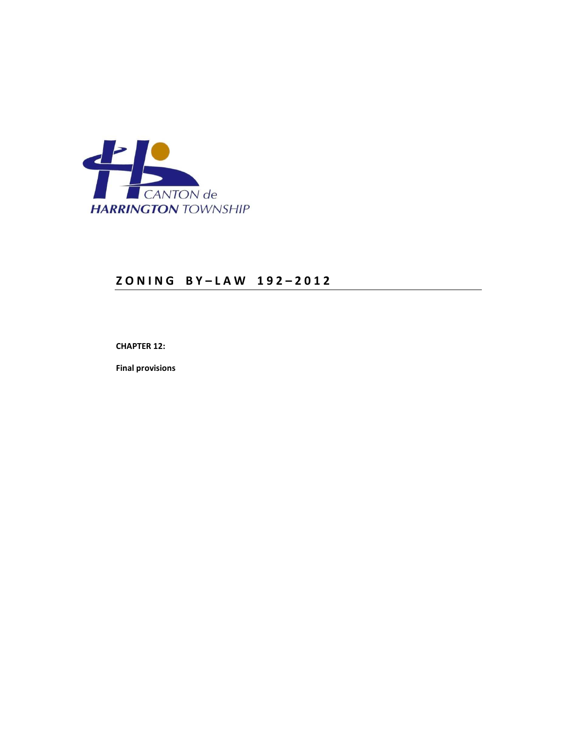CANTON de
HARRINGTON TOWNSHIP

# ZONING BY–LAW 192–2012

**CHAPTER 12:**

**Final provisions**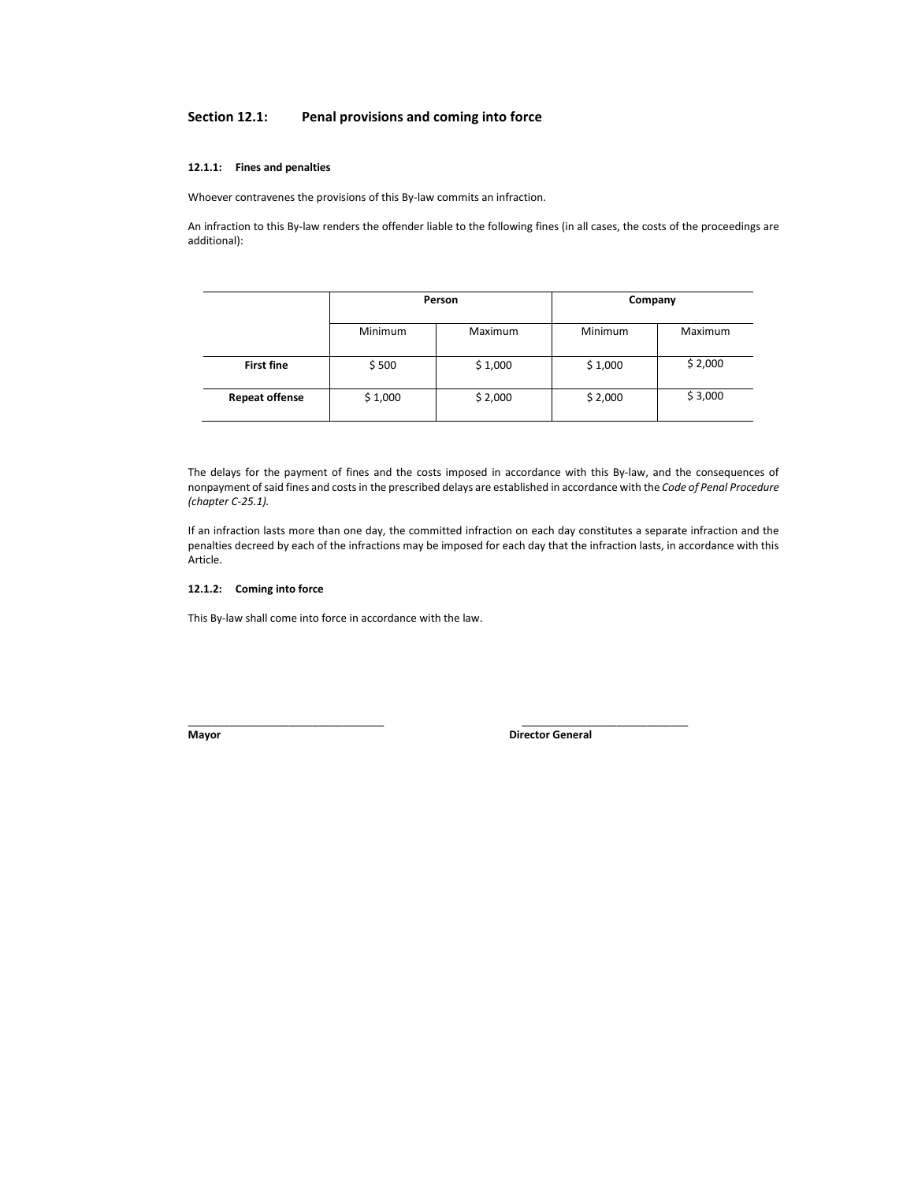## Section 12.1: Penal provisions and coming into force

### 12.1.1: Fines and penalties

Whoever contravenes the provisions of this By-law commits an infraction.

An infraction to this By-law renders the offender liable to the following fines (in all cases, the costs of the proceedings are additional):

| | Person | | Company | |
|---|---|---|---|---|
| | Minimum | Maximum | Minimum | Maximum |
| **First fine** | $ 500 | $ 1,000 | $ 1,000 | $ 2,000 |
| **Repeat offense** | $ 1,000 | $ 2,000 | $ 2,000 | $ 3,000 |

The delays for the payment of fines and the costs imposed in accordance with this By-law, and the consequences of nonpayment of said fines and costs in the prescribed delays are established in accordance with the *Code of Penal Procedure (chapter C-25.1).*

If an infraction lasts more than one day, the committed infraction on each day constitutes a separate infraction and the penalties decreed by each of the infractions may be imposed for each day that the infraction lasts, in accordance with this Article.

### 12.1.2: Coming into force

This By-law shall come into force in accordance with the law.

_________________________________ _____________________________

**Mayor** **Director General**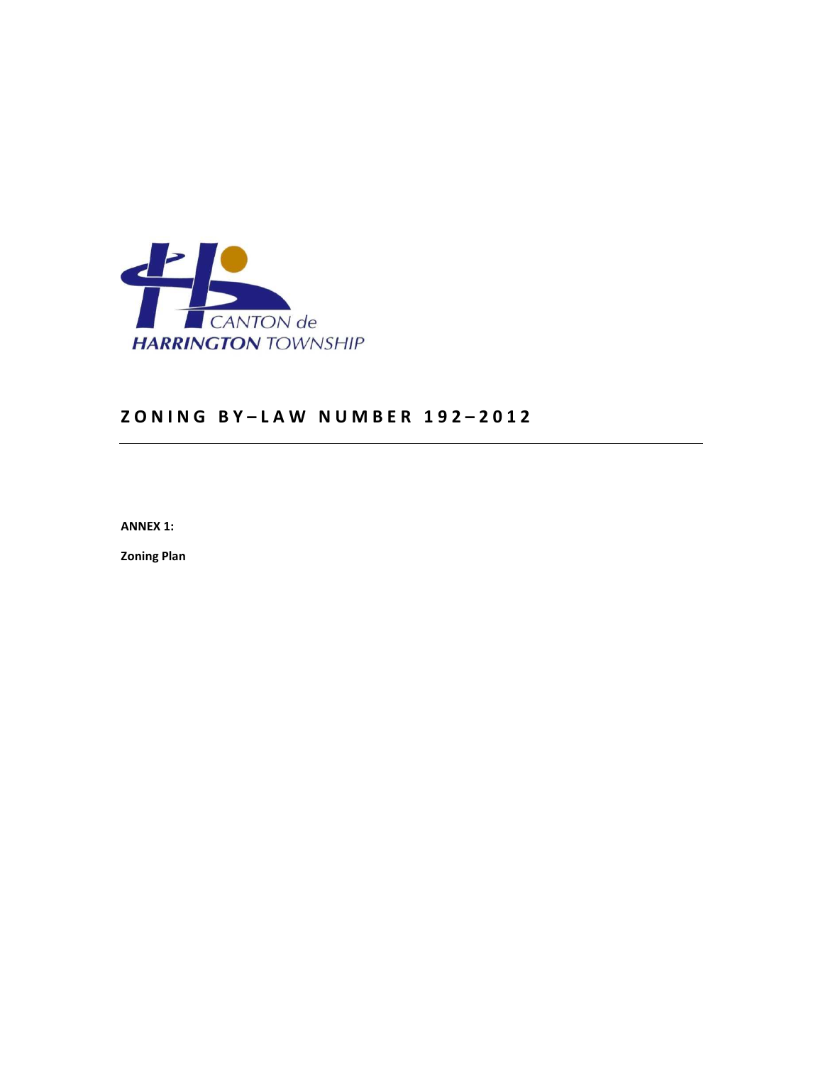CANTON de
HARRINGTON TOWNSHIP

# ZONING BY–LAW NUMBER 192–2012

**ANNEX 1:**

**Zoning Plan**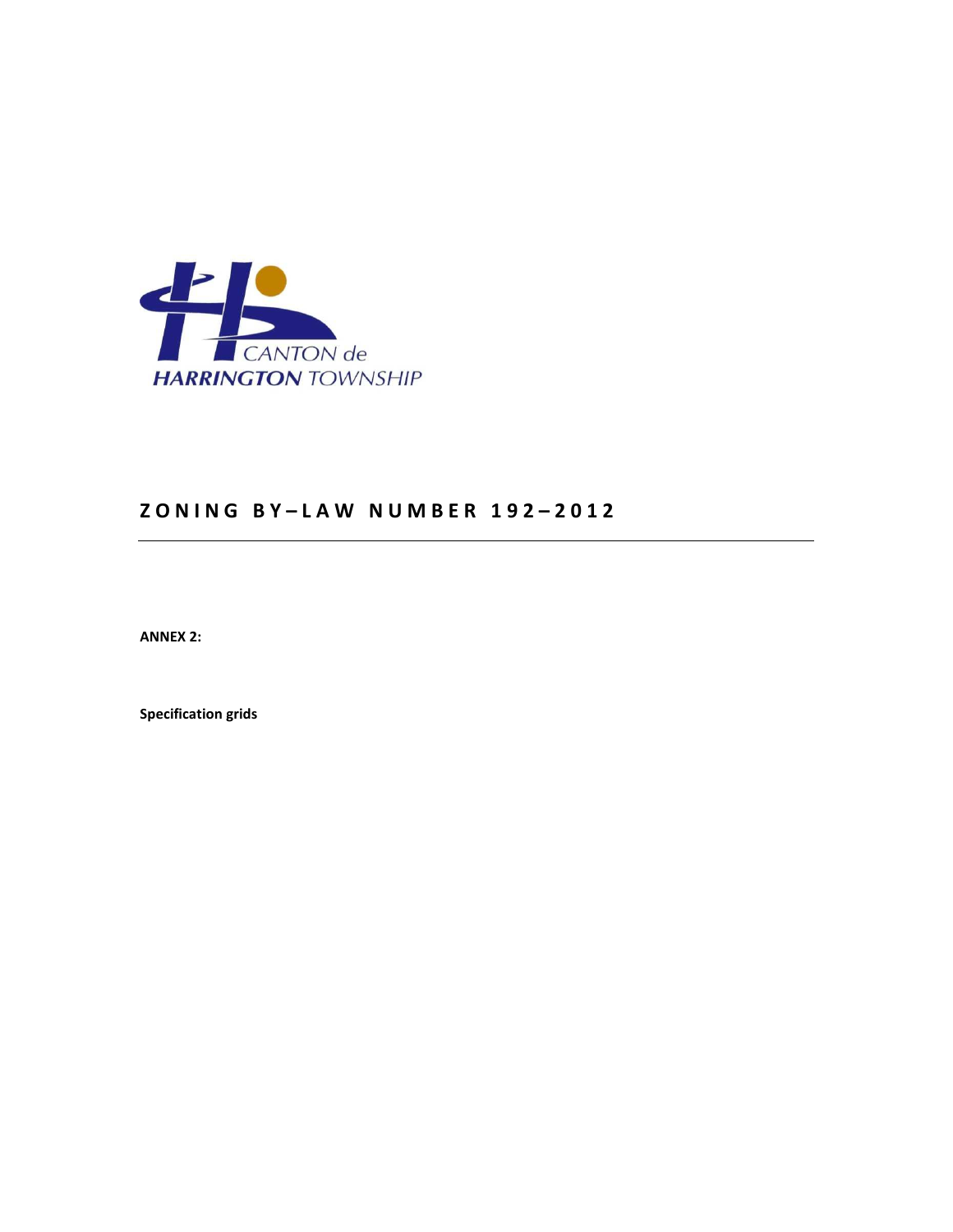CANTON de HARRINGTON TOWNSHIP

## ZONING BY–LAW NUMBER 192–2012

**ANNEX 2:**

**Specification grids**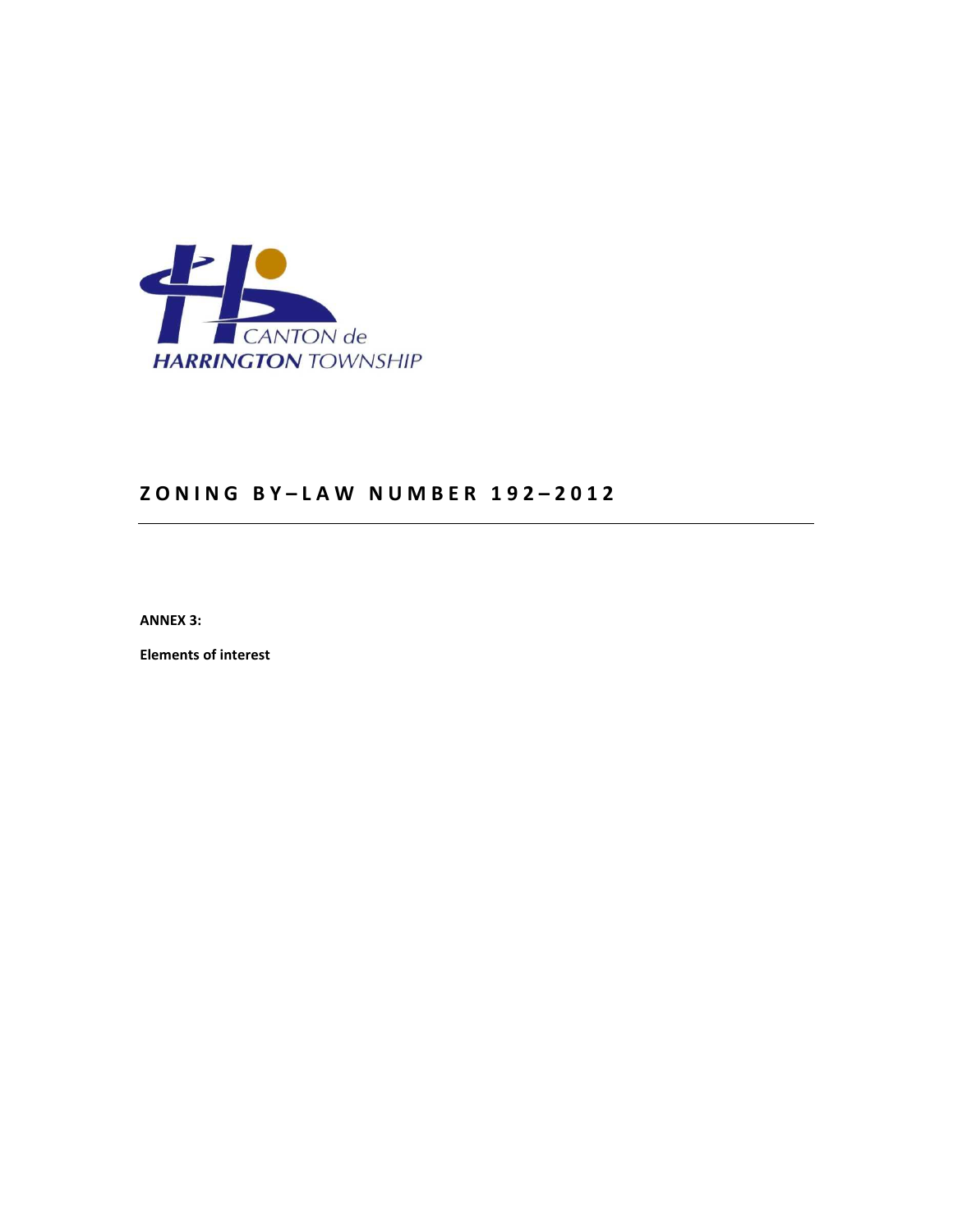CANTON de
**HARRINGTON** TOWNSHIP

## ZONING BY–LAW NUMBER 192–2012

**ANNEX 3:**

**Elements of interest**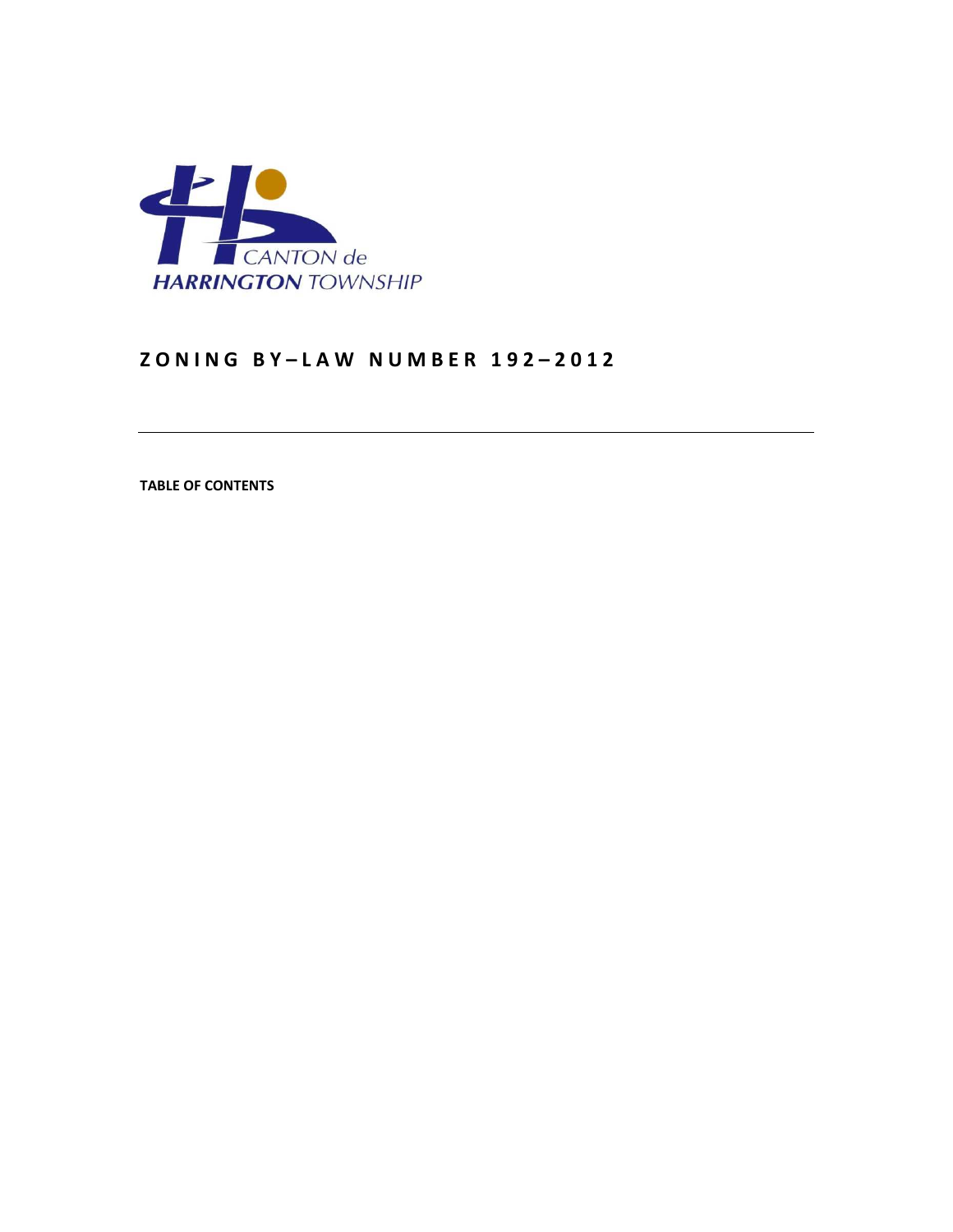CANTON de
HARRINGTON TOWNSHIP

# Z O N I N G B Y – L A W N U M B E R 1 9 2 – 2 0 1 2

---

**TABLE OF CONTENTS**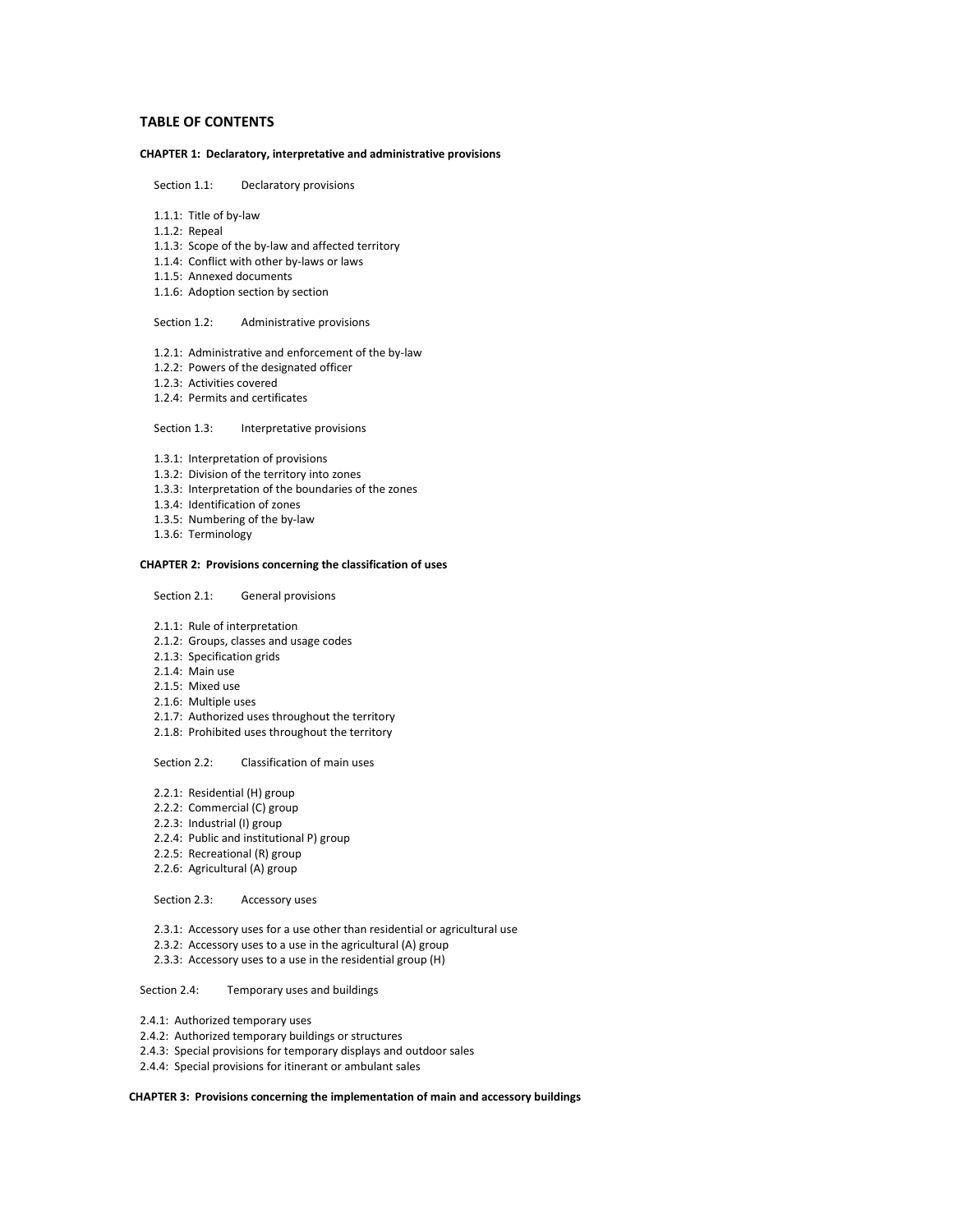# TABLE OF CONTENTS

**CHAPTER 1: Declaratory, interpretative and administrative provisions**

Section 1.1: Declaratory provisions

1.1.1: Title of by-law
1.1.2: Repeal
1.1.3: Scope of the by-law and affected territory
1.1.4: Conflict with other by-laws or laws
1.1.5: Annexed documents
1.1.6: Adoption section by section

Section 1.2: Administrative provisions

1.2.1: Administrative and enforcement of the by-law
1.2.2: Powers of the designated officer
1.2.3: Activities covered
1.2.4: Permits and certificates

Section 1.3: Interpretative provisions

1.3.1: Interpretation of provisions
1.3.2: Division of the territory into zones
1.3.3: Interpretation of the boundaries of the zones
1.3.4: Identification of zones
1.3.5: Numbering of the by-law
1.3.6: Terminology

**CHAPTER 2: Provisions concerning the classification of uses**

Section 2.1: General provisions

2.1.1: Rule of interpretation
2.1.2: Groups, classes and usage codes
2.1.3: Specification grids
2.1.4: Main use
2.1.5: Mixed use
2.1.6: Multiple uses
2.1.7: Authorized uses throughout the territory
2.1.8: Prohibited uses throughout the territory

Section 2.2: Classification of main uses

2.2.1: Residential (H) group
2.2.2: Commercial (C) group
2.2.3: Industrial (I) group
2.2.4: Public and institutional P) group
2.2.5: Recreational (R) group
2.2.6: Agricultural (A) group

Section 2.3: Accessory uses

2.3.1: Accessory uses for a use other than residential or agricultural use
2.3.2: Accessory uses to a use in the agricultural (A) group
2.3.3: Accessory uses to a use in the residential group (H)

Section 2.4: Temporary uses and buildings

2.4.1: Authorized temporary uses
2.4.2: Authorized temporary buildings or structures
2.4.3: Special provisions for temporary displays and outdoor sales
2.4.4: Special provisions for itinerant or ambulant sales

**CHAPTER 3: Provisions concerning the implementation of main and accessory buildings**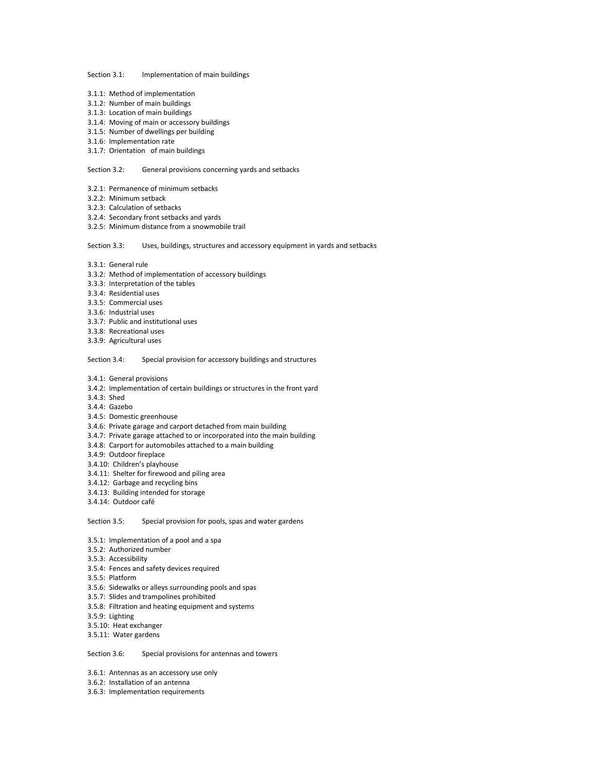Section 3.1: Implementation of main buildings

3.1.1: Method of implementation
3.1.2: Number of main buildings
3.1.3: Location of main buildings
3.1.4: Moving of main or accessory buildings
3.1.5: Number of dwellings per building
3.1.6: Implementation rate
3.1.7: Orientation of main buildings

Section 3.2: General provisions concerning yards and setbacks

3.2.1: Permanence of minimum setbacks
3.2.2: Minimum setback
3.2.3: Calculation of setbacks
3.2.4: Secondary front setbacks and yards
3.2.5: Minimum distance from a snowmobile trail

Section 3.3: Uses, buildings, structures and accessory equipment in yards and setbacks

3.3.1: General rule
3.3.2: Method of implementation of accessory buildings
3.3.3: Interpretation of the tables
3.3.4: Residential uses
3.3.5: Commercial uses
3.3.6: Industrial uses
3.3.7: Public and institutional uses
3.3.8: Recreational uses
3.3.9: Agricultural uses

Section 3.4: Special provision for accessory buildings and structures

3.4.1: General provisions
3.4.2: Implementation of certain buildings or structures in the front yard
3.4.3: Shed
3.4.4: Gazebo
3.4.5: Domestic greenhouse
3.4.6: Private garage and carport detached from main building
3.4.7: Private garage attached to or incorporated into the main building
3.4.8: Carport for automobiles attached to a main building
3.4.9: Outdoor fireplace
3.4.10: Children's playhouse
3.4.11: Shelter for firewood and piling area
3.4.12: Garbage and recycling bins
3.4.13: Building intended for storage
3.4.14: Outdoor café

Section 3.5: Special provision for pools, spas and water gardens

3.5.1: Implementation of a pool and a spa
3.5.2: Authorized number
3.5.3: Accessibility
3.5.4: Fences and safety devices required
3.5.5: Platform
3.5.6: Sidewalks or alleys surrounding pools and spas
3.5.7: Slides and trampolines prohibited
3.5.8: Filtration and heating equipment and systems
3.5.9: Lighting
3.5.10: Heat exchanger
3.5.11: Water gardens

Section 3.6: Special provisions for antennas and towers

3.6.1: Antennas as an accessory use only
3.6.2: Installation of an antenna
3.6.3: Implementation requirements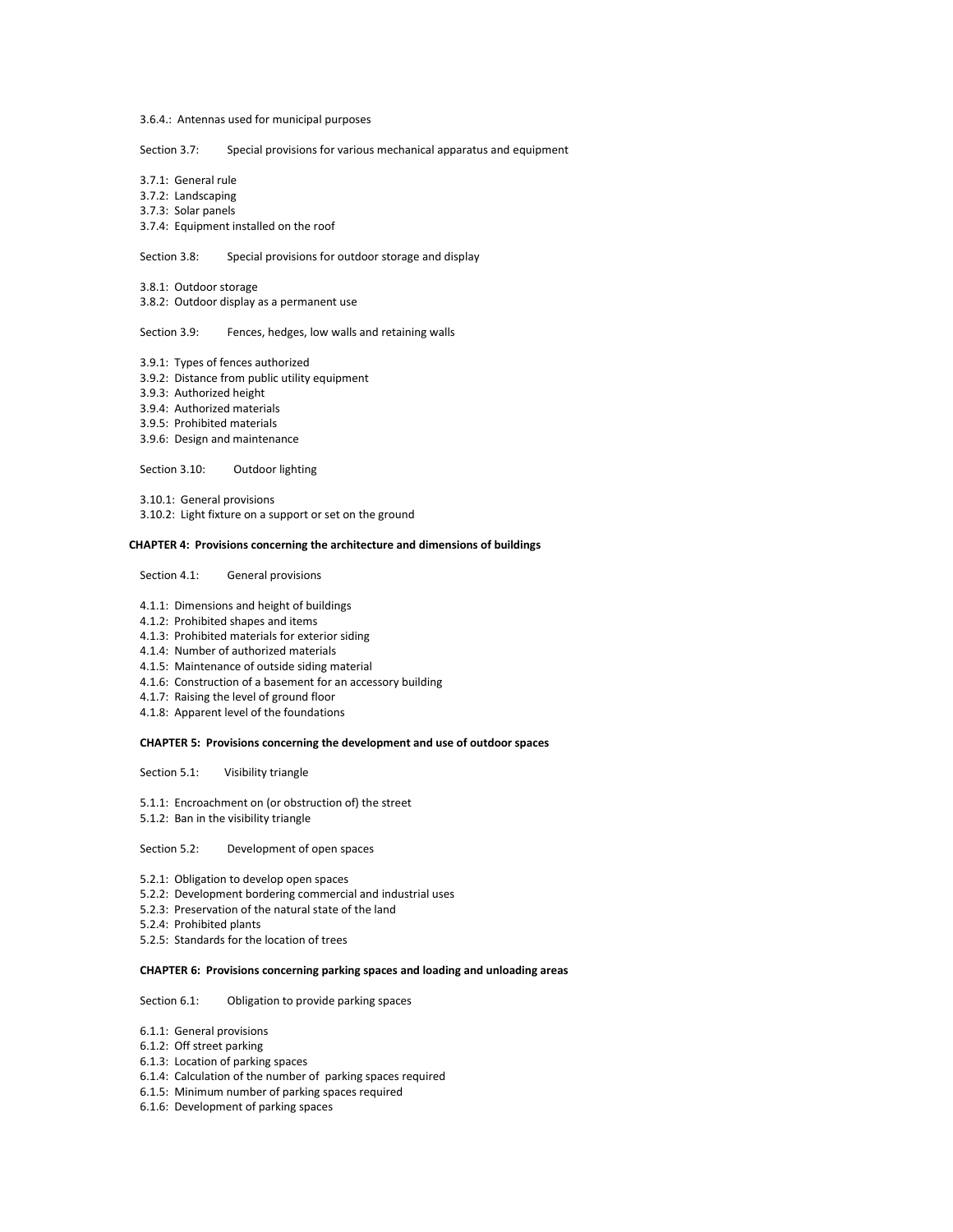3.6.4.: Antennas used for municipal purposes

Section 3.7: Special provisions for various mechanical apparatus and equipment

3.7.1: General rule
3.7.2: Landscaping
3.7.3: Solar panels
3.7.4: Equipment installed on the roof

Section 3.8: Special provisions for outdoor storage and display

3.8.1: Outdoor storage
3.8.2: Outdoor display as a permanent use

Section 3.9: Fences, hedges, low walls and retaining walls

3.9.1: Types of fences authorized
3.9.2: Distance from public utility equipment
3.9.3: Authorized height
3.9.4: Authorized materials
3.9.5: Prohibited materials
3.9.6: Design and maintenance

Section 3.10: Outdoor lighting

3.10.1: General provisions
3.10.2: Light fixture on a support or set on the ground

**CHAPTER 4: Provisions concerning the architecture and dimensions of buildings**

Section 4.1: General provisions

4.1.1: Dimensions and height of buildings
4.1.2: Prohibited shapes and items
4.1.3: Prohibited materials for exterior siding
4.1.4: Number of authorized materials
4.1.5: Maintenance of outside siding material
4.1.6: Construction of a basement for an accessory building
4.1.7: Raising the level of ground floor
4.1.8: Apparent level of the foundations

**CHAPTER 5: Provisions concerning the development and use of outdoor spaces**

Section 5.1: Visibility triangle

5.1.1: Encroachment on (or obstruction of) the street
5.1.2: Ban in the visibility triangle

Section 5.2: Development of open spaces

5.2.1: Obligation to develop open spaces
5.2.2: Development bordering commercial and industrial uses
5.2.3: Preservation of the natural state of the land
5.2.4: Prohibited plants
5.2.5: Standards for the location of trees

**CHAPTER 6: Provisions concerning parking spaces and loading and unloading areas**

Section 6.1: Obligation to provide parking spaces

6.1.1: General provisions
6.1.2: Off street parking
6.1.3: Location of parking spaces
6.1.4: Calculation of the number of parking spaces required
6.1.5: Minimum number of parking spaces required
6.1.6: Development of parking spaces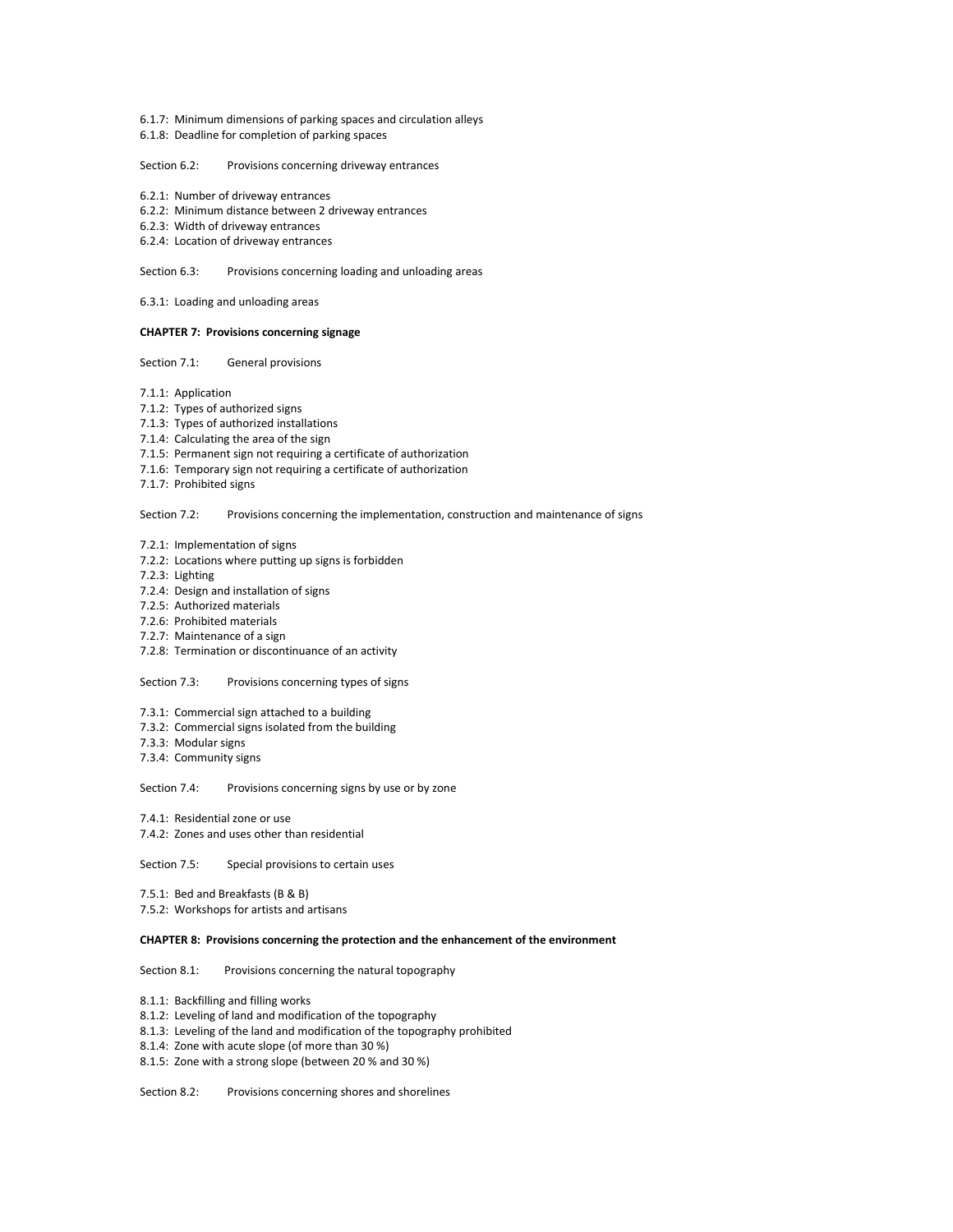6.1.7: Minimum dimensions of parking spaces and circulation alleys
6.1.8: Deadline for completion of parking spaces

Section 6.2: Provisions concerning driveway entrances

6.2.1: Number of driveway entrances
6.2.2: Minimum distance between 2 driveway entrances
6.2.3: Width of driveway entrances
6.2.4: Location of driveway entrances

Section 6.3: Provisions concerning loading and unloading areas

6.3.1: Loading and unloading areas

**CHAPTER 7: Provisions concerning signage**

Section 7.1: General provisions

7.1.1: Application
7.1.2: Types of authorized signs
7.1.3: Types of authorized installations
7.1.4: Calculating the area of the sign
7.1.5: Permanent sign not requiring a certificate of authorization
7.1.6: Temporary sign not requiring a certificate of authorization
7.1.7: Prohibited signs

Section 7.2: Provisions concerning the implementation, construction and maintenance of signs

7.2.1: Implementation of signs
7.2.2: Locations where putting up signs is forbidden
7.2.3: Lighting
7.2.4: Design and installation of signs
7.2.5: Authorized materials
7.2.6: Prohibited materials
7.2.7: Maintenance of a sign
7.2.8: Termination or discontinuance of an activity

Section 7.3: Provisions concerning types of signs

7.3.1: Commercial sign attached to a building
7.3.2: Commercial signs isolated from the building
7.3.3: Modular signs
7.3.4: Community signs

Section 7.4: Provisions concerning signs by use or by zone

7.4.1: Residential zone or use
7.4.2: Zones and uses other than residential

Section 7.5: Special provisions to certain uses

7.5.1: Bed and Breakfasts (B & B)
7.5.2: Workshops for artists and artisans

**CHAPTER 8: Provisions concerning the protection and the enhancement of the environment**

Section 8.1: Provisions concerning the natural topography

8.1.1: Backfilling and filling works
8.1.2: Leveling of land and modification of the topography
8.1.3: Leveling of the land and modification of the topography prohibited
8.1.4: Zone with acute slope (of more than 30 %)
8.1.5: Zone with a strong slope (between 20 % and 30 %)

Section 8.2: Provisions concerning shores and shorelines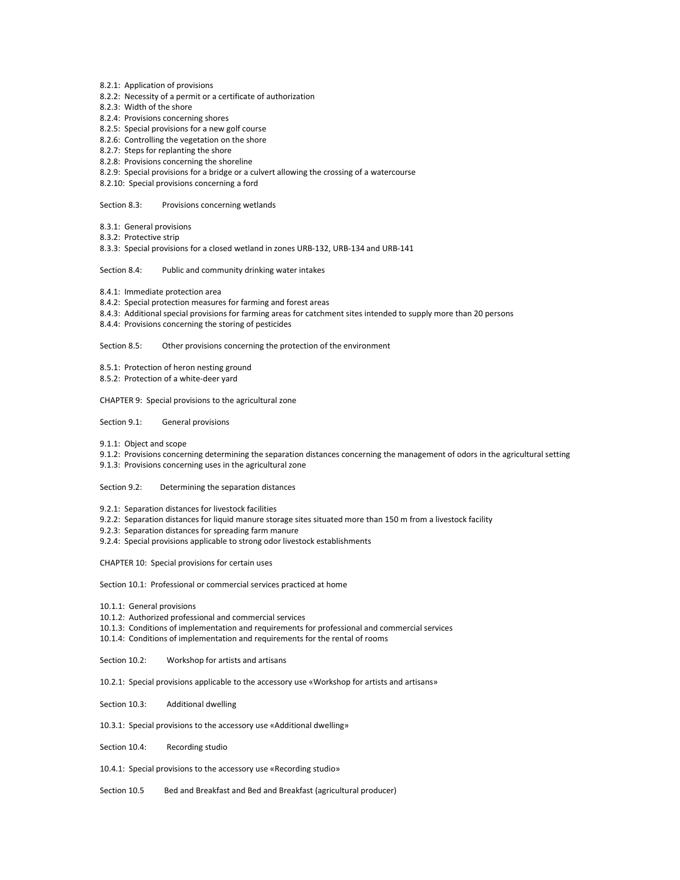8.2.1: Application of provisions
8.2.2: Necessity of a permit or a certificate of authorization
8.2.3: Width of the shore
8.2.4: Provisions concerning shores
8.2.5: Special provisions for a new golf course
8.2.6: Controlling the vegetation on the shore
8.2.7: Steps for replanting the shore
8.2.8: Provisions concerning the shoreline
8.2.9: Special provisions for a bridge or a culvert allowing the crossing of a watercourse
8.2.10: Special provisions concerning a ford

Section 8.3: Provisions concerning wetlands

8.3.1: General provisions
8.3.2: Protective strip
8.3.3: Special provisions for a closed wetland in zones URB-132, URB-134 and URB-141

Section 8.4: Public and community drinking water intakes

8.4.1: Immediate protection area
8.4.2: Special protection measures for farming and forest areas
8.4.3: Additional special provisions for farming areas for catchment sites intended to supply more than 20 persons
8.4.4: Provisions concerning the storing of pesticides

Section 8.5: Other provisions concerning the protection of the environment

8.5.1: Protection of heron nesting ground
8.5.2: Protection of a white-deer yard

CHAPTER 9: Special provisions to the agricultural zone

Section 9.1: General provisions

9.1.1: Object and scope
9.1.2: Provisions concerning determining the separation distances concerning the management of odors in the agricultural setting
9.1.3: Provisions concerning uses in the agricultural zone

Section 9.2: Determining the separation distances

9.2.1: Separation distances for livestock facilities
9.2.2: Separation distances for liquid manure storage sites situated more than 150 m from a livestock facility
9.2.3: Separation distances for spreading farm manure
9.2.4: Special provisions applicable to strong odor livestock establishments

CHAPTER 10: Special provisions for certain uses

Section 10.1: Professional or commercial services practiced at home

10.1.1: General provisions
10.1.2: Authorized professional and commercial services
10.1.3: Conditions of implementation and requirements for professional and commercial services
10.1.4: Conditions of implementation and requirements for the rental of rooms

Section 10.2: Workshop for artists and artisans

10.2.1: Special provisions applicable to the accessory use «Workshop for artists and artisans»

Section 10.3: Additional dwelling

10.3.1: Special provisions to the accessory use «Additional dwelling»

Section 10.4: Recording studio

10.4.1: Special provisions to the accessory use «Recording studio»

Section 10.5 Bed and Breakfast and Bed and Breakfast (agricultural producer)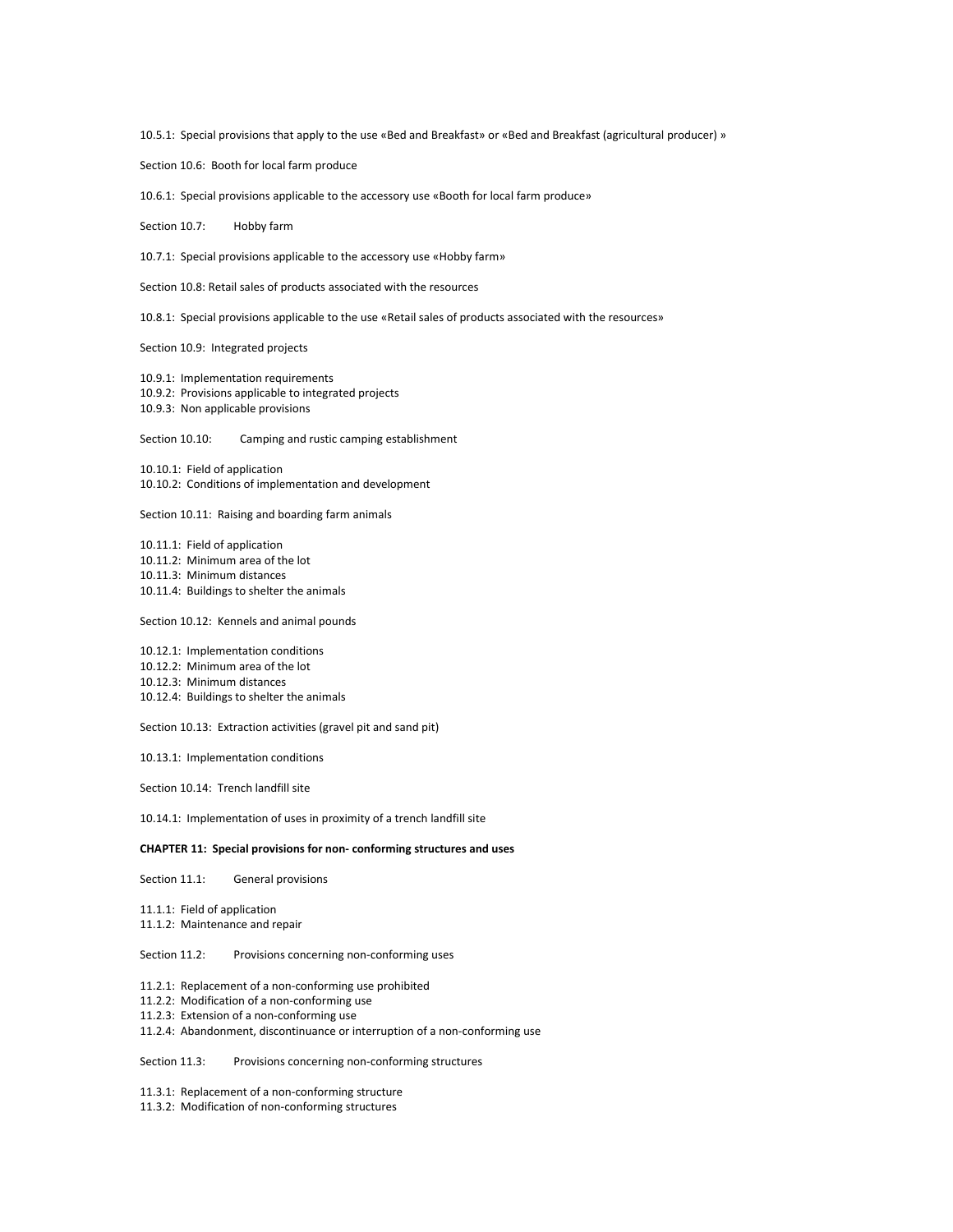10.5.1: Special provisions that apply to the use «Bed and Breakfast» or «Bed and Breakfast (agricultural producer) »

Section 10.6: Booth for local farm produce

10.6.1: Special provisions applicable to the accessory use «Booth for local farm produce»

Section 10.7: Hobby farm

10.7.1: Special provisions applicable to the accessory use «Hobby farm»

Section 10.8: Retail sales of products associated with the resources

10.8.1: Special provisions applicable to the use «Retail sales of products associated with the resources»

Section 10.9: Integrated projects

10.9.1: Implementation requirements
10.9.2: Provisions applicable to integrated projects
10.9.3: Non applicable provisions

Section 10.10: Camping and rustic camping establishment

10.10.1: Field of application
10.10.2: Conditions of implementation and development

Section 10.11: Raising and boarding farm animals

10.11.1: Field of application
10.11.2: Minimum area of the lot
10.11.3: Minimum distances
10.11.4: Buildings to shelter the animals

Section 10.12: Kennels and animal pounds

10.12.1: Implementation conditions
10.12.2: Minimum area of the lot
10.12.3: Minimum distances
10.12.4: Buildings to shelter the animals

Section 10.13: Extraction activities (gravel pit and sand pit)

10.13.1: Implementation conditions

Section 10.14: Trench landfill site

10.14.1: Implementation of uses in proximity of a trench landfill site

**CHAPTER 11: Special provisions for non- conforming structures and uses**

Section 11.1: General provisions

11.1.1: Field of application
11.1.2: Maintenance and repair

Section 11.2: Provisions concerning non-conforming uses

11.2.1: Replacement of a non-conforming use prohibited
11.2.2: Modification of a non-conforming use
11.2.3: Extension of a non-conforming use
11.2.4: Abandonment, discontinuance or interruption of a non-conforming use

Section 11.3: Provisions concerning non-conforming structures

11.3.1: Replacement of a non-conforming structure
11.3.2: Modification of non-conforming structures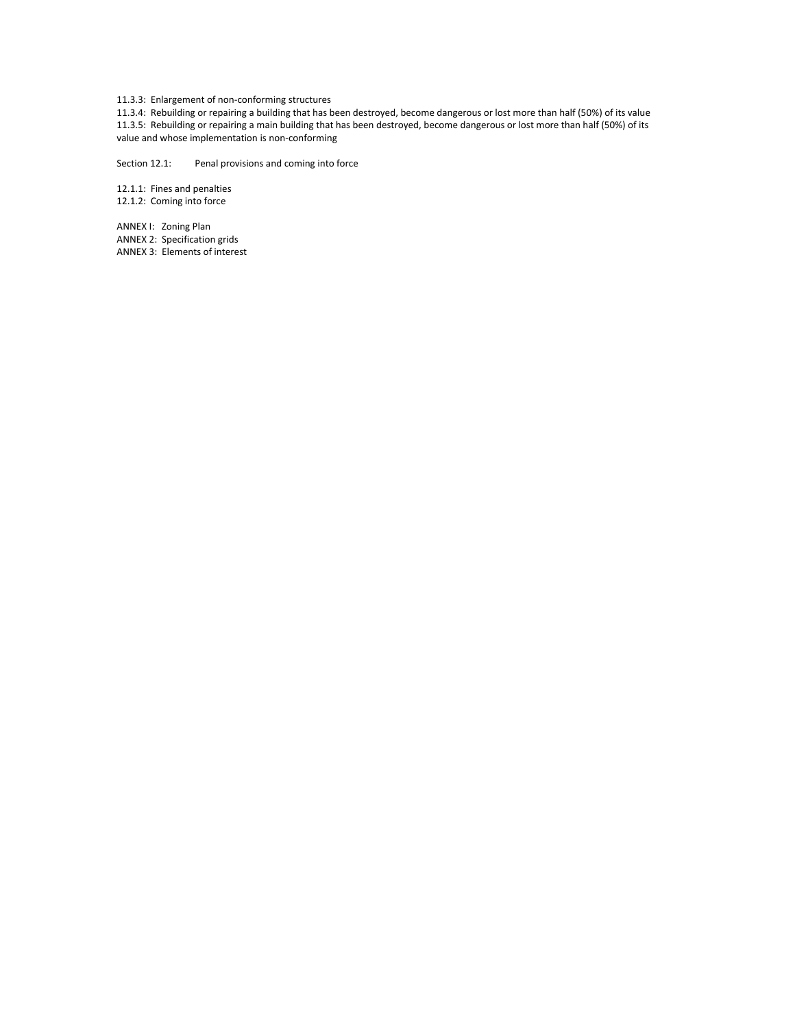11.3.3: Enlargement of non-conforming structures
11.3.4: Rebuilding or repairing a building that has been destroyed, become dangerous or lost more than half (50%) of its value
11.3.5: Rebuilding or repairing a main building that has been destroyed, become dangerous or lost more than half (50%) of its value and whose implementation is non-conforming

Section 12.1: Penal provisions and coming into force

12.1.1: Fines and penalties
12.1.2: Coming into force

ANNEX I: Zoning Plan
ANNEX 2: Specification grids
ANNEX 3: Elements of interest